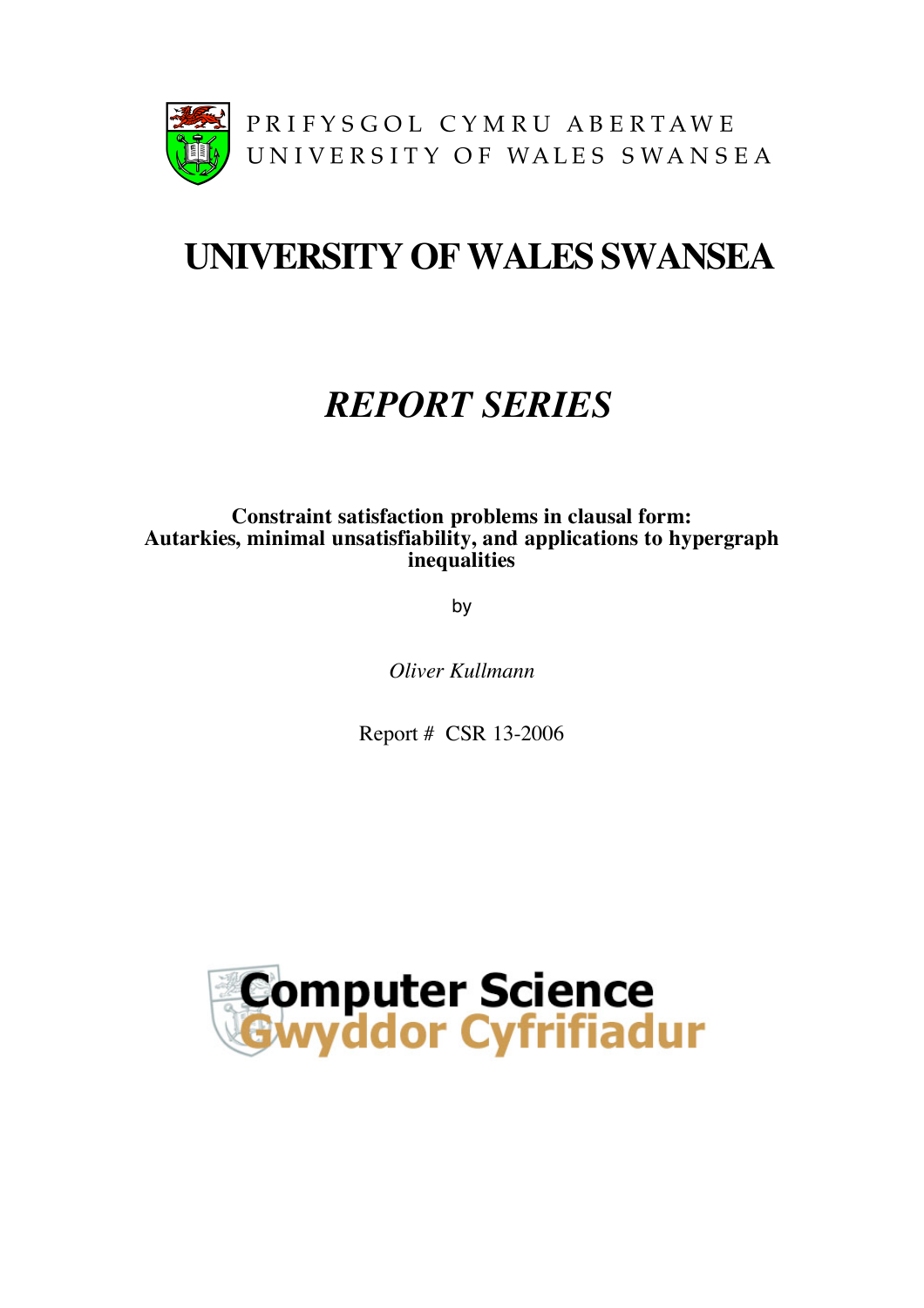PRIFYSGOL CYMRU ABERTAWE
UNIVERSITY OF WALES SWANSEA

# UNIVERSITY OF WALES SWANSEA

## *REPORT SERIES*

**Constraint satisfaction problems in clausal form: Autarkies, minimal unsatisfiability, and applications to hypergraph inequalities**

by

*Oliver Kullmann*

Report # CSR 13-2006

Computer Science
Gwyddor Cyfrifiadur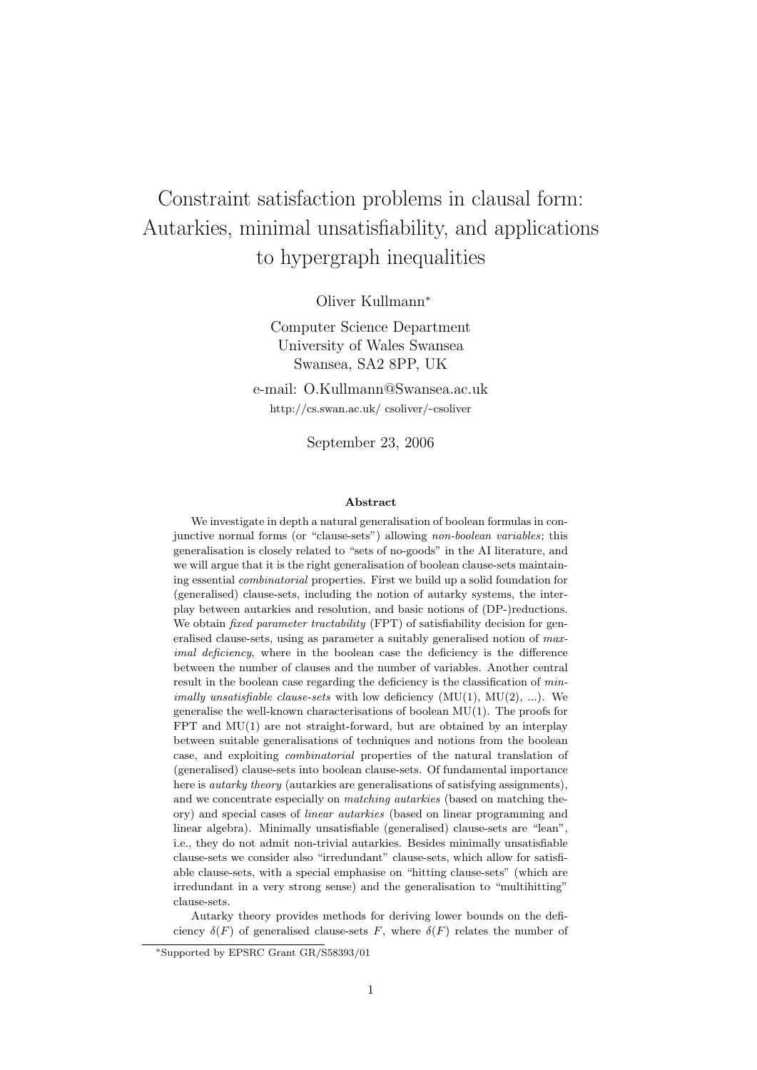# Constraint satisfaction problems in clausal form: Autarkies, minimal unsatisfiability, and applications to hypergraph inequalities

Oliver Kullmann*

Computer Science Department
University of Wales Swansea
Swansea, SA2 8PP, UK

e-mail: O.Kullmann@Swansea.ac.uk
http://cs.swan.ac.uk/ csoliver/~csoliver

September 23, 2006

### Abstract

We investigate in depth a natural generalisation of boolean formulas in conjunctive normal forms (or "clause-sets") allowing *non-boolean variables*; this generalisation is closely related to "sets of no-goods" in the AI literature, and we will argue that it is the right generalisation of boolean clause-sets maintaining essential *combinatorial* properties. First we build up a solid foundation for (generalised) clause-sets, including the notion of autarky systems, the interplay between autarkies and resolution, and basic notions of (DP-)reductions. We obtain *fixed parameter tractability* (FPT) of satisfiability decision for generalised clause-sets, using as parameter a suitably generalised notion of *maximal deficiency*, where in the boolean case the deficiency is the difference between the number of clauses and the number of variables. Another central result in the boolean case regarding the deficiency is the classification of *minimally unsatisfiable clause-sets* with low deficiency (MU(1), MU(2), ...). We generalise the well-known characterisations of boolean MU(1). The proofs for FPT and MU(1) are not straight-forward, but are obtained by an interplay between suitable generalisations of techniques and notions from the boolean case, and exploiting *combinatorial* properties of the natural translation of (generalised) clause-sets into boolean clause-sets. Of fundamental importance here is *autarky theory* (autarkies are generalisations of satisfying assignments), and we concentrate especially on *matching autarkies* (based on matching theory) and special cases of *linear autarkies* (based on linear programming and linear algebra). Minimally unsatisfiable (generalised) clause-sets are "lean", i.e., they do not admit non-trivial autarkies. Besides minimally unsatisfiable clause-sets we consider also "irredundant" clause-sets, which allow for satisfiable clause-sets, with a special emphasise on "hitting clause-sets" (which are irredundant in a very strong sense) and the generalisation to "multihitting" clause-sets.

Autarky theory provides methods for deriving lower bounds on the deficiency $\delta(F)$ of generalised clause-sets $F$, where $\delta(F)$ relates the number of

*Supported by EPSRC Grant GR/S58393/01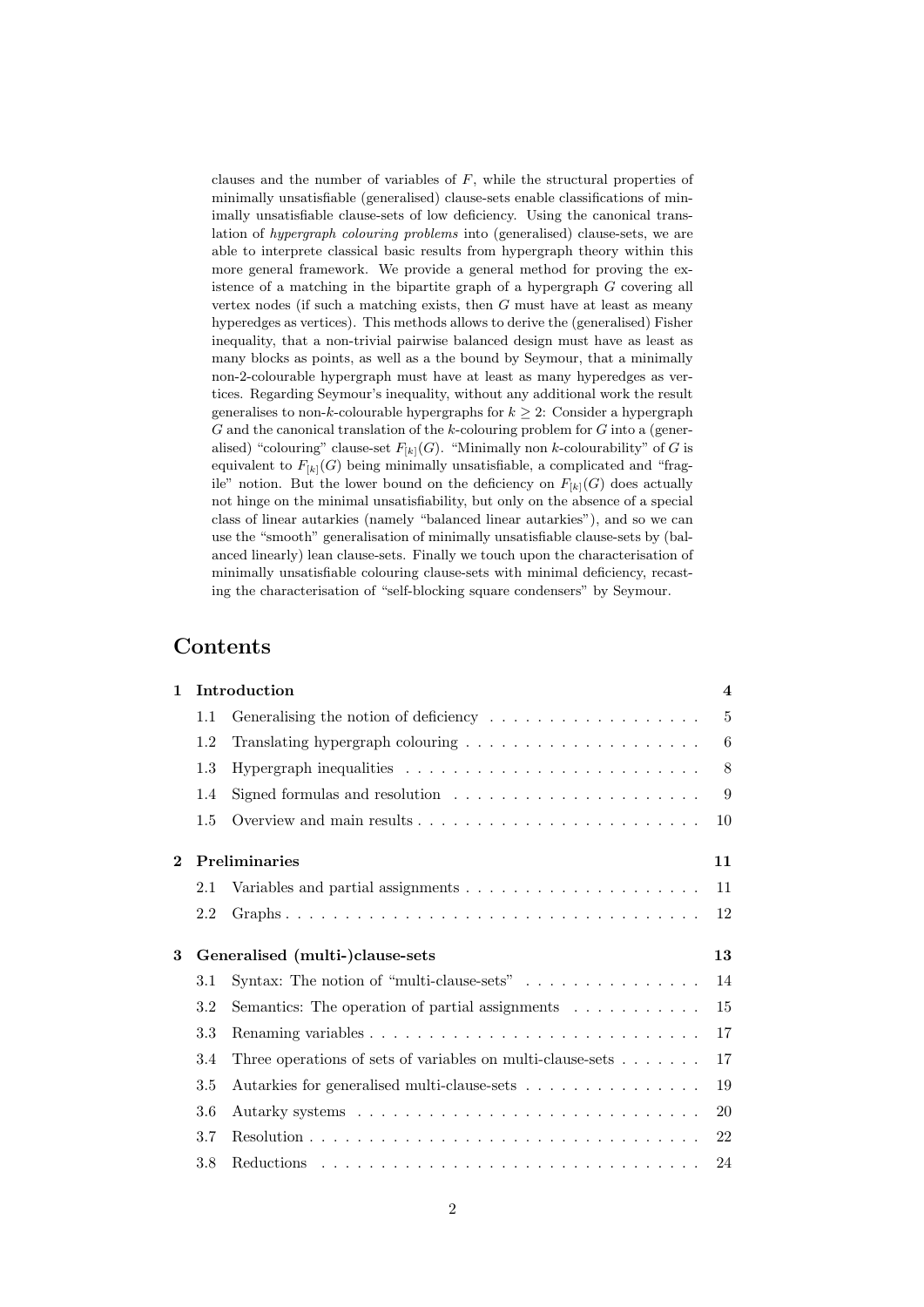clauses and the number of variables of $F$, while the structural properties of minimally unsatisfiable (generalised) clause-sets enable classifications of minimally unsatisfiable clause-sets of low deficiency. Using the canonical translation of *hypergraph colouring problems* into (generalised) clause-sets, we are able to interprete classical basic results from hypergraph theory within this more general framework. We provide a general method for proving the existence of a matching in the bipartite graph of a hypergraph $G$ covering all vertex nodes (if such a matching exists, then $G$ must have at least as meany hyperedges as vertices). This methods allows to derive the (generalised) Fisher inequality, that a non-trivial pairwise balanced design must have as least as many blocks as points, as well as a the bound by Seymour, that a minimally non-2-colourable hypergraph must have at least as many hyperedges as vertices. Regarding Seymour's inequality, without any additional work the result generalises to non-$k$-colourable hypergraphs for $k \geq 2$: Consider a hypergraph $G$ and the canonical translation of the $k$-colouring problem for $G$ into a (generalised) "colouring" clause-set $F_{[k]}(G)$. "Minimally non $k$-colourability" of $G$ is equivalent to $F_{[k]}(G)$ being minimally unsatisfiable, a complicated and "fragile" notion. But the lower bound on the deficiency on $F_{[k]}(G)$ does actually not hinge on the minimal unsatisfiability, but only on the absence of a special class of linear autarkies (namely "balanced linear autarkies"), and so we can use the "smooth" generalisation of minimally unsatisfiable clause-sets by (balanced linearly) lean clause-sets. Finally we touch upon the characterisation of minimally unsatisfiable colouring clause-sets with minimal deficiency, recasting the characterisation of "self-blocking square condensers" by Seymour.

## Contents

- **1 Introduction** — 4
  - 1.1 Generalising the notion of deficiency — 5
  - 1.2 Translating hypergraph colouring — 6
  - 1.3 Hypergraph inequalities — 8
  - 1.4 Signed formulas and resolution — 9
  - 1.5 Overview and main results — 10
- **2 Preliminaries** — 11
  - 2.1 Variables and partial assignments — 11
  - 2.2 Graphs — 12
- **3 Generalised (multi-)clause-sets** — 13
  - 3.1 Syntax: The notion of "multi-clause-sets" — 14
  - 3.2 Semantics: The operation of partial assignments — 15
  - 3.3 Renaming variables — 17
  - 3.4 Three operations of sets of variables on multi-clause-sets — 17
  - 3.5 Autarkies for generalised multi-clause-sets — 19
  - 3.6 Autarky systems — 20
  - 3.7 Resolution — 22
  - 3.8 Reductions — 24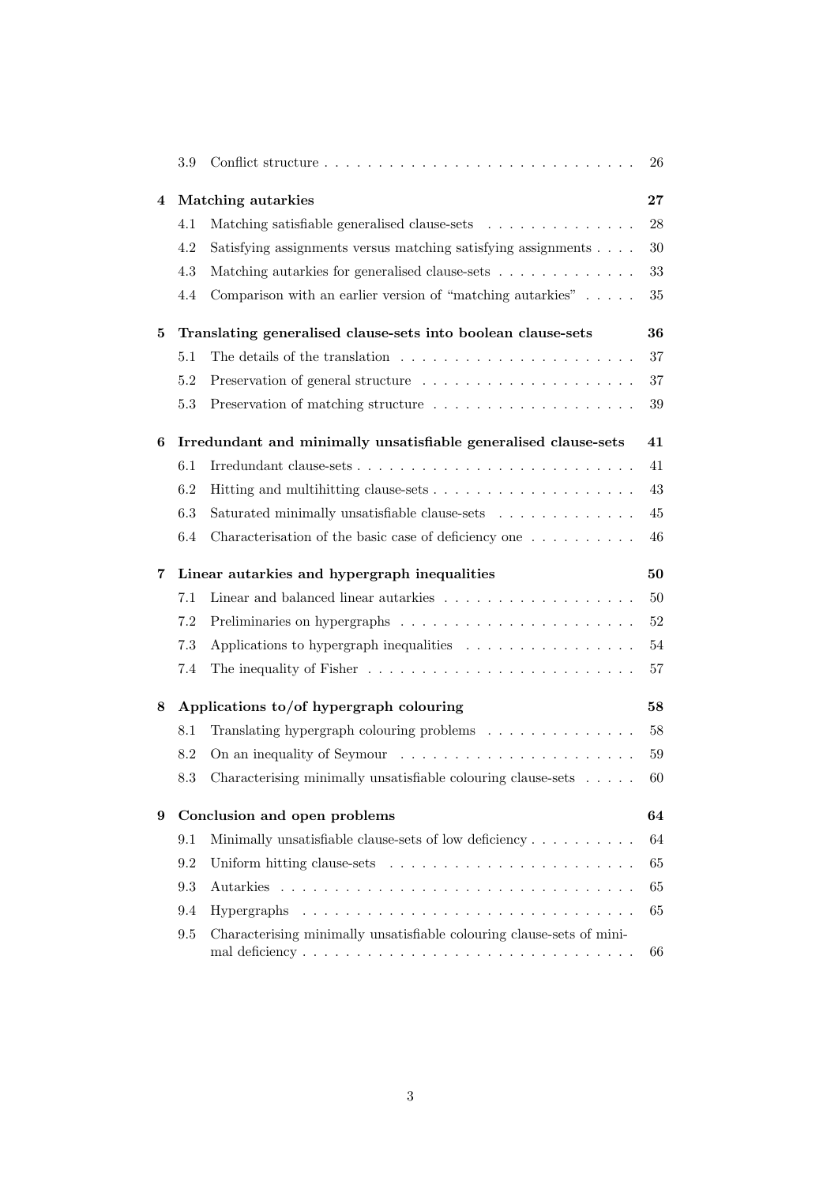3.9 Conflict structure . . . . . . . . . . . . . . . . . . . . . . . . . . . . . . 26

**4 Matching autarkies 27**

4.1 Matching satisfiable generalised clause-sets . . . . . . . . . . . . . . . 28

4.2 Satisfying assignments versus matching satisfying assignments . . . . 30

4.3 Matching autarkies for generalised clause-sets . . . . . . . . . . . . . 33

4.4 Comparison with an earlier version of "matching autarkies" . . . . . 35

**5 Translating generalised clause-sets into boolean clause-sets 36**

5.1 The details of the translation . . . . . . . . . . . . . . . . . . . . . . 37

5.2 Preservation of general structure . . . . . . . . . . . . . . . . . . . . 37

5.3 Preservation of matching structure . . . . . . . . . . . . . . . . . . . 39

**6 Irredundant and minimally unsatisfiable generalised clause-sets 41**

6.1 Irredundant clause-sets . . . . . . . . . . . . . . . . . . . . . . . . . . 41

6.2 Hitting and multihitting clause-sets . . . . . . . . . . . . . . . . . . . 43

6.3 Saturated minimally unsatisfiable clause-sets . . . . . . . . . . . . . 45

6.4 Characterisation of the basic case of deficiency one . . . . . . . . . . 46

**7 Linear autarkies and hypergraph inequalities 50**

7.1 Linear and balanced linear autarkies . . . . . . . . . . . . . . . . . . 50

7.2 Preliminaries on hypergraphs . . . . . . . . . . . . . . . . . . . . . . 52

7.3 Applications to hypergraph inequalities . . . . . . . . . . . . . . . . 54

7.4 The inequality of Fisher . . . . . . . . . . . . . . . . . . . . . . . . . 57

**8 Applications to/of hypergraph colouring 58**

8.1 Translating hypergraph colouring problems . . . . . . . . . . . . . . 58

8.2 On an inequality of Seymour . . . . . . . . . . . . . . . . . . . . . . 59

8.3 Characterising minimally unsatisfiable colouring clause-sets . . . . . 60

**9 Conclusion and open problems 64**

9.1 Minimally unsatisfiable clause-sets of low deficiency . . . . . . . . . . 64

9.2 Uniform hitting clause-sets . . . . . . . . . . . . . . . . . . . . . . . 65

9.3 Autarkies . . . . . . . . . . . . . . . . . . . . . . . . . . . . . . . . . 65

9.4 Hypergraphs . . . . . . . . . . . . . . . . . . . . . . . . . . . . . . . 65

9.5 Characterising minimally unsatisfiable colouring clause-sets of minimal deficiency . . . . . . . . . . . . . . . . . . . . . . . . . . . . . . . 66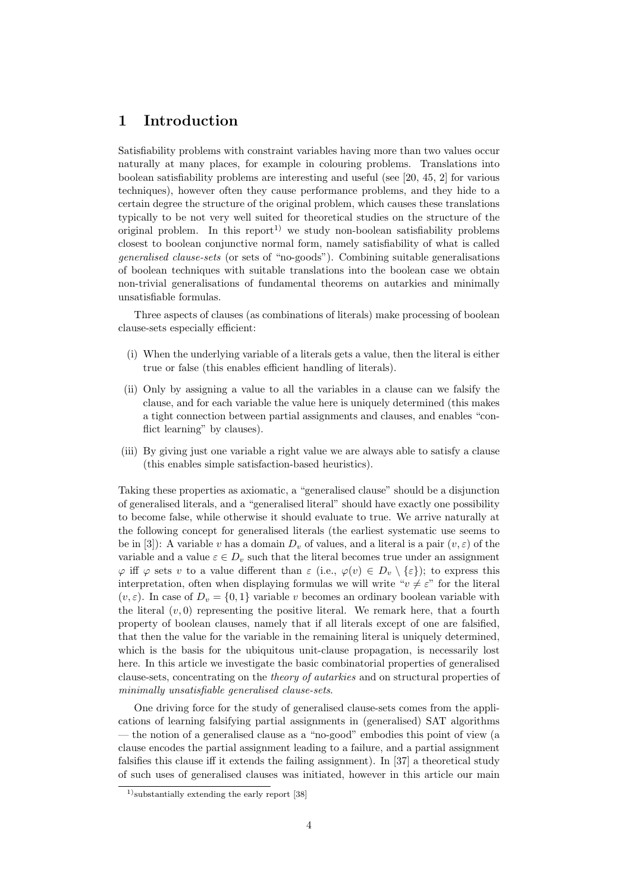# 1 Introduction

Satisfiability problems with constraint variables having more than two values occur naturally at many places, for example in colouring problems. Translations into boolean satisfiability problems are interesting and useful (see [20, 45, 2] for various techniques), however often they cause performance problems, and they hide to a certain degree the structure of the original problem, which causes these translations typically to be not very well suited for theoretical studies on the structure of the original problem. In this report[1)] we study non-boolean satisfiability problems closest to boolean conjunctive normal form, namely satisfiability of what is called *generalised clause-sets* (or sets of "no-goods"). Combining suitable generalisations of boolean techniques with suitable translations into the boolean case we obtain non-trivial generalisations of fundamental theorems on autarkies and minimally unsatisfiable formulas.

Three aspects of clauses (as combinations of literals) make processing of boolean clause-sets especially efficient:

(i) When the underlying variable of a literals gets a value, then the literal is either true or false (this enables efficient handling of literals).

(ii) Only by assigning a value to all the variables in a clause can we falsify the clause, and for each variable the value here is uniquely determined (this makes a tight connection between partial assignments and clauses, and enables "conflict learning" by clauses).

(iii) By giving just one variable a right value we are always able to satisfy a clause (this enables simple satisfaction-based heuristics).

Taking these properties as axiomatic, a "generalised clause" should be a disjunction of generalised literals, and a "generalised literal" should have exactly one possibility to become false, while otherwise it should evaluate to true. We arrive naturally at the following concept for generalised literals (the earliest systematic use seems to be in [3]): A variable $v$ has a domain $D_v$ of values, and a literal is a pair $(v, \varepsilon)$ of the variable and a value $\varepsilon \in D_v$ such that the literal becomes true under an assignment $\varphi$ iff $\varphi$ sets $v$ to a value different than $\varepsilon$ (i.e., $\varphi(v) \in D_v \setminus \{\varepsilon\}$); to express this interpretation, often when displaying formulas we will write "$v \neq \varepsilon$" for the literal $(v, \varepsilon)$. In case of $D_v = \{0, 1\}$ variable $v$ becomes an ordinary boolean variable with the literal $(v, 0)$ representing the positive literal. We remark here, that a fourth property of boolean clauses, namely that if all literals except of one are falsified, that then the value for the variable in the remaining literal is uniquely determined, which is the basis for the ubiquitous unit-clause propagation, is necessarily lost here. In this article we investigate the basic combinatorial properties of generalised clause-sets, concentrating on the *theory of autarkies* and on structural properties of *minimally unsatisfiable generalised clause-sets*.

One driving force for the study of generalised clause-sets comes from the applications of learning falsifying partial assignments in (generalised) SAT algorithms — the notion of a generalised clause as a "no-good" embodies this point of view (a clause encodes the partial assignment leading to a failure, and a partial assignment falsifies this clause iff it extends the failing assignment). In [37] a theoretical study of such uses of generalised clauses was initiated, however in this article our main

[1)] substantially extending the early report [38]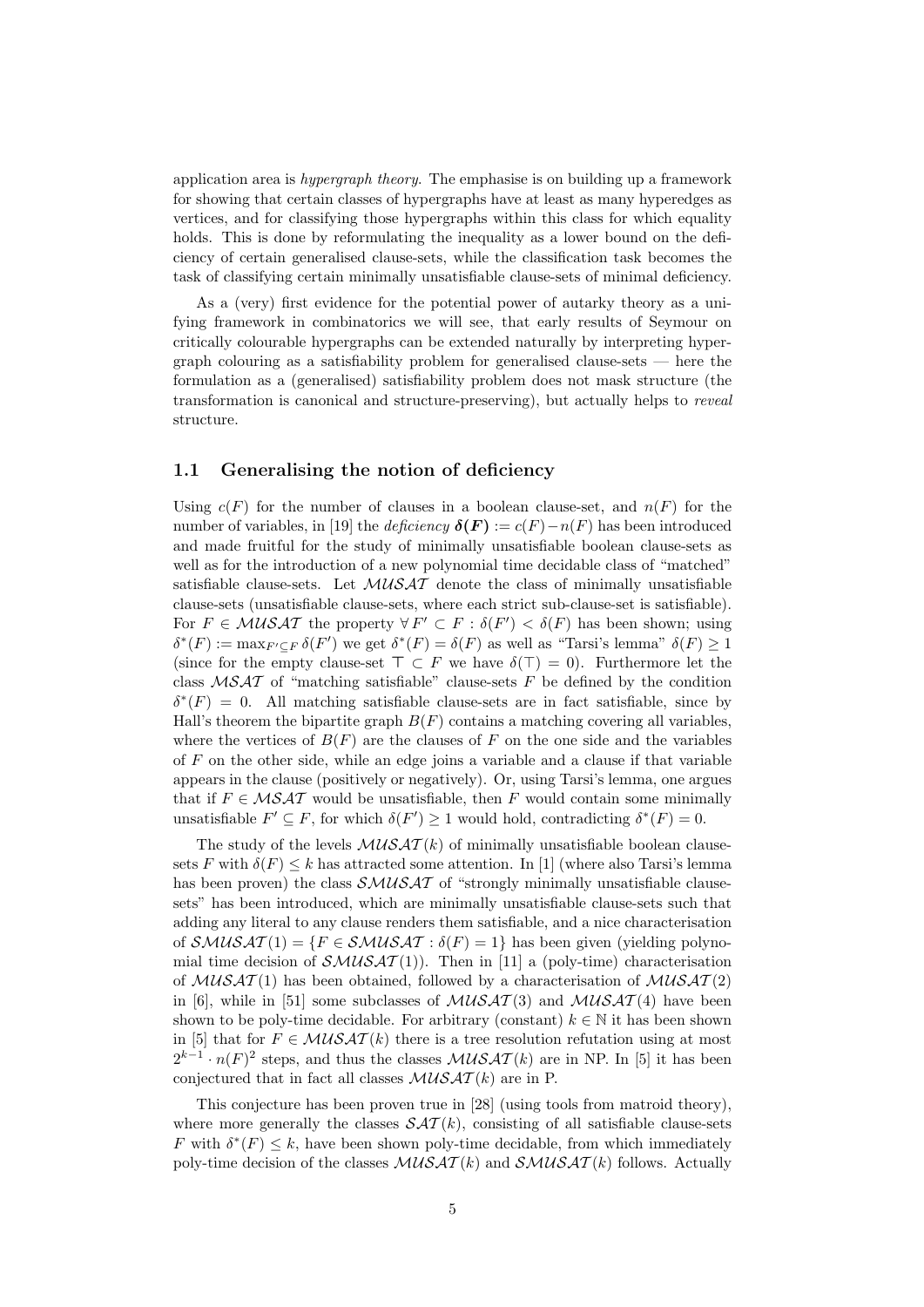application area is *hypergraph theory*. The emphasise is on building up a framework for showing that certain classes of hypergraphs have at least as many hyperedges as vertices, and for classifying those hypergraphs within this class for which equality holds. This is done by reformulating the inequality as a lower bound on the deficiency of certain generalised clause-sets, while the classification task becomes the task of classifying certain minimally unsatisfiable clause-sets of minimal deficiency.

As a (very) first evidence for the potential power of autarky theory as a unifying framework in combinatorics we will see, that early results of Seymour on critically colourable hypergraphs can be extended naturally by interpreting hypergraph colouring as a satisfiability problem for generalised clause-sets — here the formulation as a (generalised) satisfiability problem does not mask structure (the transformation is canonical and structure-preserving), but actually helps to *reveal* structure.

## 1.1 Generalising the notion of deficiency

Using $c(F)$ for the number of clauses in a boolean clause-set, and $n(F)$ for the number of variables, in [19] the *deficiency* $\boldsymbol{\delta(F)} := c(F) - n(F)$ has been introduced and made fruitful for the study of minimally unsatisfiable boolean clause-sets as well as for the introduction of a new polynomial time decidable class of "matched" satisfiable clause-sets. Let $\mathcal{MUSAT}$ denote the class of minimally unsatisfiable clause-sets (unsatisfiable clause-sets, where each strict sub-clause-set is satisfiable). For $F \in \mathcal{MUSAT}$ the property $\forall F' \subset F : \delta(F') < \delta(F)$ has been shown; using $\delta^*(F) := \max_{F' \subseteq F} \delta(F')$ we get $\delta^*(F) = \delta(F)$ as well as "Tarsi's lemma" $\delta(F) \geq 1$ (since for the empty clause-set $\top \subset F$ we have $\delta(\top) = 0$). Furthermore let the class $\mathcal{MSAT}$ of "matching satisfiable" clause-sets $F$ be defined by the condition $\delta^*(F) = 0$. All matching satisfiable clause-sets are in fact satisfiable, since by Hall's theorem the bipartite graph $B(F)$ contains a matching covering all variables, where the vertices of $B(F)$ are the clauses of $F$ on the one side and the variables of $F$ on the other side, while an edge joins a variable and a clause if that variable appears in the clause (positively or negatively). Or, using Tarsi's lemma, one argues that if $F \in \mathcal{MSAT}$ would be unsatisfiable, then $F$ would contain some minimally unsatisfiable $F' \subseteq F$, for which $\delta(F') \geq 1$ would hold, contradicting $\delta^*(F) = 0$.

The study of the levels $\mathcal{MUSAT}(k)$ of minimally unsatisfiable boolean clause-sets $F$ with $\delta(F) \leq k$ has attracted some attention. In [1] (where also Tarsi's lemma has been proven) the class $\mathcal{SMUSAT}$ of "strongly minimally unsatisfiable clause-sets" has been introduced, which are minimally unsatisfiable clause-sets such that adding any literal to any clause renders them satisfiable, and a nice characterisation of $\mathcal{SMUSAT}(1) = \{F \in \mathcal{SMUSAT} : \delta(F) = 1\}$ has been given (yielding polynomial time decision of $\mathcal{SMUSAT}(1)$). Then in [11] a (poly-time) characterisation of $\mathcal{MUSAT}(1)$ has been obtained, followed by a characterisation of $\mathcal{MUSAT}(2)$ in [6], while in [51] some subclasses of $\mathcal{MUSAT}(3)$ and $\mathcal{MUSAT}(4)$ have been shown to be poly-time decidable. For arbitrary (constant) $k \in \mathbb{N}$ it has been shown in [5] that for $F \in \mathcal{MUSAT}(k)$ there is a tree resolution refutation using at most $2^{k-1} \cdot n(F)^2$ steps, and thus the classes $\mathcal{MUSAT}(k)$ are in NP. In [5] it has been conjectured that in fact all classes $\mathcal{MUSAT}(k)$ are in P.

This conjecture has been proven true in [28] (using tools from matroid theory), where more generally the classes $\mathcal{SAT}(k)$, consisting of all satisfiable clause-sets $F$ with $\delta^*(F) \leq k$, have been shown poly-time decidable, from which immediately poly-time decision of the classes $\mathcal{MUSAT}(k)$ and $\mathcal{SMUSAT}(k)$ follows. Actually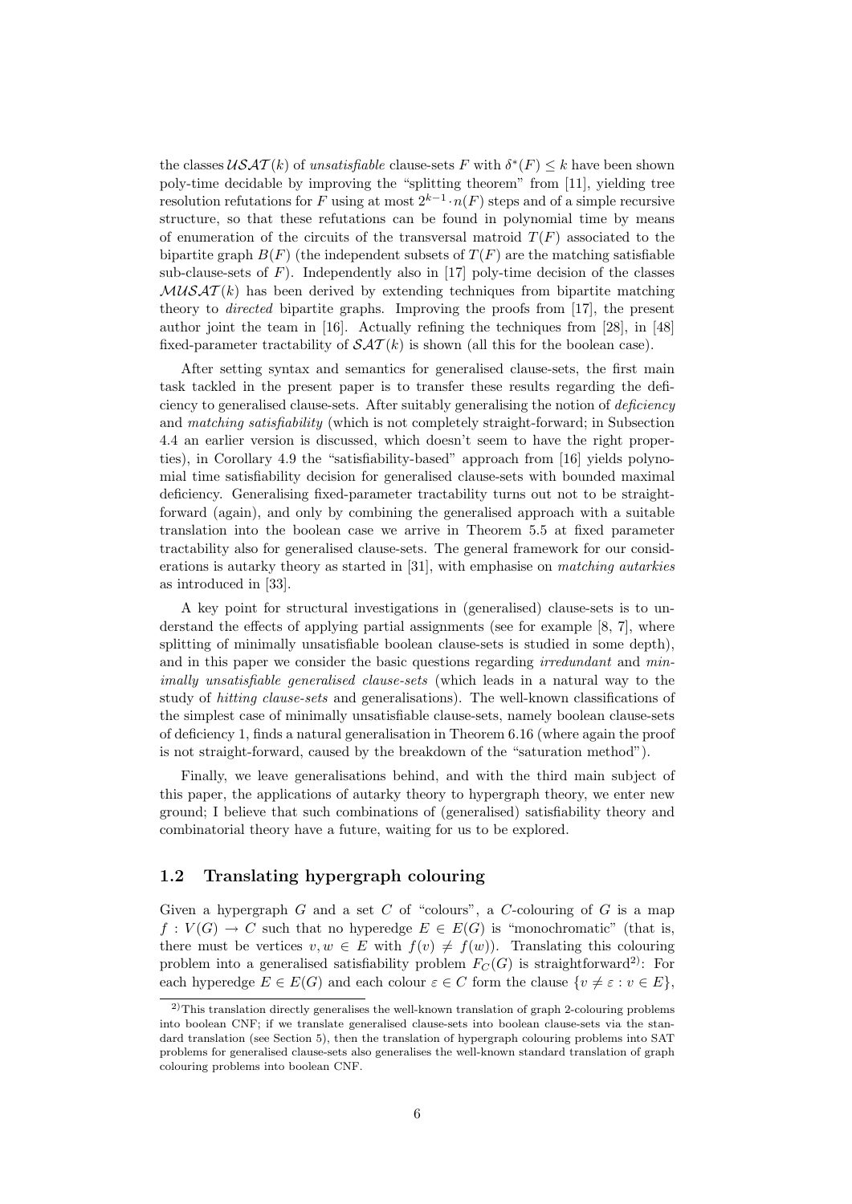the classes $\mathcal{USAT}(k)$ of *unsatisfiable* clause-sets $F$ with $\delta^*(F) \le k$ have been shown poly-time decidable by improving the "splitting theorem" from [11], yielding tree resolution refutations for $F$ using at most $2^{k-1} \cdot n(F)$ steps and of a simple recursive structure, so that these refutations can be found in polynomial time by means of enumeration of the circuits of the transversal matroid $T(F)$ associated to the bipartite graph $B(F)$ (the independent subsets of $T(F)$ are the matching satisfiable sub-clause-sets of $F$). Independently also in [17] poly-time decision of the classes $\mathcal{MUSAT}(k)$ has been derived by extending techniques from bipartite matching theory to *directed* bipartite graphs. Improving the proofs from [17], the present author joint the team in [16]. Actually refining the techniques from [28], in [48] fixed-parameter tractability of $\mathcal{SAT}(k)$ is shown (all this for the boolean case).

After setting syntax and semantics for generalised clause-sets, the first main task tackled in the present paper is to transfer these results regarding the deficiency to generalised clause-sets. After suitably generalising the notion of *deficiency* and *matching satisfiability* (which is not completely straight-forward; in Subsection 4.4 an earlier version is discussed, which doesn't seem to have the right properties), in Corollary 4.9 the "satisfiability-based" approach from [16] yields polynomial time satisfiability decision for generalised clause-sets with bounded maximal deficiency. Generalising fixed-parameter tractability turns out not to be straight-forward (again), and only by combining the generalised approach with a suitable translation into the boolean case we arrive in Theorem 5.5 at fixed parameter tractability also for generalised clause-sets. The general framework for our considerations is autarky theory as started in [31], with emphasise on *matching autarkies* as introduced in [33].

A key point for structural investigations in (generalised) clause-sets is to understand the effects of applying partial assignments (see for example [8, 7], where splitting of minimally unsatisfiable boolean clause-sets is studied in some depth), and in this paper we consider the basic questions regarding *irredundant* and *minimally unsatisfiable generalised clause-sets* (which leads in a natural way to the study of *hitting clause-sets* and generalisations). The well-known classifications of the simplest case of minimally unsatisfiable clause-sets, namely boolean clause-sets of deficiency 1, finds a natural generalisation in Theorem 6.16 (where again the proof is not straight-forward, caused by the breakdown of the "saturation method").

Finally, we leave generalisations behind, and with the third main subject of this paper, the applications of autarky theory to hypergraph theory, we enter new ground; I believe that such combinations of (generalised) satisfiability theory and combinatorial theory have a future, waiting for us to be explored.

## 1.2 Translating hypergraph colouring

Given a hypergraph $G$ and a set $C$ of "colours", a $C$-colouring of $G$ is a map $f : V(G) \to C$ such that no hyperedge $E \in E(G)$ is "monochromatic" (that is, there must be vertices $v, w \in E$ with $f(v) \neq f(w)$). Translating this colouring problem into a generalised satisfiability problem $F_C(G)$ is straightforward[2]: For each hyperedge $E \in E(G)$ and each colour $\varepsilon \in C$ form the clause $\{v \neq \varepsilon : v \in E\}$,

[2] This translation directly generalises the well-known translation of graph 2-colouring problems into boolean CNF; if we translate generalised clause-sets into boolean clause-sets via the standard translation (see Section 5), then the translation of hypergraph colouring problems into SAT problems for generalised clause-sets also generalises the well-known standard translation of graph colouring problems into boolean CNF.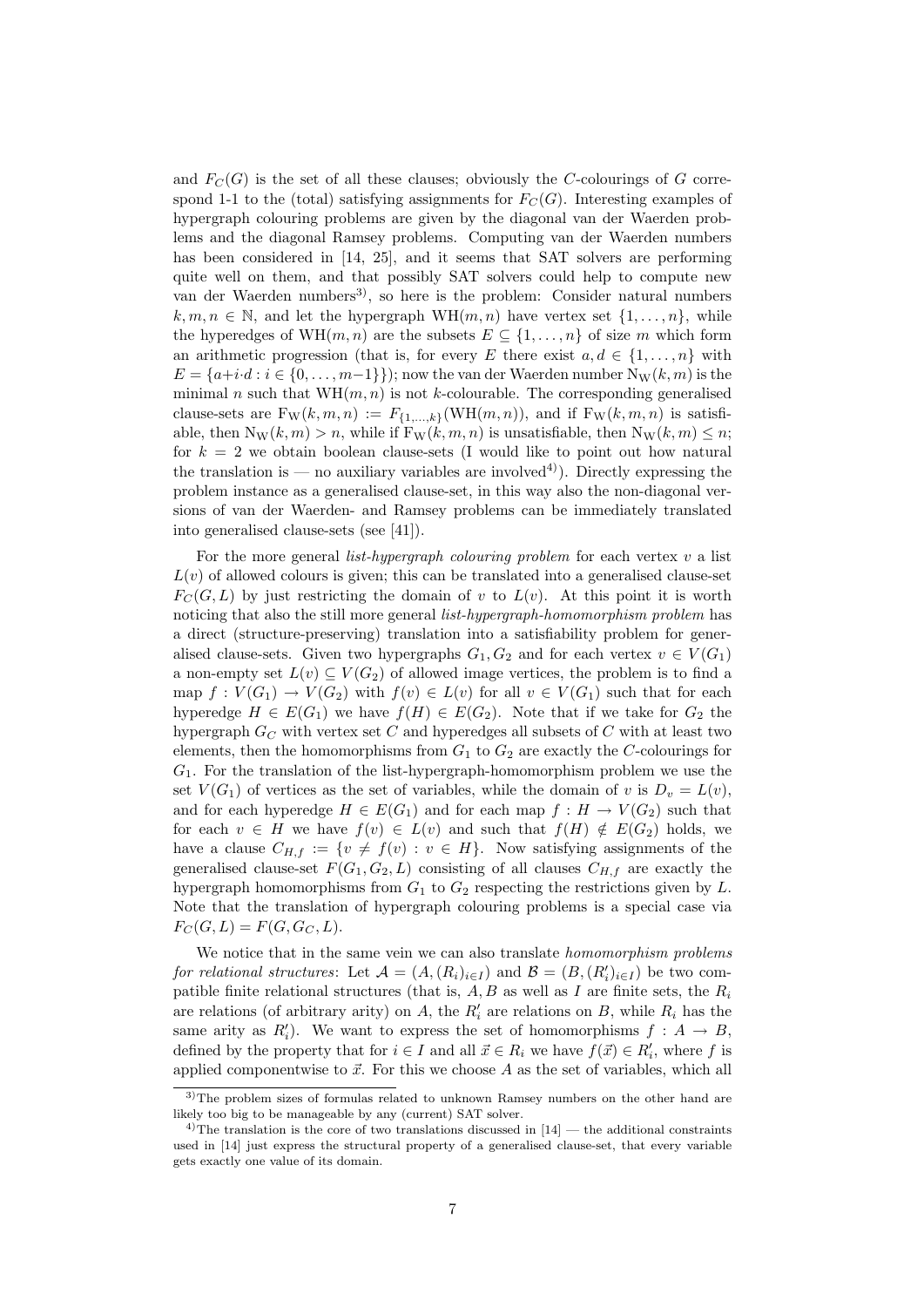and $F_C(G)$ is the set of all these clauses; obviously the $C$-colourings of $G$ correspond 1-1 to the (total) satisfying assignments for $F_C(G)$. Interesting examples of hypergraph colouring problems are given by the diagonal van der Waerden problems and the diagonal Ramsey problems. Computing van der Waerden numbers has been considered in [14, 25], and it seems that SAT solvers are performing quite well on them, and that possibly SAT solvers could help to compute new van der Waerden numbers[3)], so here is the problem: Consider natural numbers $k, m, n \in \mathbb{N}$, and let the hypergraph $\mathrm{WH}(m, n)$ have vertex set $\{1, \ldots, n\}$, while the hyperedges of $\mathrm{WH}(m, n)$ are the subsets $E \subseteq \{1, \ldots, n\}$ of size $m$ which form an arithmetic progression (that is, for every $E$ there exist $a, d \in \{1, \ldots, n\}$ with $E = \{a+i \cdot d : i \in \{0, \ldots, m-1\}\}$); now the van der Waerden number $\mathrm{N_W}(k, m)$ is the minimal $n$ such that $\mathrm{WH}(m, n)$ is not $k$-colourable. The corresponding generalised clause-sets are $\mathrm{F_W}(k, m, n) := F_{\{1,\ldots,k\}}(\mathrm{WH}(m, n))$, and if $\mathrm{F_W}(k, m, n)$ is satisfiable, then $\mathrm{N_W}(k, m) > n$, while if $\mathrm{F_W}(k, m, n)$ is unsatisfiable, then $\mathrm{N_W}(k, m) \le n$; for $k = 2$ we obtain boolean clause-sets (I would like to point out how natural the translation is — no auxiliary variables are involved[4)]). Directly expressing the problem instance as a generalised clause-set, in this way also the non-diagonal versions of van der Waerden- and Ramsey problems can be immediately translated into generalised clause-sets (see [41]).

For the more general *list-hypergraph colouring problem* for each vertex $v$ a list $L(v)$ of allowed colours is given; this can be translated into a generalised clause-set $F_C(G, L)$ by just restricting the domain of $v$ to $L(v)$. At this point it is worth noticing that also the still more general *list-hypergraph-homomorphism problem* has a direct (structure-preserving) translation into a satisfiability problem for generalised clause-sets. Given two hypergraphs $G_1, G_2$ and for each vertex $v \in V(G_1)$ a non-empty set $L(v) \subseteq V(G_2)$ of allowed image vertices, the problem is to find a map $f : V(G_1) \to V(G_2)$ with $f(v) \in L(v)$ for all $v \in V(G_1)$ such that for each hyperedge $H \in E(G_1)$ we have $f(H) \in E(G_2)$. Note that if we take for $G_2$ the hypergraph $G_C$ with vertex set $C$ and hyperedges all subsets of $C$ with at least two elements, then the homomorphisms from $G_1$ to $G_2$ are exactly the $C$-colourings for $G_1$. For the translation of the list-hypergraph-homomorphism problem we use the set $V(G_1)$ of vertices as the set of variables, while the domain of $v$ is $D_v = L(v)$, and for each hyperedge $H \in E(G_1)$ and for each map $f : H \to V(G_2)$ such that for each $v \in H$ we have $f(v) \in L(v)$ and such that $f(H) \notin E(G_2)$ holds, we have a clause $C_{H,f} := \{v \neq f(v) : v \in H\}$. Now satisfying assignments of the generalised clause-set $F(G_1, G_2, L)$ consisting of all clauses $C_{H,f}$ are exactly the hypergraph homomorphisms from $G_1$ to $G_2$ respecting the restrictions given by $L$. Note that the translation of hypergraph colouring problems is a special case via $F_C(G, L) = F(G, G_C, L)$.

We notice that in the same vein we can also translate *homomorphism problems for relational structures*: Let $\mathcal{A} = (A, (R_i)_{i \in I})$ and $\mathcal{B} = (B, (R'_i)_{i \in I})$ be two compatible finite relational structures (that is, $A, B$ as well as $I$ are finite sets, the $R_i$ are relations (of arbitrary arity) on $A$, the $R'_i$ are relations on $B$, while $R_i$ has the same arity as $R'_i$). We want to express the set of homomorphisms $f : A \to B$, defined by the property that for $i \in I$ and all $\vec{x} \in R_i$ we have $f(\vec{x}) \in R'_i$, where $f$ is applied componentwise to $\vec{x}$. For this we choose $A$ as the set of variables, which all

---

[3)] The problem sizes of formulas related to unknown Ramsey numbers on the other hand are likely too big to be manageable by any (current) SAT solver.

[4)] The translation is the core of two translations discussed in [14] — the additional constraints used in [14] just express the structural property of a generalised clause-set, that every variable gets exactly one value of its domain.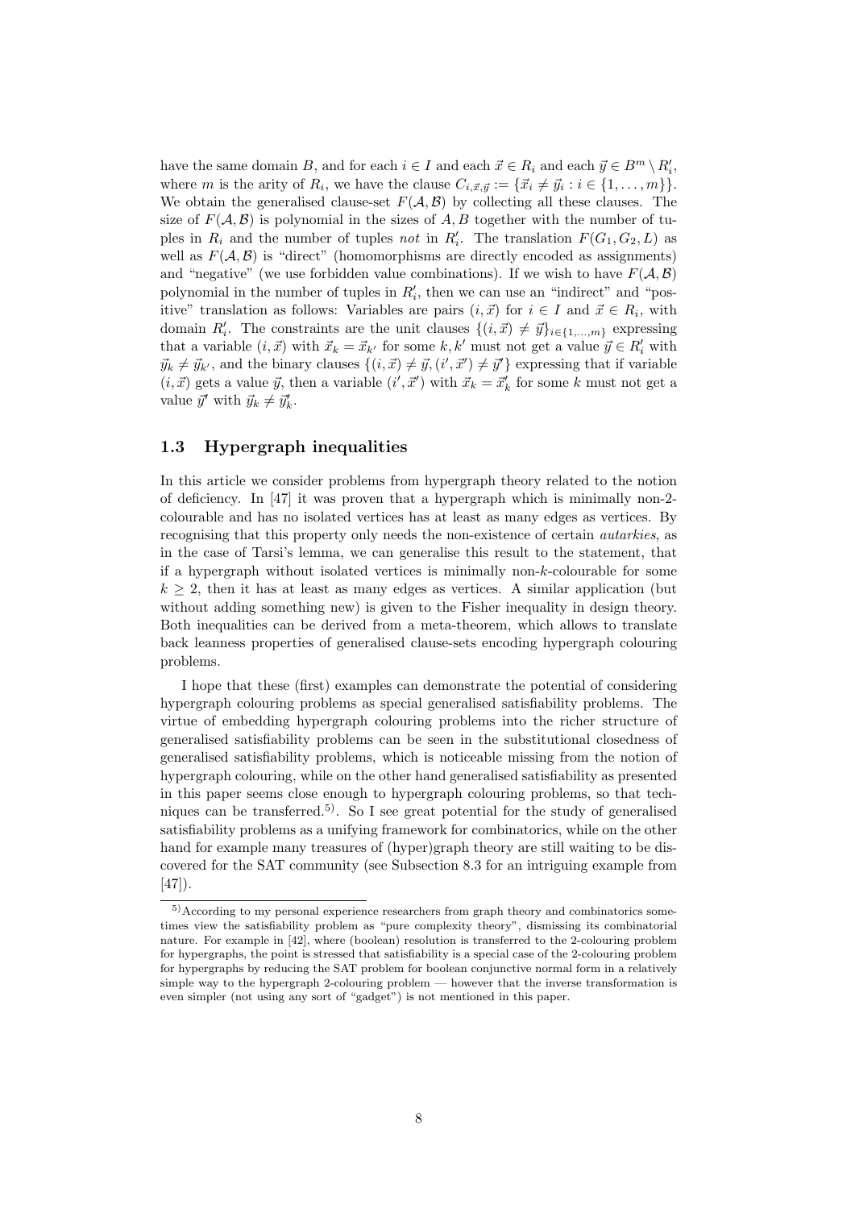have the same domain $B$, and for each $i \in I$ and each $\vec{x} \in R_i$ and each $\vec{y} \in B^m \setminus R'_i$, where $m$ is the arity of $R_i$, we have the clause $C_{i,\vec{x},\vec{y}} := \{\vec{x}_i \neq \vec{y}_i : i \in \{1, \ldots, m\}\}$. We obtain the generalised clause-set $F(\mathcal{A}, \mathcal{B})$ by collecting all these clauses. The size of $F(\mathcal{A}, \mathcal{B})$ is polynomial in the sizes of $A, B$ together with the number of tuples in $R_i$ and the number of tuples *not* in $R'_i$. The translation $F(G_1, G_2, L)$ as well as $F(\mathcal{A}, \mathcal{B})$ is "direct" (homomorphisms are directly encoded as assignments) and "negative" (we use forbidden value combinations). If we wish to have $F(\mathcal{A}, \mathcal{B})$ polynomial in the number of tuples in $R'_i$, then we can use an "indirect" and "positive" translation as follows: Variables are pairs $(i, \vec{x})$ for $i \in I$ and $\vec{x} \in R_i$, with domain $R'_i$. The constraints are the unit clauses $\{(i, \vec{x}) \neq \vec{y}\}_{i \in \{1,\ldots,m\}}$ expressing that a variable $(i, \vec{x})$ with $\vec{x}_k = \vec{x}_{k'}$ for some $k, k'$ must not get a value $\vec{y} \in R'_i$ with $\vec{y}_k \neq \vec{y}_{k'}$, and the binary clauses $\{(i, \vec{x}) \neq \vec{y}, (i', \vec{x}') \neq \vec{y}'\}$ expressing that if variable $(i, \vec{x})$ gets a value $\vec{y}$, then a variable $(i', \vec{x}')$ with $\vec{x}_k = \vec{x}'_k$ for some $k$ must not get a value $\vec{y}'$ with $\vec{y}_k \neq \vec{y}'_k$.

### 1.3 Hypergraph inequalities

In this article we consider problems from hypergraph theory related to the notion of deficiency. In [47] it was proven that a hypergraph which is minimally non-2-colourable and has no isolated vertices has at least as many edges as vertices. By recognising that this property only needs the non-existence of certain *autarkies*, as in the case of Tarsi's lemma, we can generalise this result to the statement, that if a hypergraph without isolated vertices is minimally non-$k$-colourable for some $k \geq 2$, then it has at least as many edges as vertices. A similar application (but without adding something new) is given to the Fisher inequality in design theory. Both inequalities can be derived from a meta-theorem, which allows to translate back leanness properties of generalised clause-sets encoding hypergraph colouring problems.

I hope that these (first) examples can demonstrate the potential of considering hypergraph colouring problems as special generalised satisfiability problems. The virtue of embedding hypergraph colouring problems into the richer structure of generalised satisfiability problems can be seen in the substitutional closedness of generalised satisfiability problems, which is noticeable missing from the notion of hypergraph colouring, while on the other hand generalised satisfiability as presented in this paper seems close enough to hypergraph colouring problems, so that techniques can be transferred.[5]. So I see great potential for the study of generalised satisfiability problems as a unifying framework for combinatorics, while on the other hand for example many treasures of (hyper)graph theory are still waiting to be discovered for the SAT community (see Subsection 8.3 for an intriguing example from [47]).

---

[5] According to my personal experience researchers from graph theory and combinatorics sometimes view the satisfiability problem as "pure complexity theory", dismissing its combinatorial nature. For example in [42], where (boolean) resolution is transferred to the 2-colouring problem for hypergraphs, the point is stressed that satisfiability is a special case of the 2-colouring problem for hypergraphs by reducing the SAT problem for boolean conjunctive normal form in a relatively simple way to the hypergraph 2-colouring problem — however that the inverse transformation is even simpler (not using any sort of "gadget") is not mentioned in this paper.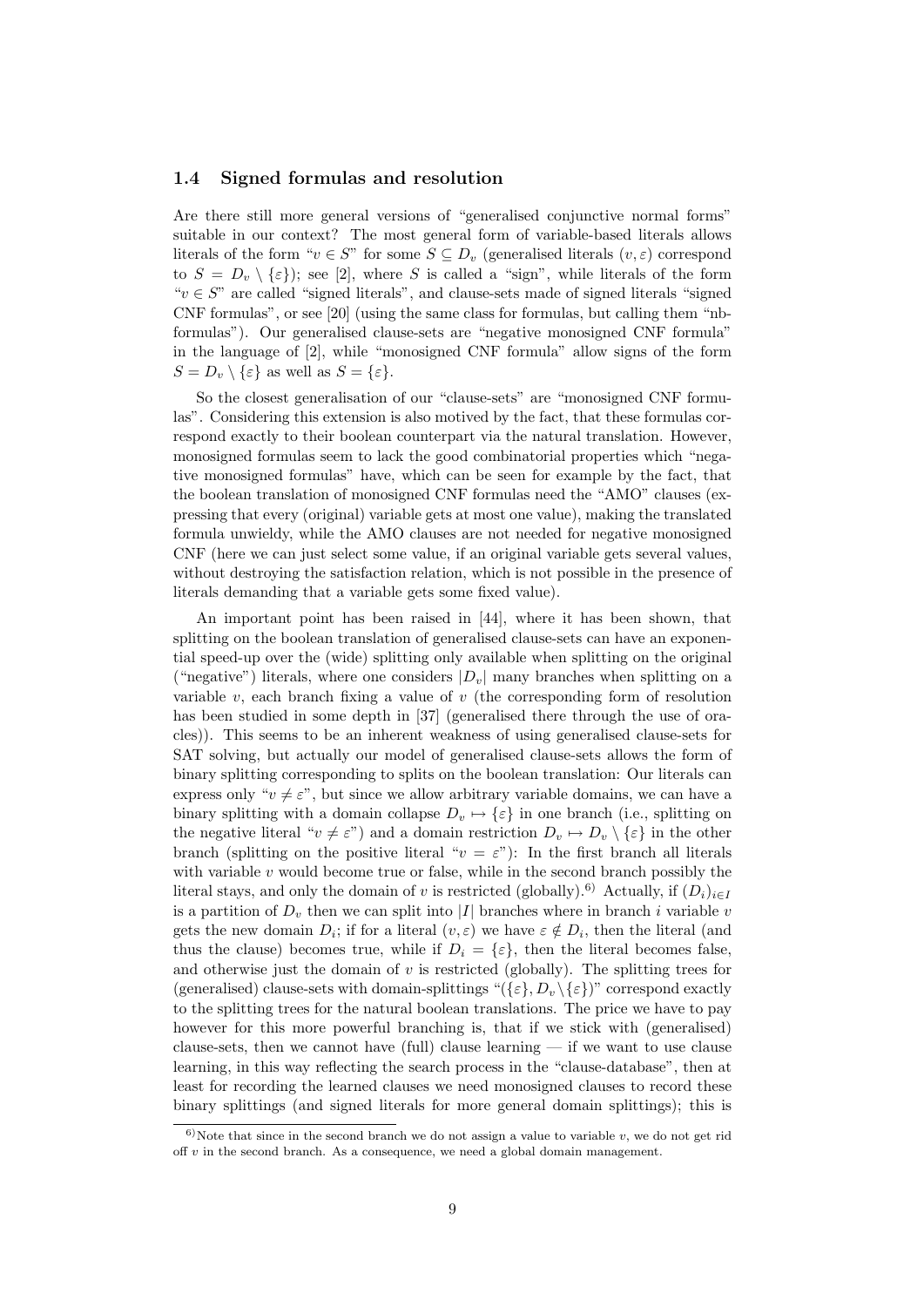### 1.4 Signed formulas and resolution

Are there still more general versions of "generalised conjunctive normal forms" suitable in our context? The most general form of variable-based literals allows literals of the form "$v \in S$" for some $S \subseteq D_v$ (generalised literals $(v, \varepsilon)$ correspond to $S = D_v \setminus \{\varepsilon\}$); see [2], where $S$ is called a "sign", while literals of the form "$v \in S$" are called "signed literals", and clause-sets made of signed literals "signed CNF formulas", or see [20] (using the same class for formulas, but calling them "nb-formulas"). Our generalised clause-sets are "negative monosigned CNF formula" in the language of [2], while "monosigned CNF formula" allow signs of the form $S = D_v \setminus \{\varepsilon\}$ as well as $S = \{\varepsilon\}$.

So the closest generalisation of our "clause-sets" are "monosigned CNF formulas". Considering this extension is also motived by the fact, that these formulas correspond exactly to their boolean counterpart via the natural translation. However, monosigned formulas seem to lack the good combinatorial properties which "negative monosigned formulas" have, which can be seen for example by the fact, that the boolean translation of monosigned CNF formulas need the "AMO" clauses (expressing that every (original) variable gets at most one value), making the translated formula unwieldy, while the AMO clauses are not needed for negative monosigned CNF (here we can just select some value, if an original variable gets several values, without destroying the satisfaction relation, which is not possible in the presence of literals demanding that a variable gets some fixed value).

An important point has been raised in [44], where it has been shown, that splitting on the boolean translation of generalised clause-sets can have an exponential speed-up over the (wide) splitting only available when splitting on the original ("negative") literals, where one considers $|D_v|$ many branches when splitting on a variable $v$, each branch fixing a value of $v$ (the corresponding form of resolution has been studied in some depth in [37] (generalised there through the use of oracles)). This seems to be an inherent weakness of using generalised clause-sets for SAT solving, but actually our model of generalised clause-sets allows the form of binary splitting corresponding to splits on the boolean translation: Our literals can express only "$v \neq \varepsilon$", but since we allow arbitrary variable domains, we can have a binary splitting with a domain collapse $D_v \mapsto \{\varepsilon\}$ in one branch (i.e., splitting on the negative literal "$v \neq \varepsilon$") and a domain restriction $D_v \mapsto D_v \setminus \{\varepsilon\}$ in the other branch (splitting on the positive literal "$v = \varepsilon$"): In the first branch all literals with variable $v$ would become true or false, while in the second branch possibly the literal stays, and only the domain of $v$ is restricted (globally).[6] Actually, if $(D_i)_{i \in I}$ is a partition of $D_v$ then we can split into $|I|$ branches where in branch $i$ variable $v$ gets the new domain $D_i$; if for a literal $(v, \varepsilon)$ we have $\varepsilon \notin D_i$, then the literal (and thus the clause) becomes true, while if $D_i = \{\varepsilon\}$, then the literal becomes false, and otherwise just the domain of $v$ is restricted (globally). The splitting trees for (generalised) clause-sets with domain-splittings "$(\{\varepsilon\}, D_v \setminus \{\varepsilon\})$" correspond exactly to the splitting trees for the natural boolean translations. The price we have to pay however for this more powerful branching is, that if we stick with (generalised) clause-sets, then we cannot have (full) clause learning — if we want to use clause learning, in this way reflecting the search process in the "clause-database", then at least for recording the learned clauses we need monosigned clauses to record these binary splittings (and signed literals for more general domain splittings); this is

[6] Note that since in the second branch we do not assign a value to variable $v$, we do not get rid off $v$ in the second branch. As a consequence, we need a global domain management.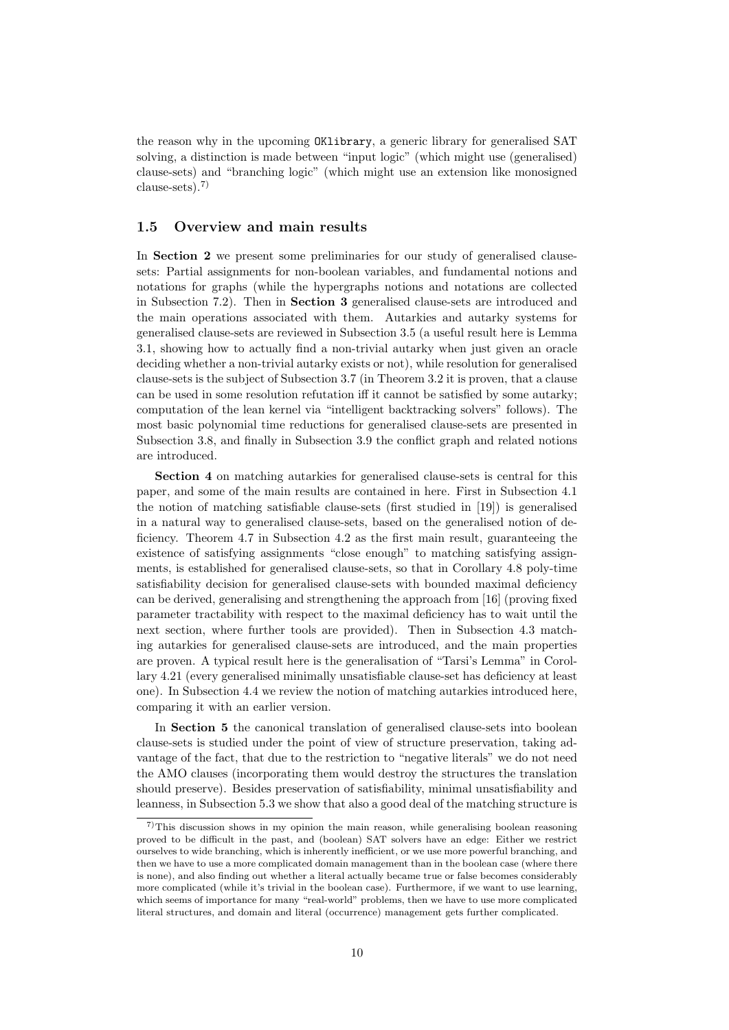the reason why in the upcoming `OKlibrary`, a generic library for generalised SAT solving, a distinction is made between "input logic" (which might use (generalised) clause-sets) and "branching logic" (which might use an extension like monosigned clause-sets).[7)]

## 1.5 Overview and main results

In **Section 2** we present some preliminaries for our study of generalised clause-sets: Partial assignments for non-boolean variables, and fundamental notions and notations for graphs (while the hypergraphs notions and notations are collected in Subsection 7.2). Then in **Section 3** generalised clause-sets are introduced and the main operations associated with them. Autarkies and autarky systems for generalised clause-sets are reviewed in Subsection 3.5 (a useful result here is Lemma 3.1, showing how to actually find a non-trivial autarky when just given an oracle deciding whether a non-trivial autarky exists or not), while resolution for generalised clause-sets is the subject of Subsection 3.7 (in Theorem 3.2 it is proven, that a clause can be used in some resolution refutation iff it cannot be satisfied by some autarky; computation of the lean kernel via "intelligent backtracking solvers" follows). The most basic polynomial time reductions for generalised clause-sets are presented in Subsection 3.8, and finally in Subsection 3.9 the conflict graph and related notions are introduced.

**Section 4** on matching autarkies for generalised clause-sets is central for this paper, and some of the main results are contained in here. First in Subsection 4.1 the notion of matching satisfiable clause-sets (first studied in [19]) is generalised in a natural way to generalised clause-sets, based on the generalised notion of deficiency. Theorem 4.7 in Subsection 4.2 as the first main result, guaranteeing the existence of satisfying assignments "close enough" to matching satisfying assignments, is established for generalised clause-sets, so that in Corollary 4.8 poly-time satisfiability decision for generalised clause-sets with bounded maximal deficiency can be derived, generalising and strengthening the approach from [16] (proving fixed parameter tractability with respect to the maximal deficiency has to wait until the next section, where further tools are provided). Then in Subsection 4.3 matching autarkies for generalised clause-sets are introduced, and the main properties are proven. A typical result here is the generalisation of "Tarsi's Lemma" in Corollary 4.21 (every generalised minimally unsatisfiable clause-set has deficiency at least one). In Subsection 4.4 we review the notion of matching autarkies introduced here, comparing it with an earlier version.

In **Section 5** the canonical translation of generalised clause-sets into boolean clause-sets is studied under the point of view of structure preservation, taking advantage of the fact, that due to the restriction to "negative literals" we do not need the AMO clauses (incorporating them would destroy the structures the translation should preserve). Besides preservation of satisfiability, minimal unsatisfiability and leanness, in Subsection 5.3 we show that also a good deal of the matching structure is

---

[7)] This discussion shows in my opinion the main reason, while generalising boolean reasoning proved to be difficult in the past, and (boolean) SAT solvers have an edge: Either we restrict ourselves to wide branching, which is inherently inefficient, or we use more powerful branching, and then we have to use a more complicated domain management than in the boolean case (where there is none), and also finding out whether a literal actually became true or false becomes considerably more complicated (while it's trivial in the boolean case). Furthermore, if we want to use learning, which seems of importance for many "real-world" problems, then we have to use more complicated literal structures, and domain and literal (occurrence) management gets further complicated.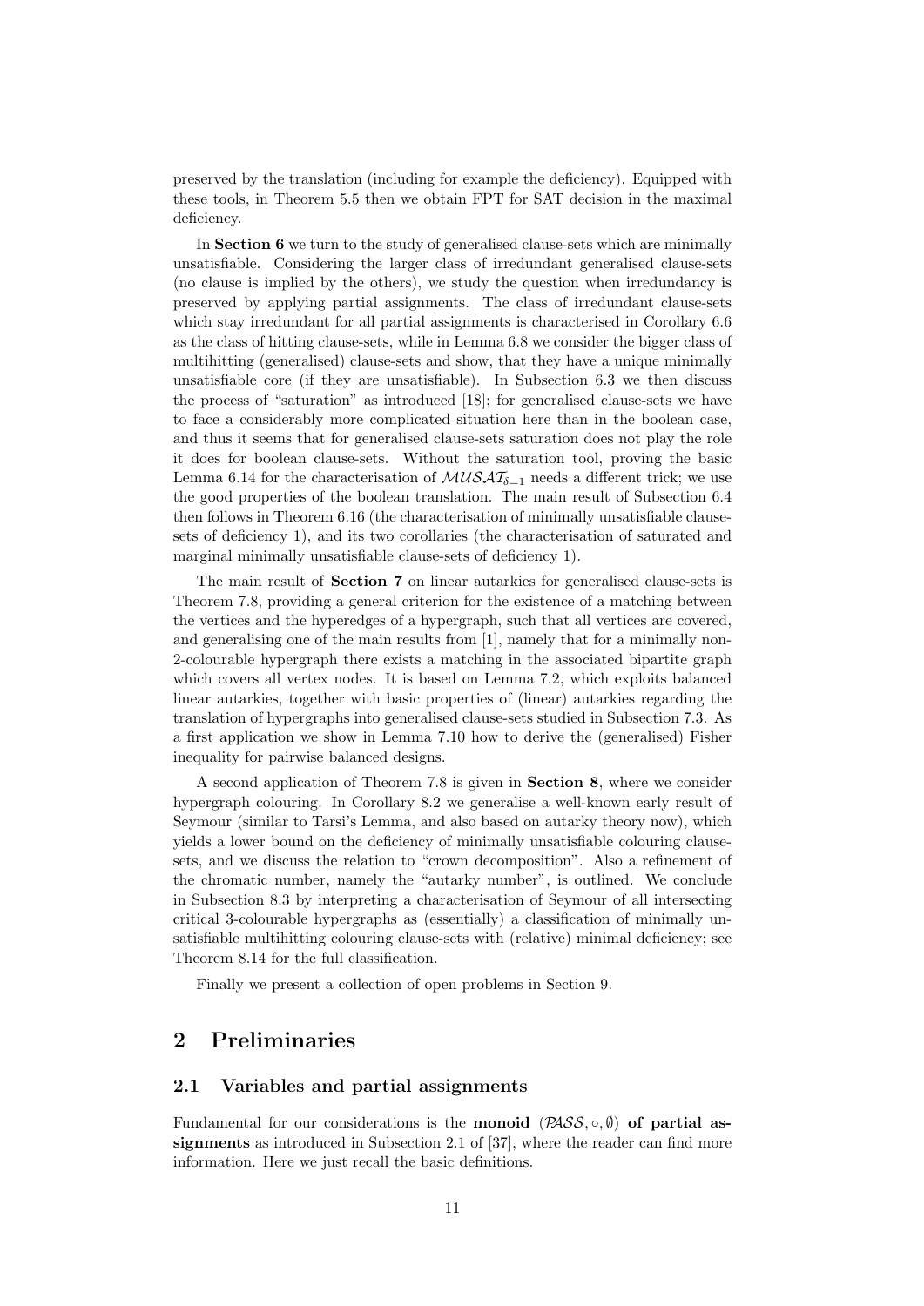preserved by the translation (including for example the deficiency). Equipped with these tools, in Theorem 5.5 then we obtain FPT for SAT decision in the maximal deficiency.

In **Section 6** we turn to the study of generalised clause-sets which are minimally unsatisfiable. Considering the larger class of irredundant generalised clause-sets (no clause is implied by the others), we study the question when irredundancy is preserved by applying partial assignments. The class of irredundant clause-sets which stay irredundant for all partial assignments is characterised in Corollary 6.6 as the class of hitting clause-sets, while in Lemma 6.8 we consider the bigger class of multihitting (generalised) clause-sets and show, that they have a unique minimally unsatisfiable core (if they are unsatisfiable). In Subsection 6.3 we then discuss the process of "saturation" as introduced [18]; for generalised clause-sets we have to face a considerably more complicated situation here than in the boolean case, and thus it seems that for generalised clause-sets saturation does not play the role it does for boolean clause-sets. Without the saturation tool, proving the basic Lemma 6.14 for the characterisation of $\mathcal{MUSAT}_{\delta=1}$ needs a different trick; we use the good properties of the boolean translation. The main result of Subsection 6.4 then follows in Theorem 6.16 (the characterisation of minimally unsatisfiable clause-sets of deficiency 1), and its two corollaries (the characterisation of saturated and marginal minimally unsatisfiable clause-sets of deficiency 1).

The main result of **Section 7** on linear autarkies for generalised clause-sets is Theorem 7.8, providing a general criterion for the existence of a matching between the vertices and the hyperedges of a hypergraph, such that all vertices are covered, and generalising one of the main results from [1], namely that for a minimally non-2-colourable hypergraph there exists a matching in the associated bipartite graph which covers all vertex nodes. It is based on Lemma 7.2, which exploits balanced linear autarkies, together with basic properties of (linear) autarkies regarding the translation of hypergraphs into generalised clause-sets studied in Subsection 7.3. As a first application we show in Lemma 7.10 how to derive the (generalised) Fisher inequality for pairwise balanced designs.

A second application of Theorem 7.8 is given in **Section 8**, where we consider hypergraph colouring. In Corollary 8.2 we generalise a well-known early result of Seymour (similar to Tarsi's Lemma, and also based on autarky theory now), which yields a lower bound on the deficiency of minimally unsatisfiable colouring clause-sets, and we discuss the relation to "crown decomposition". Also a refinement of the chromatic number, namely the "autarky number", is outlined. We conclude in Subsection 8.3 by interpreting a characterisation of Seymour of all intersecting critical 3-colourable hypergraphs as (essentially) a classification of minimally unsatisfiable multihitting colouring clause-sets with (relative) minimal deficiency; see Theorem 8.14 for the full classification.

Finally we present a collection of open problems in Section 9.

# 2 Preliminaries

## 2.1 Variables and partial assignments

Fundamental for our considerations is the **monoid** $(\mathcal{PASS}, \circ, \emptyset)$ **of partial assignments** as introduced in Subsection 2.1 of [37], where the reader can find more information. Here we just recall the basic definitions.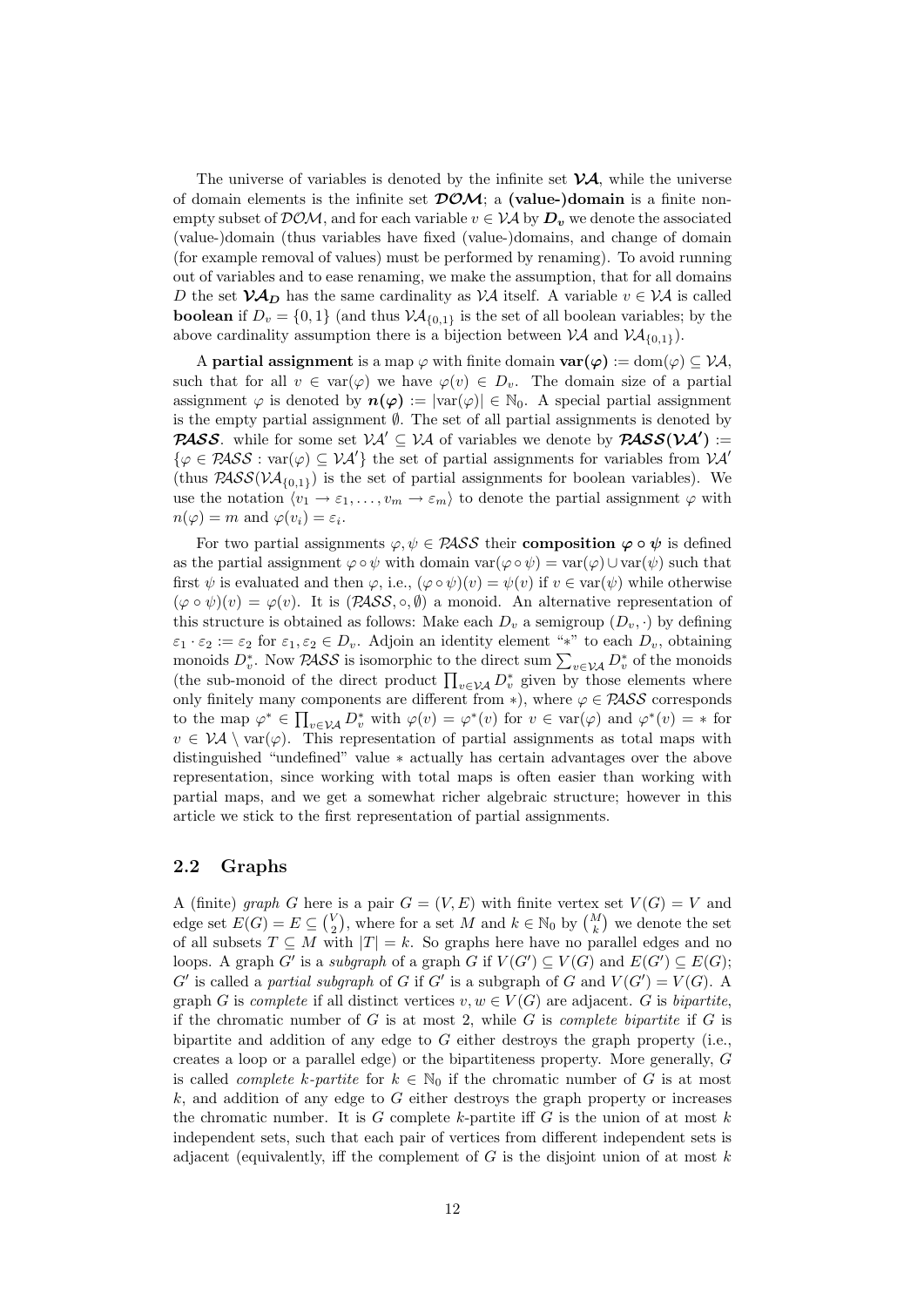The universe of variables is denoted by the infinite set $\boldsymbol{\mathcal{VA}}$, while the universe of domain elements is the infinite set $\boldsymbol{\mathcal{DOM}}$; a **(value-)domain** is a finite non-empty subset of $\mathcal{DOM}$, and for each variable $v \in \mathcal{VA}$ by $\boldsymbol{D_v}$ we denote the associated (value-)domain (thus variables have fixed (value-)domains, and change of domain (for example removal of values) must be performed by renaming). To avoid running out of variables and to ease renaming, we make the assumption, that for all domains $D$ the set $\boldsymbol{\mathcal{VA}_D}$ has the same cardinality as $\mathcal{VA}$ itself. A variable $v \in \mathcal{VA}$ is called **boolean** if $D_v = \{0,1\}$ (and thus $\mathcal{VA}_{\{0,1\}}$ is the set of all boolean variables; by the above cardinality assumption there is a bijection between $\mathcal{VA}$ and $\mathcal{VA}_{\{0,1\}}$).

A **partial assignment** is a map $\varphi$ with finite domain $\mathbf{var}(\boldsymbol{\varphi}) := \operatorname{dom}(\varphi) \subseteq \mathcal{VA}$, such that for all $v \in \operatorname{var}(\varphi)$ we have $\varphi(v) \in D_v$. The domain size of a partial assignment $\varphi$ is denoted by $\boldsymbol{n(\varphi)} := |\operatorname{var}(\varphi)| \in \mathbb{N}_0$. A special partial assignment is the empty partial assignment $\emptyset$. The set of all partial assignments is denoted by $\boldsymbol{\mathcal{PASS}}$. while for some set $\mathcal{VA}' \subseteq \mathcal{VA}$ of variables we denote by $\boldsymbol{\mathcal{PASS}(\mathcal{VA}')} := \{\varphi \in \mathcal{PASS} : \operatorname{var}(\varphi) \subseteq \mathcal{VA}'\}$ the set of partial assignments for variables from $\mathcal{VA}'$ (thus $\mathcal{PASS}(\mathcal{VA}_{\{0,1\}})$ is the set of partial assignments for boolean variables). We use the notation $\langle v_1 \to \varepsilon_1, \dots, v_m \to \varepsilon_m \rangle$ to denote the partial assignment $\varphi$ with $n(\varphi) = m$ and $\varphi(v_i) = \varepsilon_i$.

For two partial assignments $\varphi, \psi \in \mathcal{PASS}$ their **composition** $\boldsymbol{\varphi \circ \psi}$ is defined as the partial assignment $\varphi \circ \psi$ with domain $\operatorname{var}(\varphi \circ \psi) = \operatorname{var}(\varphi) \cup \operatorname{var}(\psi)$ such that first $\psi$ is evaluated and then $\varphi$, i.e., $(\varphi \circ \psi)(v) = \psi(v)$ if $v \in \operatorname{var}(\psi)$ while otherwise $(\varphi \circ \psi)(v) = \varphi(v)$. It is $(\mathcal{PASS}, \circ, \emptyset)$ a monoid. An alternative representation of this structure is obtained as follows: Make each $D_v$ a semigroup $(D_v, \cdot)$ by defining $\varepsilon_1 \cdot \varepsilon_2 := \varepsilon_2$ for $\varepsilon_1, \varepsilon_2 \in D_v$. Adjoin an identity element "$*$" to each $D_v$, obtaining monoids $D_v^*$. Now $\mathcal{PASS}$ is isomorphic to the direct sum $\sum_{v \in \mathcal{VA}} D_v^*$ of the monoids (the sub-monoid of the direct product $\prod_{v \in \mathcal{VA}} D_v^*$ given by those elements where only finitely many components are different from $*$), where $\varphi \in \mathcal{PASS}$ corresponds to the map $\varphi^* \in \prod_{v \in \mathcal{VA}} D_v^*$ with $\varphi(v) = \varphi^*(v)$ for $v \in \operatorname{var}(\varphi)$ and $\varphi^*(v) = *$ for $v \in \mathcal{VA} \setminus \operatorname{var}(\varphi)$. This representation of partial assignments as total maps with distinguished "undefined" value $*$ actually has certain advantages over the above representation, since working with total maps is often easier than working with partial maps, and we get a somewhat richer algebraic structure; however in this article we stick to the first representation of partial assignments.

### 2.2 Graphs

A (finite) *graph* $G$ here is a pair $G = (V, E)$ with finite vertex set $V(G) = V$ and edge set $E(G) = E \subseteq \binom{V}{2}$, where for a set $M$ and $k \in \mathbb{N}_0$ by $\binom{M}{k}$ we denote the set of all subsets $T \subseteq M$ with $|T| = k$. So graphs here have no parallel edges and no loops. A graph $G'$ is a *subgraph* of a graph $G$ if $V(G') \subseteq V(G)$ and $E(G') \subseteq E(G)$; $G'$ is called a *partial subgraph* of $G$ if $G'$ is a subgraph of $G$ and $V(G') = V(G)$. A graph $G$ is *complete* if all distinct vertices $v, w \in V(G)$ are adjacent. $G$ is *bipartite*, if the chromatic number of $G$ is at most 2, while $G$ is *complete bipartite* if $G$ is bipartite and addition of any edge to $G$ either destroys the graph property (i.e., creates a loop or a parallel edge) or the bipartiteness property. More generally, $G$ is called *complete $k$-partite* for $k \in \mathbb{N}_0$ if the chromatic number of $G$ is at most $k$, and addition of any edge to $G$ either destroys the graph property or increases the chromatic number. It is $G$ complete $k$-partite iff $G$ is the union of at most $k$ independent sets, such that each pair of vertices from different independent sets is adjacent (equivalently, iff the complement of $G$ is the disjoint union of at most $k$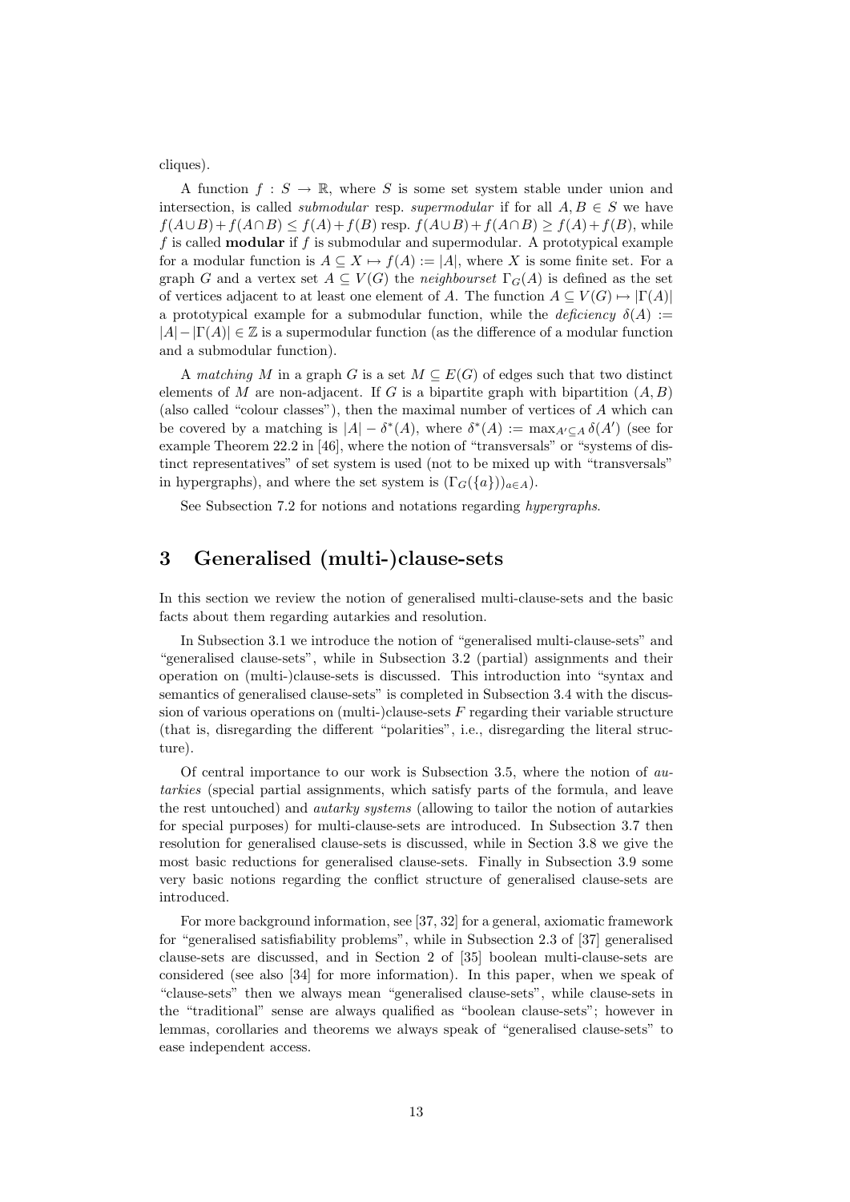cliques).

A function $f : S \to \mathbb{R}$, where $S$ is some set system stable under union and intersection, is called *submodular* resp. *supermodular* if for all $A, B \in S$ we have $f(A \cup B) + f(A \cap B) \le f(A) + f(B)$ resp. $f(A \cup B) + f(A \cap B) \ge f(A) + f(B)$, while $f$ is called **modular** if $f$ is submodular and supermodular. A prototypical example for a modular function is $A \subseteq X \mapsto f(A) := |A|$, where $X$ is some finite set. For a graph $G$ and a vertex set $A \subseteq V(G)$ the *neighbourset* $\Gamma_G(A)$ is defined as the set of vertices adjacent to at least one element of $A$. The function $A \subseteq V(G) \mapsto |\Gamma(A)|$ a prototypical example for a submodular function, while the *deficiency* $\delta(A) := |A| - |\Gamma(A)| \in \mathbb{Z}$ is a supermodular function (as the difference of a modular function and a submodular function).

A *matching* $M$ in a graph $G$ is a set $M \subseteq E(G)$ of edges such that two distinct elements of $M$ are non-adjacent. If $G$ is a bipartite graph with bipartition $(A, B)$ (also called "colour classes"), then the maximal number of vertices of $A$ which can be covered by a matching is $|A| - \delta^*(A)$, where $\delta^*(A) := \max_{A' \subseteq A} \delta(A')$ (see for example Theorem 22.2 in [46], where the notion of "transversals" or "systems of distinct representatives" of set system is used (not to be mixed up with "transversals" in hypergraphs), and where the set system is $(\Gamma_G(\{a\}))_{a \in A}$).

See Subsection 7.2 for notions and notations regarding *hypergraphs*.

# 3 Generalised (multi-)clause-sets

In this section we review the notion of generalised multi-clause-sets and the basic facts about them regarding autarkies and resolution.

In Subsection 3.1 we introduce the notion of "generalised multi-clause-sets" and "generalised clause-sets", while in Subsection 3.2 (partial) assignments and their operation on (multi-)clause-sets is discussed. This introduction into "syntax and semantics of generalised clause-sets" is completed in Subsection 3.4 with the discussion of various operations on (multi-)clause-sets $F$ regarding their variable structure (that is, disregarding the different "polarities", i.e., disregarding the literal structure).

Of central importance to our work is Subsection 3.5, where the notion of *autarkies* (special partial assignments, which satisfy parts of the formula, and leave the rest untouched) and *autarky systems* (allowing to tailor the notion of autarkies for special purposes) for multi-clause-sets are introduced. In Subsection 3.7 then resolution for generalised clause-sets is discussed, while in Section 3.8 we give the most basic reductions for generalised clause-sets. Finally in Subsection 3.9 some very basic notions regarding the conflict structure of generalised clause-sets are introduced.

For more background information, see [37, 32] for a general, axiomatic framework for "generalised satisfiability problems", while in Subsection 2.3 of [37] generalised clause-sets are discussed, and in Section 2 of [35] boolean multi-clause-sets are considered (see also [34] for more information). In this paper, when we speak of "clause-sets" then we always mean "generalised clause-sets", while clause-sets in the "traditional" sense are always qualified as "boolean clause-sets"; however in lemmas, corollaries and theorems we always speak of "generalised clause-sets" to ease independent access.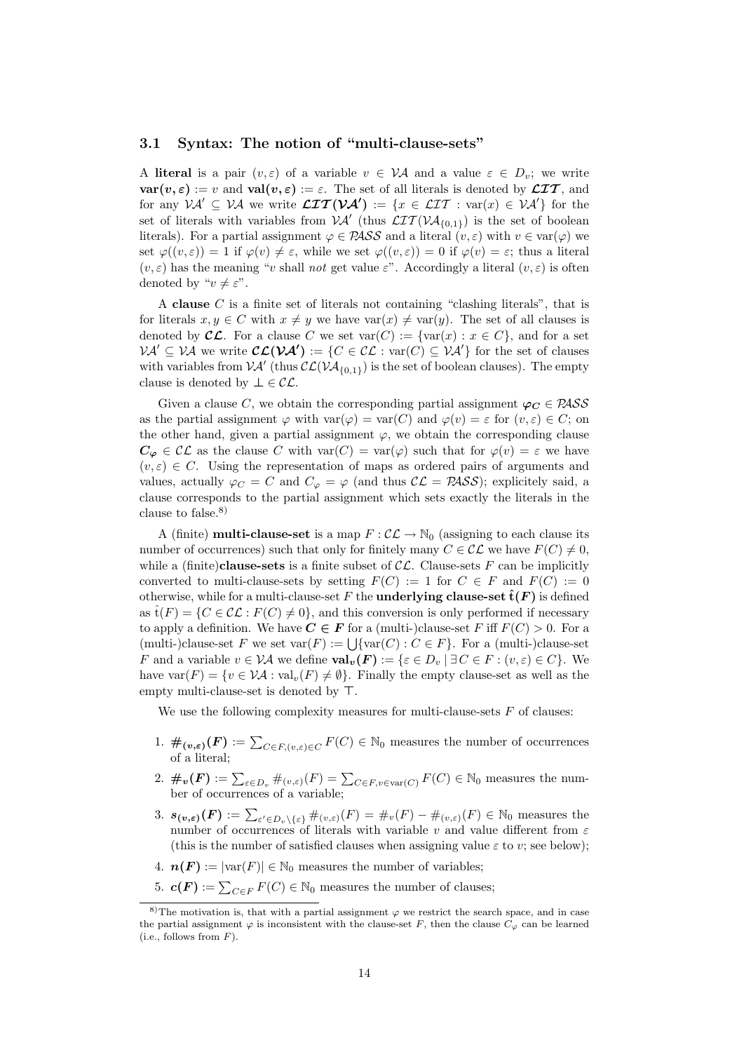### 3.1 Syntax: The notion of "multi-clause-sets"

A **literal** is a pair $(v, \varepsilon)$ of a variable $v \in \mathcal{VA}$ and a value $\varepsilon \in D_v$; we write $\mathbf{var}(\boldsymbol{v}, \boldsymbol{\varepsilon}) := v$ and $\mathbf{val}(\boldsymbol{v}, \boldsymbol{\varepsilon}) := \varepsilon$. The set of all literals is denoted by $\boldsymbol{\mathcal{LIT}}$, and for any $\mathcal{VA}' \subseteq \mathcal{VA}$ we write $\boldsymbol{\mathcal{LIT}(\mathcal{VA}')} := \{x \in \mathcal{LIT} : \mathrm{var}(x) \in \mathcal{VA}'\}$ for the set of literals with variables from $\mathcal{VA}'$ (thus $\mathcal{LIT}(\mathcal{VA}_{\{0,1\}})$ is the set of boolean literals). For a partial assignment $\varphi \in \mathcal{PASS}$ and a literal $(v, \varepsilon)$ with $v \in \mathrm{var}(\varphi)$ we set $\varphi((v, \varepsilon)) = 1$ if $\varphi(v) \neq \varepsilon$, while we set $\varphi((v, \varepsilon)) = 0$ if $\varphi(v) = \varepsilon$; thus a literal $(v, \varepsilon)$ has the meaning "$v$ shall *not* get value $\varepsilon$". Accordingly a literal $(v, \varepsilon)$ is often denoted by "$v \neq \varepsilon$".

A **clause** $C$ is a finite set of literals not containing "clashing literals", that is for literals $x, y \in C$ with $x \neq y$ we have $\mathrm{var}(x) \neq \mathrm{var}(y)$. The set of all clauses is denoted by $\boldsymbol{\mathcal{CL}}$. For a clause $C$ we set $\mathrm{var}(C) := \{\mathrm{var}(x) : x \in C\}$, and for a set $\mathcal{VA}' \subseteq \mathcal{VA}$ we write $\boldsymbol{\mathcal{CL}(\mathcal{VA}')} := \{C \in \mathcal{CL} : \mathrm{var}(C) \subseteq \mathcal{VA}'\}$ for the set of clauses with variables from $\mathcal{VA}'$ (thus $\mathcal{CL}(\mathcal{VA}_{\{0,1\}})$ is the set of boolean clauses). The empty clause is denoted by $\bot \in \mathcal{CL}$.

Given a clause $C$, we obtain the corresponding partial assignment $\boldsymbol{\varphi_C} \in \mathcal{PASS}$ as the partial assignment $\varphi$ with $\mathrm{var}(\varphi) = \mathrm{var}(C)$ and $\varphi(v) = \varepsilon$ for $(v, \varepsilon) \in C$; on the other hand, given a partial assignment $\varphi$, we obtain the corresponding clause $\boldsymbol{C_\varphi} \in \mathcal{CL}$ as the clause $C$ with $\mathrm{var}(C) = \mathrm{var}(\varphi)$ such that for $\varphi(v) = \varepsilon$ we have $(v, \varepsilon) \in C$. Using the representation of maps as ordered pairs of arguments and values, actually $\varphi_C = C$ and $C_\varphi = \varphi$ (and thus $\mathcal{CL} = \mathcal{PASS}$); explicitely said, a clause corresponds to the partial assignment which sets exactly the literals in the clause to false.[8]

A (finite) **multi-clause-set** is a map $F : \mathcal{CL} \to \mathbb{N}_0$ (assigning to each clause its number of occurrences) such that only for finitely many $C \in \mathcal{CL}$ we have $F(C) \neq 0$, while a (finite)**clause-sets** is a finite subset of $\mathcal{CL}$. Clause-sets $F$ can be implicitly converted to multi-clause-sets by setting $F(C) := 1$ for $C \in F$ and $F(C) := 0$ otherwise, while for a multi-clause-set $F$ the **underlying clause-set** $\boldsymbol{\hat{\mathrm{t}}(F)}$ is defined as $\hat{\mathrm{t}}(F) = \{C \in \mathcal{CL} : F(C) \neq 0\}$, and this conversion is only performed if necessary to apply a definition. We have $\boldsymbol{C \in F}$ for a (multi-)clause-set $F$ iff $F(C) > 0$. For a (multi-)clause-set $F$ we set $\mathrm{var}(F) := \bigcup\{\mathrm{var}(C) : C \in F\}$. For a (multi-)clause-set $F$ and a variable $v \in \mathcal{VA}$ we define $\mathbf{val}_{\boldsymbol{v}}(\boldsymbol{F}) := \{\varepsilon \in D_v \mid \exists C \in F : (v, \varepsilon) \in C\}$. We have $\mathrm{var}(F) = \{v \in \mathcal{VA} : \mathrm{val}_v(F) \neq \emptyset\}$. Finally the empty clause-set as well as the empty multi-clause-set is denoted by $\top$.

We use the following complexity measures for multi-clause-sets $F$ of clauses:

1. $\boldsymbol{\#_{(v,\varepsilon)}(F)} := \sum_{C \in F, (v,\varepsilon) \in C} F(C) \in \mathbb{N}_0$ measures the number of occurrences of a literal;
2. $\boldsymbol{\#_v(F)} := \sum_{\varepsilon \in D_v} \#_{(v,\varepsilon)}(F) = \sum_{C \in F, v \in \mathrm{var}(C)} F(C) \in \mathbb{N}_0$ measures the number of occurrences of a variable;
3. $\boldsymbol{s_{(v,\varepsilon)}(F)} := \sum_{\varepsilon' \in D_v \setminus \{\varepsilon\}} \#_{(v,\varepsilon)}(F) = \#_v(F) - \#_{(v,\varepsilon)}(F) \in \mathbb{N}_0$ measures the number of occurrences of literals with variable $v$ and value different from $\varepsilon$ (this is the number of satisfied clauses when assigning value $\varepsilon$ to $v$; see below);
4. $\boldsymbol{n(F)} := |\mathrm{var}(F)| \in \mathbb{N}_0$ measures the number of variables;
5. $\boldsymbol{c(F)} := \sum_{C \in F} F(C) \in \mathbb{N}_0$ measures the number of clauses;

[8] The motivation is, that with a partial assignment $\varphi$ we restrict the search space, and in case the partial assignment $\varphi$ is inconsistent with the clause-set $F$, then the clause $C_\varphi$ can be learned (i.e., follows from $F$).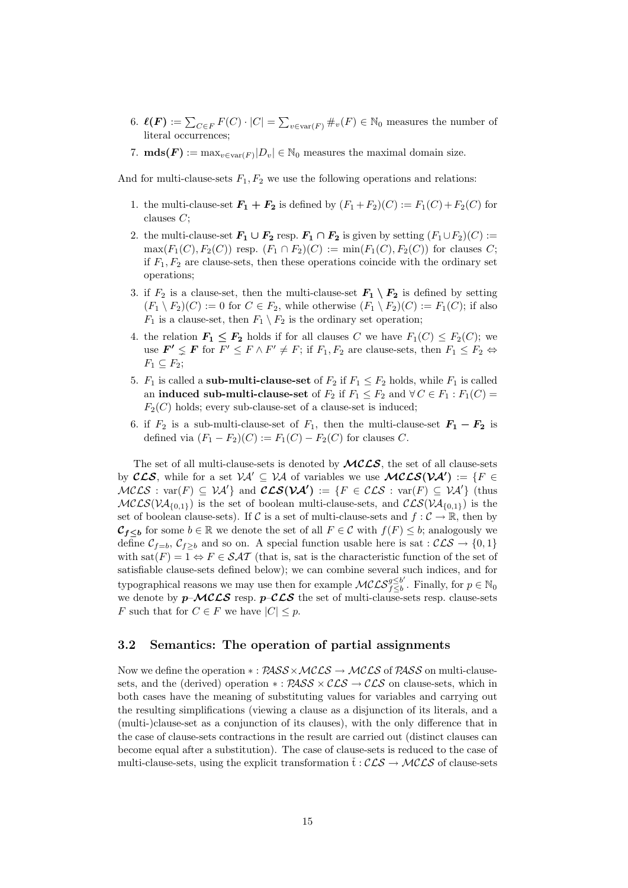6. $\boldsymbol{\ell(F)} := \sum_{C \in F} F(C) \cdot |C| = \sum_{v \in \mathrm{var}(F)} \#_v(F) \in \mathbb{N}_0$ measures the number of literal occurrences;

7. $\mathbf{mds(F)} := \max_{v \in \mathrm{var}(F)} |D_v| \in \mathbb{N}_0$ measures the maximal domain size.

And for multi-clause-sets $F_1, F_2$ we use the following operations and relations:

1. the multi-clause-set $\boldsymbol{F_1 + F_2}$ is defined by $(F_1 + F_2)(C) := F_1(C) + F_2(C)$ for clauses $C$;

2. the multi-clause-set $\boldsymbol{F_1 \cup F_2}$ resp. $\boldsymbol{F_1 \cap F_2}$ is given by setting $(F_1 \cup F_2)(C) := \max(F_1(C), F_2(C))$ resp. $(F_1 \cap F_2)(C) := \min(F_1(C), F_2(C))$ for clauses $C$; if $F_1, F_2$ are clause-sets, then these operations coincide with the ordinary set operations;

3. if $F_2$ is a clause-set, then the multi-clause-set $\boldsymbol{F_1 \setminus F_2}$ is defined by setting $(F_1 \setminus F_2)(C) := 0$ for $C \in F_2$, while otherwise $(F_1 \setminus F_2)(C) := F_1(C)$; if also $F_1$ is a clause-set, then $F_1 \setminus F_2$ is the ordinary set operation;

4. the relation $\boldsymbol{F_1 \le F_2}$ holds if for all clauses $C$ we have $F_1(C) \le F_2(C)$; we use $\boldsymbol{F' \lneq F}$ for $F' \le F \wedge F' \ne F$; if $F_1, F_2$ are clause-sets, then $F_1 \le F_2 \Leftrightarrow F_1 \subseteq F_2$;

5. $F_1$ is called a **sub-multi-clause-set** of $F_2$ if $F_1 \le F_2$ holds, while $F_1$ is called an **induced sub-multi-clause-set** of $F_2$ if $F_1 \le F_2$ and $\forall\, C \in F_1 : F_1(C) = F_2(C)$ holds; every sub-clause-set of a clause-set is induced;

6. if $F_2$ is a sub-multi-clause-set of $F_1$, then the multi-clause-set $\boldsymbol{F_1 - F_2}$ is defined via $(F_1 - F_2)(C) := F_1(C) - F_2(C)$ for clauses $C$.

The set of all multi-clause-sets is denoted by $\boldsymbol{\mathcal{MCLS}}$, the set of all clause-sets by $\boldsymbol{\mathcal{CLS}}$, while for a set $\mathcal{VA}' \subseteq \mathcal{VA}$ of variables we use $\boldsymbol{\mathcal{MCLS}(\mathcal{VA}')} := \{F \in \mathcal{MCLS} : \mathrm{var}(F) \subseteq \mathcal{VA}'\}$ and $\boldsymbol{\mathcal{CLS}(\mathcal{VA}')} := \{F \in \mathcal{CLS} : \mathrm{var}(F) \subseteq \mathcal{VA}'\}$ (thus $\mathcal{MCLS}(\mathcal{VA}_{\{0,1\}})$ is the set of boolean multi-clause-sets, and $\mathcal{CLS}(\mathcal{VA}_{\{0,1\}})$ is the set of boolean clause-sets). If $\mathcal{C}$ is a set of multi-clause-sets and $f : \mathcal{C} \to \mathbb{R}$, then by $\boldsymbol{\mathcal{C}_{f \le b}}$ for some $b \in \mathbb{R}$ we denote the set of all $F \in \mathcal{C}$ with $f(F) \le b$; analogously we define $\mathcal{C}_{f=b}$, $\mathcal{C}_{f \ge b}$ and so on. A special function usable here is $\mathrm{sat} : \mathcal{CLS} \to \{0,1\}$ with $\mathrm{sat}(F) = 1 \Leftrightarrow F \in \mathcal{SAT}$ (that is, sat is the characteristic function of the set of satisfiable clause-sets defined below); we can combine several such indices, and for typographical reasons we may use then for example $\mathcal{MCLS}^{g \le b'}_{f \le b}$. Finally, for $p \in \mathbb{N}_0$ we denote by $\boldsymbol{p\text{–}\mathcal{MCLS}}$ resp. $\boldsymbol{p\text{–}\mathcal{CLS}}$ the set of multi-clause-sets resp. clause-sets $F$ such that for $C \in F$ we have $|C| \le p$.

### 3.2 Semantics: The operation of partial assignments

Now we define the operation $* : \mathcal{PASS} \times \mathcal{MCLS} \to \mathcal{MCLS}$ of $\mathcal{PASS}$ on multi-clause-sets, and the (derived) operation $* : \mathcal{PASS} \times \mathcal{CLS} \to \mathcal{CLS}$ on clause-sets, which in both cases have the meaning of substituting values for variables and carrying out the resulting simplifications (viewing a clause as a disjunction of its literals, and a (multi-)clause-set as a conjunction of its clauses), with the only difference that in the case of clause-sets contractions in the result are carried out (distinct clauses can become equal after a substitution). The case of clause-sets is reduced to the case of multi-clause-sets, using the explicit transformation $\check{\mathrm{t}} : \mathcal{CLS} \to \mathcal{MCLS}$ of clause-sets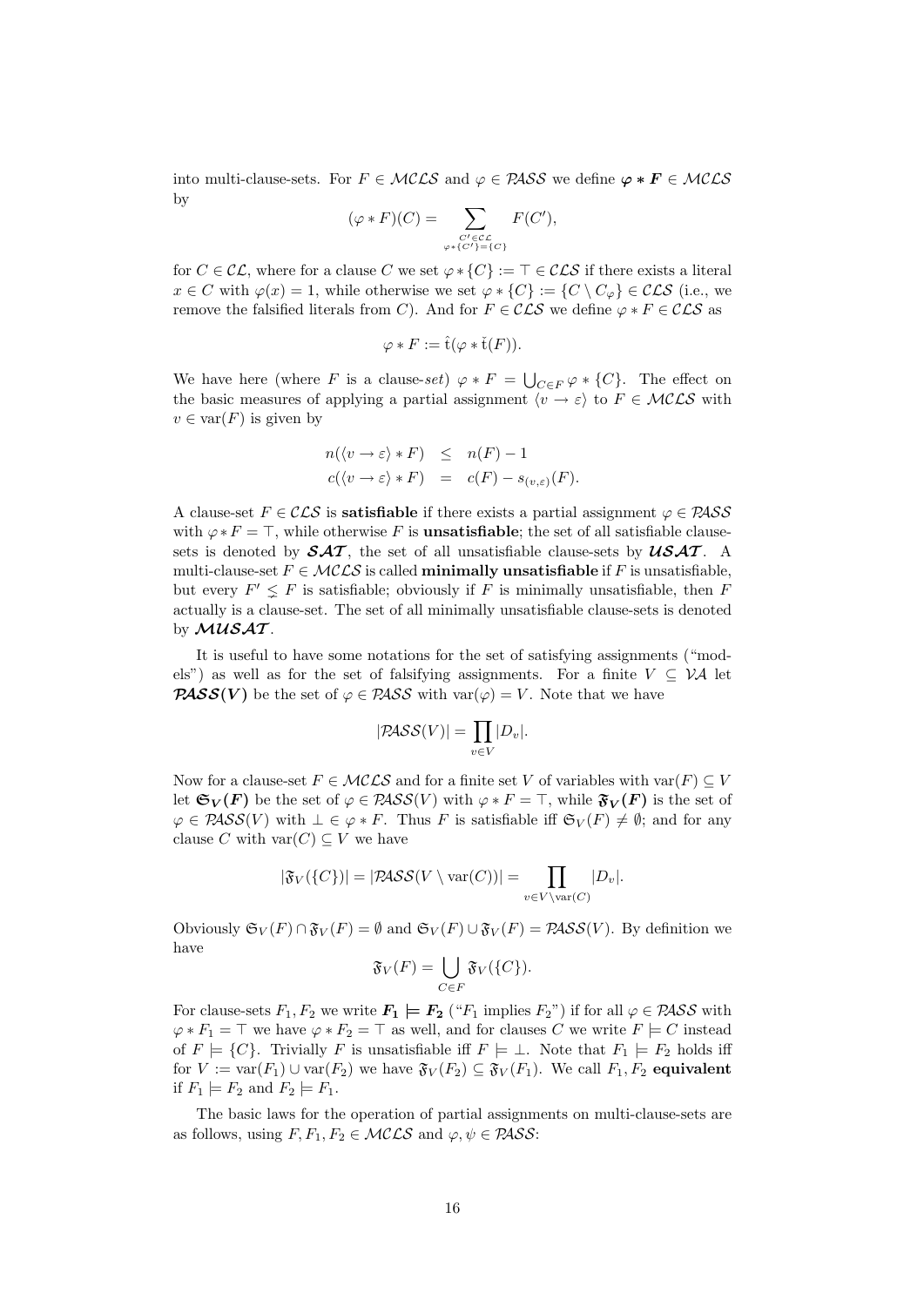into multi-clause-sets. For $F \in \mathcal{MCLS}$ and $\varphi \in \mathcal{PASS}$ we define $\boldsymbol{\varphi * F} \in \mathcal{MCLS}$ by

$$(\varphi * F)(C) = \sum_{\substack{C' \in \mathcal{CL} \\ \varphi * \{C'\} = \{C\}}} F(C'),$$

for $C \in \mathcal{CL}$, where for a clause $C$ we set $\varphi * \{C\} := \top \in \mathcal{CLS}$ if there exists a literal $x \in C$ with $\varphi(x) = 1$, while otherwise we set $\varphi * \{C\} := \{C \setminus C_\varphi\} \in \mathcal{CLS}$ (i.e., we remove the falsified literals from $C$). And for $F \in \mathcal{CLS}$ we define $\varphi * F \in \mathcal{CLS}$ as

$$\varphi * F := \hat{\mathrm{t}}(\varphi * \check{\mathrm{t}}(F)).$$

We have here (where $F$ is a clause-*set*) $\varphi * F = \bigcup_{C \in F} \varphi * \{C\}$. The effect on the basic measures of applying a partial assignment $\langle v \to \varepsilon \rangle$ to $F \in \mathcal{MCLS}$ with $v \in \mathrm{var}(F)$ is given by

$$\begin{aligned} n(\langle v \to \varepsilon \rangle * F) &\leq n(F) - 1 \\ c(\langle v \to \varepsilon \rangle * F) &= c(F) - s_{(v,\varepsilon)}(F). \end{aligned}$$

A clause-set $F \in \mathcal{CLS}$ is **satisfiable** if there exists a partial assignment $\varphi \in \mathcal{PASS}$ with $\varphi * F = \top$, while otherwise $F$ is **unsatisfiable**; the set of all satisfiable clause-sets is denoted by $\boldsymbol{\mathcal{SAT}}$, the set of all unsatisfiable clause-sets by $\boldsymbol{\mathcal{USAT}}$. A multi-clause-set $F \in \mathcal{MCLS}$ is called **minimally unsatisfiable** if $F$ is unsatisfiable, but every $F' \lneq F$ is satisfiable; obviously if $F$ is minimally unsatisfiable, then $F$ actually is a clause-set. The set of all minimally unsatisfiable clause-sets is denoted by $\boldsymbol{\mathcal{MUSAT}}$.

It is useful to have some notations for the set of satisfying assignments ("models") as well as for the set of falsifying assignments. For a finite $V \subseteq \mathcal{VA}$ let $\boldsymbol{\mathcal{PASS}(V)}$ be the set of $\varphi \in \mathcal{PASS}$ with $\mathrm{var}(\varphi) = V$. Note that we have

$$|\mathcal{PASS}(V)| = \prod_{v \in V} |D_v|.$$

Now for a clause-set $F \in \mathcal{MCLS}$ and for a finite set $V$ of variables with $\mathrm{var}(F) \subseteq V$ let $\boldsymbol{\mathfrak{S}_V(F)}$ be the set of $\varphi \in \mathcal{PASS}(V)$ with $\varphi * F = \top$, while $\boldsymbol{\mathfrak{F}_V(F)}$ is the set of $\varphi \in \mathcal{PASS}(V)$ with $\bot \in \varphi * F$. Thus $F$ is satisfiable iff $\mathfrak{S}_V(F) \neq \emptyset$; and for any clause $C$ with $\mathrm{var}(C) \subseteq V$ we have

$$|\mathfrak{F}_V(\{C\})| = |\mathcal{PASS}(V \setminus \mathrm{var}(C))| = \prod_{v \in V \setminus \mathrm{var}(C)} |D_v|.$$

Obviously $\mathfrak{S}_V(F) \cap \mathfrak{F}_V(F) = \emptyset$ and $\mathfrak{S}_V(F) \cup \mathfrak{F}_V(F) = \mathcal{PASS}(V)$. By definition we have

$$\mathfrak{F}_V(F) = \bigcup_{C \in F} \mathfrak{F}_V(\{C\}).$$

For clause-sets $F_1, F_2$ we write $\boldsymbol{F_1 \models F_2}$ ("$F_1$ implies $F_2$") if for all $\varphi \in \mathcal{PASS}$ with $\varphi * F_1 = \top$ we have $\varphi * F_2 = \top$ as well, and for clauses $C$ we write $F \models C$ instead of $F \models \{C\}$. Trivially $F$ is unsatisfiable iff $F \models \bot$. Note that $F_1 \models F_2$ holds iff for $V := \mathrm{var}(F_1) \cup \mathrm{var}(F_2)$ we have $\mathfrak{F}_V(F_2) \subseteq \mathfrak{F}_V(F_1)$. We call $F_1, F_2$ **equivalent** if $F_1 \models F_2$ and $F_2 \models F_1$.

The basic laws for the operation of partial assignments on multi-clause-sets are as follows, using $F, F_1, F_2 \in \mathcal{MCLS}$ and $\varphi, \psi \in \mathcal{PASS}$: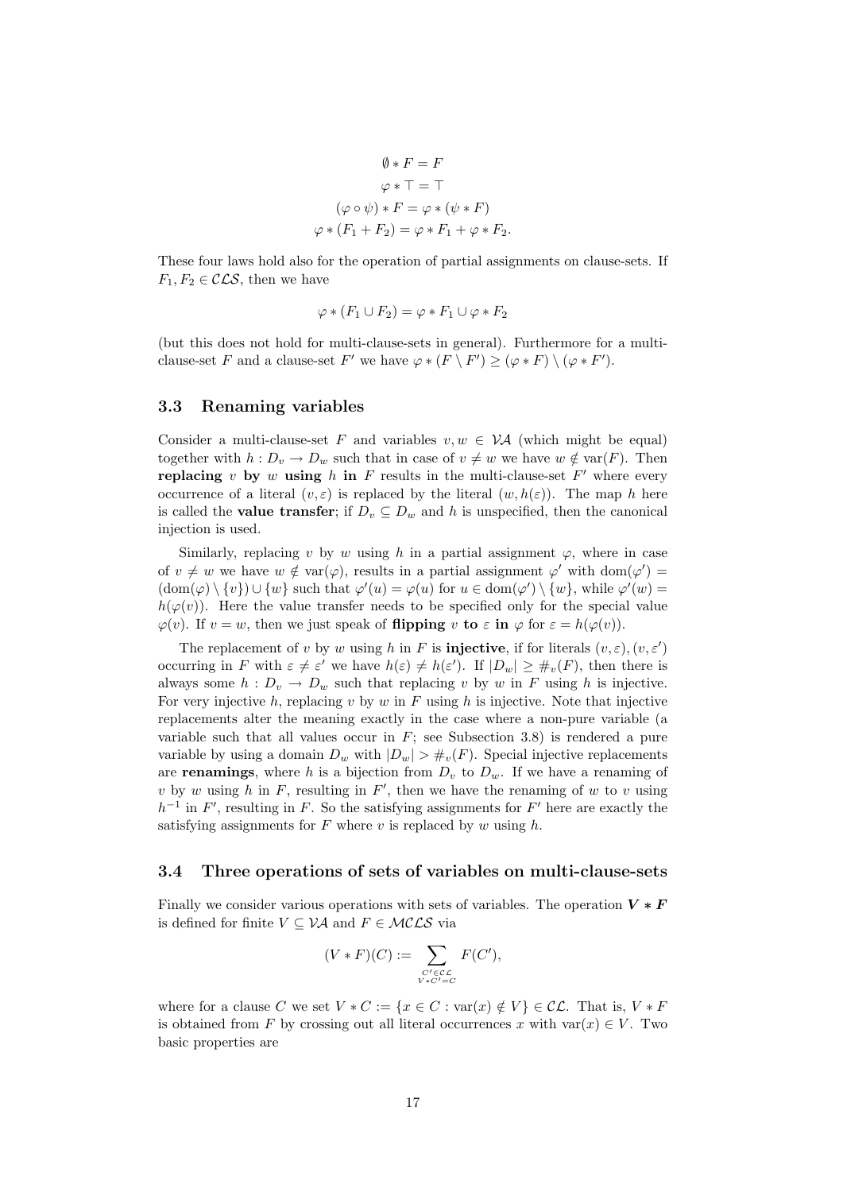$$\emptyset * F = F$$
$$\varphi * \top = \top$$
$$(\varphi \circ \psi) * F = \varphi * (\psi * F)$$
$$\varphi * (F_1 + F_2) = \varphi * F_1 + \varphi * F_2.$$

These four laws hold also for the operation of partial assignments on clause-sets. If $F_1, F_2 \in \mathcal{CLS}$, then we have

$$\varphi * (F_1 \cup F_2) = \varphi * F_1 \cup \varphi * F_2$$

(but this does not hold for multi-clause-sets in general). Furthermore for a multi-clause-set $F$ and a clause-set $F'$ we have $\varphi * (F \setminus F') \geq (\varphi * F) \setminus (\varphi * F')$.

### 3.3 Renaming variables

Consider a multi-clause-set $F$ and variables $v, w \in \mathcal{VA}$ (which might be equal) together with $h : D_v \to D_w$ such that in case of $v \neq w$ we have $w \notin \mathrm{var}(F)$. Then **replacing** $v$ **by** $w$ **using** $h$ **in** $F$ results in the multi-clause-set $F'$ where every occurrence of a literal $(v, \varepsilon)$ is replaced by the literal $(w, h(\varepsilon))$. The map $h$ here is called the **value transfer**; if $D_v \subseteq D_w$ and $h$ is unspecified, then the canonical injection is used.

Similarly, replacing $v$ by $w$ using $h$ in a partial assignment $\varphi$, where in case of $v \neq w$ we have $w \notin \mathrm{var}(\varphi)$, results in a partial assignment $\varphi'$ with $\mathrm{dom}(\varphi') = (\mathrm{dom}(\varphi) \setminus \{v\}) \cup \{w\}$ such that $\varphi'(u) = \varphi(u)$ for $u \in \mathrm{dom}(\varphi') \setminus \{w\}$, while $\varphi'(w) = h(\varphi(v))$. Here the value transfer needs to be specified only for the special value $\varphi(v)$. If $v = w$, then we just speak of **flipping** $v$ **to** $\varepsilon$ **in** $\varphi$ for $\varepsilon = h(\varphi(v))$.

The replacement of $v$ by $w$ using $h$ in $F$ is **injective**, if for literals $(v, \varepsilon), (v, \varepsilon')$ occurring in $F$ with $\varepsilon \neq \varepsilon'$ we have $h(\varepsilon) \neq h(\varepsilon')$. If $|D_w| \geq \#_v(F)$, then there is always some $h : D_v \to D_w$ such that replacing $v$ by $w$ in $F$ using $h$ is injective. For very injective $h$, replacing $v$ by $w$ in $F$ using $h$ is injective. Note that injective replacements alter the meaning exactly in the case where a non-pure variable (a variable such that all values occur in $F$; see Subsection 3.8) is rendered a pure variable by using a domain $D_w$ with $|D_w| > \#_v(F)$. Special injective replacements are **renamings**, where $h$ is a bijection from $D_v$ to $D_w$. If we have a renaming of $v$ by $w$ using $h$ in $F$, resulting in $F'$, then we have the renaming of $w$ to $v$ using $h^{-1}$ in $F'$, resulting in $F$. So the satisfying assignments for $F'$ here are exactly the satisfying assignments for $F$ where $v$ is replaced by $w$ using $h$.

### 3.4 Three operations of sets of variables on multi-clause-sets

Finally we consider various operations with sets of variables. The operation $\boldsymbol{V * F}$ is defined for finite $V \subseteq \mathcal{VA}$ and $F \in \mathcal{MCLS}$ via

$$(V * F)(C) := \sum_{\substack{C' \in \mathcal{CL} \\ V * C' = C}} F(C'),$$

where for a clause $C$ we set $V * C := \{x \in C : \mathrm{var}(x) \notin V\} \in \mathcal{CL}$. That is, $V * F$ is obtained from $F$ by crossing out all literal occurrences $x$ with $\mathrm{var}(x) \in V$. Two basic properties are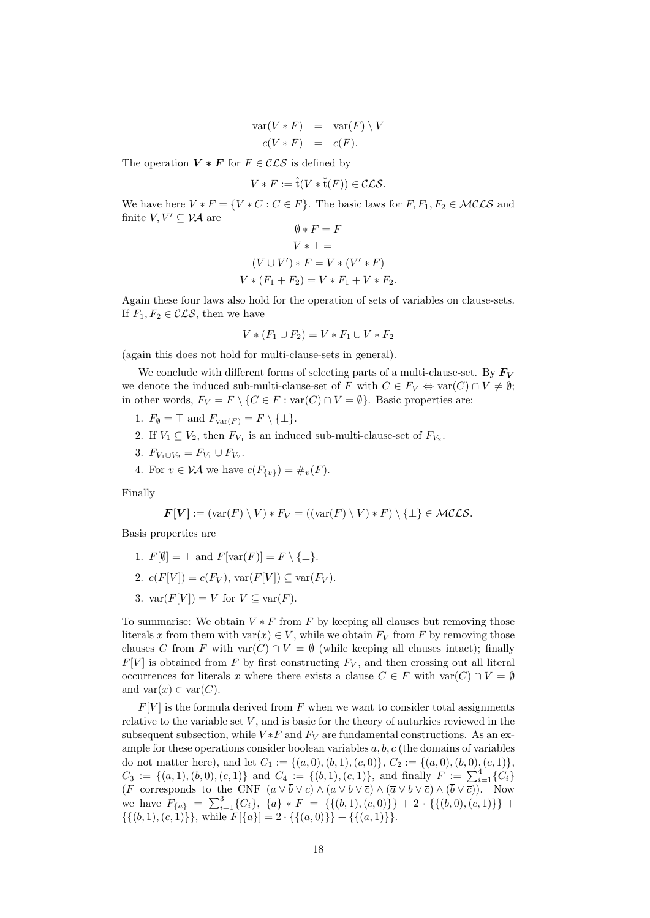$$\begin{aligned}
\operatorname{var}(V * F) &= \operatorname{var}(F) \setminus V \\
c(V * F) &= c(F).
\end{aligned}$$

The operation $\boldsymbol{V * F}$ for $F \in \mathcal{CLS}$ is defined by

$$V * F := \hat{\mathrm{t}}(V * \check{\mathrm{t}}(F)) \in \mathcal{CLS}.$$

We have here $V * F = \{V * C : C \in F\}$. The basic laws for $F, F_1, F_2 \in \mathcal{MCLS}$ and finite $V, V' \subseteq \mathcal{VA}$ are

$$\begin{gathered}
\emptyset * F = F \\
V * \top = \top \\
(V \cup V') * F = V * (V' * F) \\
V * (F_1 + F_2) = V * F_1 + V * F_2.
\end{gathered}$$

Again these four laws also hold for the operation of sets of variables on clause-sets. If $F_1, F_2 \in \mathcal{CLS}$, then we have

$$V * (F_1 \cup F_2) = V * F_1 \cup V * F_2$$

(again this does not hold for multi-clause-sets in general).

We conclude with different forms of selecting parts of a multi-clause-set. By $\boldsymbol{F_V}$ we denote the induced sub-multi-clause-set of $F$ with $C \in F_V \Leftrightarrow \operatorname{var}(C) \cap V \neq \emptyset$; in other words, $F_V = F \setminus \{C \in F : \operatorname{var}(C) \cap V = \emptyset\}$. Basic properties are:

1. $F_\emptyset = \top$ and $F_{\operatorname{var}(F)} = F \setminus \{\bot\}$.
2. If $V_1 \subseteq V_2$, then $F_{V_1}$ is an induced sub-multi-clause-set of $F_{V_2}$.
3. $F_{V_1 \cup V_2} = F_{V_1} \cup F_{V_2}$.
4. For $v \in \mathcal{VA}$ we have $c(F_{\{v\}}) = \#_v(F)$.

Finally

$$\boldsymbol{F[V]} := (\operatorname{var}(F) \setminus V) * F_V = ((\operatorname{var}(F) \setminus V) * F) \setminus \{\bot\} \in \mathcal{MCLS}.$$

Basis properties are

1. $F[\emptyset] = \top$ and $F[\operatorname{var}(F)] = F \setminus \{\bot\}$.
2. $c(F[V]) = c(F_V)$, $\operatorname{var}(F[V]) \subseteq \operatorname{var}(F_V)$.
3. $\operatorname{var}(F[V]) = V$ for $V \subseteq \operatorname{var}(F)$.

To summarise: We obtain $V * F$ from $F$ by keeping all clauses but removing those literals $x$ from them with $\operatorname{var}(x) \in V$, while we obtain $F_V$ from $F$ by removing those clauses $C$ from $F$ with $\operatorname{var}(C) \cap V = \emptyset$ (while keeping all clauses intact); finally $F[V]$ is obtained from $F$ by first constructing $F_V$, and then crossing out all literal occurrences for literals $x$ where there exists a clause $C \in F$ with $\operatorname{var}(C) \cap V = \emptyset$ and $\operatorname{var}(x) \in \operatorname{var}(C)$.

$F[V]$ is the formula derived from $F$ when we want to consider total assignments relative to the variable set $V$, and is basic for the theory of autarkies reviewed in the subsequent subsection, while $V * F$ and $F_V$ are fundamental constructions. As an example for these operations consider boolean variables $a, b, c$ (the domains of variables do not matter here), and let $C_1 := \{(a, 0), (b, 1), (c, 0)\}$, $C_2 := \{(a, 0), (b, 0), (c, 1)\}$, $C_3 := \{(a, 1), (b, 0), (c, 1)\}$ and $C_4 := \{(b, 1), (c, 1)\}$, and finally $F := \sum_{i=1}^{4} \{C_i\}$ ($F$ corresponds to the CNF $(a \vee \overline{b} \vee c) \wedge (a \vee b \vee \overline{c}) \wedge (\overline{a} \vee b \vee \overline{c}) \wedge (\overline{b} \vee \overline{c})$). Now we have $F_{\{a\}} = \sum_{i=1}^{3} \{C_i\}$, $\{a\} * F = \{\{(b, 1), (c, 0)\}\} + 2 \cdot \{\{(b, 0), (c, 1)\}\} + \{\{(b, 1), (c, 1)\}\}$, while $F[\{a\}] = 2 \cdot \{\{(a, 0)\}\} + \{\{(a, 1)\}\}$.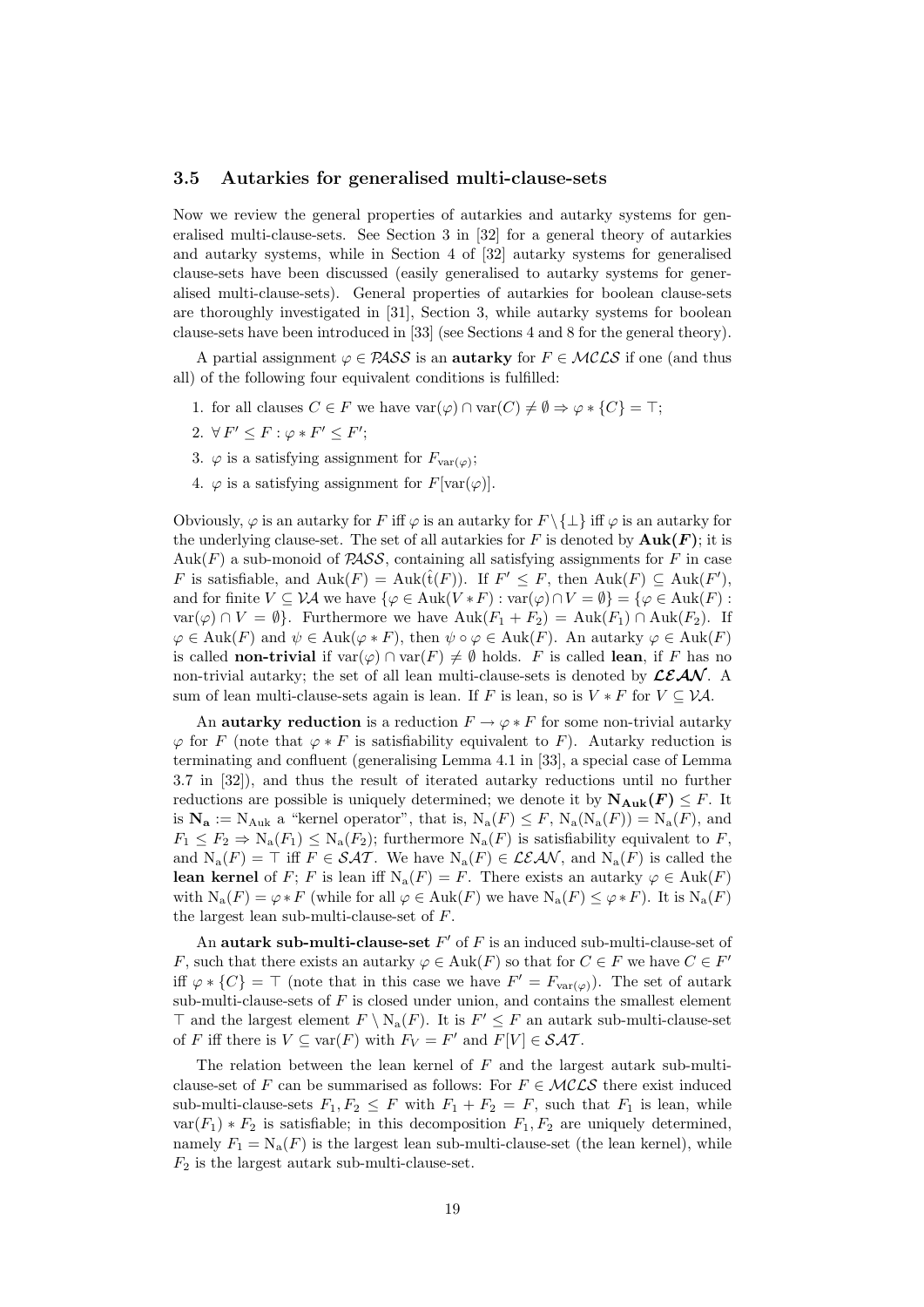### 3.5 Autarkies for generalised multi-clause-sets

Now we review the general properties of autarkies and autarky systems for generalised multi-clause-sets. See Section 3 in [32] for a general theory of autarkies and autarky systems, while in Section 4 of [32] autarky systems for generalised clause-sets have been discussed (easily generalised to autarky systems for generalised multi-clause-sets). General properties of autarkies for boolean clause-sets are thoroughly investigated in [31], Section 3, while autarky systems for boolean clause-sets have been introduced in [33] (see Sections 4 and 8 for the general theory).

A partial assignment $\varphi \in \mathcal{PASS}$ is an **autarky** for $F \in \mathcal{MCLS}$ if one (and thus all) of the following four equivalent conditions is fulfilled:

1. for all clauses $C \in F$ we have $\mathrm{var}(\varphi) \cap \mathrm{var}(C) \neq \emptyset \Rightarrow \varphi * \{C\} = \top$;
2. $\forall\, F' \leq F : \varphi * F' \leq F'$;
3. $\varphi$ is a satisfying assignment for $F_{\mathrm{var}(\varphi)}$;
4. $\varphi$ is a satisfying assignment for $F[\mathrm{var}(\varphi)]$.

Obviously, $\varphi$ is an autarky for $F$ iff $\varphi$ is an autarky for $F \setminus \{\bot\}$ iff $\varphi$ is an autarky for the underlying clause-set. The set of all autarkies for $F$ is denoted by $\mathbf{Auk}(\boldsymbol{F})$; it is $\mathrm{Auk}(F)$ a sub-monoid of $\mathcal{PASS}$, containing all satisfying assignments for $F$ in case $F$ is satisfiable, and $\mathrm{Auk}(F) = \mathrm{Auk}(\hat{\mathrm{t}}(F))$. If $F' \leq F$, then $\mathrm{Auk}(F) \subseteq \mathrm{Auk}(F')$, and for finite $V \subseteq \mathcal{VA}$ we have $\{\varphi \in \mathrm{Auk}(V * F) : \mathrm{var}(\varphi) \cap V = \emptyset\} = \{\varphi \in \mathrm{Auk}(F) : \mathrm{var}(\varphi) \cap V = \emptyset\}$. Furthermore we have $\mathrm{Auk}(F_1 + F_2) = \mathrm{Auk}(F_1) \cap \mathrm{Auk}(F_2)$. If $\varphi \in \mathrm{Auk}(F)$ and $\psi \in \mathrm{Auk}(\varphi * F)$, then $\psi \circ \varphi \in \mathrm{Auk}(F)$. An autarky $\varphi \in \mathrm{Auk}(F)$ is called **non-trivial** if $\mathrm{var}(\varphi) \cap \mathrm{var}(F) \neq \emptyset$ holds. $F$ is called **lean**, if $F$ has no non-trivial autarky; the set of all lean multi-clause-sets is denoted by $\boldsymbol{\mathcal{LEAN}}$. A sum of lean multi-clause-sets again is lean. If $F$ is lean, so is $V * F$ for $V \subseteq \mathcal{VA}$.

An **autarky reduction** is a reduction $F \to \varphi * F$ for some non-trivial autarky $\varphi$ for $F$ (note that $\varphi * F$ is satisfiability equivalent to $F$). Autarky reduction is terminating and confluent (generalising Lemma 4.1 in [33], a special case of Lemma 3.7 in [32]), and thus the result of iterated autarky reductions until no further reductions are possible is uniquely determined; we denote it by $\mathbf{N}_{\mathbf{Auk}}(\boldsymbol{F}) \leq F$. It is $\mathbf{N_a} := \mathrm{N}_{\mathrm{Auk}}$ a "kernel operator", that is, $\mathrm{N_a}(F) \leq F$, $\mathrm{N_a}(\mathrm{N_a}(F)) = \mathrm{N_a}(F)$, and $F_1 \leq F_2 \Rightarrow \mathrm{N_a}(F_1) \leq \mathrm{N_a}(F_2)$; furthermore $\mathrm{N_a}(F)$ is satisfiability equivalent to $F$, and $\mathrm{N_a}(F) = \top$ iff $F \in \mathcal{SAT}$. We have $\mathrm{N_a}(F) \in \mathcal{LEAN}$, and $\mathrm{N_a}(F)$ is called the **lean kernel** of $F$; $F$ is lean iff $\mathrm{N_a}(F) = F$. There exists an autarky $\varphi \in \mathrm{Auk}(F)$ with $\mathrm{N_a}(F) = \varphi * F$ (while for all $\varphi \in \mathrm{Auk}(F)$ we have $\mathrm{N_a}(F) \leq \varphi * F$). It is $\mathrm{N_a}(F)$ the largest lean sub-multi-clause-set of $F$.

An **autark sub-multi-clause-set** $F'$ of $F$ is an induced sub-multi-clause-set of $F$, such that there exists an autarky $\varphi \in \mathrm{Auk}(F)$ so that for $C \in F$ we have $C \in F'$ iff $\varphi * \{C\} = \top$ (note that in this case we have $F' = F_{\mathrm{var}(\varphi)}$). The set of autark sub-multi-clause-sets of $F$ is closed under union, and contains the smallest element $\top$ and the largest element $F \setminus \mathrm{N_a}(F)$. It is $F' \leq F$ an autark sub-multi-clause-set of $F$ iff there is $V \subseteq \mathrm{var}(F)$ with $F_V = F'$ and $F[V] \in \mathcal{SAT}$.

The relation between the lean kernel of $F$ and the largest autark sub-multi-clause-set of $F$ can be summarised as follows: For $F \in \mathcal{MCLS}$ there exist induced sub-multi-clause-sets $F_1, F_2 \leq F$ with $F_1 + F_2 = F$, such that $F_1$ is lean, while $\mathrm{var}(F_1) * F_2$ is satisfiable; in this decomposition $F_1, F_2$ are uniquely determined, namely $F_1 = \mathrm{N_a}(F)$ is the largest lean sub-multi-clause-set (the lean kernel), while $F_2$ is the largest autark sub-multi-clause-set.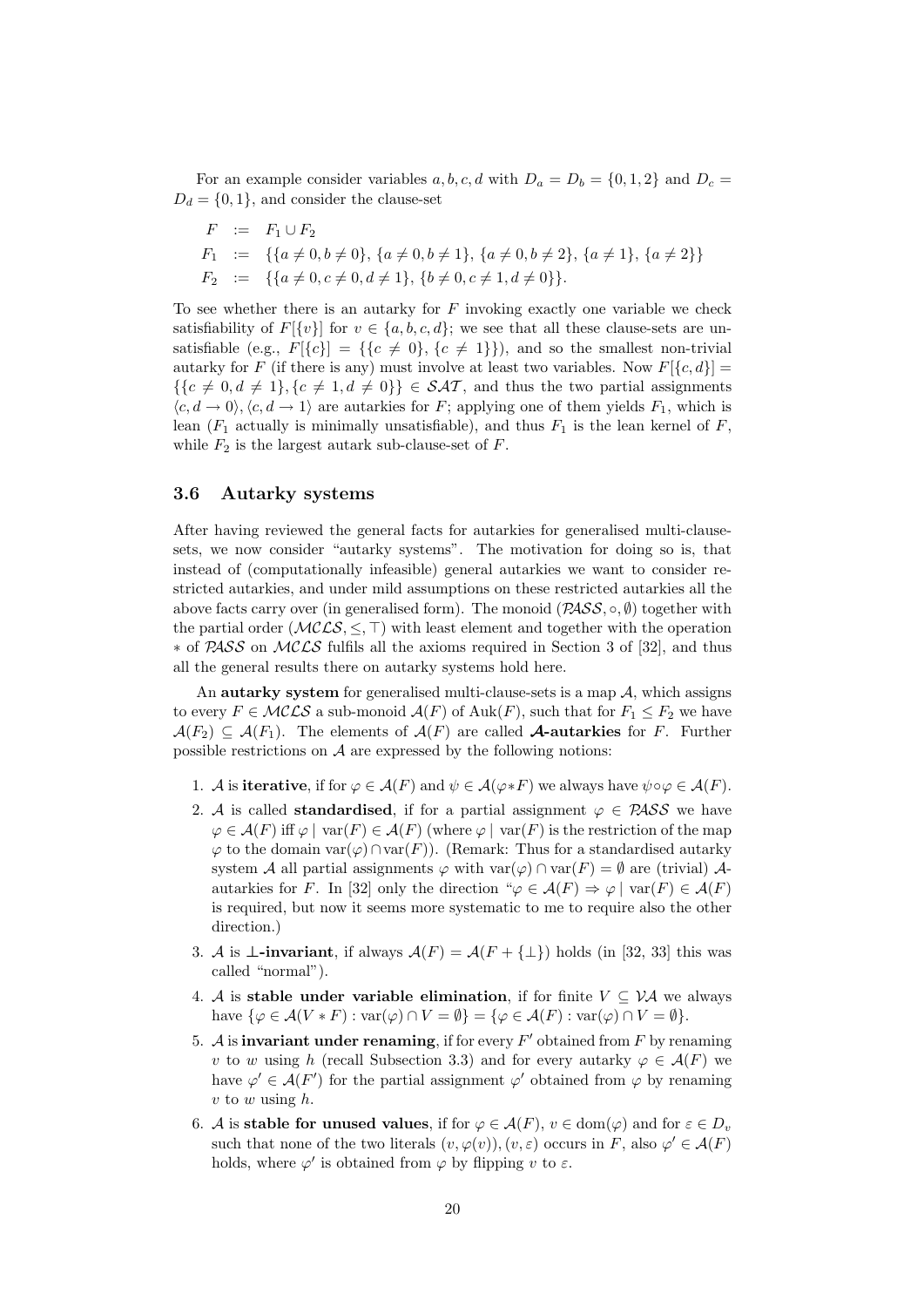For an example consider variables $a, b, c, d$ with $D_a = D_b = \{0, 1, 2\}$ and $D_c = D_d = \{0, 1\}$, and consider the clause-set

$$
\begin{aligned}
F &:= F_1 \cup F_2 \\
F_1 &:= \{\{a \neq 0, b \neq 0\}, \{a \neq 0, b \neq 1\}, \{a \neq 0, b \neq 2\}, \{a \neq 1\}, \{a \neq 2\}\} \\
F_2 &:= \{\{a \neq 0, c \neq 0, d \neq 1\}, \{b \neq 0, c \neq 1, d \neq 0\}\}.
\end{aligned}
$$

To see whether there is an autarky for $F$ invoking exactly one variable we check satisfiability of $F[\{v\}]$ for $v \in \{a, b, c, d\}$; we see that all these clause-sets are unsatisfiable (e.g., $F[\{c\}] = \{\{c \neq 0\}, \{c \neq 1\}\}$), and so the smallest non-trivial autarky for $F$ (if there is any) must involve at least two variables. Now $F[\{c, d\}] = \{\{c \neq 0, d \neq 1\}, \{c \neq 1, d \neq 0\}\} \in \mathcal{SAT}$, and thus the two partial assignments $\langle c, d \to 0\rangle, \langle c, d \to 1\rangle$ are autarkies for $F$; applying one of them yields $F_1$, which is lean ($F_1$ actually is minimally unsatisfiable), and thus $F_1$ is the lean kernel of $F$, while $F_2$ is the largest autark sub-clause-set of $F$.

### 3.6 Autarky systems

After having reviewed the general facts for autarkies for generalised multi-clause-sets, we now consider "autarky systems". The motivation for doing so is, that instead of (computationally infeasible) general autarkies we want to consider restricted autarkies, and under mild assumptions on these restricted autarkies all the above facts carry over (in generalised form). The monoid $(\mathcal{PASS}, \circ, \emptyset)$ together with the partial order $(\mathcal{MCLS}, \leq, \top)$ with least element and together with the operation $*$ of $\mathcal{PASS}$ on $\mathcal{MCLS}$ fulfils all the axioms required in Section 3 of [32], and thus all the general results there on autarky systems hold here.

An **autarky system** for generalised multi-clause-sets is a map $\mathcal{A}$, which assigns to every $F \in \mathcal{MCLS}$ a sub-monoid $\mathcal{A}(F)$ of $\mathrm{Auk}(F)$, such that for $F_1 \leq F_2$ we have $\mathcal{A}(F_2) \subseteq \mathcal{A}(F_1)$. The elements of $\mathcal{A}(F)$ are called **$\mathcal{A}$-autarkies** for $F$. Further possible restrictions on $\mathcal{A}$ are expressed by the following notions:

1. $\mathcal{A}$ is **iterative**, if for $\varphi \in \mathcal{A}(F)$ and $\psi \in \mathcal{A}(\varphi * F)$ we always have $\psi \circ \varphi \in \mathcal{A}(F)$.
2. $\mathcal{A}$ is called **standardised**, if for a partial assignment $\varphi \in \mathcal{PASS}$ we have $\varphi \in \mathcal{A}(F)$ iff $\varphi \mid \mathrm{var}(F) \in \mathcal{A}(F)$ (where $\varphi \mid \mathrm{var}(F)$ is the restriction of the map $\varphi$ to the domain $\mathrm{var}(\varphi) \cap \mathrm{var}(F)$). (Remark: Thus for a standardised autarky system $\mathcal{A}$ all partial assignments $\varphi$ with $\mathrm{var}(\varphi) \cap \mathrm{var}(F) = \emptyset$ are (trivial) $\mathcal{A}$-autarkies for $F$. In [32] only the direction "$\varphi \in \mathcal{A}(F) \Rightarrow \varphi \mid \mathrm{var}(F) \in \mathcal{A}(F)$ is required, but now it seems more systematic to me to require also the other direction.)
3. $\mathcal{A}$ is **$\bot$-invariant**, if always $\mathcal{A}(F) = \mathcal{A}(F + \{\bot\})$ holds (in [32, 33] this was called "normal").
4. $\mathcal{A}$ is **stable under variable elimination**, if for finite $V \subseteq \mathcal{VA}$ we always have $\{\varphi \in \mathcal{A}(V * F) : \mathrm{var}(\varphi) \cap V = \emptyset\} = \{\varphi \in \mathcal{A}(F) : \mathrm{var}(\varphi) \cap V = \emptyset\}$.
5. $\mathcal{A}$ is **invariant under renaming**, if for every $F'$ obtained from $F$ by renaming $v$ to $w$ using $h$ (recall Subsection 3.3) and for every autarky $\varphi \in \mathcal{A}(F)$ we have $\varphi' \in \mathcal{A}(F')$ for the partial assignment $\varphi'$ obtained from $\varphi$ by renaming $v$ to $w$ using $h$.
6. $\mathcal{A}$ is **stable for unused values**, if for $\varphi \in \mathcal{A}(F)$, $v \in \mathrm{dom}(\varphi)$ and for $\varepsilon \in D_v$ such that none of the two literals $(v, \varphi(v)), (v, \varepsilon)$ occurs in $F$, also $\varphi' \in \mathcal{A}(F)$ holds, where $\varphi'$ is obtained from $\varphi$ by flipping $v$ to $\varepsilon$.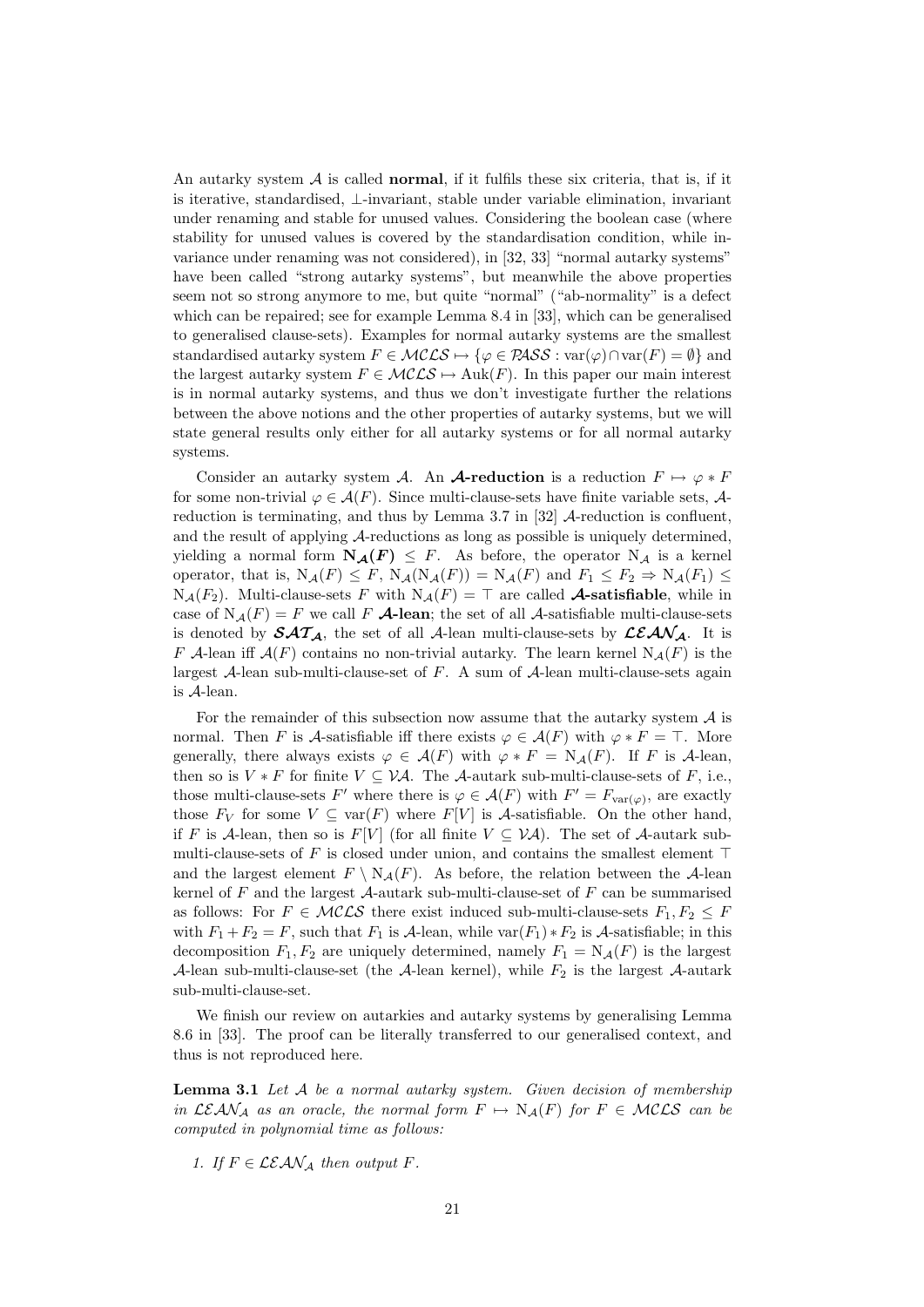An autarky system $\mathcal{A}$ is called **normal**, if it fulfils these six criteria, that is, if it is iterative, standardised, $\bot$-invariant, stable under variable elimination, invariant under renaming and stable for unused values. Considering the boolean case (where stability for unused values is covered by the standardisation condition, while invariance under renaming was not considered), in [32, 33] "normal autarky systems" have been called "strong autarky systems", but meanwhile the above properties seem not so strong anymore to me, but quite "normal" ("ab-normality" is a defect which can be repaired; see for example Lemma 8.4 in [33], which can be generalised to generalised clause-sets). Examples for normal autarky systems are the smallest standardised autarky system $F \in \mathcal{MCLS} \mapsto \{\varphi \in \mathcal{PASS} : \operatorname{var}(\varphi) \cap \operatorname{var}(F) = \emptyset\}$ and the largest autarky system $F \in \mathcal{MCLS} \mapsto \operatorname{Auk}(F)$. In this paper our main interest is in normal autarky systems, and thus we don't investigate further the relations between the above notions and the other properties of autarky systems, but we will state general results only either for all autarky systems or for all normal autarky systems.

Consider an autarky system $\mathcal{A}$. An $\boldsymbol{\mathcal{A}}$**-reduction** is a reduction $F \mapsto \varphi * F$ for some non-trivial $\varphi \in \mathcal{A}(F)$. Since multi-clause-sets have finite variable sets, $\mathcal{A}$-reduction is terminating, and thus by Lemma 3.7 in [32] $\mathcal{A}$-reduction is confluent, and the result of applying $\mathcal{A}$-reductions as long as possible is uniquely determined, yielding a normal form $\mathbf{N}_{\boldsymbol{\mathcal{A}}}\boldsymbol{(F)} \leq F$. As before, the operator $\mathrm{N}_{\mathcal{A}}$ is a kernel operator, that is, $\mathrm{N}_{\mathcal{A}}(F) \leq F$, $\mathrm{N}_{\mathcal{A}}(\mathrm{N}_{\mathcal{A}}(F)) = \mathrm{N}_{\mathcal{A}}(F)$ and $F_1 \leq F_2 \Rightarrow \mathrm{N}_{\mathcal{A}}(F_1) \leq \mathrm{N}_{\mathcal{A}}(F_2)$. Multi-clause-sets $F$ with $\mathrm{N}_{\mathcal{A}}(F) = \top$ are called $\boldsymbol{\mathcal{A}}$**-satisfiable**, while in case of $\mathrm{N}_{\mathcal{A}}(F) = F$ we call $F$ $\boldsymbol{\mathcal{A}}$**-lean**; the set of all $\mathcal{A}$-satisfiable multi-clause-sets is denoted by $\boldsymbol{\mathcal{SAT}_{\mathcal{A}}}$, the set of all $\mathcal{A}$-lean multi-clause-sets by $\boldsymbol{\mathcal{LEAN}_{\mathcal{A}}}$. It is $F$ $\mathcal{A}$-lean iff $\mathcal{A}(F)$ contains no non-trivial autarky. The learn kernel $\mathrm{N}_{\mathcal{A}}(F)$ is the largest $\mathcal{A}$-lean sub-multi-clause-set of $F$. A sum of $\mathcal{A}$-lean multi-clause-sets again is $\mathcal{A}$-lean.

For the remainder of this subsection now assume that the autarky system $\mathcal{A}$ is normal. Then $F$ is $\mathcal{A}$-satisfiable iff there exists $\varphi \in \mathcal{A}(F)$ with $\varphi * F = \top$. More generally, there always exists $\varphi \in \mathcal{A}(F)$ with $\varphi * F = \mathrm{N}_{\mathcal{A}}(F)$. If $F$ is $\mathcal{A}$-lean, then so is $V * F$ for finite $V \subseteq \mathcal{VA}$. The $\mathcal{A}$-autark sub-multi-clause-sets of $F$, i.e., those multi-clause-sets $F'$ where there is $\varphi \in \mathcal{A}(F)$ with $F' = F_{\operatorname{var}(\varphi)}$, are exactly those $F_V$ for some $V \subseteq \operatorname{var}(F)$ where $F[V]$ is $\mathcal{A}$-satisfiable. On the other hand, if $F$ is $\mathcal{A}$-lean, then so is $F[V]$ (for all finite $V \subseteq \mathcal{VA}$). The set of $\mathcal{A}$-autark sub-multi-clause-sets of $F$ is closed under union, and contains the smallest element $\top$ and the largest element $F \setminus \mathrm{N}_{\mathcal{A}}(F)$. As before, the relation between the $\mathcal{A}$-lean kernel of $F$ and the largest $\mathcal{A}$-autark sub-multi-clause-set of $F$ can be summarised as follows: For $F \in \mathcal{MCLS}$ there exist induced sub-multi-clause-sets $F_1, F_2 \leq F$ with $F_1 + F_2 = F$, such that $F_1$ is $\mathcal{A}$-lean, while $\operatorname{var}(F_1) * F_2$ is $\mathcal{A}$-satisfiable; in this decomposition $F_1, F_2$ are uniquely determined, namely $F_1 = \mathrm{N}_{\mathcal{A}}(F)$ is the largest $\mathcal{A}$-lean sub-multi-clause-set (the $\mathcal{A}$-lean kernel), while $F_2$ is the largest $\mathcal{A}$-autark sub-multi-clause-set.

We finish our review on autarkies and autarky systems by generalising Lemma 8.6 in [33]. The proof can be literally transferred to our generalised context, and thus is not reproduced here.

**Lemma 3.1** *Let $\mathcal{A}$ be a normal autarky system. Given decision of membership in $\mathcal{LEAN}_{\mathcal{A}}$ as an oracle, the normal form $F \mapsto \mathrm{N}_{\mathcal{A}}(F)$ for $F \in \mathcal{MCLS}$ can be computed in polynomial time as follows:*

1. *If $F \in \mathcal{LEAN}_{\mathcal{A}}$ then output $F$.*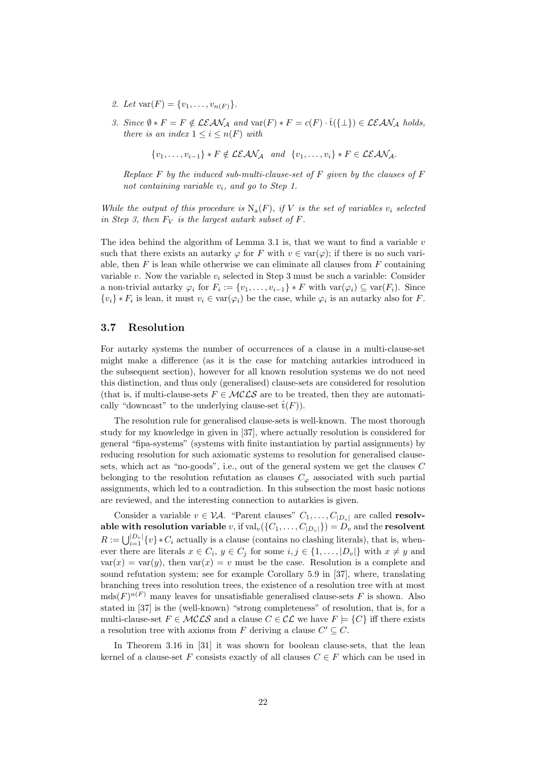2. *Let* $\mathrm{var}(F) = \{v_1, \dots, v_{n(F)}\}$.
3. *Since* $\emptyset * F = F \notin \mathcal{LEAN}_{\mathcal{A}}$ *and* $\mathrm{var}(F) * F = c(F) \cdot \check{\mathrm{t}}(\{\bot\}) \in \mathcal{LEAN}_{\mathcal{A}}$ *holds, there is an index* $1 \le i \le n(F)$ *with*

$$\{v_1, \dots, v_{i-1}\} * F \notin \mathcal{LEAN}_{\mathcal{A}} \quad \text{and} \quad \{v_1, \dots, v_i\} * F \in \mathcal{LEAN}_{\mathcal{A}}.$$

*Replace* $F$ *by the induced sub-multi-clause-set of* $F$ *given by the clauses of* $F$ *not containing variable* $v_i$*, and go to Step 1.*

*While the output of this procedure is* $\mathrm{N_a}(F)$*, if* $V$ *is the set of variables* $v_i$ *selected in Step 3, then* $F_V$ *is the largest autark subset of* $F$.

The idea behind the algorithm of Lemma 3.1 is, that we want to find a variable $v$ such that there exists an autarky $\varphi$ for $F$ with $v \in \mathrm{var}(\varphi)$; if there is no such variable, then $F$ is lean while otherwise we can eliminate all clauses from $F$ containing variable $v$. Now the variable $v_i$ selected in Step 3 must be such a variable: Consider a non-trivial autarky $\varphi_i$ for $F_i := \{v_1, \dots, v_{i-1}\} * F$ with $\mathrm{var}(\varphi_i) \subseteq \mathrm{var}(F_i)$. Since $\{v_i\} * F_i$ is lean, it must $v_i \in \mathrm{var}(\varphi_i)$ be the case, while $\varphi_i$ is an autarky also for $F$.

### 3.7 Resolution

For autarky systems the number of occurrences of a clause in a multi-clause-set might make a difference (as it is the case for matching autarkies introduced in the subsequent section), however for all known resolution systems we do not need this distinction, and thus only (generalised) clause-sets are considered for resolution (that is, if multi-clause-sets $F \in \mathcal{MCLS}$ are to be treated, then they are automatically "downcast" to the underlying clause-set $\hat{\mathrm{t}}(F)$).

The resolution rule for generalised clause-sets is well-known. The most thorough study for my knowledge in given in [37], where actually resolution is considered for general "fipa-systems" (systems with finite instantiation by partial assignments) by reducing resolution for such axiomatic systems to resolution for generalised clause-sets, which act as "no-goods", i.e., out of the general system we get the clauses $C$ belonging to the resolution refutation as clauses $C_\varphi$ associated with such partial assignments, which led to a contradiction. In this subsection the most basic notions are reviewed, and the interesting connection to autarkies is given.

Consider a variable $v \in \mathcal{VA}$. "Parent clauses" $C_1, \dots, C_{|D_v|}$ are called **resolvable with resolution variable** $v$, if $\mathrm{val}_v(\{C_1, \dots, C_{|D_v|}\}) = D_v$ and the **resolvent** $R := \bigcup_{i=1}^{|D_v|} \{v\} * C_i$ actually is a clause (contains no clashing literals), that is, whenever there are literals $x \in C_i$, $y \in C_j$ for some $i, j \in \{1, \dots, |D_v|\}$ with $x \neq y$ and $\mathrm{var}(x) = \mathrm{var}(y)$, then $\mathrm{var}(x) = v$ must be the case. Resolution is a complete and sound refutation system; see for example Corollary 5.9 in [37], where, translating branching trees into resolution trees, the existence of a resolution tree with at most $\mathrm{mds}(F)^{n(F)}$ many leaves for unsatisfiable generalised clause-sets $F$ is shown. Also stated in [37] is the (well-known) "strong completeness" of resolution, that is, for a multi-clause-set $F \in \mathcal{MCLS}$ and a clause $C \in \mathcal{CL}$ we have $F \models \{C\}$ iff there exists a resolution tree with axioms from $F$ deriving a clause $C' \subseteq C$.

In Theorem 3.16 in [31] it was shown for boolean clause-sets, that the lean kernel of a clause-set $F$ consists exactly of all clauses $C \in F$ which can be used in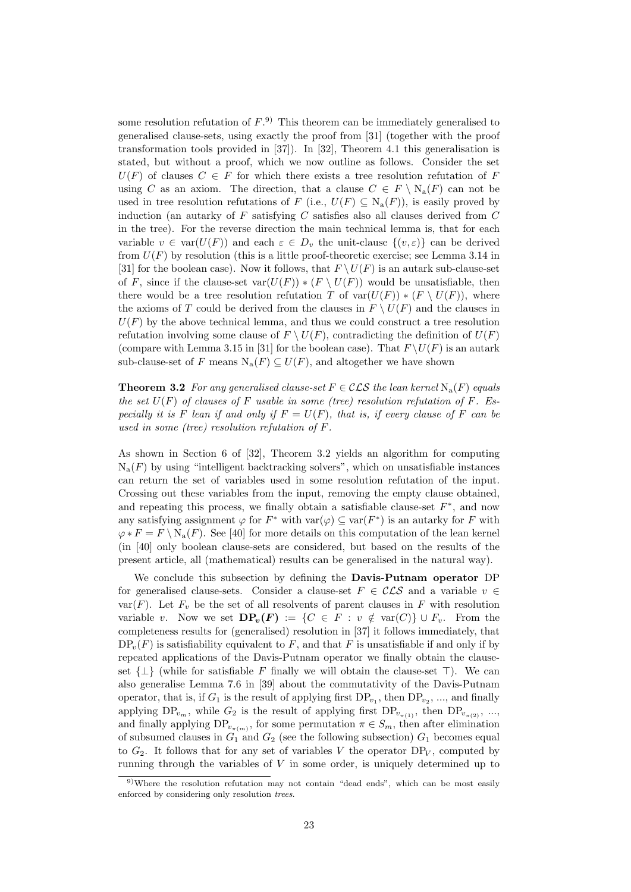some resolution refutation of $F$.[9)] This theorem can be immediately generalised to generalised clause-sets, using exactly the proof from [31] (together with the proof transformation tools provided in [37]). In [32], Theorem 4.1 this generalisation is stated, but without a proof, which we now outline as follows. Consider the set $U(F)$ of clauses $C \in F$ for which there exists a tree resolution refutation of $F$ using $C$ as an axiom. The direction, that a clause $C \in F \setminus \mathrm{N_a}(F)$ can not be used in tree resolution refutations of $F$ (i.e., $U(F) \subseteq \mathrm{N_a}(F)$), is easily proved by induction (an autarky of $F$ satisfying $C$ satisfies also all clauses derived from $C$ in the tree). For the reverse direction the main technical lemma is, that for each variable $v \in \mathrm{var}(U(F))$ and each $\varepsilon \in D_v$ the unit-clause $\{(v, \varepsilon)\}$ can be derived from $U(F)$ by resolution (this is a little proof-theoretic exercise; see Lemma 3.14 in [31] for the boolean case). Now it follows, that $F \setminus U(F)$ is an autark sub-clause-set of $F$, since if the clause-set $\mathrm{var}(U(F)) * (F \setminus U(F))$ would be unsatisfiable, then there would be a tree resolution refutation $T$ of $\mathrm{var}(U(F)) * (F \setminus U(F))$, where the axioms of $T$ could be derived from the clauses in $F \setminus U(F)$ and the clauses in $U(F)$ by the above technical lemma, and thus we could construct a tree resolution refutation involving some clause of $F \setminus U(F)$, contradicting the definition of $U(F)$ (compare with Lemma 3.15 in [31] for the boolean case). That $F \setminus U(F)$ is an autark sub-clause-set of $F$ means $\mathrm{N_a}(F) \subseteq U(F)$, and altogether we have shown

**Theorem 3.2** *For any generalised clause-set $F \in \mathcal{CLS}$ the lean kernel $\mathrm{N_a}(F)$ equals the set $U(F)$ of clauses of $F$ usable in some (tree) resolution refutation of $F$. Especially it is $F$ lean if and only if $F = U(F)$, that is, if every clause of $F$ can be used in some (tree) resolution refutation of $F$.*

As shown in Section 6 of [32], Theorem 3.2 yields an algorithm for computing $\mathrm{N_a}(F)$ by using "intelligent backtracking solvers", which on unsatisfiable instances can return the set of variables used in some resolution refutation of the input. Crossing out these variables from the input, removing the empty clause obtained, and repeating this process, we finally obtain a satisfiable clause-set $F^*$, and now any satisfying assignment $\varphi$ for $F^*$ with $\mathrm{var}(\varphi) \subseteq \mathrm{var}(F^*)$ is an autarky for $F$ with $\varphi * F = F \setminus \mathrm{N_a}(F)$. See [40] for more details on this computation of the lean kernel (in [40] only boolean clause-sets are considered, but based on the results of the present article, all (mathematical) results can be generalised in the natural way).

We conclude this subsection by defining the **Davis-Putnam operator** DP for generalised clause-sets. Consider a clause-set $F \in \mathcal{CLS}$ and a variable $v \in \mathrm{var}(F)$. Let $F_v$ be the set of all resolvents of parent clauses in $F$ with resolution variable $v$. Now we set $\mathbf{DP}_{\boldsymbol{v}}\boldsymbol{(F)} := \{C \in F : v \notin \mathrm{var}(C)\} \cup F_v$. From the completeness results for (generalised) resolution in [37] it follows immediately, that $\mathrm{DP}_v(F)$ is satisfiability equivalent to $F$, and that $F$ is unsatisfiable if and only if by repeated applications of the Davis-Putnam operator we finally obtain the clause-set $\{\bot\}$ (while for satisfiable $F$ finally we will obtain the clause-set $\top$). We can also generalise Lemma 7.6 in [39] about the commutativity of the Davis-Putnam operator, that is, if $G_1$ is the result of applying first $\mathrm{DP}_{v_1}$, then $\mathrm{DP}_{v_2}$, ..., and finally applying $\mathrm{DP}_{v_m}$, while $G_2$ is the result of applying first $\mathrm{DP}_{v_{\pi(1)}}$, then $\mathrm{DP}_{v_{\pi(2)}}$, ..., and finally applying $\mathrm{DP}_{v_{\pi(m)}}$, for some permutation $\pi \in S_m$, then after elimination of subsumed clauses in $G_1$ and $G_2$ (see the following subsection) $G_1$ becomes equal to $G_2$. It follows that for any set of variables $V$ the operator $\mathrm{DP}_V$, computed by running through the variables of $V$ in some order, is uniquely determined up to

[9)] Where the resolution refutation may not contain "dead ends", which can be most easily enforced by considering only resolution *trees*.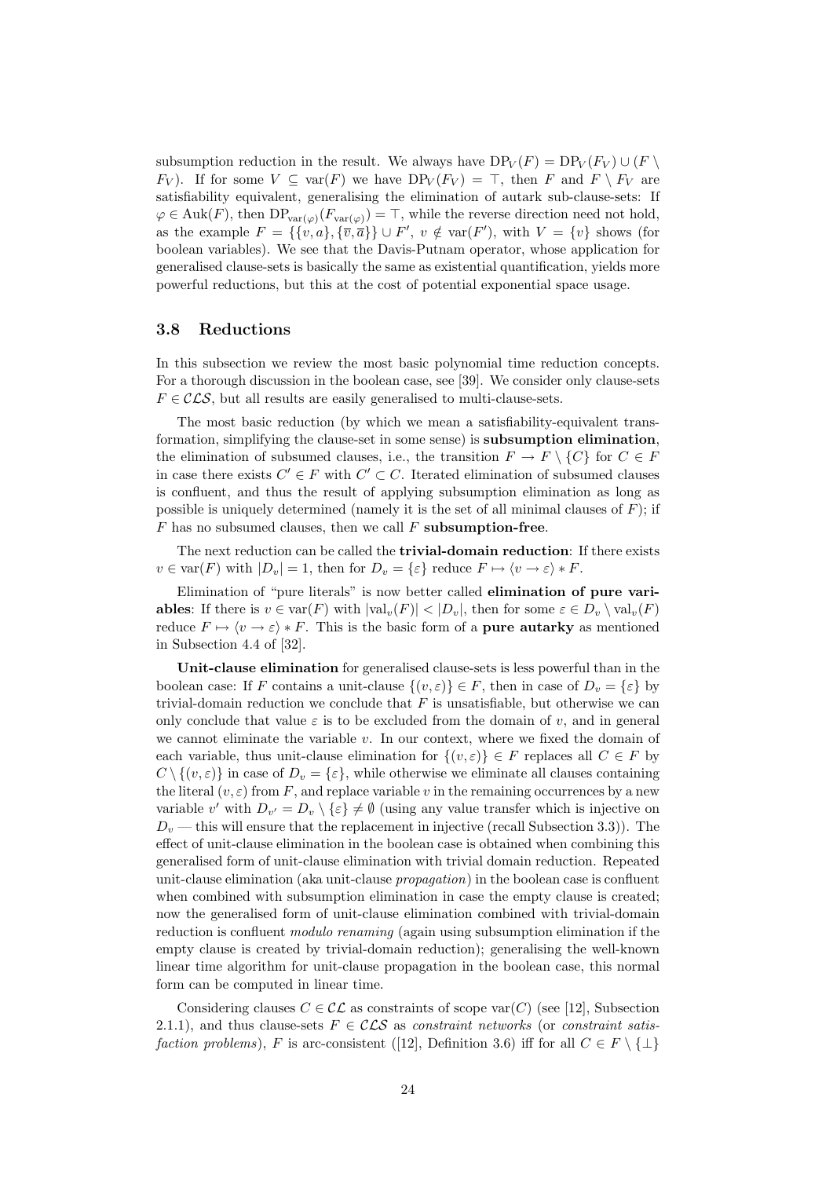subsumption reduction in the result. We always have $\mathrm{DP}_V(F) = \mathrm{DP}_V(F_V) \cup (F \setminus F_V)$. If for some $V \subseteq \mathrm{var}(F)$ we have $\mathrm{DP}_V(F_V) = \top$, then $F$ and $F \setminus F_V$ are satisfiability equivalent, generalising the elimination of autark sub-clause-sets: If $\varphi \in \mathrm{Auk}(F)$, then $\mathrm{DP}_{\mathrm{var}(\varphi)}(F_{\mathrm{var}(\varphi)}) = \top$, while the reverse direction need not hold, as the example $F = \{\{v, a\}, \{\overline{v}, \overline{a}\}\} \cup F'$, $v \notin \mathrm{var}(F')$, with $V = \{v\}$ shows (for boolean variables). We see that the Davis-Putnam operator, whose application for generalised clause-sets is basically the same as existential quantification, yields more powerful reductions, but this at the cost of potential exponential space usage.

### 3.8 Reductions

In this subsection we review the most basic polynomial time reduction concepts. For a thorough discussion in the boolean case, see [39]. We consider only clause-sets $F \in \mathcal{CLS}$, but all results are easily generalised to multi-clause-sets.

The most basic reduction (by which we mean a satisfiability-equivalent transformation, simplifying the clause-set in some sense) is **subsumption elimination**, the elimination of subsumed clauses, i.e., the transition $F \to F \setminus \{C\}$ for $C \in F$ in case there exists $C' \in F$ with $C' \subset C$. Iterated elimination of subsumed clauses is confluent, and thus the result of applying subsumption elimination as long as possible is uniquely determined (namely it is the set of all minimal clauses of $F$); if $F$ has no subsumed clauses, then we call $F$ **subsumption-free**.

The next reduction can be called the **trivial-domain reduction**: If there exists $v \in \mathrm{var}(F)$ with $|D_v| = 1$, then for $D_v = \{\varepsilon\}$ reduce $F \mapsto \langle v \to \varepsilon \rangle * F$.

Elimination of "pure literals" is now better called **elimination of pure variables**: If there is $v \in \mathrm{var}(F)$ with $|\mathrm{val}_v(F)| < |D_v|$, then for some $\varepsilon \in D_v \setminus \mathrm{val}_v(F)$ reduce $F \mapsto \langle v \to \varepsilon \rangle * F$. This is the basic form of a **pure autarky** as mentioned in Subsection 4.4 of [32].

**Unit-clause elimination** for generalised clause-sets is less powerful than in the boolean case: If $F$ contains a unit-clause $\{(v, \varepsilon)\} \in F$, then in case of $D_v = \{\varepsilon\}$ by trivial-domain reduction we conclude that $F$ is unsatisfiable, but otherwise we can only conclude that value $\varepsilon$ is to be excluded from the domain of $v$, and in general we cannot eliminate the variable $v$. In our context, where we fixed the domain of each variable, thus unit-clause elimination for $\{(v, \varepsilon)\} \in F$ replaces all $C \in F$ by $C \setminus \{(v, \varepsilon)\}$ in case of $D_v = \{\varepsilon\}$, while otherwise we eliminate all clauses containing the literal $(v, \varepsilon)$ from $F$, and replace variable $v$ in the remaining occurrences by a new variable $v'$ with $D_{v'} = D_v \setminus \{\varepsilon\} \neq \emptyset$ (using any value transfer which is injective on $D_v$ — this will ensure that the replacement in injective (recall Subsection 3.3)). The effect of unit-clause elimination in the boolean case is obtained when combining this generalised form of unit-clause elimination with trivial domain reduction. Repeated unit-clause elimination (aka unit-clause *propagation*) in the boolean case is confluent when combined with subsumption elimination in case the empty clause is created; now the generalised form of unit-clause elimination combined with trivial-domain reduction is confluent *modulo renaming* (again using subsumption elimination if the empty clause is created by trivial-domain reduction); generalising the well-known linear time algorithm for unit-clause propagation in the boolean case, this normal form can be computed in linear time.

Considering clauses $C \in \mathcal{CL}$ as constraints of scope $\mathrm{var}(C)$ (see [12], Subsection 2.1.1), and thus clause-sets $F \in \mathcal{CLS}$ as *constraint networks* (or *constraint satisfaction problems*), $F$ is arc-consistent ([12], Definition 3.6) iff for all $C \in F \setminus \{\bot\}$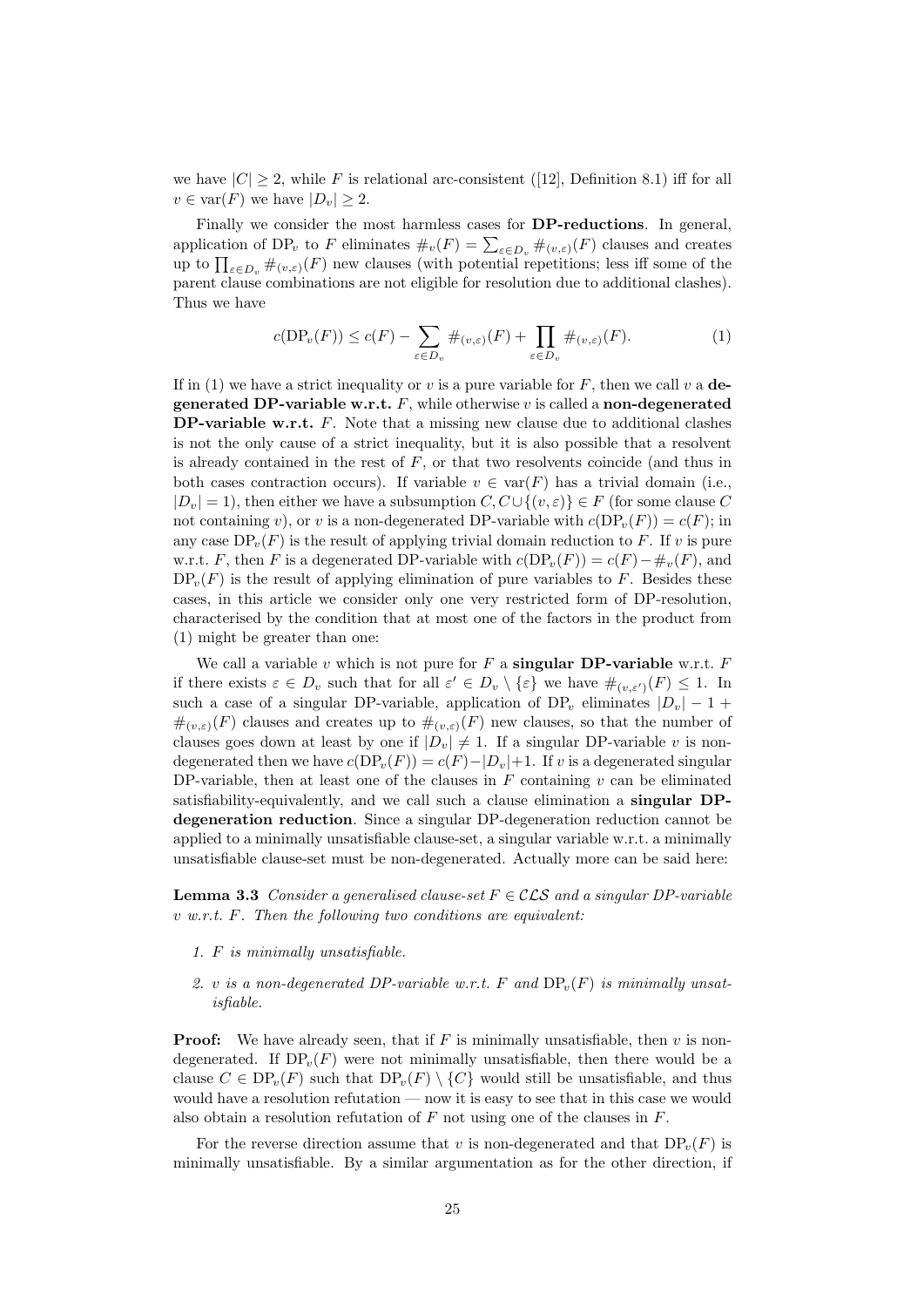we have $|C| \geq 2$, while $F$ is relational arc-consistent ([12], Definition 8.1) iff for all $v \in \mathrm{var}(F)$ we have $|D_v| \geq 2$.

Finally we consider the most harmless cases for **DP-reductions**. In general, application of $\mathrm{DP}_v$ to $F$ eliminates $\#_v(F) = \sum_{\varepsilon \in D_v} \#_{(v,\varepsilon)}(F)$ clauses and creates up to $\prod_{\varepsilon \in D_v} \#_{(v,\varepsilon)}(F)$ new clauses (with potential repetitions; less iff some of the parent clause combinations are not eligible for resolution due to additional clashes). Thus we have

$$c(\mathrm{DP}_v(F)) \leq c(F) - \sum_{\varepsilon \in D_v} \#_{(v,\varepsilon)}(F) + \prod_{\varepsilon \in D_v} \#_{(v,\varepsilon)}(F). \tag{1}$$

If in (1) we have a strict inequality or $v$ is a pure variable for $F$, then we call $v$ a **degenerated DP-variable w.r.t.** $F$, while otherwise $v$ is called a **non-degenerated DP-variable w.r.t.** $F$. Note that a missing new clause due to additional clashes is not the only cause of a strict inequality, but it is also possible that a resolvent is already contained in the rest of $F$, or that two resolvents coincide (and thus in both cases contraction occurs). If variable $v \in \mathrm{var}(F)$ has a trivial domain (i.e., $|D_v| = 1$), then either we have a subsumption $C, C \cup \{(v,\varepsilon)\} \in F$ (for some clause $C$ not containing $v$), or $v$ is a non-degenerated DP-variable with $c(\mathrm{DP}_v(F)) = c(F)$; in any case $\mathrm{DP}_v(F)$ is the result of applying trivial domain reduction to $F$. If $v$ is pure w.r.t. $F$, then $F$ is a degenerated DP-variable with $c(\mathrm{DP}_v(F)) = c(F) - \#_v(F)$, and $\mathrm{DP}_v(F)$ is the result of applying elimination of pure variables to $F$. Besides these cases, in this article we consider only one very restricted form of DP-resolution, characterised by the condition that at most one of the factors in the product from (1) might be greater than one:

We call a variable $v$ which is not pure for $F$ a **singular DP-variable** w.r.t. $F$ if there exists $\varepsilon \in D_v$ such that for all $\varepsilon' \in D_v \setminus \{\varepsilon\}$ we have $\#_{(v,\varepsilon')}(F) \leq 1$. In such a case of a singular DP-variable, application of $\mathrm{DP}_v$ eliminates $|D_v| - 1 + \#_{(v,\varepsilon)}(F)$ clauses and creates up to $\#_{(v,\varepsilon)}(F)$ new clauses, so that the number of clauses goes down at least by one if $|D_v| \neq 1$. If a singular DP-variable $v$ is non-degenerated then we have $c(\mathrm{DP}_v(F)) = c(F) - |D_v| + 1$. If $v$ is a degenerated singular DP-variable, then at least one of the clauses in $F$ containing $v$ can be eliminated satisfiability-equivalently, and we call such a clause elimination a **singular DP-degeneration reduction**. Since a singular DP-degeneration reduction cannot be applied to a minimally unsatisfiable clause-set, a singular variable w.r.t. a minimally unsatisfiable clause-set must be non-degenerated. Actually more can be said here:

**Lemma 3.3** *Consider a generalised clause-set $F \in \mathcal{CLS}$ and a singular DP-variable $v$ w.r.t. $F$. Then the following two conditions are equivalent:*

1. *$F$ is minimally unsatisfiable.*
2. *$v$ is a non-degenerated DP-variable w.r.t. $F$ and $\mathrm{DP}_v(F)$ is minimally unsatisfiable.*

**Proof:** We have already seen, that if $F$ is minimally unsatisfiable, then $v$ is non-degenerated. If $\mathrm{DP}_v(F)$ were not minimally unsatisfiable, then there would be a clause $C \in \mathrm{DP}_v(F)$ such that $\mathrm{DP}_v(F) \setminus \{C\}$ would still be unsatisfiable, and thus would have a resolution refutation — now it is easy to see that in this case we would also obtain a resolution refutation of $F$ not using one of the clauses in $F$.

For the reverse direction assume that $v$ is non-degenerated and that $\mathrm{DP}_v(F)$ is minimally unsatisfiable. By a similar argumentation as for the other direction, if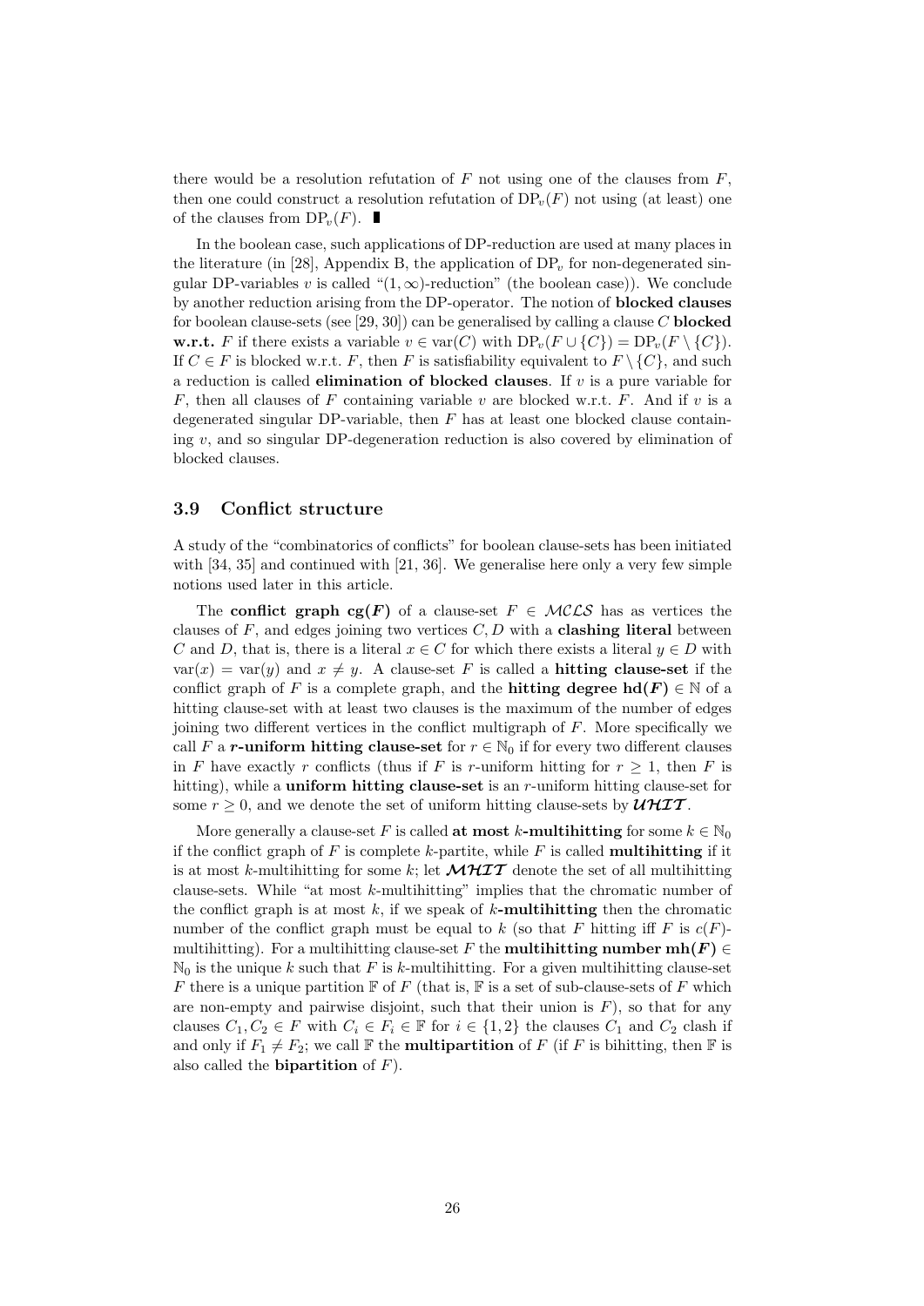there would be a resolution refutation of $F$ not using one of the clauses from $F$, then one could construct a resolution refutation of $\mathrm{DP}_v(F)$ not using (at least) one of the clauses from $\mathrm{DP}_v(F)$. ∎

In the boolean case, such applications of DP-reduction are used at many places in the literature (in [28], Appendix B, the application of $\mathrm{DP}_v$ for non-degenerated singular DP-variables $v$ is called "$(1,\infty)$-reduction" (the boolean case)). We conclude by another reduction arising from the DP-operator. The notion of **blocked clauses** for boolean clause-sets (see [29, 30]) can be generalised by calling a clause $C$ **blocked w.r.t.** $F$ if there exists a variable $v \in \mathrm{var}(C)$ with $\mathrm{DP}_v(F \cup \{C\}) = \mathrm{DP}_v(F \setminus \{C\})$. If $C \in F$ is blocked w.r.t. $F$, then $F$ is satisfiability equivalent to $F \setminus \{C\}$, and such a reduction is called **elimination of blocked clauses**. If $v$ is a pure variable for $F$, then all clauses of $F$ containing variable $v$ are blocked w.r.t. $F$. And if $v$ is a degenerated singular DP-variable, then $F$ has at least one blocked clause containing $v$, and so singular DP-degeneration reduction is also covered by elimination of blocked clauses.

### 3.9 Conflict structure

A study of the "combinatorics of conflicts" for boolean clause-sets has been initiated with [34, 35] and continued with [21, 36]. We generalise here only a very few simple notions used later in this article.

The **conflict graph** $\mathbf{cg}(F)$ of a clause-set $F \in \mathcal{MCLS}$ has as vertices the clauses of $F$, and edges joining two vertices $C, D$ with a **clashing literal** between $C$ and $D$, that is, there is a literal $x \in C$ for which there exists a literal $y \in D$ with $\mathrm{var}(x) = \mathrm{var}(y)$ and $x \neq y$. A clause-set $F$ is called a **hitting clause-set** if the conflict graph of $F$ is a complete graph, and the **hitting degree** $\mathbf{hd}(F) \in \mathbb{N}$ of a hitting clause-set with at least two clauses is the maximum of the number of edges joining two different vertices in the conflict multigraph of $F$. More specifically we call $F$ a $r$**-uniform hitting clause-set** for $r \in \mathbb{N}_0$ if for every two different clauses in $F$ have exactly $r$ conflicts (thus if $F$ is $r$-uniform hitting for $r \geq 1$, then $F$ is hitting), while a **uniform hitting clause-set** is an $r$-uniform hitting clause-set for some $r \geq 0$, and we denote the set of uniform hitting clause-sets by $\boldsymbol{\mathcal{UHIT}}$.

More generally a clause-set $F$ is called **at most** $k$**-multihitting** for some $k \in \mathbb{N}_0$ if the conflict graph of $F$ is complete $k$-partite, while $F$ is called **multihitting** if it is at most $k$-multihitting for some $k$; let $\boldsymbol{\mathcal{MHIT}}$ denote the set of all multihitting clause-sets. While "at most $k$-multihitting" implies that the chromatic number of the conflict graph is at most $k$, if we speak of $k$**-multihitting** then the chromatic number of the conflict graph must be equal to $k$ (so that $F$ hitting iff $F$ is $c(F)$-multihitting). For a multihitting clause-set $F$ the **multihitting number** $\mathbf{mh}(F) \in \mathbb{N}_0$ is the unique $k$ such that $F$ is $k$-multihitting. For a given multihitting clause-set $F$ there is a unique partition $\mathbb{F}$ of $F$ (that is, $\mathbb{F}$ is a set of sub-clause-sets of $F$ which are non-empty and pairwise disjoint, such that their union is $F$), so that for any clauses $C_1, C_2 \in F$ with $C_i \in F_i \in \mathbb{F}$ for $i \in \{1, 2\}$ the clauses $C_1$ and $C_2$ clash if and only if $F_1 \neq F_2$; we call $\mathbb{F}$ the **multipartition** of $F$ (if $F$ is bihitting, then $\mathbb{F}$ is also called the **bipartition** of $F$).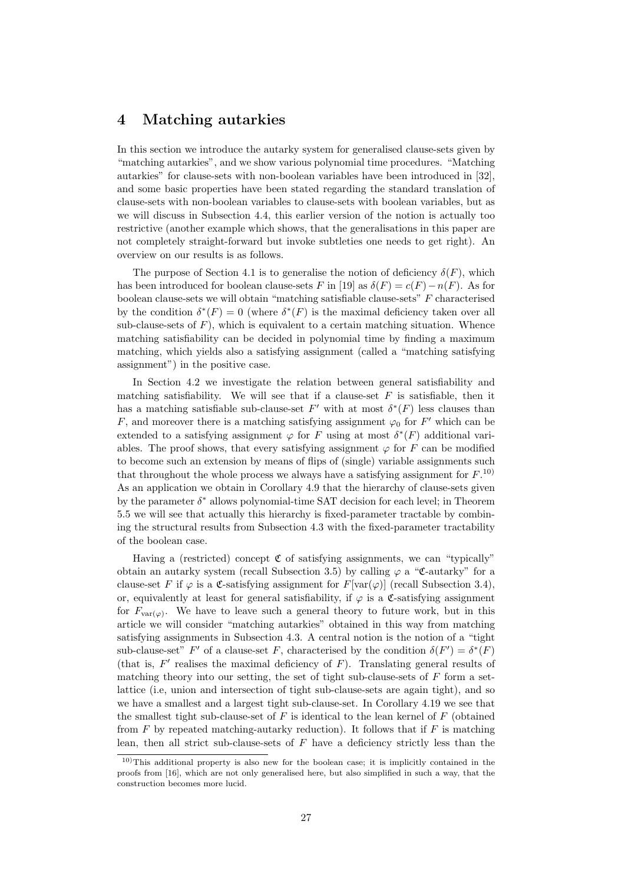# 4 Matching autarkies

In this section we introduce the autarky system for generalised clause-sets given by "matching autarkies", and we show various polynomial time procedures. "Matching autarkies" for clause-sets with non-boolean variables have been introduced in [32], and some basic properties have been stated regarding the standard translation of clause-sets with non-boolean variables to clause-sets with boolean variables, but as we will discuss in Subsection 4.4, this earlier version of the notion is actually too restrictive (another example which shows, that the generalisations in this paper are not completely straight-forward but invoke subtleties one needs to get right). An overview on our results is as follows.

The purpose of Section 4.1 is to generalise the notion of deficiency $\delta(F)$, which has been introduced for boolean clause-sets $F$ in [19] as $\delta(F) = c(F) - n(F)$. As for boolean clause-sets we will obtain "matching satisfiable clause-sets" $F$ characterised by the condition $\delta^*(F) = 0$ (where $\delta^*(F)$ is the maximal deficiency taken over all sub-clause-sets of $F$), which is equivalent to a certain matching situation. Whence matching satisfiability can be decided in polynomial time by finding a maximum matching, which yields also a satisfying assignment (called a "matching satisfying assignment") in the positive case.

In Section 4.2 we investigate the relation between general satisfiability and matching satisfiability. We will see that if a clause-set $F$ is satisfiable, then it has a matching satisfiable sub-clause-set $F'$ with at most $\delta^*(F)$ less clauses than $F$, and moreover there is a matching satisfying assignment $\varphi_0$ for $F'$ which can be extended to a satisfying assignment $\varphi$ for $F$ using at most $\delta^*(F)$ additional variables. The proof shows, that every satisfying assignment $\varphi$ for $F$ can be modified to become such an extension by means of flips of (single) variable assignments such that throughout the whole process we always have a satisfying assignment for $F$.[10] As an application we obtain in Corollary 4.9 that the hierarchy of clause-sets given by the parameter $\delta^*$ allows polynomial-time SAT decision for each level; in Theorem 5.5 we will see that actually this hierarchy is fixed-parameter tractable by combining the structural results from Subsection 4.3 with the fixed-parameter tractability of the boolean case.

Having a (restricted) concept $\mathfrak{C}$ of satisfying assignments, we can "typically" obtain an autarky system (recall Subsection 3.5) by calling $\varphi$ a "$\mathfrak{C}$-autarky" for a clause-set $F$ if $\varphi$ is a $\mathfrak{C}$-satisfying assignment for $F[\mathrm{var}(\varphi)]$ (recall Subsection 3.4), or, equivalently at least for general satisfiability, if $\varphi$ is a $\mathfrak{C}$-satisfying assignment for $F_{\mathrm{var}(\varphi)}$. We have to leave such a general theory to future work, but in this article we will consider "matching autarkies" obtained in this way from matching satisfying assignments in Subsection 4.3. A central notion is the notion of a "tight sub-clause-set" $F'$ of a clause-set $F$, characterised by the condition $\delta(F') = \delta^*(F)$ (that is, $F'$ realises the maximal deficiency of $F$). Translating general results of matching theory into our setting, the set of tight sub-clause-sets of $F$ form a set-lattice (i.e, union and intersection of tight sub-clause-sets are again tight), and so we have a smallest and a largest tight sub-clause-set. In Corollary 4.19 we see that the smallest tight sub-clause-set of $F$ is identical to the lean kernel of $F$ (obtained from $F$ by repeated matching-autarky reduction). It follows that if $F$ is matching lean, then all strict sub-clause-sets of $F$ have a deficiency strictly less than the

[10] This additional property is also new for the boolean case; it is implicitly contained in the proofs from [16], which are not only generalised here, but also simplified in such a way, that the construction becomes more lucid.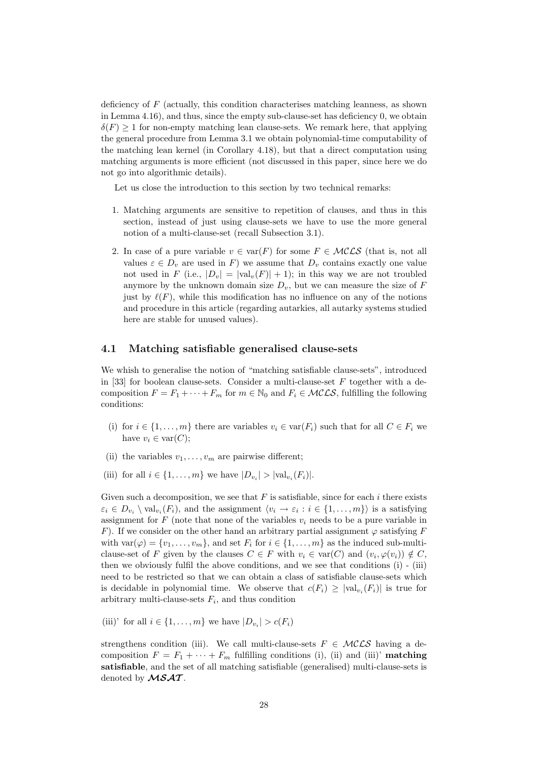deficiency of $F$ (actually, this condition characterises matching leanness, as shown in Lemma 4.16), and thus, since the empty sub-clause-set has deficiency 0, we obtain $\delta(F) \geq 1$ for non-empty matching lean clause-sets. We remark here, that applying the general procedure from Lemma 3.1 we obtain polynomial-time computability of the matching lean kernel (in Corollary 4.18), but that a direct computation using matching arguments is more efficient (not discussed in this paper, since here we do not go into algorithmic details).

Let us close the introduction to this section by two technical remarks:

1. Matching arguments are sensitive to repetition of clauses, and thus in this section, instead of just using clause-sets we have to use the more general notion of a multi-clause-set (recall Subsection 3.1).
2. In case of a pure variable $v \in \mathrm{var}(F)$ for some $F \in \mathcal{MCLS}$ (that is, not all values $\varepsilon \in D_v$ are used in $F$) we assume that $D_v$ contains exactly one value not used in $F$ (i.e., $|D_v| = |\mathrm{val}_v(F)| + 1$); in this way we are not troubled anymore by the unknown domain size $D_v$, but we can measure the size of $F$ just by $\ell(F)$, while this modification has no influence on any of the notions and procedure in this article (regarding autarkies, all autarky systems studied here are stable for unused values).

## 4.1 Matching satisfiable generalised clause-sets

We whish to generalise the notion of "matching satisfiable clause-sets", introduced in [33] for boolean clause-sets. Consider a multi-clause-set $F$ together with a decomposition $F = F_1 + \cdots + F_m$ for $m \in \mathbb{N}_0$ and $F_i \in \mathcal{MCLS}$, fulfilling the following conditions:

(i) for $i \in \{1, \ldots, m\}$ there are variables $v_i \in \mathrm{var}(F_i)$ such that for all $C \in F_i$ we have $v_i \in \mathrm{var}(C)$;

(ii) the variables $v_1, \ldots, v_m$ are pairwise different;

(iii) for all $i \in \{1, \ldots, m\}$ we have $|D_{v_i}| > |\mathrm{val}_{v_i}(F_i)|$.

Given such a decomposition, we see that $F$ is satisfiable, since for each $i$ there exists $\varepsilon_i \in D_{v_i} \setminus \mathrm{val}_{v_i}(F_i)$, and the assignment $\langle v_i \to \varepsilon_i : i \in \{1, \ldots, m\}\rangle$ is a satisfying assignment for $F$ (note that none of the variables $v_i$ needs to be a pure variable in $F$). If we consider on the other hand an arbitrary partial assignment $\varphi$ satisfying $F$ with $\mathrm{var}(\varphi) = \{v_1, \ldots, v_m\}$, and set $F_i$ for $i \in \{1, \ldots, m\}$ as the induced sub-multi-clause-set of $F$ given by the clauses $C \in F$ with $v_i \in \mathrm{var}(C)$ and $(v_i, \varphi(v_i)) \notin C$, then we obviously fulfil the above conditions, and we see that conditions (i) - (iii) need to be restricted so that we can obtain a class of satisfiable clause-sets which is decidable in polynomial time. We observe that $c(F_i) \geq |\mathrm{val}_{v_i}(F_i)|$ is true for arbitrary multi-clause-sets $F_i$, and thus condition

(iii)' for all $i \in \{1, \ldots, m\}$ we have $|D_{v_i}| > c(F_i)$

strengthens condition (iii). We call multi-clause-sets $F \in \mathcal{MCLS}$ having a decomposition $F = F_1 + \cdots + F_m$ fulfilling conditions (i), (ii) and (iii)' **matching satisfiable**, and the set of all matching satisfiable (generalised) multi-clause-sets is denoted by $\boldsymbol{\mathcal{MSAT}}$.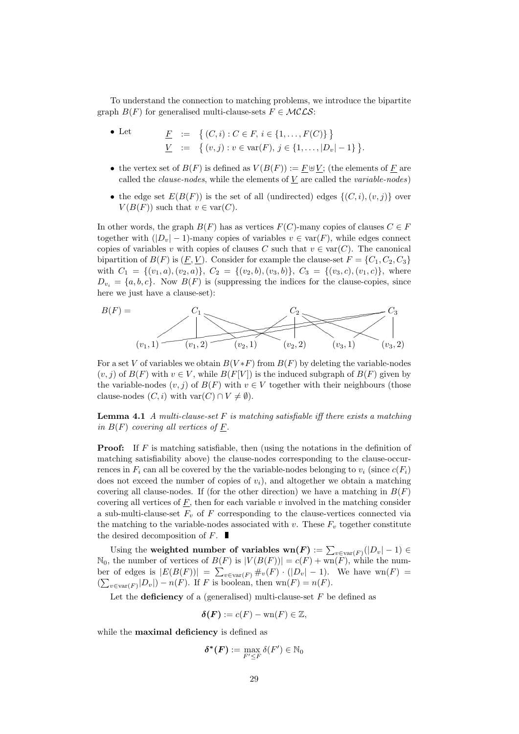To understand the connection to matching problems, we introduce the bipartite graph $B(F)$ for generalised multi-clause-sets $F \in \mathcal{MCLS}$:

- Let
$$\begin{aligned} \underline{F} &:= \{ (C, i) : C \in F,\ i \in \{1, \dots, F(C)\} \} \\ \underline{V} &:= \{ (v, j) : v \in \operatorname{var}(F),\ j \in \{1, \dots, |D_v| - 1\} \}. \end{aligned}$$
- the vertex set of $B(F)$ is defined as $V(B(F)) := \underline{F} \uplus \underline{V}$; (the elements of $\underline{F}$ are called the *clause-nodes*, while the elements of $\underline{V}$ are called the *variable-nodes*)
- the edge set $E(B(F))$ is the set of all (undirected) edges $\{(C, i), (v, j)\}$ over $V(B(F))$ such that $v \in \operatorname{var}(C)$.

In other words, the graph $B(F)$ has as vertices $F(C)$-many copies of clauses $C \in F$ together with $(|D_v| - 1)$-many copies of variables $v \in \operatorname{var}(F)$, while edges connect copies of variables $v$ with copies of clauses $C$ such that $v \in \operatorname{var}(C)$. The canonical bipartition of $B(F)$ is $(\underline{F}, \underline{V})$. Consider for example the clause-set $F = \{C_1, C_2, C_3\}$ with $C_1 = \{(v_1, a), (v_2, a)\}$, $C_2 = \{(v_2, b), (v_3, b)\}$, $C_3 = \{(v_3, c), (v_1, c)\}$, where $D_{v_i} = \{a, b, c\}$. Now $B(F)$ is (suppressing the indices for the clause-copies, since here we just have a clause-set):

$B(F) =$ [bipartite graph with clause-nodes $C_1$, $C_2$, $C_3$ and variable-nodes $(v_1,1)$, $(v_1,2)$, $(v_2,1)$, $(v_2,2)$, $(v_3,1)$, $(v_3,2)$]

For a set $V$ of variables we obtain $B(V * F)$ from $B(F)$ by deleting the variable-nodes $(v, j)$ of $B(F)$ with $v \in V$, while $B(F[V])$ is the induced subgraph of $B(F)$ given by the variable-nodes $(v, j)$ of $B(F)$ with $v \in V$ together with their neighbours (those clause-nodes $(C, i)$ with $\operatorname{var}(C) \cap V \neq \emptyset$).

**Lemma 4.1** *A multi-clause-set $F$ is matching satisfiable iff there exists a matching in $B(F)$ covering all vertices of $\underline{F}$.*

**Proof:** If $F$ is matching satisfiable, then (using the notations in the definition of matching satisfiability above) the clause-nodes corresponding to the clause-occurrences in $F_i$ can all be covered by the the variable-nodes belonging to $v_i$ (since $c(F_i)$ does not exceed the number of copies of $v_i$), and altogether we obtain a matching covering all clause-nodes. If (for the other direction) we have a matching in $B(F)$ covering all vertices of $\underline{F}$, then for each variable $v$ involved in the matching consider a sub-multi-clause-set $F_v$ of $F$ corresponding to the clause-vertices connected via the matching to the variable-nodes associated with $v$. These $F_v$ together constitute the desired decomposition of $F$. ∎

Using the **weighted number of variables** $\mathbf{wn}(\boldsymbol{F}) := \sum_{v \in \operatorname{var}(F)} (|D_v| - 1) \in \mathbb{N}_0$, the number of vertices of $B(F)$ is $|V(B(F))| = c(F) + \operatorname{wn}(F)$, while the number of edges is $|E(B(F))| = \sum_{v \in \operatorname{var}(F)} \#_v(F) \cdot (|D_v| - 1)$. We have $\operatorname{wn}(F) = (\sum_{v \in \operatorname{var}(F)} |D_v|) - n(F)$. If $F$ is boolean, then $\operatorname{wn}(F) = n(F)$.

Let the **deficiency** of a (generalised) multi-clause-set $F$ be defined as

$$\boldsymbol{\delta(F)} := c(F) - \operatorname{wn}(F) \in \mathbb{Z},$$

while the **maximal deficiency** is defined as

$$\boldsymbol{\delta^*(F)} := \max_{F' \leq F} \delta(F') \in \mathbb{N}_0$$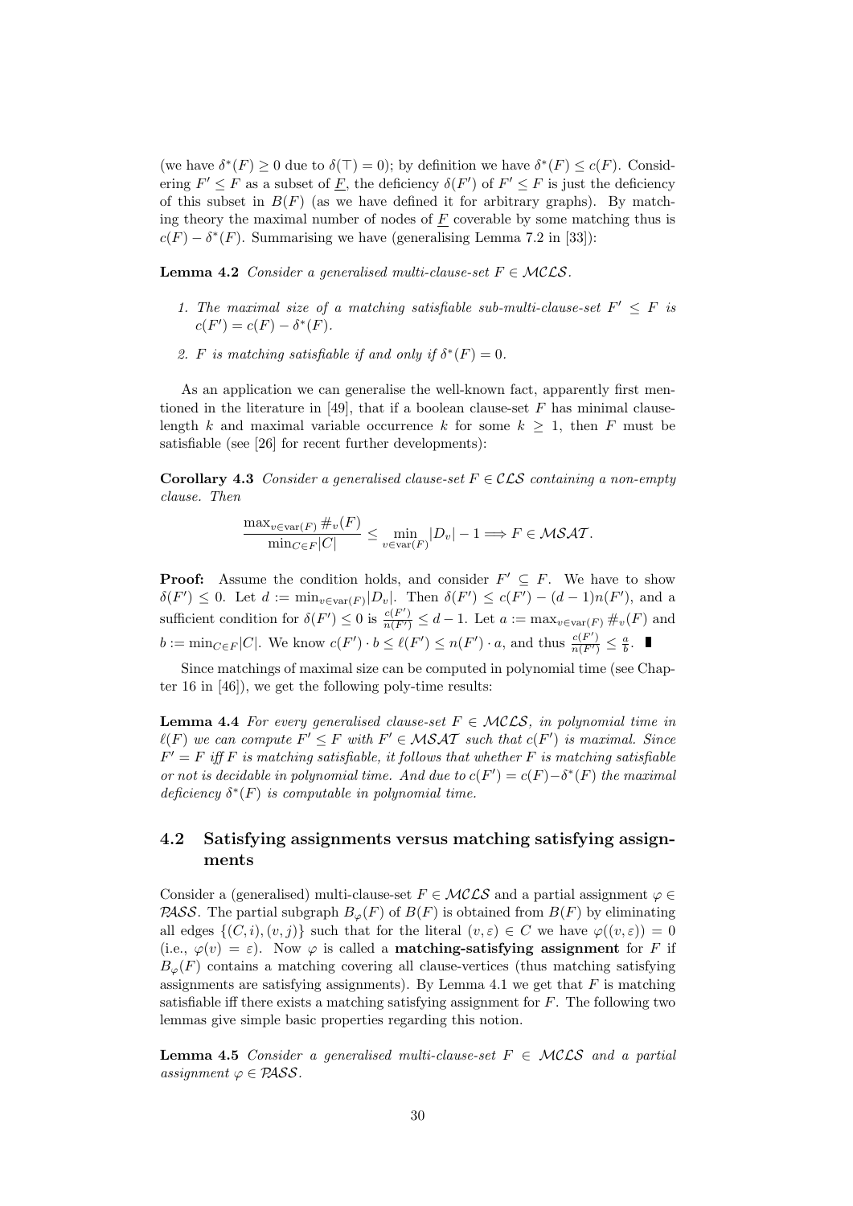(we have $\delta^*(F) \geq 0$ due to $\delta(\top) = 0$); by definition we have $\delta^*(F) \leq c(F)$. Considering $F' \leq F$ as a subset of $\underline{F}$, the deficiency $\delta(F')$ of $F' \leq F$ is just the deficiency of this subset in $B(F)$ (as we have defined it for arbitrary graphs). By matching theory the maximal number of nodes of $\underline{F}$ coverable by some matching thus is $c(F) - \delta^*(F)$. Summarising we have (generalising Lemma 7.2 in [33]):

**Lemma 4.2** *Consider a generalised multi-clause-set $F \in \mathcal{MCLS}$.*

1. *The maximal size of a matching satisfiable sub-multi-clause-set $F' \leq F$ is $c(F') = c(F) - \delta^*(F)$.*
2. *$F$ is matching satisfiable if and only if $\delta^*(F) = 0$.*

As an application we can generalise the well-known fact, apparently first mentioned in the literature in [49], that if a boolean clause-set $F$ has minimal clause-length $k$ and maximal variable occurrence $k$ for some $k \geq 1$, then $F$ must be satisfiable (see [26] for recent further developments):

**Corollary 4.3** *Consider a generalised clause-set $F \in \mathcal{CLS}$ containing a non-empty clause. Then*

$$\frac{\max_{v \in \mathrm{var}(F)} \#_v(F)}{\min_{C \in F} |C|} \leq \min_{v \in \mathrm{var}(F)} |D_v| - 1 \Longrightarrow F \in \mathcal{MSAT}.$$

**Proof:** Assume the condition holds, and consider $F' \subseteq F$. We have to show $\delta(F') \leq 0$. Let $d := \min_{v \in \mathrm{var}(F)} |D_v|$. Then $\delta(F') \leq c(F') - (d-1)n(F')$, and a sufficient condition for $\delta(F') \leq 0$ is $\frac{c(F')}{n(F')} \leq d - 1$. Let $a := \max_{v \in \mathrm{var}(F)} \#_v(F)$ and $b := \min_{C \in F} |C|$. We know $c(F') \cdot b \leq \ell(F') \leq n(F') \cdot a$, and thus $\frac{c(F')}{n(F')} \leq \frac{a}{b}$. ∎

Since matchings of maximal size can be computed in polynomial time (see Chapter 16 in [46]), we get the following poly-time results:

**Lemma 4.4** *For every generalised clause-set $F \in \mathcal{MCLS}$, in polynomial time in $\ell(F)$ we can compute $F' \leq F$ with $F' \in \mathcal{MSAT}$ such that $c(F')$ is maximal. Since $F' = F$ iff $F$ is matching satisfiable, it follows that whether $F$ is matching satisfiable or not is decidable in polynomial time. And due to $c(F') = c(F) - \delta^*(F)$ the maximal deficiency $\delta^*(F)$ is computable in polynomial time.*

## 4.2 Satisfying assignments versus matching satisfying assignments

Consider a (generalised) multi-clause-set $F \in \mathcal{MCLS}$ and a partial assignment $\varphi \in \mathcal{PASS}$. The partial subgraph $B_\varphi(F)$ of $B(F)$ is obtained from $B(F)$ by eliminating all edges $\{(C, i), (v, j)\}$ such that for the literal $(v, \varepsilon) \in C$ we have $\varphi((v, \varepsilon)) = 0$ (i.e., $\varphi(v) = \varepsilon$). Now $\varphi$ is called a **matching-satisfying assignment** for $F$ if $B_\varphi(F)$ contains a matching covering all clause-vertices (thus matching satisfying assignments are satisfying assignments). By Lemma 4.1 we get that $F$ is matching satisfiable iff there exists a matching satisfying assignment for $F$. The following two lemmas give simple basic properties regarding this notion.

**Lemma 4.5** *Consider a generalised multi-clause-set $F \in \mathcal{MCLS}$ and a partial assignment $\varphi \in \mathcal{PASS}$.*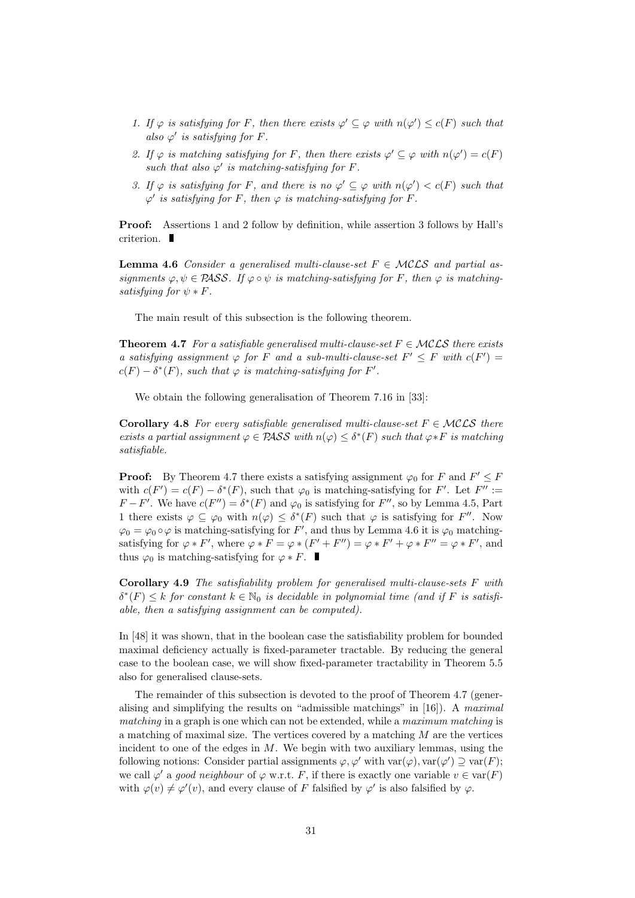1. *If $\varphi$ is satisfying for $F$, then there exists $\varphi' \subseteq \varphi$ with $n(\varphi') \le c(F)$ such that also $\varphi'$ is satisfying for $F$.*
2. *If $\varphi$ is matching satisfying for $F$, then there exists $\varphi' \subseteq \varphi$ with $n(\varphi') = c(F)$ such that also $\varphi'$ is matching-satisfying for $F$.*
3. *If $\varphi$ is satisfying for $F$, and there is no $\varphi' \subseteq \varphi$ with $n(\varphi') < c(F)$ such that $\varphi'$ is satisfying for $F$, then $\varphi$ is matching-satisfying for $F$.*

**Proof:** Assertions 1 and 2 follow by definition, while assertion 3 follows by Hall's criterion. ∎

**Lemma 4.6** *Consider a generalised multi-clause-set $F \in \mathcal{MCLS}$ and partial assignments $\varphi, \psi \in \mathcal{PASS}$. If $\varphi \circ \psi$ is matching-satisfying for $F$, then $\varphi$ is matching-satisfying for $\psi * F$.*

The main result of this subsection is the following theorem.

**Theorem 4.7** *For a satisfiable generalised multi-clause-set $F \in \mathcal{MCLS}$ there exists a satisfying assignment $\varphi$ for $F$ and a sub-multi-clause-set $F' \le F$ with $c(F') = c(F) - \delta^*(F)$, such that $\varphi$ is matching-satisfying for $F'$.*

We obtain the following generalisation of Theorem 7.16 in [33]:

**Corollary 4.8** *For every satisfiable generalised multi-clause-set $F \in \mathcal{MCLS}$ there exists a partial assignment $\varphi \in \mathcal{PASS}$ with $n(\varphi) \le \delta^*(F)$ such that $\varphi * F$ is matching satisfiable.*

**Proof:** By Theorem 4.7 there exists a satisfying assignment $\varphi_0$ for $F$ and $F' \le F$ with $c(F') = c(F) - \delta^*(F)$, such that $\varphi_0$ is matching-satisfying for $F'$. Let $F'' := F - F'$. We have $c(F'') = \delta^*(F)$ and $\varphi_0$ is satisfying for $F''$, so by Lemma 4.5, Part 1 there exists $\varphi \subseteq \varphi_0$ with $n(\varphi) \le \delta^*(F)$ such that $\varphi$ is satisfying for $F''$. Now $\varphi_0 = \varphi_0 \circ \varphi$ is matching-satisfying for $F'$, and thus by Lemma 4.6 it is $\varphi_0$ matching-satisfying for $\varphi * F'$, where $\varphi * F = \varphi * (F' + F'') = \varphi * F' + \varphi * F'' = \varphi * F'$, and thus $\varphi_0$ is matching-satisfying for $\varphi * F$. ∎

**Corollary 4.9** *The satisfiability problem for generalised multi-clause-sets $F$ with $\delta^*(F) \le k$ for constant $k \in \mathbb{N}_0$ is decidable in polynomial time (and if $F$ is satisfiable, then a satisfying assignment can be computed).*

In [48] it was shown, that in the boolean case the satisfiability problem for bounded maximal deficiency actually is fixed-parameter tractable. By reducing the general case to the boolean case, we will show fixed-parameter tractability in Theorem 5.5 also for generalised clause-sets.

The remainder of this subsection is devoted to the proof of Theorem 4.7 (generalising and simplifying the results on "admissible matchings" in [16]). A *maximal matching* in a graph is one which can not be extended, while a *maximum matching* is a matching of maximal size. The vertices covered by a matching $M$ are the vertices incident to one of the edges in $M$. We begin with two auxiliary lemmas, using the following notions: Consider partial assignments $\varphi, \varphi'$ with $\mathrm{var}(\varphi), \mathrm{var}(\varphi') \supseteq \mathrm{var}(F)$; we call $\varphi'$ a *good neighbour* of $\varphi$ w.r.t. $F$, if there is exactly one variable $v \in \mathrm{var}(F)$ with $\varphi(v) \neq \varphi'(v)$, and every clause of $F$ falsified by $\varphi'$ is also falsified by $\varphi$.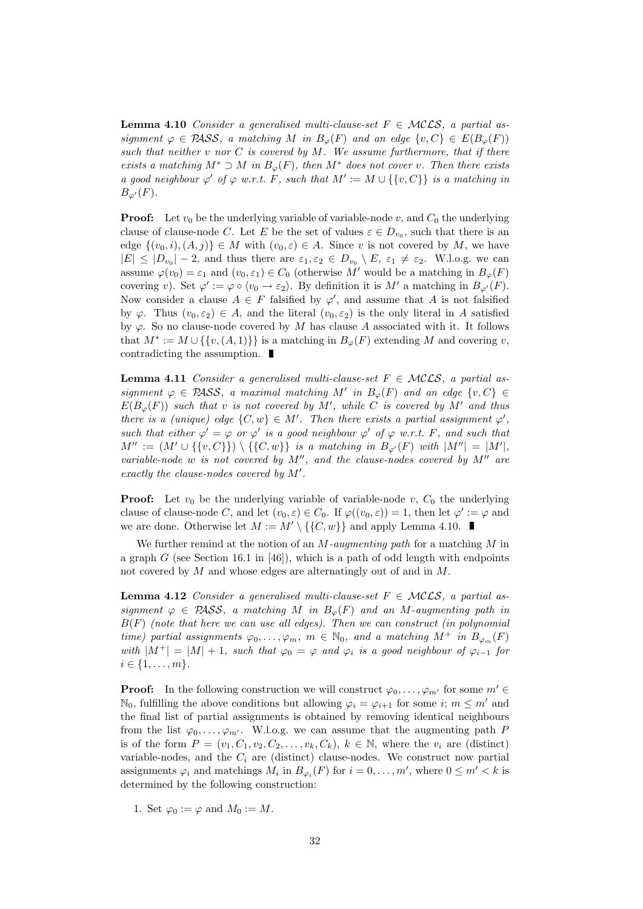**Lemma 4.10** *Consider a generalised multi-clause-set $F \in \mathcal{MCLS}$, a partial assignment $\varphi \in \mathcal{PASS}$, a matching $M$ in $B_\varphi(F)$ and an edge $\{v, C\} \in E(B_\varphi(F))$ such that neither $v$ nor $C$ is covered by $M$. We assume furthermore, that if there exists a matching $M^* \supset M$ in $B_\varphi(F)$, then $M^*$ does not cover $v$. Then there exists a good neighbour $\varphi'$ of $\varphi$ w.r.t. $F$, such that $M' := M \cup \{\{v, C\}\}$ is a matching in $B_{\varphi'}(F)$.*

**Proof:** Let $v_0$ be the underlying variable of variable-node $v$, and $C_0$ the underlying clause of clause-node $C$. Let $E$ be the set of values $\varepsilon \in D_{v_0}$, such that there is an edge $\{(v_0, i), (A, j)\} \in M$ with $(v_0, \varepsilon) \in A$. Since $v$ is not covered by $M$, we have $|E| \leq |D_{v_0}| - 2$, and thus there are $\varepsilon_1, \varepsilon_2 \in D_{v_0} \setminus E$, $\varepsilon_1 \neq \varepsilon_2$. W.l.o.g. we can assume $\varphi(v_0) = \varepsilon_1$ and $(v_0, \varepsilon_1) \in C_0$ (otherwise $M'$ would be a matching in $B_\varphi(F)$ covering $v$). Set $\varphi' := \varphi \circ \langle v_0 \to \varepsilon_2 \rangle$. By definition it is $M'$ a matching in $B_{\varphi'}(F)$. Now consider a clause $A \in F$ falsified by $\varphi'$, and assume that $A$ is not falsified by $\varphi$. Thus $(v_0, \varepsilon_2) \in A$, and the literal $(v_0, \varepsilon_2)$ is the only literal in $A$ satisfied by $\varphi$. So no clause-node covered by $M$ has clause $A$ associated with it. It follows that $M^* := M \cup \{\{v, (A, 1)\}\}$ is a matching in $B_\varphi(F)$ extending $M$ and covering $v$, contradicting the assumption. ∎

**Lemma 4.11** *Consider a generalised multi-clause-set $F \in \mathcal{MCLS}$, a partial assignment $\varphi \in \mathcal{PASS}$, a maximal matching $M'$ in $B_\varphi(F)$ and an edge $\{v, C\} \in E(B_\varphi(F))$ such that $v$ is not covered by $M'$, while $C$ is covered by $M'$ and thus there is a (unique) edge $\{C, w\} \in M'$. Then there exists a partial assignment $\varphi'$, such that either $\varphi' = \varphi$ or $\varphi'$ is a good neighbour $\varphi'$ of $\varphi$ w.r.t. $F$, and such that $M'' := (M' \cup \{\{v, C\}\}) \setminus \{\{C, w\}\}$ is a matching in $B_{\varphi'}(F)$ with $|M''| = |M'|$, variable-node $w$ is not covered by $M''$, and the clause-nodes covered by $M''$ are exactly the clause-nodes covered by $M'$.*

**Proof:** Let $v_0$ be the underlying variable of variable-node $v$, $C_0$ the underlying clause of clause-node $C$, and let $(v_0, \varepsilon) \in C_0$. If $\varphi((v_0, \varepsilon)) = 1$, then let $\varphi' := \varphi$ and we are done. Otherwise let $M := M' \setminus \{\{C, w\}\}$ and apply Lemma 4.10. ∎

We further remind at the notion of an *$M$-augmenting path* for a matching $M$ in a graph $G$ (see Section 16.1 in [46]), which is a path of odd length with endpoints not covered by $M$ and whose edges are alternatingly out of and in $M$.

**Lemma 4.12** *Consider a generalised multi-clause-set $F \in \mathcal{MCLS}$, a partial assignment $\varphi \in \mathcal{PASS}$, a matching $M$ in $B_\varphi(F)$ and an $M$-augmenting path in $B(F)$ (note that here we can use all edges). Then we can construct (in polynomial time) partial assignments $\varphi_0, \ldots, \varphi_m$, $m \in \mathbb{N}_0$, and a matching $M^+$ in $B_{\varphi_m}(F)$ with $|M^+| = |M| + 1$, such that $\varphi_0 = \varphi$ and $\varphi_i$ is a good neighbour of $\varphi_{i-1}$ for $i \in \{1, \ldots, m\}$.*

**Proof:** In the following construction we will construct $\varphi_0, \ldots, \varphi_{m'}$ for some $m' \in \mathbb{N}_0$, fulfilling the above conditions but allowing $\varphi_i = \varphi_{i+1}$ for some $i$; $m \leq m'$ and the final list of partial assignments is obtained by removing identical neighbours from the list $\varphi_0, \ldots, \varphi_{m'}$. W.l.o.g. we can assume that the augmenting path $P$ is of the form $P = (v_1, C_1, v_2, C_2, \ldots, v_k, C_k)$, $k \in \mathbb{N}$, where the $v_i$ are (distinct) variable-nodes, and the $C_i$ are (distinct) clause-nodes. We construct now partial assignments $\varphi_i$ and matchings $M_i$ in $B_{\varphi_i}(F)$ for $i = 0, \ldots, m'$, where $0 \leq m' < k$ is determined by the following construction:

1. Set $\varphi_0 := \varphi$ and $M_0 := M$.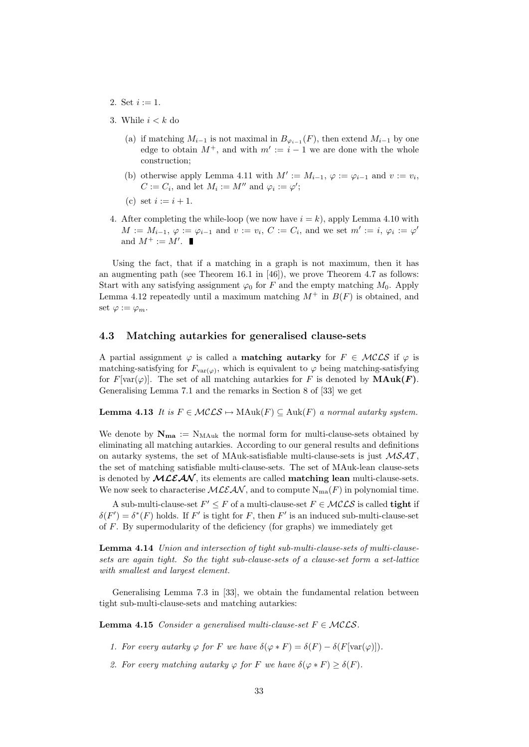2. Set $i := 1$.
3. While $i < k$ do
   (a) if matching $M_{i-1}$ is not maximal in $B_{\varphi_{i-1}}(F)$, then extend $M_{i-1}$ by one edge to obtain $M^+$, and with $m' := i - 1$ we are done with the whole construction;
   (b) otherwise apply Lemma 4.11 with $M' := M_{i-1}$, $\varphi := \varphi_{i-1}$ and $v := v_i$, $C := C_i$, and let $M_i := M''$ and $\varphi_i := \varphi'$;
   (c) set $i := i + 1$.
4. After completing the while-loop (we now have $i = k$), apply Lemma 4.10 with $M := M_{i-1}$, $\varphi := \varphi_{i-1}$ and $v := v_i$, $C := C_i$, and we set $m' := i$, $\varphi_i := \varphi'$ and $M^+ := M'$. ∎

Using the fact, that if a matching in a graph is not maximum, then it has an augmenting path (see Theorem 16.1 in [46]), we prove Theorem 4.7 as follows: Start with any satisfying assignment $\varphi_0$ for $F$ and the empty matching $M_0$. Apply Lemma 4.12 repeatedly until a maximum matching $M^+$ in $B(F)$ is obtained, and set $\varphi := \varphi_m$.

## 4.3 Matching autarkies for generalised clause-sets

A partial assignment $\varphi$ is called a **matching autarky** for $F \in \mathcal{MCLS}$ if $\varphi$ is matching-satisfying for $F_{\mathrm{var}(\varphi)}$, which is equivalent to $\varphi$ being matching-satisfying for $F[\mathrm{var}(\varphi)]$. The set of all matching autarkies for $F$ is denoted by $\mathbf{MAuk}(F)$. Generalising Lemma 7.1 and the remarks in Section 8 of [33] we get

**Lemma 4.13** *It is $F \in \mathcal{MCLS} \mapsto \mathrm{MAuk}(F) \subseteq \mathrm{Auk}(F)$ a normal autarky system.*

We denote by $\mathbf{N_{ma}} := \mathrm{N}_{\mathrm{MAuk}}$ the normal form for multi-clause-sets obtained by eliminating all matching autarkies. According to our general results and definitions on autarky systems, the set of MAuk-satisfiable multi-clause-sets is just $\mathcal{MSAT}$, the set of matching satisfiable multi-clause-sets. The set of MAuk-lean clause-sets is denoted by $\boldsymbol{\mathcal{MLEAN}}$, its elements are called **matching lean** multi-clause-sets. We now seek to characterise $\mathcal{MLEAN}$, and to compute $\mathrm{N}_{\mathrm{ma}}(F)$ in polynomial time.

A sub-multi-clause-set $F' \leq F$ of a multi-clause-set $F \in \mathcal{MCLS}$ is called **tight** if $\delta(F') = \delta^*(F)$ holds. If $F'$ is tight for $F$, then $F'$ is an induced sub-multi-clause-set of $F$. By supermodularity of the deficiency (for graphs) we immediately get

**Lemma 4.14** *Union and intersection of tight sub-multi-clause-sets of multi-clause-sets are again tight. So the tight sub-clause-sets of a clause-set form a set-lattice with smallest and largest element.*

Generalising Lemma 7.3 in [33], we obtain the fundamental relation between tight sub-multi-clause-sets and matching autarkies:

**Lemma 4.15** *Consider a generalised multi-clause-set $F \in \mathcal{MCLS}$.*

1. *For every autarky $\varphi$ for $F$ we have $\delta(\varphi * F) = \delta(F) - \delta(F[\mathrm{var}(\varphi)])$.*
2. *For every matching autarky $\varphi$ for $F$ we have $\delta(\varphi * F) \geq \delta(F)$.*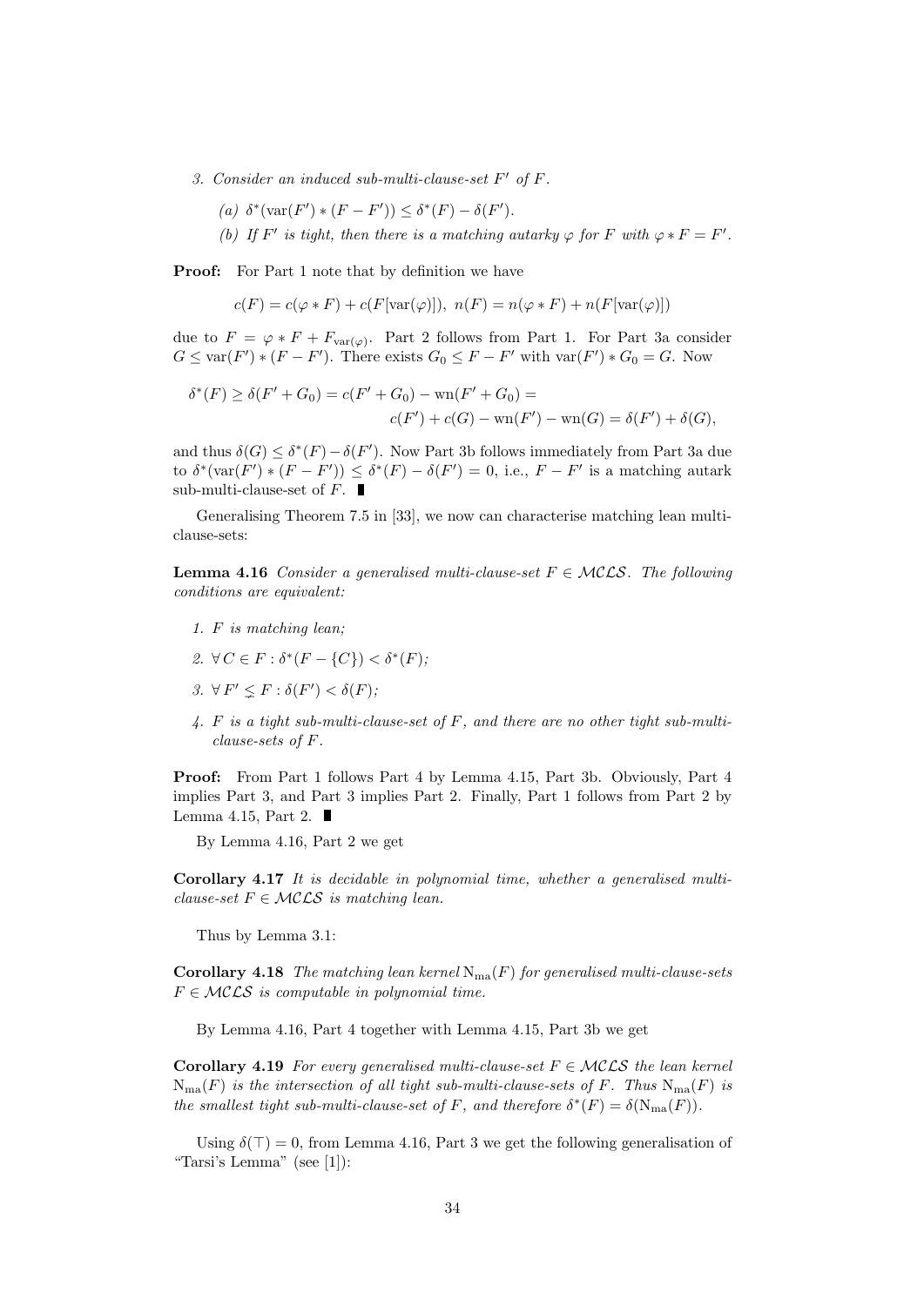3. *Consider an induced sub-multi-clause-set $F'$ of $F$.*

   (a) $\delta^*(\mathrm{var}(F') * (F - F')) \le \delta^*(F) - \delta(F')$.

   (b) *If $F'$ is tight, then there is a matching autarky $\varphi$ for $F$ with $\varphi * F = F'$.*

**Proof:** For Part 1 note that by definition we have

$$c(F) = c(\varphi * F) + c(F[\mathrm{var}(\varphi)]),\ n(F) = n(\varphi * F) + n(F[\mathrm{var}(\varphi)])$$

due to $F = \varphi * F + F_{\mathrm{var}(\varphi)}$. Part 2 follows from Part 1. For Part 3a consider $G \le \mathrm{var}(F') * (F - F')$. There exists $G_0 \le F - F'$ with $\mathrm{var}(F') * G_0 = G$. Now

$$\delta^*(F) \ge \delta(F' + G_0) = c(F' + G_0) - \mathrm{wn}(F' + G_0) = \\ c(F') + c(G) - \mathrm{wn}(F') - \mathrm{wn}(G) = \delta(F') + \delta(G),$$

and thus $\delta(G) \le \delta^*(F) - \delta(F')$. Now Part 3b follows immediately from Part 3a due to $\delta^*(\mathrm{var}(F') * (F - F')) \le \delta^*(F) - \delta(F') = 0$, i.e., $F - F'$ is a matching autark sub-multi-clause-set of $F$. ∎

Generalising Theorem 7.5 in [33], we now can characterise matching lean multi-clause-sets:

**Lemma 4.16** *Consider a generalised multi-clause-set $F \in \mathcal{MCLS}$. The following conditions are equivalent:*

1. *$F$ is matching lean;*
2. *$\forall\, C \in F : \delta^*(F - \{C\}) < \delta^*(F)$;*
3. *$\forall\, F' \lneq F : \delta(F') < \delta(F)$;*
4. *$F$ is a tight sub-multi-clause-set of $F$, and there are no other tight sub-multi-clause-sets of $F$.*

**Proof:** From Part 1 follows Part 4 by Lemma 4.15, Part 3b. Obviously, Part 4 implies Part 3, and Part 3 implies Part 2. Finally, Part 1 follows from Part 2 by Lemma 4.15, Part 2. ∎

By Lemma 4.16, Part 2 we get

**Corollary 4.17** *It is decidable in polynomial time, whether a generalised multi-clause-set $F \in \mathcal{MCLS}$ is matching lean.*

Thus by Lemma 3.1:

**Corollary 4.18** *The matching lean kernel $\mathrm{N_{ma}}(F)$ for generalised multi-clause-sets $F \in \mathcal{MCLS}$ is computable in polynomial time.*

By Lemma 4.16, Part 4 together with Lemma 4.15, Part 3b we get

**Corollary 4.19** *For every generalised multi-clause-set $F \in \mathcal{MCLS}$ the lean kernel $\mathrm{N_{ma}}(F)$ is the intersection of all tight sub-multi-clause-sets of $F$. Thus $\mathrm{N_{ma}}(F)$ is the smallest tight sub-multi-clause-set of $F$, and therefore $\delta^*(F) = \delta(\mathrm{N_{ma}}(F))$.*

Using $\delta(\top) = 0$, from Lemma 4.16, Part 3 we get the following generalisation of "Tarsi's Lemma" (see [1]):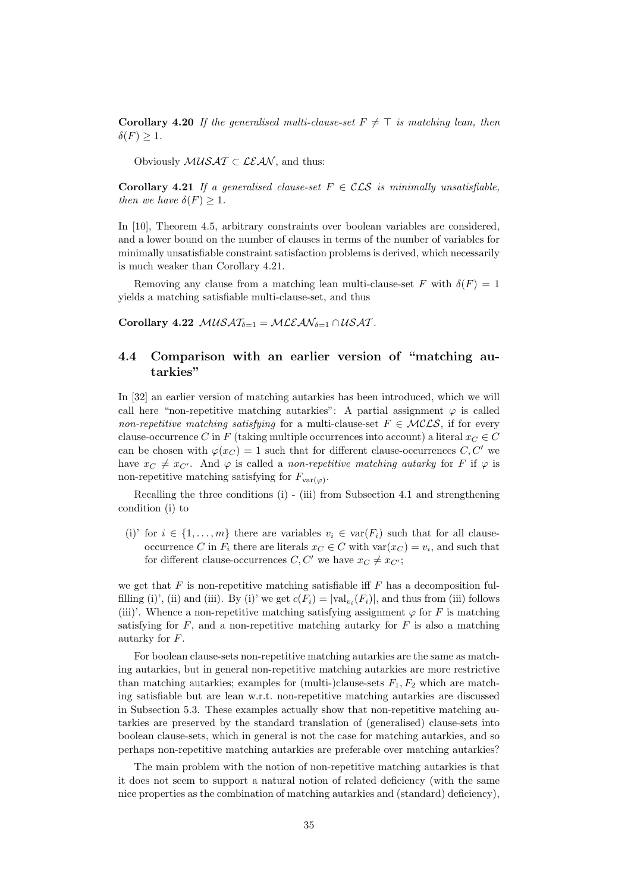**Corollary 4.20** *If the generalised multi-clause-set $F \neq \top$ is matching lean, then $\delta(F) \geq 1$.*

Obviously $\mathcal{MUSAT} \subset \mathcal{LEAN}$, and thus:

**Corollary 4.21** *If a generalised clause-set $F \in \mathcal{CLS}$ is minimally unsatisfiable, then we have $\delta(F) \geq 1$.*

In [10], Theorem 4.5, arbitrary constraints over boolean variables are considered, and a lower bound on the number of clauses in terms of the number of variables for minimally unsatisfiable constraint satisfaction problems is derived, which necessarily is much weaker than Corollary 4.21.

Removing any clause from a matching lean multi-clause-set $F$ with $\delta(F) = 1$ yields a matching satisfiable multi-clause-set, and thus

**Corollary 4.22** $\mathcal{MUSAT}_{\delta=1} = \mathcal{MLEAN}_{\delta=1} \cap \mathcal{USAT}$.

## 4.4 Comparison with an earlier version of "matching autarkies"

In [32] an earlier version of matching autarkies has been introduced, which we will call here "non-repetitive matching autarkies": A partial assignment $\varphi$ is called *non-repetitive matching satisfying* for a multi-clause-set $F \in \mathcal{MCLS}$, if for every clause-occurrence $C$ in $F$ (taking multiple occurrences into account) a literal $x_C \in C$ can be chosen with $\varphi(x_C) = 1$ such that for different clause-occurrences $C, C'$ we have $x_C \neq x_{C'}$. And $\varphi$ is called a *non-repetitive matching autarky* for $F$ if $\varphi$ is non-repetitive matching satisfying for $F_{\mathrm{var}(\varphi)}$.

Recalling the three conditions (i) - (iii) from Subsection 4.1 and strengthening condition (i) to

(i)' for $i \in \{1, \dots, m\}$ there are variables $v_i \in \mathrm{var}(F_i)$ such that for all clause-occurrence $C$ in $F_i$ there are literals $x_C \in C$ with $\mathrm{var}(x_C) = v_i$, and such that for different clause-occurrences $C, C'$ we have $x_C \neq x_{C'}$;

we get that $F$ is non-repetitive matching satisfiable iff $F$ has a decomposition fulfilling (i)', (ii) and (iii). By (i)' we get $c(F_i) = |\mathrm{val}_{v_i}(F_i)|$, and thus from (iii) follows (iii)'. Whence a non-repetitive matching satisfying assignment $\varphi$ for $F$ is matching satisfying for $F$, and a non-repetitive matching autarky for $F$ is also a matching autarky for $F$.

For boolean clause-sets non-repetitive matching autarkies are the same as matching autarkies, but in general non-repetitive matching autarkies are more restrictive than matching autarkies; examples for (multi-)clause-sets $F_1, F_2$ which are matching satisfiable but are lean w.r.t. non-repetitive matching autarkies are discussed in Subsection 5.3. These examples actually show that non-repetitive matching autarkies are preserved by the standard translation of (generalised) clause-sets into boolean clause-sets, which in general is not the case for matching autarkies, and so perhaps non-repetitive matching autarkies are preferable over matching autarkies?

The main problem with the notion of non-repetitive matching autarkies is that it does not seem to support a natural notion of related deficiency (with the same nice properties as the combination of matching autarkies and (standard) deficiency),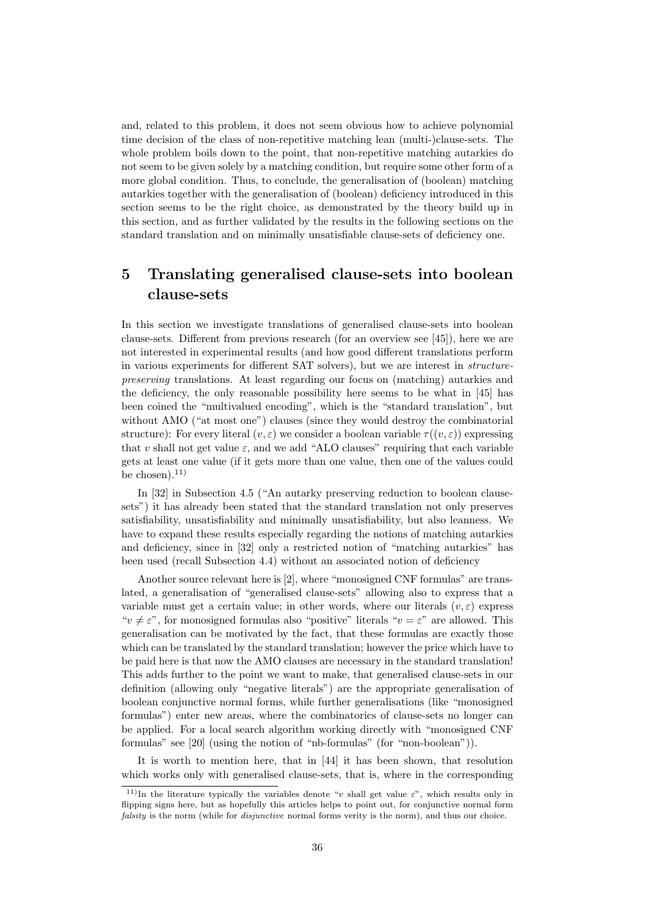and, related to this problem, it does not seem obvious how to achieve polynomial time decision of the class of non-repetitive matching lean (multi-)clause-sets. The whole problem boils down to the point, that non-repetitive matching autarkies do not seem to be given solely by a matching condition, but require some other form of a more global condition. Thus, to conclude, the generalisation of (boolean) matching autarkies together with the generalisation of (boolean) deficiency introduced in this section seems to be the right choice, as demonstrated by the theory build up in this section, and as further validated by the results in the following sections on the standard translation and on minimally unsatisfiable clause-sets of deficiency one.

# 5 Translating generalised clause-sets into boolean clause-sets

In this section we investigate translations of generalised clause-sets into boolean clause-sets. Different from previous research (for an overview see [45]), here we are not interested in experimental results (and how good different translations perform in various experiments for different SAT solvers), but we are interest in *structure-preserving* translations. At least regarding our focus on (matching) autarkies and the deficiency, the only reasonable possibility here seems to be what in [45] has been coined the "multivalued encoding", which is the "standard translation", but without AMO ("at most one") clauses (since they would destroy the combinatorial structure): For every literal $(v, \varepsilon)$ we consider a boolean variable $\tau((v, \varepsilon))$ expressing that $v$ shall not get value $\varepsilon$, and we add "ALO clauses" requiring that each variable gets at least one value (if it gets more than one value, then one of the values could be chosen).[11)]

In [32] in Subsection 4.5 ("An autarky preserving reduction to boolean clause-sets") it has already been stated that the standard translation not only preserves satisfiability, unsatisfiability and minimally unsatisfiability, but also leanness. We have to expand these results especially regarding the notions of matching autarkies and deficiency, since in [32] only a restricted notion of "matching autarkies" has been used (recall Subsection 4.4) without an associated notion of deficiency

Another source relevant here is [2], where "monosigned CNF formulas" are translated, a generalisation of "generalised clause-sets" allowing also to express that a variable must get a certain value; in other words, where our literals $(v, \varepsilon)$ express "$v \neq \varepsilon$", for monosigned formulas also "positive" literals "$v = \varepsilon$" are allowed. This generalisation can be motivated by the fact, that these formulas are exactly those which can be translated by the standard translation; however the price which have to be paid here is that now the AMO clauses are necessary in the standard translation! This adds further to the point we want to make, that generalised clause-sets in our definition (allowing only "negative literals") are the appropriate generalisation of boolean conjunctive normal forms, while further generalisations (like "monosigned formulas") enter new areas, where the combinatorics of clause-sets no longer can be applied. For a local search algorithm working directly with "monosigned CNF formulas" see [20] (using the notion of "nb-formulas" (for "non-boolean")).

It is worth to mention here, that in [44] it has been shown, that resolution which works only with generalised clause-sets, that is, where in the corresponding

---

[11)] In the literature typically the variables denote "$v$ shall get value $\varepsilon$", which results only in flipping signs here, but as hopefully this articles helps to point out, for conjunctive normal form *falsity* is the norm (while for *disjunctive* normal forms verity is the norm), and thus our choice.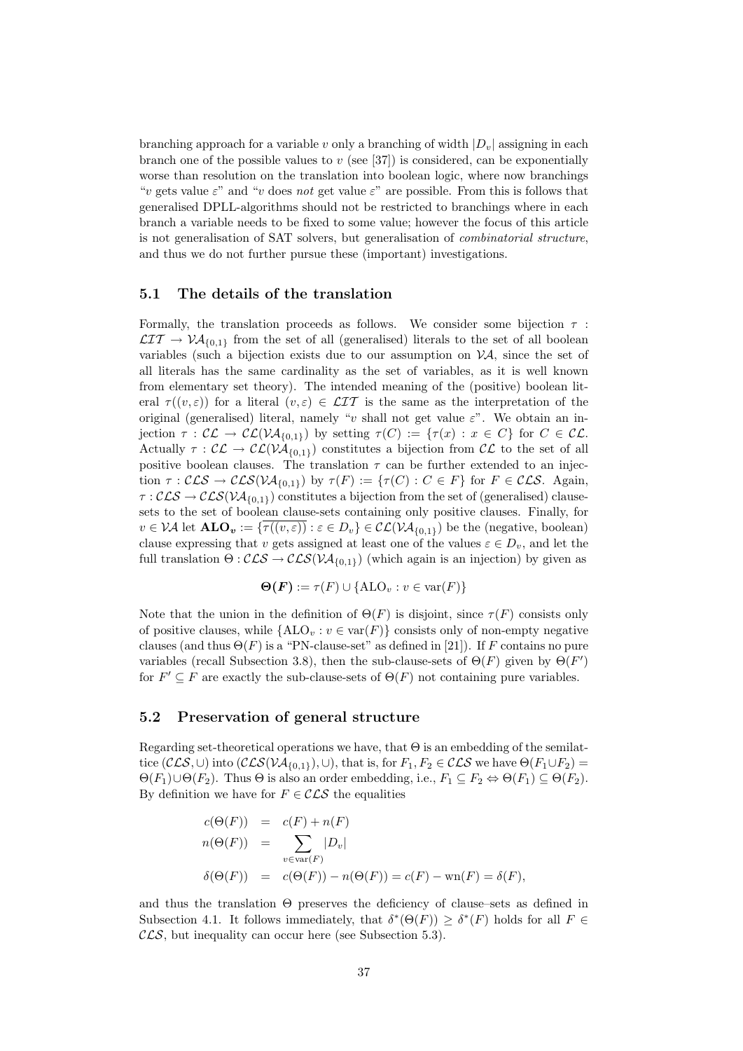branching approach for a variable $v$ only a branching of width $|D_v|$ assigning in each branch one of the possible values to $v$ (see [37]) is considered, can be exponentially worse than resolution on the translation into boolean logic, where now branchings "$v$ gets value $\varepsilon$" and "$v$ does *not* get value $\varepsilon$" are possible. From this is follows that generalised DPLL-algorithms should not be restricted to branchings where in each branch a variable needs to be fixed to some value; however the focus of this article is not generalisation of SAT solvers, but generalisation of *combinatorial structure*, and thus we do not further pursue these (important) investigations.

## 5.1 The details of the translation

Formally, the translation proceeds as follows. We consider some bijection $\tau : \mathcal{LIT} \to \mathcal{VA}_{\{0,1\}}$ from the set of all (generalised) literals to the set of all boolean variables (such a bijection exists due to our assumption on $\mathcal{VA}$, since the set of all literals has the same cardinality as the set of variables, as it is well known from elementary set theory). The intended meaning of the (positive) boolean literal $\tau((v,\varepsilon))$ for a literal $(v,\varepsilon) \in \mathcal{LIT}$ is the same as the interpretation of the original (generalised) literal, namely "$v$ shall not get value $\varepsilon$". We obtain an injection $\tau : \mathcal{CL} \to \mathcal{CL}(\mathcal{VA}_{\{0,1\}})$ by setting $\tau(C) := \{\tau(x) : x \in C\}$ for $C \in \mathcal{CL}$. Actually $\tau : \mathcal{CL} \to \mathcal{CL}(\mathcal{VA}_{\{0,1\}})$ constitutes a bijection from $\mathcal{CL}$ to the set of all positive boolean clauses. The translation $\tau$ can be further extended to an injection $\tau : \mathcal{CLS} \to \mathcal{CLS}(\mathcal{VA}_{\{0,1\}})$ by $\tau(F) := \{\tau(C) : C \in F\}$ for $F \in \mathcal{CLS}$. Again, $\tau : \mathcal{CLS} \to \mathcal{CLS}(\mathcal{VA}_{\{0,1\}})$ constitutes a bijection from the set of (generalised) clause-sets to the set of boolean clause-sets containing only positive clauses. Finally, for $v \in \mathcal{VA}$ let $\mathbf{ALO}_{\boldsymbol{v}} := \{\overline{\tau((v,\varepsilon))} : \varepsilon \in D_v\} \in \mathcal{CL}(\mathcal{VA}_{\{0,1\}})$ be the (negative, boolean) clause expressing that $v$ gets assigned at least one of the values $\varepsilon \in D_v$, and let the full translation $\Theta : \mathcal{CLS} \to \mathcal{CLS}(\mathcal{VA}_{\{0,1\}})$ (which again is an injection) by given as

$$\boldsymbol{\Theta(F)} := \tau(F) \cup \{\mathrm{ALO}_v : v \in \mathrm{var}(F)\}$$

Note that the union in the definition of $\Theta(F)$ is disjoint, since $\tau(F)$ consists only of positive clauses, while $\{\mathrm{ALO}_v : v \in \mathrm{var}(F)\}$ consists only of non-empty negative clauses (and thus $\Theta(F)$ is a "PN-clause-set" as defined in [21]). If $F$ contains no pure variables (recall Subsection 3.8), then the sub-clause-sets of $\Theta(F)$ given by $\Theta(F')$ for $F' \subseteq F$ are exactly the sub-clause-sets of $\Theta(F)$ not containing pure variables.

## 5.2 Preservation of general structure

Regarding set-theoretical operations we have, that $\Theta$ is an embedding of the semilattice $(\mathcal{CLS}, \cup)$ into $(\mathcal{CLS}(\mathcal{VA}_{\{0,1\}}), \cup)$, that is, for $F_1, F_2 \in \mathcal{CLS}$ we have $\Theta(F_1 \cup F_2) = \Theta(F_1) \cup \Theta(F_2)$. Thus $\Theta$ is also an order embedding, i.e., $F_1 \subseteq F_2 \Leftrightarrow \Theta(F_1) \subseteq \Theta(F_2)$. By definition we have for $F \in \mathcal{CLS}$ the equalities

$$\begin{aligned}
c(\Theta(F)) &= c(F) + n(F) \\
n(\Theta(F)) &= \sum_{v \in \mathrm{var}(F)} |D_v| \\
\delta(\Theta(F)) &= c(\Theta(F)) - n(\Theta(F)) = c(F) - \mathrm{wn}(F) = \delta(F),
\end{aligned}$$

and thus the translation $\Theta$ preserves the deficiency of clause–sets as defined in Subsection 4.1. It follows immediately, that $\delta^*(\Theta(F)) \geq \delta^*(F)$ holds for all $F \in \mathcal{CLS}$, but inequality can occur here (see Subsection 5.3).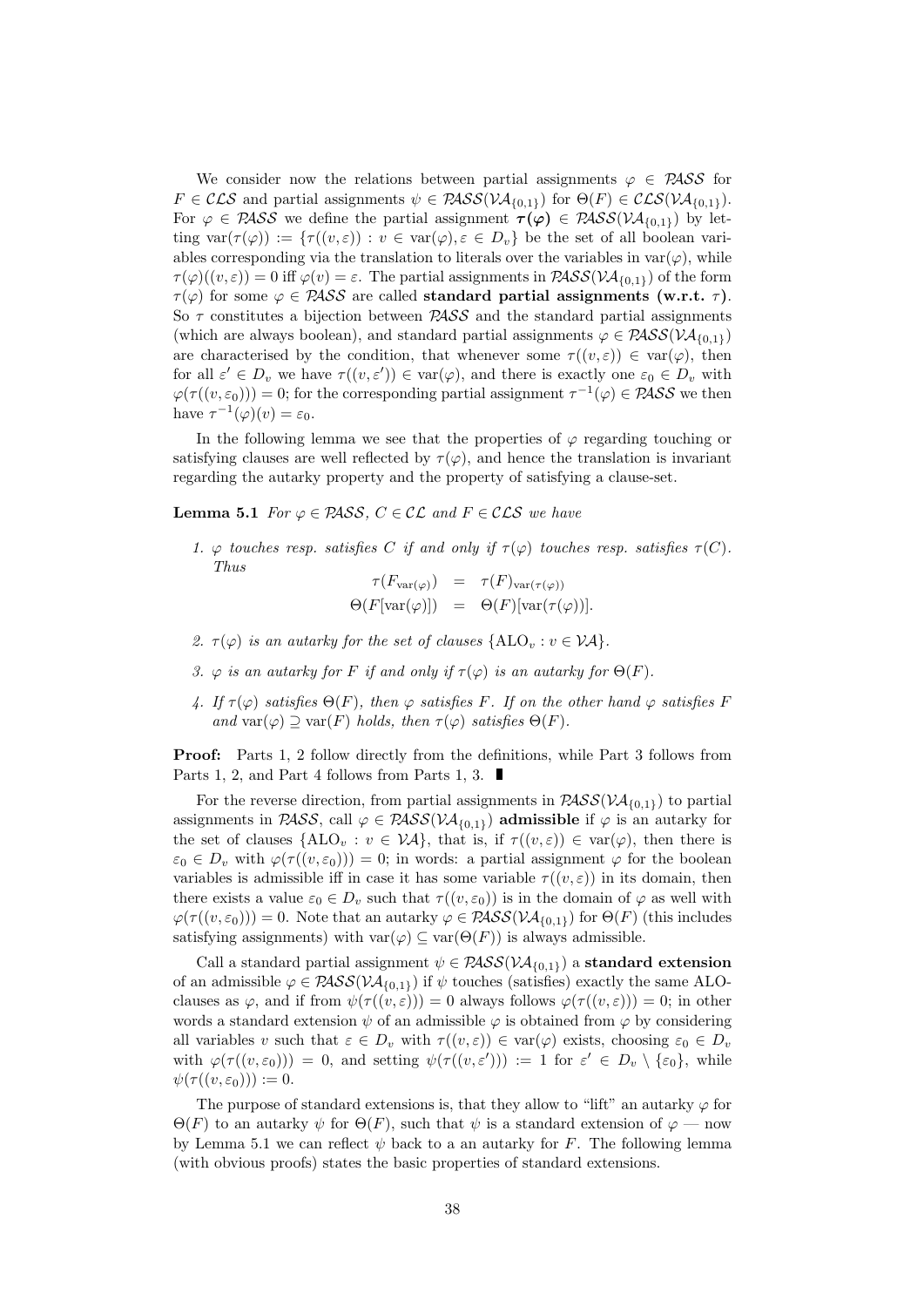We consider now the relations between partial assignments $\varphi \in \mathcal{PASS}$ for $F \in \mathcal{CLS}$ and partial assignments $\psi \in \mathcal{PASS}(\mathcal{VA}_{\{0,1\}})$ for $\Theta(F) \in \mathcal{CLS}(\mathcal{VA}_{\{0,1\}})$. For $\varphi \in \mathcal{PASS}$ we define the partial assignment $\boldsymbol{\tau(\varphi)} \in \mathcal{PASS}(\mathcal{VA}_{\{0,1\}})$ by letting $\operatorname{var}(\tau(\varphi)) := \{\tau((v,\varepsilon)) : v \in \operatorname{var}(\varphi), \varepsilon \in D_v\}$ be the set of all boolean variables corresponding via the translation to literals over the variables in $\operatorname{var}(\varphi)$, while $\tau(\varphi)((v,\varepsilon)) = 0$ iff $\varphi(v) = \varepsilon$. The partial assignments in $\mathcal{PASS}(\mathcal{VA}_{\{0,1\}})$ of the form $\tau(\varphi)$ for some $\varphi \in \mathcal{PASS}$ are called **standard partial assignments (w.r.t. $\tau$)**. So $\tau$ constitutes a bijection between $\mathcal{PASS}$ and the standard partial assignments (which are always boolean), and standard partial assignments $\varphi \in \mathcal{PASS}(\mathcal{VA}_{\{0,1\}})$ are characterised by the condition, that whenever some $\tau((v,\varepsilon)) \in \operatorname{var}(\varphi)$, then for all $\varepsilon' \in D_v$ we have $\tau((v,\varepsilon')) \in \operatorname{var}(\varphi)$, and there is exactly one $\varepsilon_0 \in D_v$ with $\varphi(\tau((v,\varepsilon_0))) = 0$; for the corresponding partial assignment $\tau^{-1}(\varphi) \in \mathcal{PASS}$ we then have $\tau^{-1}(\varphi)(v) = \varepsilon_0$.

In the following lemma we see that the properties of $\varphi$ regarding touching or satisfying clauses are well reflected by $\tau(\varphi)$, and hence the translation is invariant regarding the autarky property and the property of satisfying a clause-set.

**Lemma 5.1** *For $\varphi \in \mathcal{PASS}$, $C \in \mathcal{CL}$ and $F \in \mathcal{CLS}$ we have*

1. *$\varphi$ touches resp. satisfies $C$ if and only if $\tau(\varphi)$ touches resp. satisfies $\tau(C)$. Thus*
$$\begin{aligned} \tau(F_{\operatorname{var}(\varphi)}) &= \tau(F)_{\operatorname{var}(\tau(\varphi))} \\ \Theta(F[\operatorname{var}(\varphi)]) &= \Theta(F)[\operatorname{var}(\tau(\varphi))]. \end{aligned}$$
2. *$\tau(\varphi)$ is an autarky for the set of clauses $\{\mathrm{ALO}_v : v \in \mathcal{VA}\}$.*
3. *$\varphi$ is an autarky for $F$ if and only if $\tau(\varphi)$ is an autarky for $\Theta(F)$.*
4. *If $\tau(\varphi)$ satisfies $\Theta(F)$, then $\varphi$ satisfies $F$. If on the other hand $\varphi$ satisfies $F$ and $\operatorname{var}(\varphi) \supseteq \operatorname{var}(F)$ holds, then $\tau(\varphi)$ satisfies $\Theta(F)$.*

**Proof:** Parts 1, 2 follow directly from the definitions, while Part 3 follows from Parts 1, 2, and Part 4 follows from Parts 1, 3. ∎

For the reverse direction, from partial assignments in $\mathcal{PASS}(\mathcal{VA}_{\{0,1\}})$ to partial assignments in $\mathcal{PASS}$, call $\varphi \in \mathcal{PASS}(\mathcal{VA}_{\{0,1\}})$ **admissible** if $\varphi$ is an autarky for the set of clauses $\{\mathrm{ALO}_v : v \in \mathcal{VA}\}$, that is, if $\tau((v,\varepsilon)) \in \operatorname{var}(\varphi)$, then there is $\varepsilon_0 \in D_v$ with $\varphi(\tau((v,\varepsilon_0))) = 0$; in words: a partial assignment $\varphi$ for the boolean variables is admissible iff in case it has some variable $\tau((v,\varepsilon))$ in its domain, then there exists a value $\varepsilon_0 \in D_v$ such that $\tau((v,\varepsilon_0))$ is in the domain of $\varphi$ as well with $\varphi(\tau((v,\varepsilon_0))) = 0$. Note that an autarky $\varphi \in \mathcal{PASS}(\mathcal{VA}_{\{0,1\}})$ for $\Theta(F)$ (this includes satisfying assignments) with $\operatorname{var}(\varphi) \subseteq \operatorname{var}(\Theta(F))$ is always admissible.

Call a standard partial assignment $\psi \in \mathcal{PASS}(\mathcal{VA}_{\{0,1\}})$ a **standard extension** of an admissible $\varphi \in \mathcal{PASS}(\mathcal{VA}_{\{0,1\}})$ if $\psi$ touches (satisfies) exactly the same ALO-clauses as $\varphi$, and if from $\psi(\tau((v,\varepsilon))) = 0$ always follows $\varphi(\tau((v,\varepsilon))) = 0$; in other words a standard extension $\psi$ of an admissible $\varphi$ is obtained from $\varphi$ by considering all variables $v$ such that $\varepsilon \in D_v$ with $\tau((v,\varepsilon)) \in \operatorname{var}(\varphi)$ exists, choosing $\varepsilon_0 \in D_v$ with $\varphi(\tau((v,\varepsilon_0))) = 0$, and setting $\psi(\tau((v,\varepsilon'))) := 1$ for $\varepsilon' \in D_v \setminus \{\varepsilon_0\}$, while $\psi(\tau((v,\varepsilon_0))) := 0$.

The purpose of standard extensions is, that they allow to "lift" an autarky $\varphi$ for $\Theta(F)$ to an autarky $\psi$ for $\Theta(F)$, such that $\psi$ is a standard extension of $\varphi$ — now by Lemma 5.1 we can reflect $\psi$ back to a an autarky for $F$. The following lemma (with obvious proofs) states the basic properties of standard extensions.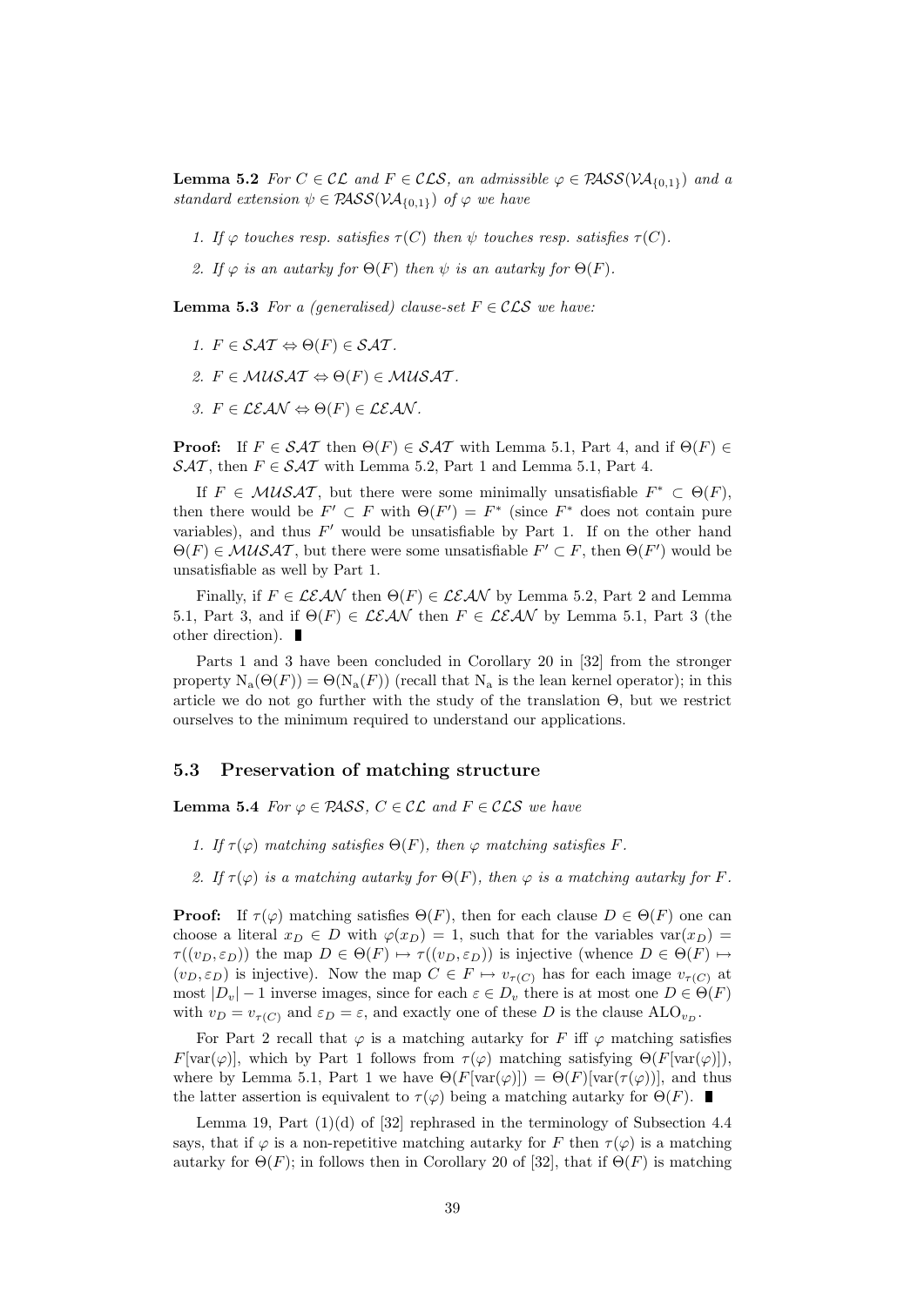**Lemma 5.2** *For $C \in \mathcal{CL}$ and $F \in \mathcal{CLS}$, an admissible $\varphi \in \mathcal{PASS}(\mathcal{VA}_{\{0,1\}})$ and a standard extension $\psi \in \mathcal{PASS}(\mathcal{VA}_{\{0,1\}})$ of $\varphi$ we have*

1. *If $\varphi$ touches resp. satisfies $\tau(C)$ then $\psi$ touches resp. satisfies $\tau(C)$.*
2. *If $\varphi$ is an autarky for $\Theta(F)$ then $\psi$ is an autarky for $\Theta(F)$.*

**Lemma 5.3** *For a (generalised) clause-set $F \in \mathcal{CLS}$ we have:*

1. *$F \in \mathcal{SAT} \Leftrightarrow \Theta(F) \in \mathcal{SAT}$.*
2. *$F \in \mathcal{MUSAT} \Leftrightarrow \Theta(F) \in \mathcal{MUSAT}$.*
3. *$F \in \mathcal{LEAN} \Leftrightarrow \Theta(F) \in \mathcal{LEAN}$.*

**Proof:** If $F \in \mathcal{SAT}$ then $\Theta(F) \in \mathcal{SAT}$ with Lemma 5.1, Part 4, and if $\Theta(F) \in \mathcal{SAT}$, then $F \in \mathcal{SAT}$ with Lemma 5.2, Part 1 and Lemma 5.1, Part 4.

If $F \in \mathcal{MUSAT}$, but there were some minimally unsatisfiable $F^* \subset \Theta(F)$, then there would be $F' \subset F$ with $\Theta(F') = F^*$ (since $F^*$ does not contain pure variables), and thus $F'$ would be unsatisfiable by Part 1. If on the other hand $\Theta(F) \in \mathcal{MUSAT}$, but there were some unsatisfiable $F' \subset F$, then $\Theta(F')$ would be unsatisfiable as well by Part 1.

Finally, if $F \in \mathcal{LEAN}$ then $\Theta(F) \in \mathcal{LEAN}$ by Lemma 5.2, Part 2 and Lemma 5.1, Part 3, and if $\Theta(F) \in \mathcal{LEAN}$ then $F \in \mathcal{LEAN}$ by Lemma 5.1, Part 3 (the other direction). ∎

Parts 1 and 3 have been concluded in Corollary 20 in [32] from the stronger property $\mathrm{N_a}(\Theta(F)) = \Theta(\mathrm{N_a}(F))$ (recall that $\mathrm{N_a}$ is the lean kernel operator); in this article we do not go further with the study of the translation $\Theta$, but we restrict ourselves to the minimum required to understand our applications.

### 5.3 Preservation of matching structure

**Lemma 5.4** *For $\varphi \in \mathcal{PASS}$, $C \in \mathcal{CL}$ and $F \in \mathcal{CLS}$ we have*

1. *If $\tau(\varphi)$ matching satisfies $\Theta(F)$, then $\varphi$ matching satisfies $F$.*
2. *If $\tau(\varphi)$ is a matching autarky for $\Theta(F)$, then $\varphi$ is a matching autarky for $F$.*

**Proof:** If $\tau(\varphi)$ matching satisfies $\Theta(F)$, then for each clause $D \in \Theta(F)$ one can choose a literal $x_D \in D$ with $\varphi(x_D) = 1$, such that for the variables $\mathrm{var}(x_D) = \tau((v_D, \varepsilon_D))$ the map $D \in \Theta(F) \mapsto \tau((v_D, \varepsilon_D))$ is injective (whence $D \in \Theta(F) \mapsto (v_D, \varepsilon_D)$ is injective). Now the map $C \in F \mapsto v_{\tau(C)}$ has for each image $v_{\tau(C)}$ at most $|D_v| - 1$ inverse images, since for each $\varepsilon \in D_v$ there is at most one $D \in \Theta(F)$ with $v_D = v_{\tau(C)}$ and $\varepsilon_D = \varepsilon$, and exactly one of these $D$ is the clause $\mathrm{ALO}_{v_D}$.

For Part 2 recall that $\varphi$ is a matching autarky for $F$ iff $\varphi$ matching satisfies $F[\mathrm{var}(\varphi)]$, which by Part 1 follows from $\tau(\varphi)$ matching satisfying $\Theta(F[\mathrm{var}(\varphi)])$, where by Lemma 5.1, Part 1 we have $\Theta(F[\mathrm{var}(\varphi)]) = \Theta(F)[\mathrm{var}(\tau(\varphi))]$, and thus the latter assertion is equivalent to $\tau(\varphi)$ being a matching autarky for $\Theta(F)$. ∎

Lemma 19, Part (1)(d) of [32] rephrased in the terminology of Subsection 4.4 says, that if $\varphi$ is a non-repetitive matching autarky for $F$ then $\tau(\varphi)$ is a matching autarky for $\Theta(F)$; in follows then in Corollary 20 of [32], that if $\Theta(F)$ is matching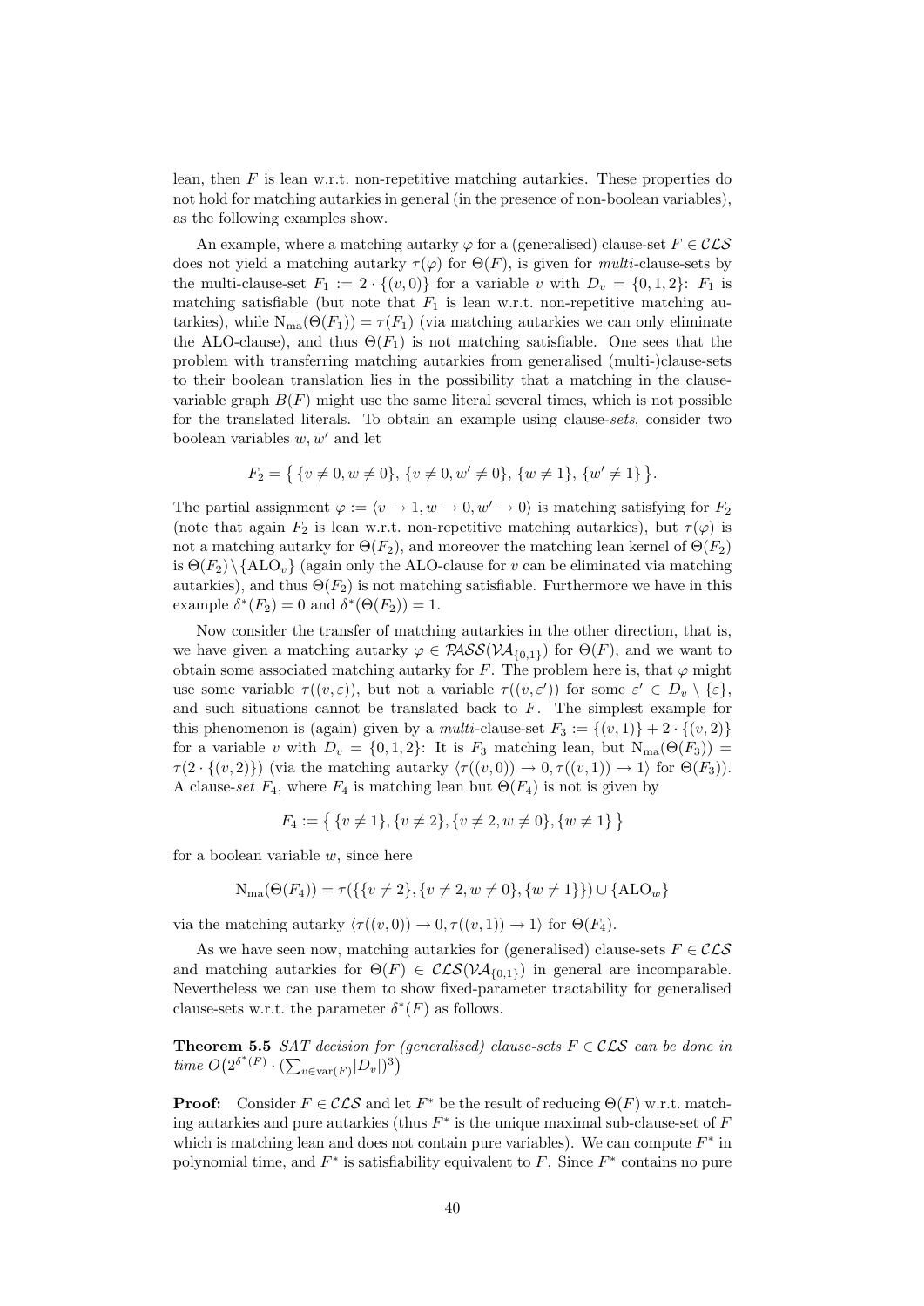lean, then $F$ is lean w.r.t. non-repetitive matching autarkies. These properties do not hold for matching autarkies in general (in the presence of non-boolean variables), as the following examples show.

An example, where a matching autarky $\varphi$ for a (generalised) clause-set $F \in \mathcal{CLS}$ does not yield a matching autarky $\tau(\varphi)$ for $\Theta(F)$, is given for *multi*-clause-sets by the multi-clause-set $F_1 := 2 \cdot \{(v,0)\}$ for a variable $v$ with $D_v = \{0,1,2\}$: $F_1$ is matching satisfiable (but note that $F_1$ is lean w.r.t. non-repetitive matching autarkies), while $\mathrm{N_{ma}}(\Theta(F_1)) = \tau(F_1)$ (via matching autarkies we can only eliminate the ALO-clause), and thus $\Theta(F_1)$ is not matching satisfiable. One sees that the problem with transferring matching autarkies from generalised (multi-)clause-sets to their boolean translation lies in the possibility that a matching in the clause-variable graph $B(F)$ might use the same literal several times, which is not possible for the translated literals. To obtain an example using clause-*sets*, consider two boolean variables $w, w'$ and let

$$F_2 = \big\{ \{v \neq 0, w \neq 0\}, \{v \neq 0, w' \neq 0\}, \{w \neq 1\}, \{w' \neq 1\} \big\}.$$

The partial assignment $\varphi := \langle v \to 1, w \to 0, w' \to 0 \rangle$ is matching satisfying for $F_2$ (note that again $F_2$ is lean w.r.t. non-repetitive matching autarkies), but $\tau(\varphi)$ is not a matching autarky for $\Theta(F_2)$, and moreover the matching lean kernel of $\Theta(F_2)$ is $\Theta(F_2) \setminus \{\mathrm{ALO}_v\}$ (again only the ALO-clause for $v$ can be eliminated via matching autarkies), and thus $\Theta(F_2)$ is not matching satisfiable. Furthermore we have in this example $\delta^*(F_2) = 0$ and $\delta^*(\Theta(F_2)) = 1$.

Now consider the transfer of matching autarkies in the other direction, that is, we have given a matching autarky $\varphi \in \mathcal{PASS}(\mathcal{VA}_{\{0,1\}})$ for $\Theta(F)$, and we want to obtain some associated matching autarky for $F$. The problem here is, that $\varphi$ might use some variable $\tau((v,\varepsilon))$, but not a variable $\tau((v,\varepsilon'))$ for some $\varepsilon' \in D_v \setminus \{\varepsilon\}$, and such situations cannot be translated back to $F$. The simplest example for this phenomenon is (again) given by a *multi*-clause-set $F_3 := \{(v,1)\} + 2 \cdot \{(v,2)\}$ for a variable $v$ with $D_v = \{0,1,2\}$: It is $F_3$ matching lean, but $\mathrm{N_{ma}}(\Theta(F_3)) = \tau(2 \cdot \{(v,2)\})$ (via the matching autarky $\langle \tau((v,0)) \to 0, \tau((v,1)) \to 1 \rangle$ for $\Theta(F_3)$). A clause-*set* $F_4$, where $F_4$ is matching lean but $\Theta(F_4)$ is not is given by

$$F_4 := \big\{ \{v \neq 1\}, \{v \neq 2\}, \{v \neq 2, w \neq 0\}, \{w \neq 1\} \big\}$$

for a boolean variable $w$, since here

$$\mathrm{N_{ma}}(\Theta(F_4)) = \tau(\{\{v \neq 2\}, \{v \neq 2, w \neq 0\}, \{w \neq 1\}\}) \cup \{\mathrm{ALO}_w\}$$

via the matching autarky $\langle \tau((v,0)) \to 0, \tau((v,1)) \to 1 \rangle$ for $\Theta(F_4)$.

As we have seen now, matching autarkies for (generalised) clause-sets $F \in \mathcal{CLS}$ and matching autarkies for $\Theta(F) \in \mathcal{CLS}(\mathcal{VA}_{\{0,1\}})$ in general are incomparable. Nevertheless we can use them to show fixed-parameter tractability for generalised clause-sets w.r.t. the parameter $\delta^*(F)$ as follows.

**Theorem 5.5** *SAT decision for (generalised) clause-sets $F \in \mathcal{CLS}$ can be done in time $O\big(2^{\delta^*(F)} \cdot (\sum_{v \in \mathrm{var}(F)} |D_v|)^3\big)$*

**Proof:** Consider $F \in \mathcal{CLS}$ and let $F^*$ be the result of reducing $\Theta(F)$ w.r.t. matching autarkies and pure autarkies (thus $F^*$ is the unique maximal sub-clause-set of $F$ which is matching lean and does not contain pure variables). We can compute $F^*$ in polynomial time, and $F^*$ is satisfiability equivalent to $F$. Since $F^*$ contains no pure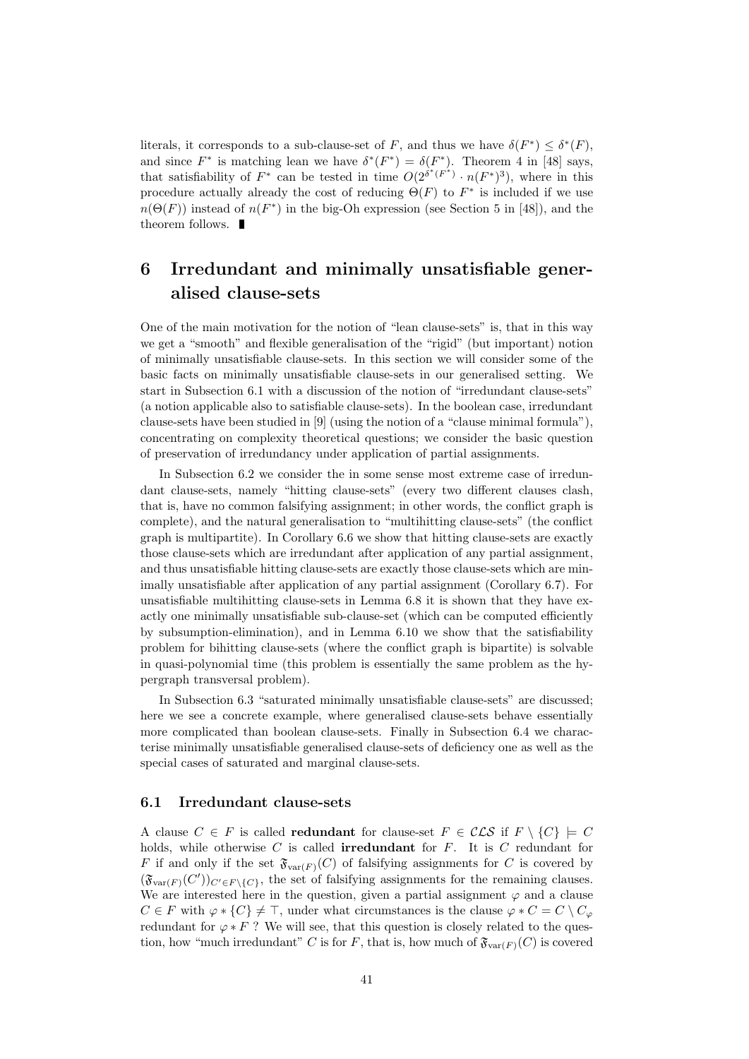literals, it corresponds to a sub-clause-set of $F$, and thus we have $\delta(F^*) \leq \delta^*(F)$, and since $F^*$ is matching lean we have $\delta^*(F^*) = \delta(F^*)$. Theorem 4 in [48] says, that satisfiability of $F^*$ can be tested in time $O(2^{\delta^*(F^*)} \cdot n(F^*)^3)$, where in this procedure actually already the cost of reducing $\Theta(F)$ to $F^*$ is included if we use $n(\Theta(F))$ instead of $n(F^*)$ in the big-Oh expression (see Section 5 in [48]), and the theorem follows. ∎

# 6 Irredundant and minimally unsatisfiable generalised clause-sets

One of the main motivation for the notion of "lean clause-sets" is, that in this way we get a "smooth" and flexible generalisation of the "rigid" (but important) notion of minimally unsatisfiable clause-sets. In this section we will consider some of the basic facts on minimally unsatisfiable clause-sets in our generalised setting. We start in Subsection 6.1 with a discussion of the notion of "irredundant clause-sets" (a notion applicable also to satisfiable clause-sets). In the boolean case, irredundant clause-sets have been studied in [9] (using the notion of a "clause minimal formula"), concentrating on complexity theoretical questions; we consider the basic question of preservation of irredundancy under application of partial assignments.

In Subsection 6.2 we consider the in some sense most extreme case of irredundant clause-sets, namely "hitting clause-sets" (every two different clauses clash, that is, have no common falsifying assignment; in other words, the conflict graph is complete), and the natural generalisation to "multihitting clause-sets" (the conflict graph is multipartite). In Corollary 6.6 we show that hitting clause-sets are exactly those clause-sets which are irredundant after application of any partial assignment, and thus unsatisfiable hitting clause-sets are exactly those clause-sets which are minimally unsatisfiable after application of any partial assignment (Corollary 6.7). For unsatisfiable multihitting clause-sets in Lemma 6.8 it is shown that they have exactly one minimally unsatisfiable sub-clause-set (which can be computed efficiently by subsumption-elimination), and in Lemma 6.10 we show that the satisfiability problem for bihitting clause-sets (where the conflict graph is bipartite) is solvable in quasi-polynomial time (this problem is essentially the same problem as the hypergraph transversal problem).

In Subsection 6.3 "saturated minimally unsatisfiable clause-sets" are discussed; here we see a concrete example, where generalised clause-sets behave essentially more complicated than boolean clause-sets. Finally in Subsection 6.4 we characterise minimally unsatisfiable generalised clause-sets of deficiency one as well as the special cases of saturated and marginal clause-sets.

## 6.1 Irredundant clause-sets

A clause $C \in F$ is called **redundant** for clause-set $F \in \mathcal{CLS}$ if $F \setminus \{C\} \models C$ holds, while otherwise $C$ is called **irredundant** for $F$. It is $C$ redundant for $F$ if and only if the set $\mathfrak{F}_{\mathrm{var}(F)}(C)$ of falsifying assignments for $C$ is covered by $(\mathfrak{F}_{\mathrm{var}(F)}(C'))_{C' \in F \setminus \{C\}}$, the set of falsifying assignments for the remaining clauses. We are interested here in the question, given a partial assignment $\varphi$ and a clause $C \in F$ with $\varphi * \{C\} \neq \top$, under what circumstances is the clause $\varphi * C = C \setminus C_\varphi$ redundant for $\varphi * F$ ? We will see, that this question is closely related to the question, how "much irredundant" $C$ is for $F$, that is, how much of $\mathfrak{F}_{\mathrm{var}(F)}(C)$ is covered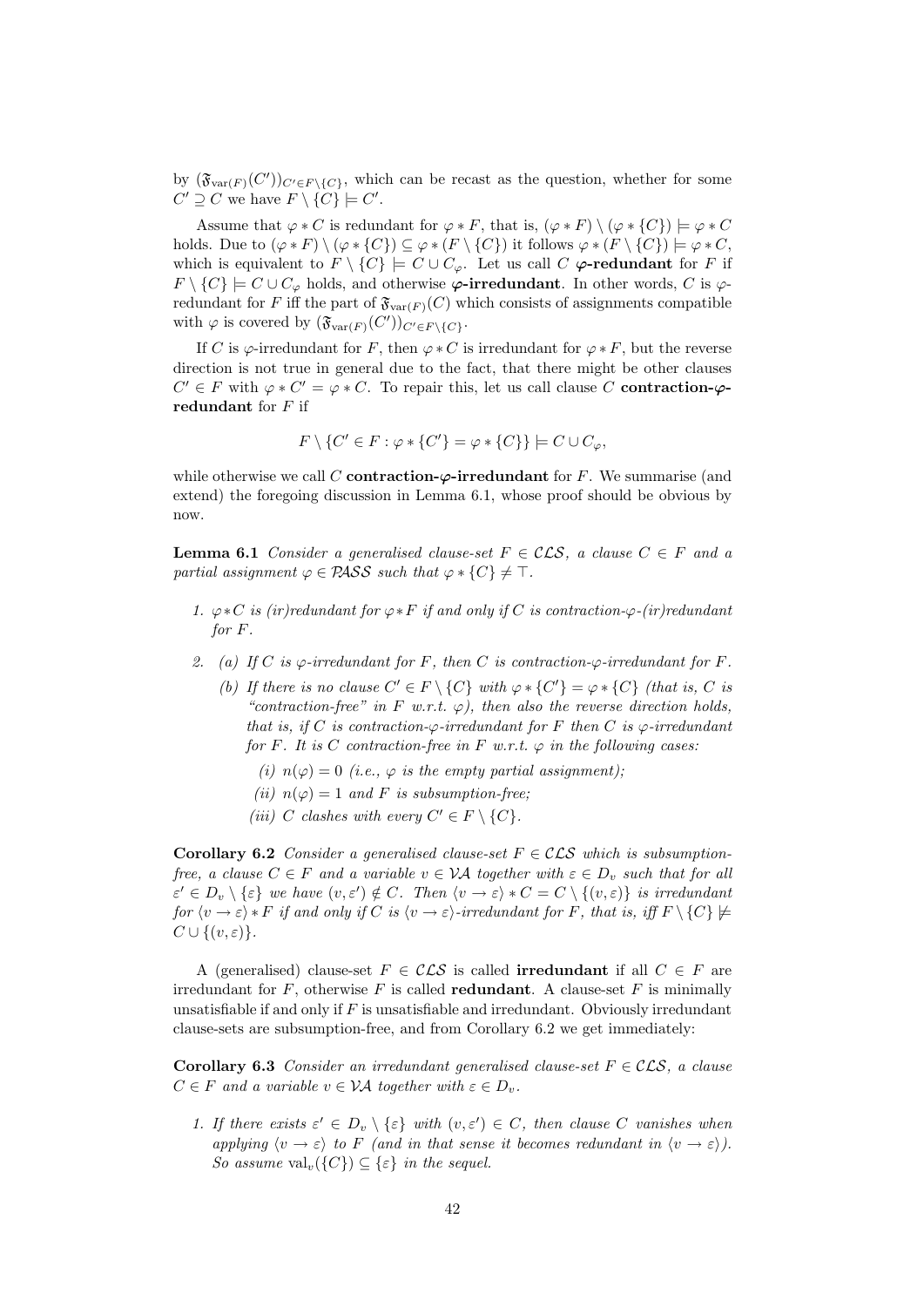by $(\mathfrak{F}_{\mathrm{var}(F)}(C'))_{C' \in F \setminus \{C\}}$, which can be recast as the question, whether for some $C' \supseteq C$ we have $F \setminus \{C\} \models C'$.

Assume that $\varphi * C$ is redundant for $\varphi * F$, that is, $(\varphi * F) \setminus (\varphi * \{C\}) \models \varphi * C$ holds. Due to $(\varphi * F) \setminus (\varphi * \{C\}) \subseteq \varphi * (F \setminus \{C\})$ it follows $\varphi * (F \setminus \{C\}) \models \varphi * C$, which is equivalent to $F \setminus \{C\} \models C \cup C_\varphi$. Let us call $C$ **$\varphi$-redundant** for $F$ if $F \setminus \{C\} \models C \cup C_\varphi$ holds, and otherwise **$\varphi$-irredundant**. In other words, $C$ is $\varphi$-redundant for $F$ iff the part of $\mathfrak{F}_{\mathrm{var}(F)}(C)$ which consists of assignments compatible with $\varphi$ is covered by $(\mathfrak{F}_{\mathrm{var}(F)}(C'))_{C' \in F \setminus \{C\}}$.

If $C$ is $\varphi$-irredundant for $F$, then $\varphi * C$ is irredundant for $\varphi * F$, but the reverse direction is not true in general due to the fact, that there might be other clauses $C' \in F$ with $\varphi * C' = \varphi * C$. To repair this, let us call clause $C$ **contraction-$\varphi$-redundant** for $F$ if

$$F \setminus \{C' \in F : \varphi * \{C'\} = \varphi * \{C\}\} \models C \cup C_\varphi,$$

while otherwise we call $C$ **contraction-$\varphi$-irredundant** for $F$. We summarise (and extend) the foregoing discussion in Lemma 6.1, whose proof should be obvious by now.

**Lemma 6.1** *Consider a generalised clause-set $F \in \mathcal{CLS}$, a clause $C \in F$ and a partial assignment $\varphi \in \mathcal{PASS}$ such that $\varphi * \{C\} \neq \top$.*

1. *$\varphi * C$ is (ir)redundant for $\varphi * F$ if and only if $C$ is contraction-$\varphi$-(ir)redundant for $F$.*
2. (a) *If $C$ is $\varphi$-irredundant for $F$, then $C$ is contraction-$\varphi$-irredundant for $F$.*
   (b) *If there is no clause $C' \in F \setminus \{C\}$ with $\varphi * \{C'\} = \varphi * \{C\}$ (that is, $C$ is "contraction-free" in $F$ w.r.t. $\varphi$), then also the reverse direction holds, that is, if $C$ is contraction-$\varphi$-irredundant for $F$ then $C$ is $\varphi$-irredundant for $F$. It is $C$ contraction-free in $F$ w.r.t. $\varphi$ in the following cases:*
      (i) *$n(\varphi) = 0$ (i.e., $\varphi$ is the empty partial assignment);*
      (ii) *$n(\varphi) = 1$ and $F$ is subsumption-free;*
      (iii) *$C$ clashes with every $C' \in F \setminus \{C\}$.*

**Corollary 6.2** *Consider a generalised clause-set $F \in \mathcal{CLS}$ which is subsumption-free, a clause $C \in F$ and a variable $v \in \mathcal{VA}$ together with $\varepsilon \in D_v$ such that for all $\varepsilon' \in D_v \setminus \{\varepsilon\}$ we have $(v, \varepsilon') \notin C$. Then $\langle v \to \varepsilon \rangle * C = C \setminus \{(v, \varepsilon)\}$ is irredundant for $\langle v \to \varepsilon \rangle * F$ if and only if $C$ is $\langle v \to \varepsilon \rangle$-irredundant for $F$, that is, iff $F \setminus \{C\} \not\models C \cup \{(v, \varepsilon)\}$.*

A (generalised) clause-set $F \in \mathcal{CLS}$ is called **irredundant** if all $C \in F$ are irredundant for $F$, otherwise $F$ is called **redundant**. A clause-set $F$ is minimally unsatisfiable if and only if $F$ is unsatisfiable and irredundant. Obviously irredundant clause-sets are subsumption-free, and from Corollary 6.2 we get immediately:

**Corollary 6.3** *Consider an irredundant generalised clause-set $F \in \mathcal{CLS}$, a clause $C \in F$ and a variable $v \in \mathcal{VA}$ together with $\varepsilon \in D_v$.*

1. *If there exists $\varepsilon' \in D_v \setminus \{\varepsilon\}$ with $(v, \varepsilon') \in C$, then clause $C$ vanishes when applying $\langle v \to \varepsilon \rangle$ to $F$ (and in that sense it becomes redundant in $\langle v \to \varepsilon \rangle$). So assume $\mathrm{val}_v(\{C\}) \subseteq \{\varepsilon\}$ in the sequel.*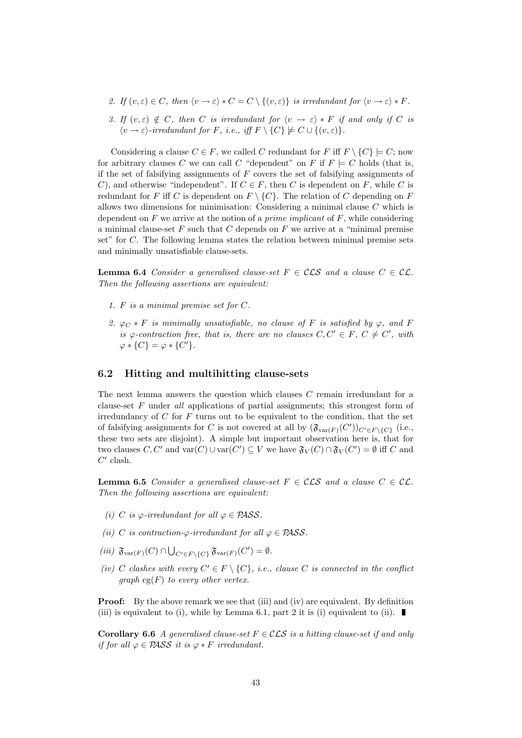2. *If* $(v, \varepsilon) \in C$*, then* $\langle v \to \varepsilon \rangle * C = C \setminus \{(v, \varepsilon)\}$ *is irredundant for* $\langle v \to \varepsilon \rangle * F$*.*

3. *If* $(v, \varepsilon) \notin C$*, then* $C$ *is irredundant for* $\langle v \to \varepsilon \rangle * F$ *if and only if* $C$ *is* $\langle v \to \varepsilon \rangle$*-irredundant for* $F$*, i.e., iff* $F \setminus \{C\} \not\models C \cup \{(v, \varepsilon)\}$*.*

Considering a clause $C \in F$, we called $C$ redundant for $F$ iff $F \setminus \{C\} \models C$; now for arbitrary clauses $C$ we can call $C$ "dependent" on $F$ if $F \models C$ holds (that is, if the set of falsifying assignments of $F$ covers the set of falsifying assignments of $C$), and otherwise "independent". If $C \in F$, then $C$ is dependent on $F$, while $C$ is redundant for $F$ iff $C$ is dependent on $F \setminus \{C\}$. The relation of $C$ depending on $F$ allows two dimensions for minimisation: Considering a minimal clause $C$ which is dependent on $F$ we arrive at the notion of a *prime implicant* of $F$, while considering a minimal clause-set $F$ such that $C$ depends on $F$ we arrive at a "minimal premise set" for $C$. The following lemma states the relation between minimal premise sets and minimally unsatisfiable clause-sets.

**Lemma 6.4** *Consider a generalised clause-set* $F \in \mathcal{CLS}$ *and a clause* $C \in \mathcal{CL}$*. Then the following assertions are equivalent:*

1. *$F$ is a minimal premise set for $C$.*
2. *$\varphi_C * F$ is minimally unsatisfiable, no clause of $F$ is satisfied by $\varphi$, and $F$ is $\varphi$-contraction free, that is, there are no clauses $C, C' \in F$, $C \neq C'$, with $\varphi * \{C\} = \varphi * \{C'\}$.*

## 6.2 Hitting and multihitting clause-sets

The next lemma answers the question which clauses $C$ remain irredundant for a clause-set $F$ under *all* applications of partial assignments; this strongest form of irredundancy of $C$ for $F$ turns out to be equivalent to the condition, that the set of falsifying assignments for $C$ is not covered at all by $(\mathfrak{F}_{\mathrm{var}(F)}(C'))_{C' \in F \setminus \{C\}}$ (i.e., these two sets are disjoint). A simple but important observation here is, that for two clauses $C, C'$ and $\mathrm{var}(C) \cup \mathrm{var}(C') \subseteq V$ we have $\mathfrak{F}_V(C) \cap \mathfrak{F}_V(C') = \emptyset$ iff $C$ and $C'$ clash.

**Lemma 6.5** *Consider a generalised clause-set* $F \in \mathcal{CLS}$ *and a clause* $C \in \mathcal{CL}$*. Then the following assertions are equivalent:*

*(i)* *$C$ is $\varphi$-irredundant for all $\varphi \in \mathcal{PASS}$.*

*(ii)* *$C$ is contraction-$\varphi$-irredundant for all $\varphi \in \mathcal{PASS}$.*

*(iii)* $\mathfrak{F}_{\mathrm{var}(F)}(C) \cap \bigcup_{C' \in F \setminus \{C\}} \mathfrak{F}_{\mathrm{var}(F)}(C') = \emptyset$*.*

*(iv)* *$C$ clashes with every $C' \in F \setminus \{C\}$, i.e., clause $C$ is connected in the conflict graph $\mathrm{cg}(F)$ to every other vertex.*

**Proof:** By the above remark we see that (iii) and (iv) are equivalent. By definition (iii) is equivalent to (i), while by Lemma 6.1, part 2 it is (i) equivalent to (ii). ∎

**Corollary 6.6** *A generalised clause-set* $F \in \mathcal{CLS}$ *is a hitting clause-set if and only if for all* $\varphi \in \mathcal{PASS}$ *it is* $\varphi * F$ *irredundant.*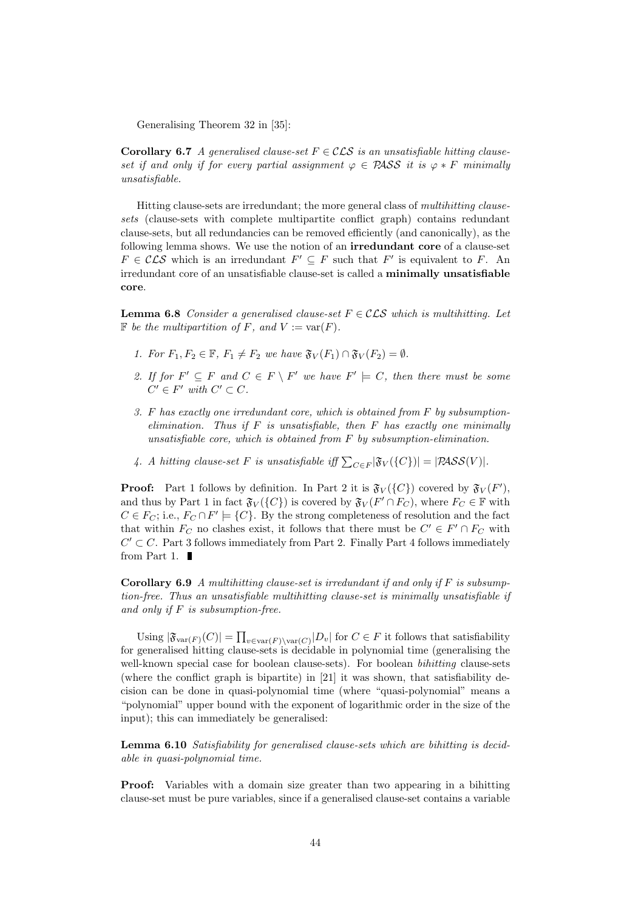Generalising Theorem 32 in [35]:

**Corollary 6.7** *A generalised clause-set $F \in \mathcal{CLS}$ is an unsatisfiable hitting clause-set if and only if for every partial assignment $\varphi \in \mathcal{PASS}$ it is $\varphi * F$ minimally unsatisfiable.*

Hitting clause-sets are irredundant; the more general class of *multihitting clause-sets* (clause-sets with complete multipartite conflict graph) contains redundant clause-sets, but all redundancies can be removed efficiently (and canonically), as the following lemma shows. We use the notion of an **irredundant core** of a clause-set $F \in \mathcal{CLS}$ which is an irredundant $F' \subseteq F$ such that $F'$ is equivalent to $F$. An irredundant core of an unsatisfiable clause-set is called a **minimally unsatisfiable core**.

**Lemma 6.8** *Consider a generalised clause-set $F \in \mathcal{CLS}$ which is multihitting. Let $\mathbb{F}$ be the multipartition of $F$, and $V := \mathrm{var}(F)$.*

1. *For $F_1, F_2 \in \mathbb{F}$, $F_1 \neq F_2$ we have $\mathfrak{F}_V(F_1) \cap \mathfrak{F}_V(F_2) = \emptyset$.*
2. *If for $F' \subseteq F$ and $C \in F \setminus F'$ we have $F' \models C$, then there must be some $C' \in F'$ with $C' \subset C$.*
3. *$F$ has exactly one irredundant core, which is obtained from $F$ by subsumption-elimination. Thus if $F$ is unsatisfiable, then $F$ has exactly one minimally unsatisfiable core, which is obtained from $F$ by subsumption-elimination.*
4. *A hitting clause-set $F$ is unsatisfiable iff $\sum_{C \in F} |\mathfrak{F}_V(\{C\})| = |\mathcal{PASS}(V)|$.*

**Proof:** Part 1 follows by definition. In Part 2 it is $\mathfrak{F}_V(\{C\})$ covered by $\mathfrak{F}_V(F')$, and thus by Part 1 in fact $\mathfrak{F}_V(\{C\})$ is covered by $\mathfrak{F}_V(F' \cap F_C)$, where $F_C \in \mathbb{F}$ with $C \in F_C$; i.e., $F_C \cap F' \models \{C\}$. By the strong completeness of resolution and the fact that within $F_C$ no clashes exist, it follows that there must be $C' \in F' \cap F_C$ with $C' \subset C$. Part 3 follows immediately from Part 2. Finally Part 4 follows immediately from Part 1. ∎

**Corollary 6.9** *A multihitting clause-set is irredundant if and only if $F$ is subsumption-free. Thus an unsatisfiable multihitting clause-set is minimally unsatisfiable if and only if $F$ is subsumption-free.*

Using $|\mathfrak{F}_{\mathrm{var}(F)}(C)| = \prod_{v \in \mathrm{var}(F) \setminus \mathrm{var}(C)} |D_v|$ for $C \in F$ it follows that satisfiability for generalised hitting clause-sets is decidable in polynomial time (generalising the well-known special case for boolean clause-sets). For boolean *bihitting* clause-sets (where the conflict graph is bipartite) in [21] it was shown, that satisfiability decision can be done in quasi-polynomial time (where "quasi-polynomial" means a "polynomial" upper bound with the exponent of logarithmic order in the size of the input); this can immediately be generalised:

**Lemma 6.10** *Satisfiability for generalised clause-sets which are bihitting is decidable in quasi-polynomial time.*

**Proof:** Variables with a domain size greater than two appearing in a bihitting clause-set must be pure variables, since if a generalised clause-set contains a variable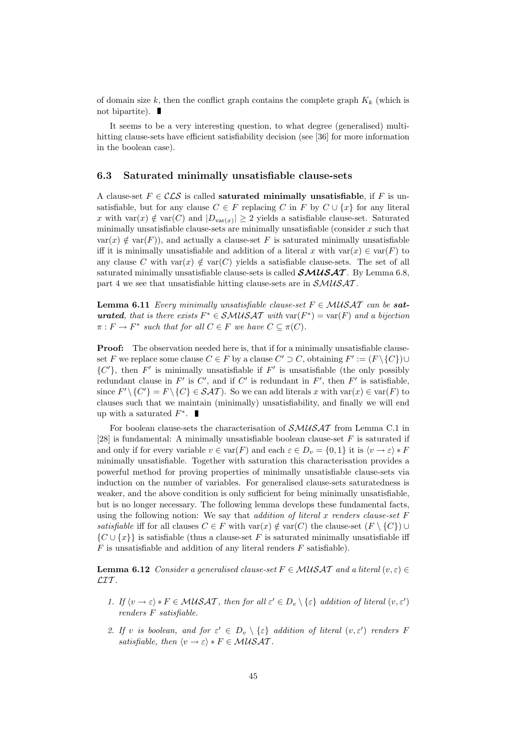of domain size $k$, then the conflict graph contains the complete graph $K_k$ (which is not bipartite). ∎

It seems to be a very interesting question, to what degree (generalised) multi-hitting clause-sets have efficient satisfiability decision (see [36] for more information in the boolean case).

### 6.3 Saturated minimally unsatisfiable clause-sets

A clause-set $F \in \mathcal{CLS}$ is called **saturated minimally unsatisfiable**, if $F$ is unsatisfiable, but for any clause $C \in F$ replacing $C$ in $F$ by $C \cup \{x\}$ for any literal $x$ with $\mathrm{var}(x) \notin \mathrm{var}(C)$ and $|D_{\mathrm{var}(x)}| \geq 2$ yields a satisfiable clause-set. Saturated minimally unsatisfiable clause-sets are minimally unsatisfiable (consider $x$ such that $\mathrm{var}(x) \notin \mathrm{var}(F)$), and actually a clause-set $F$ is saturated minimally unsatisfiable iff it is minimally unsatisfiable and addition of a literal $x$ with $\mathrm{var}(x) \in \mathrm{var}(F)$ to any clause $C$ with $\mathrm{var}(x) \notin \mathrm{var}(C)$ yields a satisfiable clause-sets. The set of all saturated minimally unsatisfiable clause-sets is called $\boldsymbol{\mathcal{SMUSAT}}$. By Lemma 6.8, part 4 we see that unsatisfiable hitting clause-sets are in $\mathcal{SMUSAT}$.

**Lemma 6.11** *Every minimally unsatisfiable clause-set $F \in \mathcal{MUSAT}$ can be* ***saturated****, that is there exists $F^* \in \mathcal{SMUSAT}$ with $\mathrm{var}(F^*) = \mathrm{var}(F)$ and a bijection $\pi : F \to F^*$ such that for all $C \in F$ we have $C \subseteq \pi(C)$.*

**Proof:** The observation needed here is, that if for a minimally unsatisfiable clause-set $F$ we replace some clause $C \in F$ by a clause $C' \supset C$, obtaining $F' := (F \setminus \{C\}) \cup \{C'\}$, then $F'$ is minimally unsatisfiable if $F'$ is unsatisfiable (the only possibly redundant clause in $F'$ is $C'$, and if $C'$ is redundant in $F'$, then $F'$ is satisfiable, since $F' \setminus \{C'\} = F \setminus \{C\} \in \mathcal{SAT}$). So we can add literals $x$ with $\mathrm{var}(x) \in \mathrm{var}(F)$ to clauses such that we maintain (minimally) unsatisfiability, and finally we will end up with a saturated $F^*$. ∎

For boolean clause-sets the characterisation of $\mathcal{SMUSAT}$ from Lemma C.1 in [28] is fundamental: A minimally unsatisfiable boolean clause-set $F$ is saturated if and only if for every variable $v \in \mathrm{var}(F)$ and each $\varepsilon \in D_v = \{0, 1\}$ it is $\langle v \to \varepsilon \rangle * F$ minimally unsatisfiable. Together with saturation this characterisation provides a powerful method for proving properties of minimally unsatisfiable clause-sets via induction on the number of variables. For generalised clause-sets saturatedness is weaker, and the above condition is only sufficient for being minimally unsatisfiable, but is no longer necessary. The following lemma develops these fundamental facts, using the following notion: We say that *addition of literal $x$ renders clause-set $F$ satisfiable* iff for all clauses $C \in F$ with $\mathrm{var}(x) \notin \mathrm{var}(C)$ the clause-set $(F \setminus \{C\}) \cup \{C \cup \{x\}\}$ is satisfiable (thus a clause-set $F$ is saturated minimally unsatisfiable iff $F$ is unsatisfiable and addition of any literal renders $F$ satisfiable).

**Lemma 6.12** *Consider a generalised clause-set $F \in \mathcal{MUSAT}$ and a literal $(v, \varepsilon) \in \mathcal{LIT}$.*

1. *If $\langle v \to \varepsilon \rangle * F \in \mathcal{MUSAT}$, then for all $\varepsilon' \in D_v \setminus \{\varepsilon\}$ addition of literal $(v, \varepsilon')$ renders $F$ satisfiable.*
2. *If $v$ is boolean, and for $\varepsilon' \in D_v \setminus \{\varepsilon\}$ addition of literal $(v, \varepsilon')$ renders $F$ satisfiable, then $\langle v \to \varepsilon \rangle * F \in \mathcal{MUSAT}$.*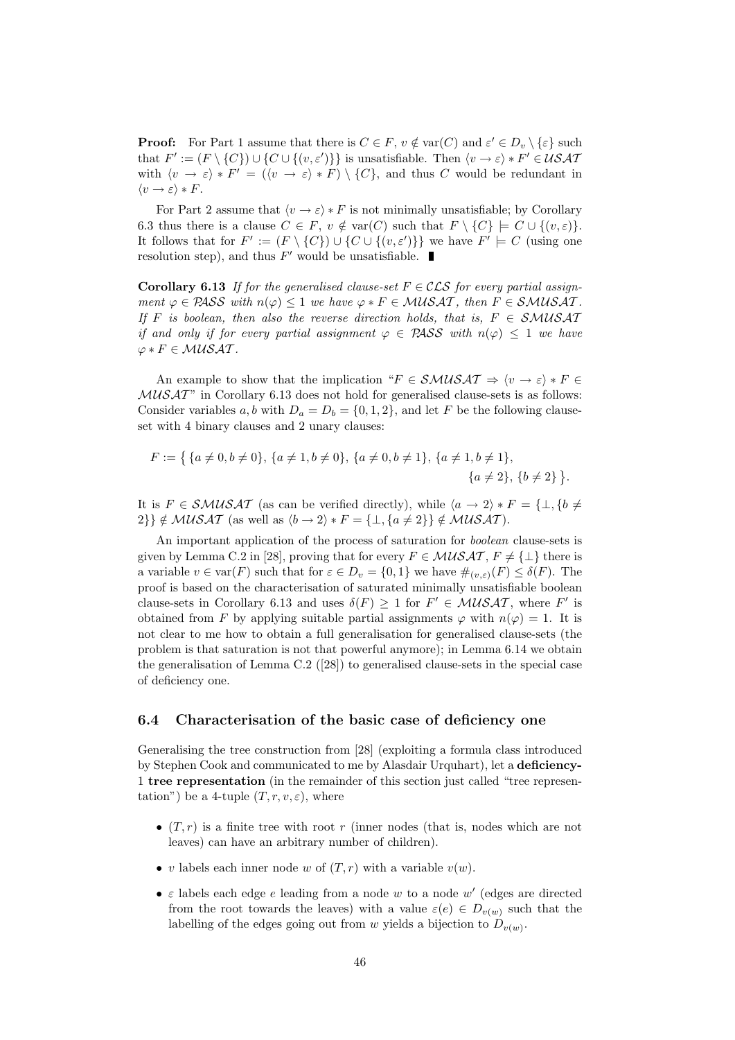**Proof:** For Part 1 assume that there is $C \in F$, $v \notin \mathrm{var}(C)$ and $\varepsilon' \in D_v \setminus \{\varepsilon\}$ such that $F' := (F \setminus \{C\}) \cup \{C \cup \{(v, \varepsilon')\}\}$ is unsatisfiable. Then $\langle v \to \varepsilon \rangle * F' \in \mathcal{USAT}$ with $\langle v \to \varepsilon \rangle * F' = (\langle v \to \varepsilon \rangle * F) \setminus \{C\}$, and thus $C$ would be redundant in $\langle v \to \varepsilon \rangle * F$.

For Part 2 assume that $\langle v \to \varepsilon \rangle * F$ is not minimally unsatisfiable; by Corollary 6.3 thus there is a clause $C \in F$, $v \notin \mathrm{var}(C)$ such that $F \setminus \{C\} \models C \cup \{(v, \varepsilon)\}$. It follows that for $F' := (F \setminus \{C\}) \cup \{C \cup \{(v, \varepsilon')\}\}$ we have $F' \models C$ (using one resolution step), and thus $F'$ would be unsatisfiable. ∎

**Corollary 6.13** *If for the generalised clause-set $F \in \mathcal{CLS}$ for every partial assignment $\varphi \in \mathcal{PASS}$ with $n(\varphi) \leq 1$ we have $\varphi * F \in \mathcal{MUSAT}$, then $F \in \mathcal{SMUSAT}$. If $F$ is boolean, then also the reverse direction holds, that is, $F \in \mathcal{SMUSAT}$ if and only if for every partial assignment $\varphi \in \mathcal{PASS}$ with $n(\varphi) \leq 1$ we have $\varphi * F \in \mathcal{MUSAT}$.*

An example to show that the implication "$F \in \mathcal{SMUSAT} \Rightarrow \langle v \to \varepsilon \rangle * F \in \mathcal{MUSAT}$" in Corollary 6.13 does not hold for generalised clause-sets is as follows: Consider variables $a, b$ with $D_a = D_b = \{0, 1, 2\}$, and let $F$ be the following clause-set with 4 binary clauses and 2 unary clauses:

$$F := \big\{ \{a \neq 0, b \neq 0\}, \{a \neq 1, b \neq 0\}, \{a \neq 0, b \neq 1\}, \{a \neq 1, b \neq 1\}, \{a \neq 2\}, \{b \neq 2\} \big\}.$$

It is $F \in \mathcal{SMUSAT}$ (as can be verified directly), while $\langle a \to 2 \rangle * F = \{\bot, \{b \neq 2\}\} \notin \mathcal{MUSAT}$ (as well as $\langle b \to 2 \rangle * F = \{\bot, \{a \neq 2\}\} \notin \mathcal{MUSAT}$).

An important application of the process of saturation for *boolean* clause-sets is given by Lemma C.2 in [28], proving that for every $F \in \mathcal{MUSAT}$, $F \neq \{\bot\}$ there is a variable $v \in \mathrm{var}(F)$ such that for $\varepsilon \in D_v = \{0, 1\}$ we have $\#_{(v,\varepsilon)}(F) \leq \delta(F)$. The proof is based on the characterisation of saturated minimally unsatisfiable boolean clause-sets in Corollary 6.13 and uses $\delta(F) \geq 1$ for $F' \in \mathcal{MUSAT}$, where $F'$ is obtained from $F$ by applying suitable partial assignments $\varphi$ with $n(\varphi) = 1$. It is not clear to me how to obtain a full generalisation for generalised clause-sets (the problem is that saturation is not that powerful anymore); in Lemma 6.14 we obtain the generalisation of Lemma C.2 ([28]) to generalised clause-sets in the special case of deficiency one.

## 6.4 Characterisation of the basic case of deficiency one

Generalising the tree construction from [28] (exploiting a formula class introduced by Stephen Cook and communicated to me by Alasdair Urquhart), let a **deficiency-1 tree representation** (in the remainder of this section just called "tree representation") be a 4-tuple $(T, r, v, \varepsilon)$, where

- $(T, r)$ is a finite tree with root $r$ (inner nodes (that is, nodes which are not leaves) can have an arbitrary number of children).
- $v$ labels each inner node $w$ of $(T, r)$ with a variable $v(w)$.
- $\varepsilon$ labels each edge $e$ leading from a node $w$ to a node $w'$ (edges are directed from the root towards the leaves) with a value $\varepsilon(e) \in D_{v(w)}$ such that the labelling of the edges going out from $w$ yields a bijection to $D_{v(w)}$.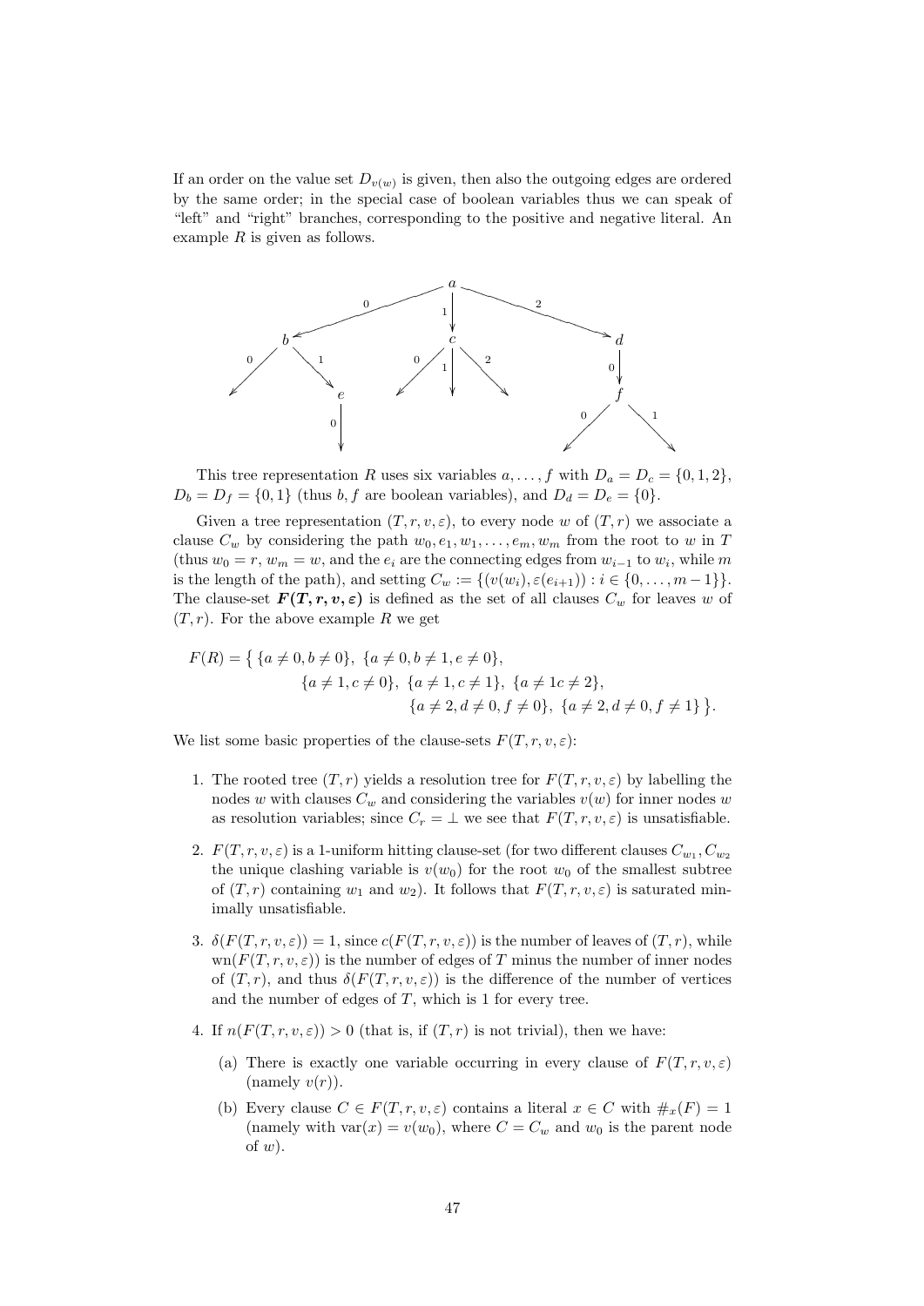If an order on the value set $D_{v(w)}$ is given, then also the outgoing edges are ordered by the same order; in the special case of boolean variables thus we can speak of "left" and "right" branches, corresponding to the positive and negative literal. An example $R$ is given as follows.

This tree representation $R$ uses six variables $a, \dots, f$ with $D_a = D_c = \{0, 1, 2\}$, $D_b = D_f = \{0, 1\}$ (thus $b, f$ are boolean variables), and $D_d = D_e = \{0\}$.

Given a tree representation $(T, r, v, \varepsilon)$, to every node $w$ of $(T, r)$ we associate a clause $C_w$ by considering the path $w_0, e_1, w_1, \dots, e_m, w_m$ from the root to $w$ in $T$ (thus $w_0 = r$, $w_m = w$, and the $e_i$ are the connecting edges from $w_{i-1}$ to $w_i$, while $m$ is the length of the path), and setting $C_w := \{(v(w_i), \varepsilon(e_{i+1})) : i \in \{0, \dots, m-1\}\}$. The clause-set $\boldsymbol{F(T, r, v, \varepsilon)}$ is defined as the set of all clauses $C_w$ for leaves $w$ of $(T, r)$. For the above example $R$ we get

$$
\begin{aligned}
F(R) = \big\{ & \{a \neq 0, b \neq 0\},\ \{a \neq 0, b \neq 1, e \neq 0\}, \\
& \{a \neq 1, c \neq 0\},\ \{a \neq 1, c \neq 1\},\ \{a \neq 1 c \neq 2\}, \\
& \{a \neq 2, d \neq 0, f \neq 0\},\ \{a \neq 2, d \neq 0, f \neq 1\} \big\}.
\end{aligned}
$$

We list some basic properties of the clause-sets $F(T, r, v, \varepsilon)$:

1. The rooted tree $(T, r)$ yields a resolution tree for $F(T, r, v, \varepsilon)$ by labelling the nodes $w$ with clauses $C_w$ and considering the variables $v(w)$ for inner nodes $w$ as resolution variables; since $C_r = \bot$ we see that $F(T, r, v, \varepsilon)$ is unsatisfiable.
2. $F(T, r, v, \varepsilon)$ is a 1-uniform hitting clause-set (for two different clauses $C_{w_1}, C_{w_2}$ the unique clashing variable is $v(w_0)$ for the root $w_0$ of the smallest subtree of $(T, r)$ containing $w_1$ and $w_2$). It follows that $F(T, r, v, \varepsilon)$ is saturated minimally unsatisfiable.
3. $\delta(F(T, r, v, \varepsilon)) = 1$, since $c(F(T, r, v, \varepsilon))$ is the number of leaves of $(T, r)$, while $\mathrm{wn}(F(T, r, v, \varepsilon))$ is the number of edges of $T$ minus the number of inner nodes of $(T, r)$, and thus $\delta(F(T, r, v, \varepsilon))$ is the difference of the number of vertices and the number of edges of $T$, which is 1 for every tree.
4. If $n(F(T, r, v, \varepsilon)) > 0$ (that is, if $(T, r)$ is not trivial), then we have:
   (a) There is exactly one variable occurring in every clause of $F(T, r, v, \varepsilon)$ (namely $v(r)$).
   (b) Every clause $C \in F(T, r, v, \varepsilon)$ contains a literal $x \in C$ with $\#_x(F) = 1$ (namely with $\mathrm{var}(x) = v(w_0)$, where $C = C_w$ and $w_0$ is the parent node of $w$).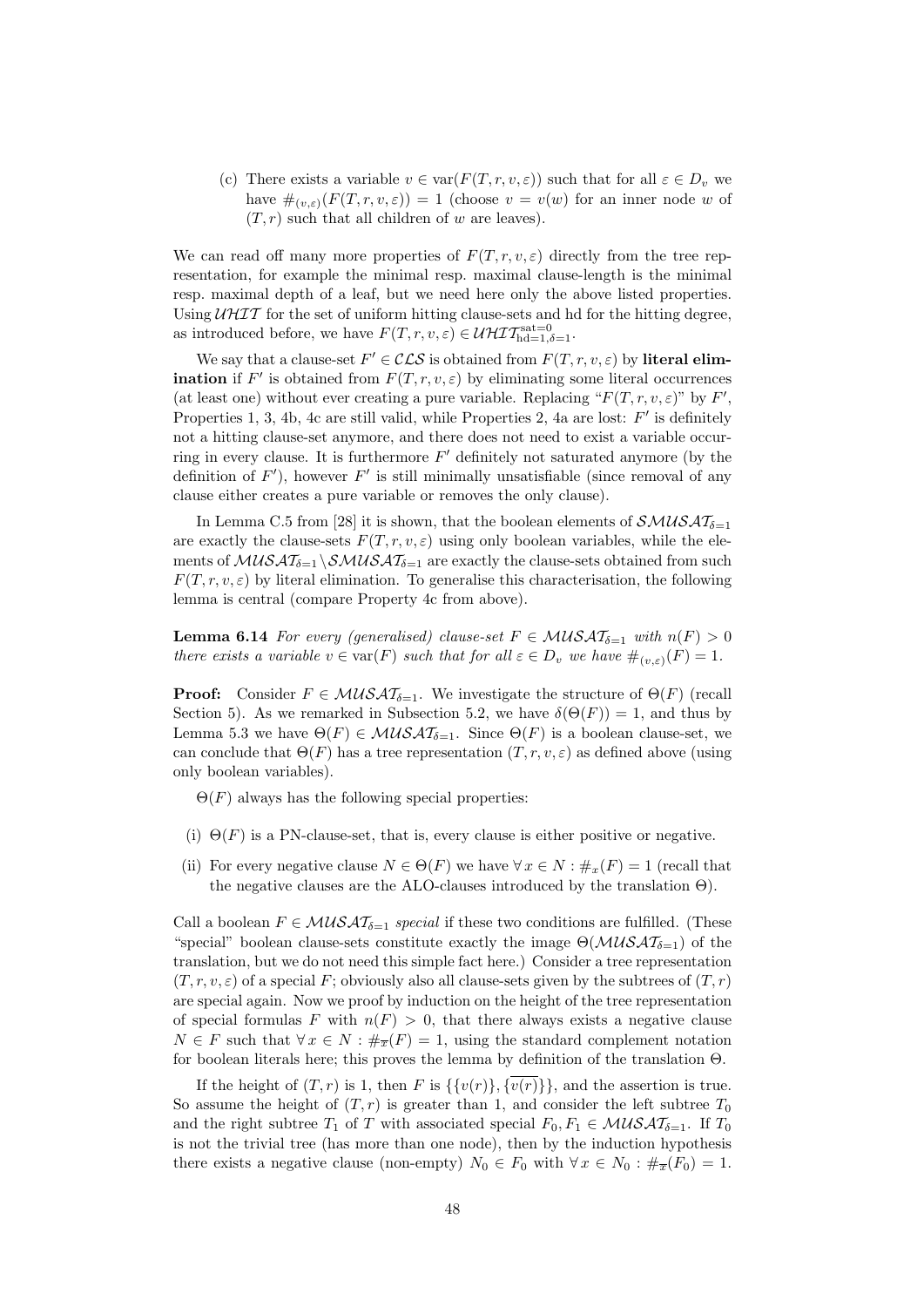(c) There exists a variable $v \in \operatorname{var}(F(T, r, v, \varepsilon))$ such that for all $\varepsilon \in D_v$ we have $\#_{(v,\varepsilon)}(F(T, r, v, \varepsilon)) = 1$ (choose $v = v(w)$ for an inner node $w$ of $(T, r)$ such that all children of $w$ are leaves).

We can read off many more properties of $F(T, r, v, \varepsilon)$ directly from the tree representation, for example the minimal resp. maximal clause-length is the minimal resp. maximal depth of a leaf, but we need here only the above listed properties. Using $\mathcal{UHIT}$ for the set of uniform hitting clause-sets and hd for the hitting degree, as introduced before, we have $F(T, r, v, \varepsilon) \in \mathcal{UHIT}^{\text{sat}=0}_{\text{hd}=1,\delta=1}$.

We say that a clause-set $F' \in \mathcal{CLS}$ is obtained from $F(T, r, v, \varepsilon)$ by **literal elimination** if $F'$ is obtained from $F(T, r, v, \varepsilon)$ by eliminating some literal occurrences (at least one) without ever creating a pure variable. Replacing "$F(T, r, v, \varepsilon)$" by $F'$, Properties 1, 3, 4b, 4c are still valid, while Properties 2, 4a are lost: $F'$ is definitely not a hitting clause-set anymore, and there does not need to exist a variable occurring in every clause. It is furthermore $F'$ definitely not saturated anymore (by the definition of $F'$), however $F'$ is still minimally unsatisfiable (since removal of any clause either creates a pure variable or removes the only clause).

In Lemma C.5 from [28] it is shown, that the boolean elements of $\mathcal{SMUSAT}_{\delta=1}$ are exactly the clause-sets $F(T, r, v, \varepsilon)$ using only boolean variables, while the elements of $\mathcal{MUSAT}_{\delta=1} \setminus \mathcal{SMUSAT}_{\delta=1}$ are exactly the clause-sets obtained from such $F(T, r, v, \varepsilon)$ by literal elimination. To generalise this characterisation, the following lemma is central (compare Property 4c from above).

**Lemma 6.14** *For every (generalised) clause-set $F \in \mathcal{MUSAT}_{\delta=1}$ with $n(F) > 0$ there exists a variable $v \in \operatorname{var}(F)$ such that for all $\varepsilon \in D_v$ we have $\#_{(v,\varepsilon)}(F) = 1$.*

**Proof:** Consider $F \in \mathcal{MUSAT}_{\delta=1}$. We investigate the structure of $\Theta(F)$ (recall Section 5). As we remarked in Subsection 5.2, we have $\delta(\Theta(F)) = 1$, and thus by Lemma 5.3 we have $\Theta(F) \in \mathcal{MUSAT}_{\delta=1}$. Since $\Theta(F)$ is a boolean clause-set, we can conclude that $\Theta(F)$ has a tree representation $(T, r, v, \varepsilon)$ as defined above (using only boolean variables).

$\Theta(F)$ always has the following special properties:

(i) $\Theta(F)$ is a PN-clause-set, that is, every clause is either positive or negative.

(ii) For every negative clause $N \in \Theta(F)$ we have $\forall\, x \in N : \#_x(F) = 1$ (recall that the negative clauses are the ALO-clauses introduced by the translation $\Theta$).

Call a boolean $F \in \mathcal{MUSAT}_{\delta=1}$ *special* if these two conditions are fulfilled. (These "special" boolean clause-sets constitute exactly the image $\Theta(\mathcal{MUSAT}_{\delta=1})$ of the translation, but we do not need this simple fact here.) Consider a tree representation $(T, r, v, \varepsilon)$ of a special $F$; obviously also all clause-sets given by the subtrees of $(T, r)$ are special again. Now we proof by induction on the height of the tree representation of special formulas $F$ with $n(F) > 0$, that there always exists a negative clause $N \in F$ such that $\forall\, x \in N : \#_{\overline{x}}(F) = 1$, using the standard complement notation for boolean literals here; this proves the lemma by definition of the translation $\Theta$.

If the height of $(T, r)$ is 1, then $F$ is $\{\{v(r)\}, \{\overline{v(r)}\}\}$, and the assertion is true. So assume the height of $(T, r)$ is greater than 1, and consider the left subtree $T_0$ and the right subtree $T_1$ of $T$ with associated special $F_0, F_1 \in \mathcal{MUSAT}_{\delta=1}$. If $T_0$ is not the trivial tree (has more than one node), then by the induction hypothesis there exists a negative clause (non-empty) $N_0 \in F_0$ with $\forall\, x \in N_0 : \#_{\overline{x}}(F_0) = 1$.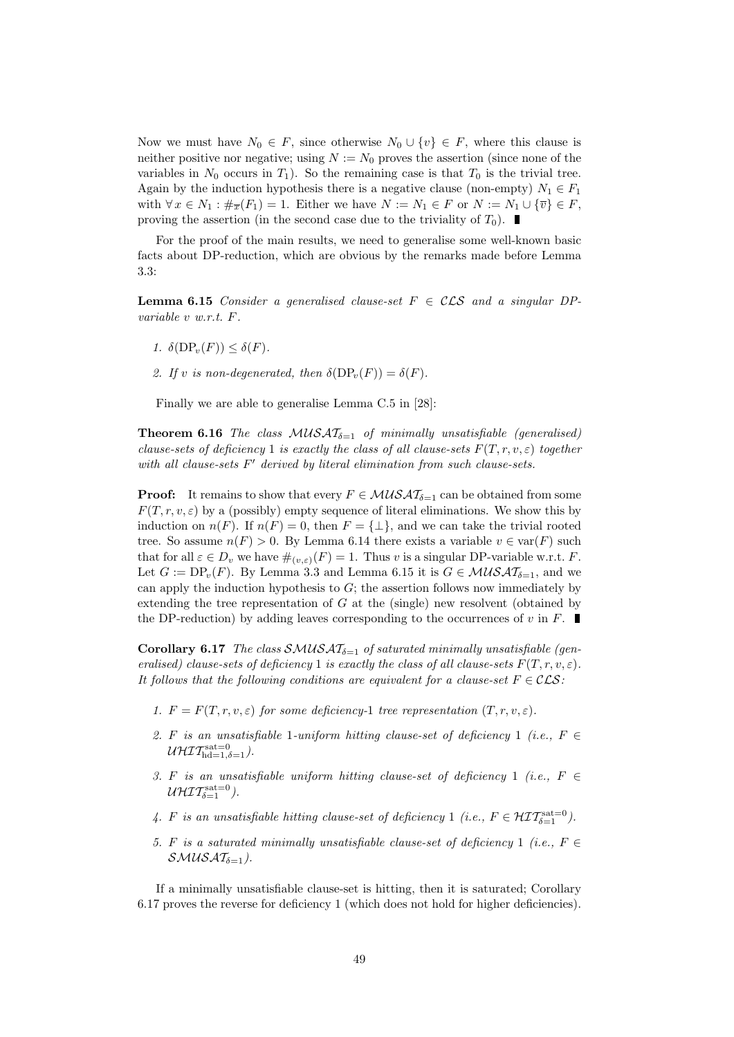Now we must have $N_0 \in F$, since otherwise $N_0 \cup \{v\} \in F$, where this clause is neither positive nor negative; using $N := N_0$ proves the assertion (since none of the variables in $N_0$ occurs in $T_1$). So the remaining case is that $T_0$ is the trivial tree. Again by the induction hypothesis there is a negative clause (non-empty) $N_1 \in F_1$ with $\forall\, x \in N_1 : \#_{\overline{x}}(F_1) = 1$. Either we have $N := N_1 \in F$ or $N := N_1 \cup \{\overline{v}\} \in F$, proving the assertion (in the second case due to the triviality of $T_0$). ∎

For the proof of the main results, we need to generalise some well-known basic facts about DP-reduction, which are obvious by the remarks made before Lemma 3.3:

**Lemma 6.15** *Consider a generalised clause-set $F \in \mathcal{CLS}$ and a singular DP-variable $v$ w.r.t. $F$.*

1. $\delta(\mathrm{DP}_v(F)) \leq \delta(F)$.
2. *If $v$ is non-degenerated, then $\delta(\mathrm{DP}_v(F)) = \delta(F)$.*

Finally we are able to generalise Lemma C.5 in [28]:

**Theorem 6.16** *The class $\mathcal{MUSAT}_{\delta=1}$ of minimally unsatisfiable (generalised) clause-sets of deficiency 1 is exactly the class of all clause-sets $F(T, r, v, \varepsilon)$ together with all clause-sets $F'$ derived by literal elimination from such clause-sets.*

**Proof:** It remains to show that every $F \in \mathcal{MUSAT}_{\delta=1}$ can be obtained from some $F(T, r, v, \varepsilon)$ by a (possibly) empty sequence of literal eliminations. We show this by induction on $n(F)$. If $n(F) = 0$, then $F = \{\bot\}$, and we can take the trivial rooted tree. So assume $n(F) > 0$. By Lemma 6.14 there exists a variable $v \in \mathrm{var}(F)$ such that for all $\varepsilon \in D_v$ we have $\#_{(v,\varepsilon)}(F) = 1$. Thus $v$ is a singular DP-variable w.r.t. $F$. Let $G := \mathrm{DP}_v(F)$. By Lemma 3.3 and Lemma 6.15 it is $G \in \mathcal{MUSAT}_{\delta=1}$, and we can apply the induction hypothesis to $G$; the assertion follows now immediately by extending the tree representation of $G$ at the (single) new resolvent (obtained by the DP-reduction) by adding leaves corresponding to the occurrences of $v$ in $F$. ∎

**Corollary 6.17** *The class $\mathcal{SMUSAT}_{\delta=1}$ of saturated minimally unsatisfiable (generalised) clause-sets of deficiency 1 is exactly the class of all clause-sets $F(T, r, v, \varepsilon)$. It follows that the following conditions are equivalent for a clause-set $F \in \mathcal{CLS}$:*

1. *$F = F(T, r, v, \varepsilon)$ for some deficiency-1 tree representation $(T, r, v, \varepsilon)$.*
2. *$F$ is an unsatisfiable 1-uniform hitting clause-set of deficiency 1 (i.e., $F \in \mathcal{UHIT}^{\mathrm{sat}=0}_{\mathrm{hd}=1,\delta=1}$).*
3. *$F$ is an unsatisfiable uniform hitting clause-set of deficiency 1 (i.e., $F \in \mathcal{UHIT}^{\mathrm{sat}=0}_{\delta=1}$).*
4. *$F$ is an unsatisfiable hitting clause-set of deficiency 1 (i.e., $F \in \mathcal{HIT}^{\mathrm{sat}=0}_{\delta=1}$).*
5. *$F$ is a saturated minimally unsatisfiable clause-set of deficiency 1 (i.e., $F \in \mathcal{SMUSAT}_{\delta=1}$).*

If a minimally unsatisfiable clause-set is hitting, then it is saturated; Corollary 6.17 proves the reverse for deficiency 1 (which does not hold for higher deficiencies).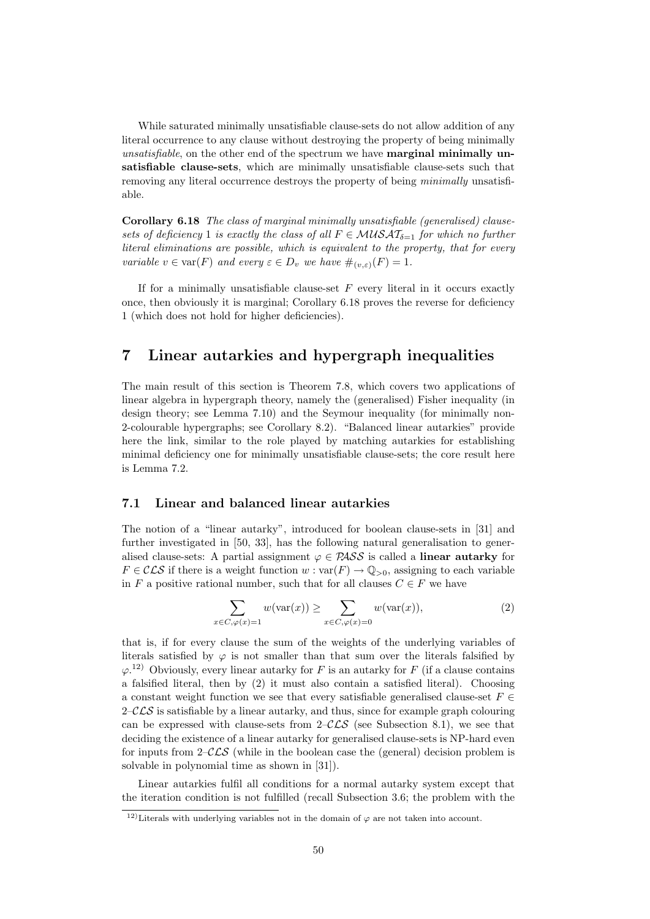While saturated minimally unsatisfiable clause-sets do not allow addition of any literal occurrence to any clause without destroying the property of being minimally *unsatisfiable*, on the other end of the spectrum we have **marginal minimally unsatisfiable clause-sets**, which are minimally unsatisfiable clause-sets such that removing any literal occurrence destroys the property of being *minimally* unsatisfiable.

**Corollary 6.18** *The class of marginal minimally unsatisfiable (generalised) clause-sets of deficiency* 1 *is exactly the class of all $F \in \mathcal{MUSAT}_{\delta=1}$ for which no further literal eliminations are possible, which is equivalent to the property, that for every variable $v \in \mathrm{var}(F)$ and every $\varepsilon \in D_v$ we have $\#_{(v,\varepsilon)}(F) = 1$.*

If for a minimally unsatisfiable clause-set $F$ every literal in it occurs exactly once, then obviously it is marginal; Corollary 6.18 proves the reverse for deficiency 1 (which does not hold for higher deficiencies).

# 7 Linear autarkies and hypergraph inequalities

The main result of this section is Theorem 7.8, which covers two applications of linear algebra in hypergraph theory, namely the (generalised) Fisher inequality (in design theory; see Lemma 7.10) and the Seymour inequality (for minimally non-2-colourable hypergraphs; see Corollary 8.2). "Balanced linear autarkies" provide here the link, similar to the role played by matching autarkies for establishing minimal deficiency one for minimally unsatisfiable clause-sets; the core result here is Lemma 7.2.

## 7.1 Linear and balanced linear autarkies

The notion of a "linear autarky", introduced for boolean clause-sets in [31] and further investigated in [50, 33], has the following natural generalisation to generalised clause-sets: A partial assignment $\varphi \in \mathcal{PASS}$ is called a **linear autarky** for $F \in \mathcal{CLS}$ if there is a weight function $w : \mathrm{var}(F) \to \mathbb{Q}_{>0}$, assigning to each variable in $F$ a positive rational number, such that for all clauses $C \in F$ we have

$$\sum_{x \in C, \varphi(x)=1} w(\mathrm{var}(x)) \geq \sum_{x \in C, \varphi(x)=0} w(\mathrm{var}(x)), \tag{2}$$

that is, if for every clause the sum of the weights of the underlying variables of literals satisfied by $\varphi$ is not smaller than that sum over the literals falsified by $\varphi$.[12)] Obviously, every linear autarky for $F$ is an autarky for $F$ (if a clause contains a falsified literal, then by (2) it must also contain a satisfied literal). Choosing a constant weight function we see that every satisfiable generalised clause-set $F \in 2\text{–}\mathcal{CLS}$ is satisfiable by a linear autarky, and thus, since for example graph colouring can be expressed with clause-sets from $2\text{–}\mathcal{CLS}$ (see Subsection 8.1), we see that deciding the existence of a linear autarky for generalised clause-sets is NP-hard even for inputs from $2\text{–}\mathcal{CLS}$ (while in the boolean case the (general) decision problem is solvable in polynomial time as shown in [31]).

Linear autarkies fulfil all conditions for a normal autarky system except that the iteration condition is not fulfilled (recall Subsection 3.6; the problem with the

[12)] Literals with underlying variables not in the domain of $\varphi$ are not taken into account.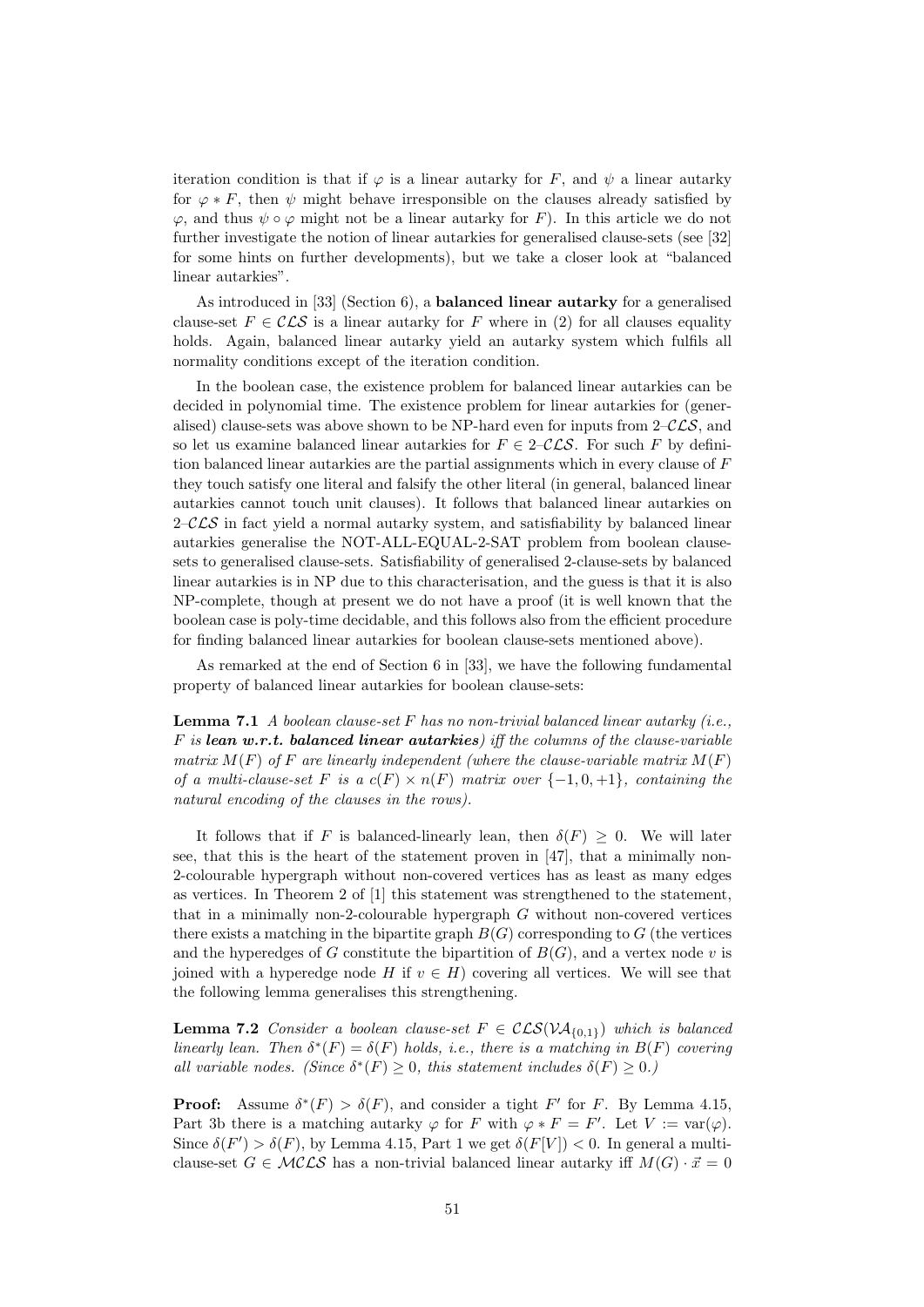iteration condition is that if $\varphi$ is a linear autarky for $F$, and $\psi$ a linear autarky for $\varphi * F$, then $\psi$ might behave irresponsible on the clauses already satisfied by $\varphi$, and thus $\psi \circ \varphi$ might not be a linear autarky for $F$). In this article we do not further investigate the notion of linear autarkies for generalised clause-sets (see [32] for some hints on further developments), but we take a closer look at "balanced linear autarkies".

As introduced in [33] (Section 6), a **balanced linear autarky** for a generalised clause-set $F \in \mathcal{CLS}$ is a linear autarky for $F$ where in (2) for all clauses equality holds. Again, balanced linear autarky yield an autarky system which fulfils all normality conditions except of the iteration condition.

In the boolean case, the existence problem for balanced linear autarkies can be decided in polynomial time. The existence problem for linear autarkies for (generalised) clause-sets was above shown to be NP-hard even for inputs from $2\text{–}\mathcal{CLS}$, and so let us examine balanced linear autarkies for $F \in 2\text{–}\mathcal{CLS}$. For such $F$ by definition balanced linear autarkies are the partial assignments which in every clause of $F$ they touch satisfy one literal and falsify the other literal (in general, balanced linear autarkies cannot touch unit clauses). It follows that balanced linear autarkies on $2\text{–}\mathcal{CLS}$ in fact yield a normal autarky system, and satisfiability by balanced linear autarkies generalise the NOT-ALL-EQUAL-2-SAT problem from boolean clause-sets to generalised clause-sets. Satisfiability of generalised 2-clause-sets by balanced linear autarkies is in NP due to this characterisation, and the guess is that it is also NP-complete, though at present we do not have a proof (it is well known that the boolean case is poly-time decidable, and this follows also from the efficient procedure for finding balanced linear autarkies for boolean clause-sets mentioned above).

As remarked at the end of Section 6 in [33], we have the following fundamental property of balanced linear autarkies for boolean clause-sets:

**Lemma 7.1** *A boolean clause-set $F$ has no non-trivial balanced linear autarky (i.e., $F$ is* ***lean w.r.t. balanced linear autarkies****) iff the columns of the clause-variable matrix $M(F)$ of $F$ are linearly independent (where the clause-variable matrix $M(F)$ of a multi-clause-set $F$ is a $c(F) \times n(F)$ matrix over $\{-1, 0, +1\}$, containing the natural encoding of the clauses in the rows).*

It follows that if $F$ is balanced-linearly lean, then $\delta(F) \geq 0$. We will later see, that this is the heart of the statement proven in [47], that a minimally non-2-colourable hypergraph without non-covered vertices has as least as many edges as vertices. In Theorem 2 of [1] this statement was strengthened to the statement, that in a minimally non-2-colourable hypergraph $G$ without non-covered vertices there exists a matching in the bipartite graph $B(G)$ corresponding to $G$ (the vertices and the hyperedges of $G$ constitute the bipartition of $B(G)$, and a vertex node $v$ is joined with a hyperedge node $H$ if $v \in H$) covering all vertices. We will see that the following lemma generalises this strengthening.

**Lemma 7.2** *Consider a boolean clause-set $F \in \mathcal{CLS}(\mathcal{VA}_{\{0,1\}})$ which is balanced linearly lean. Then $\delta^*(F) = \delta(F)$ holds, i.e., there is a matching in $B(F)$ covering all variable nodes. (Since $\delta^*(F) \geq 0$, this statement includes $\delta(F) \geq 0$.)*

**Proof:** Assume $\delta^*(F) > \delta(F)$, and consider a tight $F'$ for $F$. By Lemma 4.15, Part 3b there is a matching autarky $\varphi$ for $F$ with $\varphi * F = F'$. Let $V := \text{var}(\varphi)$. Since $\delta(F') > \delta(F)$, by Lemma 4.15, Part 1 we get $\delta(F[V]) < 0$. In general a multi-clause-set $G \in \mathcal{MCLS}$ has a non-trivial balanced linear autarky iff $M(G) \cdot \vec{x} = 0$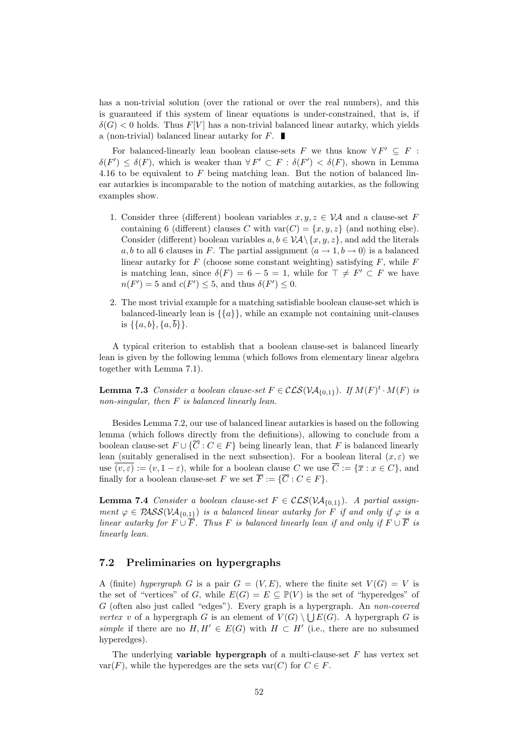has a non-trivial solution (over the rational or over the real numbers), and this is guaranteed if this system of linear equations is under-constrained, that is, if $\delta(G) < 0$ holds. Thus $F[V]$ has a non-trivial balanced linear autarky, which yields a (non-trivial) balanced linear autarky for $F$. ∎

For balanced-linearly lean boolean clause-sets $F$ we thus know $\forall F' \subseteq F : \delta(F') \leq \delta(F)$, which is weaker than $\forall F' \subset F : \delta(F') < \delta(F)$, shown in Lemma 4.16 to be equivalent to $F$ being matching lean. But the notion of balanced linear autarkies is incomparable to the notion of matching autarkies, as the following examples show.

1. Consider three (different) boolean variables $x, y, z \in \mathcal{VA}$ and a clause-set $F$ containing 6 (different) clauses $C$ with $\mathrm{var}(C) = \{x, y, z\}$ (and nothing else). Consider (different) boolean variables $a, b \in \mathcal{VA} \setminus \{x, y, z\}$, and add the literals $a, b$ to all 6 clauses in $F$. The partial assignment $\langle a \to 1, b \to 0 \rangle$ is a balanced linear autarky for $F$ (choose some constant weighting) satisfying $F$, while $F$ is matching lean, since $\delta(F) = 6 - 5 = 1$, while for $\top \neq F' \subset F$ we have $n(F') = 5$ and $c(F') \leq 5$, and thus $\delta(F') \leq 0$.
2. The most trivial example for a matching satisfiable boolean clause-set which is balanced-linearly lean is $\{\{a\}\}$, while an example not containing unit-clauses is $\{\{a, b\}, \{a, \overline{b}\}\}$.

A typical criterion to establish that a boolean clause-set is balanced linearly lean is given by the following lemma (which follows from elementary linear algebra together with Lemma 7.1).

**Lemma 7.3** *Consider a boolean clause-set $F \in \mathcal{CLS}(\mathcal{VA}_{\{0,1\}})$. If $M(F)^t \cdot M(F)$ is non-singular, then $F$ is balanced linearly lean.*

Besides Lemma 7.2, our use of balanced linear autarkies is based on the following lemma (which follows directly from the definitions), allowing to conclude from a boolean clause-set $F \cup \{\overline{C} : C \in F\}$ being linearly lean, that $F$ is balanced linearly lean (suitably generalised in the next subsection). For a boolean literal $(x, \varepsilon)$ we use $\overline{(v, \varepsilon)} := (v, 1 - \varepsilon)$, while for a boolean clause $C$ we use $\overline{C} := \{\overline{x} : x \in C\}$, and finally for a boolean clause-set $F$ we set $\overline{F} := \{\overline{C} : C \in F\}$.

**Lemma 7.4** *Consider a boolean clause-set $F \in \mathcal{CLS}(\mathcal{VA}_{\{0,1\}})$. A partial assignment $\varphi \in \mathcal{PASS}(\mathcal{VA}_{\{0,1\}})$ is a balanced linear autarky for $F$ if and only if $\varphi$ is a linear autarky for $F \cup \overline{F}$. Thus $F$ is balanced linearly lean if and only if $F \cup \overline{F}$ is linearly lean.*

## 7.2 Preliminaries on hypergraphs

A (finite) *hypergraph* $G$ is a pair $G = (V, E)$, where the finite set $V(G) = V$ is the set of "vertices" of $G$, while $E(G) = E \subseteq \mathbb{P}(V)$ is the set of "hyperedges" of $G$ (often also just called "edges"). Every graph is a hypergraph. An *non-covered vertex* $v$ of a hypergraph $G$ is an element of $V(G) \setminus \bigcup E(G)$. A hypergraph $G$ is *simple* if there are no $H, H' \in E(G)$ with $H \subset H'$ (i.e., there are no subsumed hyperedges).

The underlying **variable hypergraph** of a multi-clause-set $F$ has vertex set $\mathrm{var}(F)$, while the hyperedges are the sets $\mathrm{var}(C)$ for $C \in F$.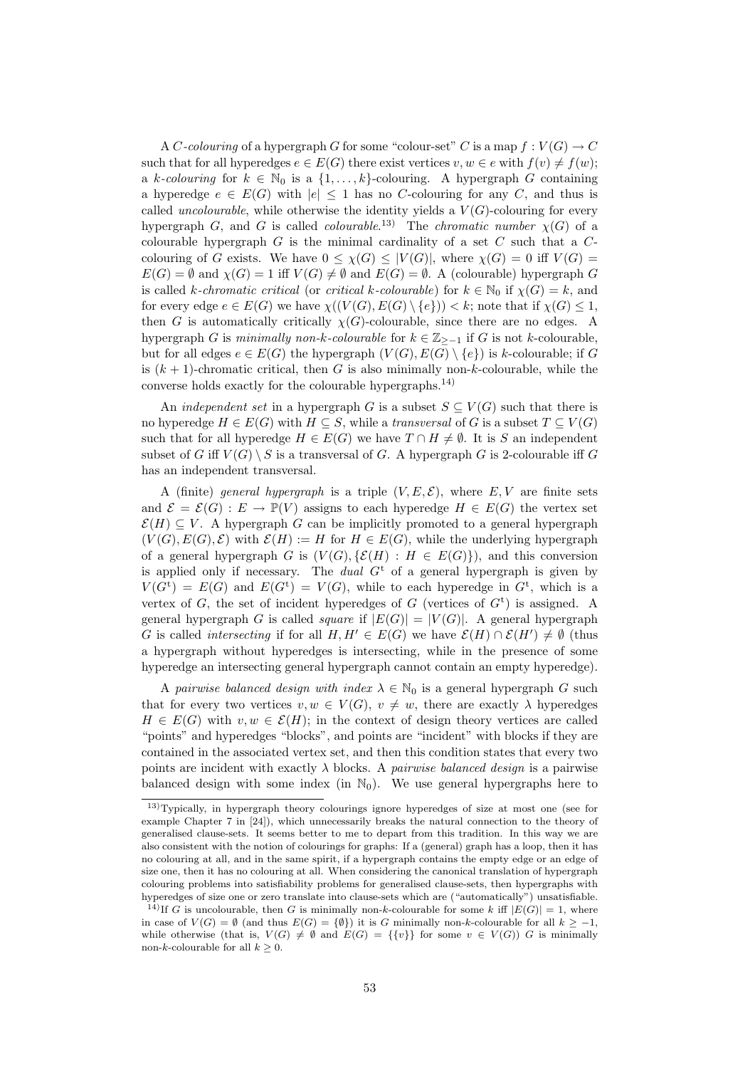A $C$-*colouring* of a hypergraph $G$ for some "colour-set" $C$ is a map $f : V(G) \to C$ such that for all hyperedges $e \in E(G)$ there exist vertices $v, w \in e$ with $f(v) \neq f(w)$; a $k$-*colouring* for $k \in \mathbb{N}_0$ is a $\{1, \dots, k\}$-colouring. A hypergraph $G$ containing a hyperedge $e \in E(G)$ with $|e| \leq 1$ has no $C$-colouring for any $C$, and thus is called *uncolourable*, while otherwise the identity yields a $V(G)$-colouring for every hypergraph $G$, and $G$ is called *colourable*.[13] The *chromatic number* $\chi(G)$ of a colourable hypergraph $G$ is the minimal cardinality of a set $C$ such that a $C$-colouring of $G$ exists. We have $0 \leq \chi(G) \leq |V(G)|$, where $\chi(G) = 0$ iff $V(G) = E(G) = \emptyset$ and $\chi(G) = 1$ iff $V(G) \neq \emptyset$ and $E(G) = \emptyset$. A (colourable) hypergraph $G$ is called $k$-*chromatic critical* (or *critical $k$-colourable*) for $k \in \mathbb{N}_0$ if $\chi(G) = k$, and for every edge $e \in E(G)$ we have $\chi((V(G), E(G) \setminus \{e\})) < k$; note that if $\chi(G) \leq 1$, then $G$ is automatically critically $\chi(G)$-colourable, since there are no edges. A hypergraph $G$ is *minimally non-$k$-colourable* for $k \in \mathbb{Z}_{\geq -1}$ if $G$ is not $k$-colourable, but for all edges $e \in E(G)$ the hypergraph $(V(G), E(G) \setminus \{e\})$ is $k$-colourable; if $G$ is $(k+1)$-chromatic critical, then $G$ is also minimally non-$k$-colourable, while the converse holds exactly for the colourable hypergraphs.[14]

An *independent set* in a hypergraph $G$ is a subset $S \subseteq V(G)$ such that there is no hyperedge $H \in E(G)$ with $H \subseteq S$, while a *transversal* of $G$ is a subset $T \subseteq V(G)$ such that for all hyperedge $H \in E(G)$ we have $T \cap H \neq \emptyset$. It is $S$ an independent subset of $G$ iff $V(G) \setminus S$ is a transversal of $G$. A hypergraph $G$ is 2-colourable iff $G$ has an independent transversal.

A (finite) *general hypergraph* is a triple $(V, E, \mathcal{E})$, where $E, V$ are finite sets and $\mathcal{E} = \mathcal{E}(G) : E \to \mathbb{P}(V)$ assigns to each hyperedge $H \in E(G)$ the vertex set $\mathcal{E}(H) \subseteq V$. A hypergraph $G$ can be implicitly promoted to a general hypergraph $(V(G), E(G), \mathcal{E})$ with $\mathcal{E}(H) := H$ for $H \in E(G)$, while the underlying hypergraph of a general hypergraph $G$ is $(V(G), \{\mathcal{E}(H) : H \in E(G)\})$, and this conversion is applied only if necessary. The *dual* $G^{\mathrm{t}}$ of a general hypergraph is given by $V(G^{\mathrm{t}}) = E(G)$ and $E(G^{\mathrm{t}}) = V(G)$, while to each hyperedge in $G^{\mathrm{t}}$, which is a vertex of $G$, the set of incident hyperedges of $G$ (vertices of $G^{\mathrm{t}}$) is assigned. A general hypergraph $G$ is called *square* if $|E(G)| = |V(G)|$. A general hypergraph $G$ is called *intersecting* if for all $H, H' \in E(G)$ we have $\mathcal{E}(H) \cap \mathcal{E}(H') \neq \emptyset$ (thus a hypergraph without hyperedges is intersecting, while in the presence of some hyperedge an intersecting general hypergraph cannot contain an empty hyperedge).

A *pairwise balanced design with index* $\lambda \in \mathbb{N}_0$ is a general hypergraph $G$ such that for every two vertices $v, w \in V(G)$, $v \neq w$, there are exactly $\lambda$ hyperedges $H \in E(G)$ with $v, w \in \mathcal{E}(H)$; in the context of design theory vertices are called "points" and hyperedges "blocks", and points are "incident" with blocks if they are contained in the associated vertex set, and then this condition states that every two points are incident with exactly $\lambda$ blocks. A *pairwise balanced design* is a pairwise balanced design with some index (in $\mathbb{N}_0$). We use general hypergraphs here to

---

[13] Typically, in hypergraph theory colourings ignore hyperedges of size at most one (see for example Chapter 7 in [24]), which unnecessarily breaks the natural connection to the theory of generalised clause-sets. It seems better to me to depart from this tradition. In this way we are also consistent with the notion of colourings for graphs: If a (general) graph has a loop, then it has no colouring at all, and in the same spirit, if a hypergraph contains the empty edge or an edge of size one, then it has no colouring at all. When considering the canonical translation of hypergraph colouring problems into satisfiability problems for generalised clause-sets, then hypergraphs with hyperedges of size one or zero translate into clause-sets which are ("automatically") unsatisfiable.

[14] If $G$ is uncolourable, then $G$ is minimally non-$k$-colourable for some $k$ iff $|E(G)| = 1$, where in case of $V(G) = \emptyset$ (and thus $E(G) = \{\emptyset\}$) it is $G$ minimally non-$k$-colourable for all $k \geq -1$, while otherwise (that is, $V(G) \neq \emptyset$ and $E(G) = \{\{v\}\}$ for some $v \in V(G)$) $G$ is minimally non-$k$-colourable for all $k \geq 0$.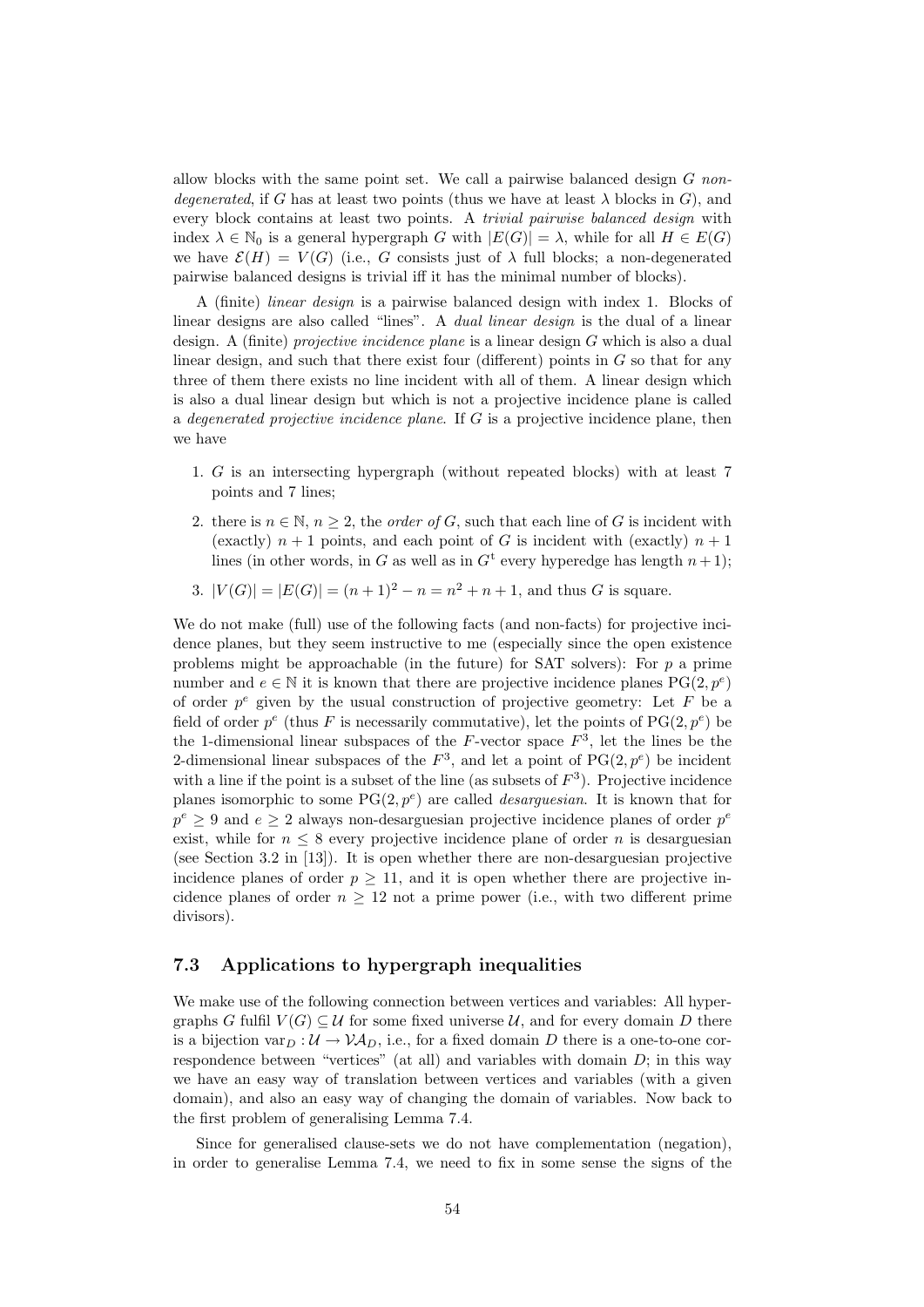allow blocks with the same point set. We call a pairwise balanced design $G$ *non-degenerated*, if $G$ has at least two points (thus we have at least $\lambda$ blocks in $G$), and every block contains at least two points. A *trivial pairwise balanced design* with index $\lambda \in \mathbb{N}_0$ is a general hypergraph $G$ with $|E(G)| = \lambda$, while for all $H \in E(G)$ we have $\mathcal{E}(H) = V(G)$ (i.e., $G$ consists just of $\lambda$ full blocks; a non-degenerated pairwise balanced designs is trivial iff it has the minimal number of blocks).

A (finite) *linear design* is a pairwise balanced design with index 1. Blocks of linear designs are also called "lines". A *dual linear design* is the dual of a linear design. A (finite) *projective incidence plane* is a linear design $G$ which is also a dual linear design, and such that there exist four (different) points in $G$ so that for any three of them there exists no line incident with all of them. A linear design which is also a dual linear design but which is not a projective incidence plane is called a *degenerated projective incidence plane*. If $G$ is a projective incidence plane, then we have

1. $G$ is an intersecting hypergraph (without repeated blocks) with at least 7 points and 7 lines;
2. there is $n \in \mathbb{N}$, $n \geq 2$, the *order of* $G$, such that each line of $G$ is incident with (exactly) $n+1$ points, and each point of $G$ is incident with (exactly) $n+1$ lines (in other words, in $G$ as well as in $G^{\mathrm{t}}$ every hyperedge has length $n+1$);
3. $|V(G)| = |E(G)| = (n+1)^2 - n = n^2 + n + 1$, and thus $G$ is square.

We do not make (full) use of the following facts (and non-facts) for projective incidence planes, but they seem instructive to me (especially since the open existence problems might be approachable (in the future) for SAT solvers): For $p$ a prime number and $e \in \mathbb{N}$ it is known that there are projective incidence planes $\mathrm{PG}(2, p^e)$ of order $p^e$ given by the usual construction of projective geometry: Let $F$ be a field of order $p^e$ (thus $F$ is necessarily commutative), let the points of $\mathrm{PG}(2, p^e)$ be the 1-dimensional linear subspaces of the $F$-vector space $F^3$, let the lines be the 2-dimensional linear subspaces of the $F^3$, and let a point of $\mathrm{PG}(2, p^e)$ be incident with a line if the point is a subset of the line (as subsets of $F^3$). Projective incidence planes isomorphic to some $\mathrm{PG}(2, p^e)$ are called *desarguesian*. It is known that for $p^e \geq 9$ and $e \geq 2$ always non-desarguesian projective incidence planes of order $p^e$ exist, while for $n \leq 8$ every projective incidence plane of order $n$ is desarguesian (see Section 3.2 in [13]). It is open whether there are non-desarguesian projective incidence planes of order $p \geq 11$, and it is open whether there are projective incidence planes of order $n \geq 12$ not a prime power (i.e., with two different prime divisors).

### 7.3 Applications to hypergraph inequalities

We make use of the following connection between vertices and variables: All hypergraphs $G$ fulfil $V(G) \subseteq \mathcal{U}$ for some fixed universe $\mathcal{U}$, and for every domain $D$ there is a bijection $\mathrm{var}_D : \mathcal{U} \to \mathcal{VA}_D$, i.e., for a fixed domain $D$ there is a one-to-one correspondence between "vertices" (at all) and variables with domain $D$; in this way we have an easy way of translation between vertices and variables (with a given domain), and also an easy way of changing the domain of variables. Now back to the first problem of generalising Lemma 7.4.

Since for generalised clause-sets we do not have complementation (negation), in order to generalise Lemma 7.4, we need to fix in some sense the signs of the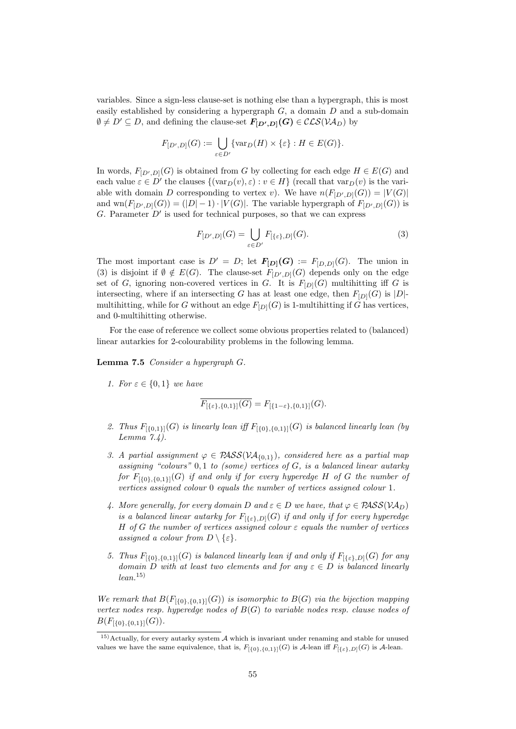variables. Since a sign-less clause-set is nothing else than a hypergraph, this is most easily established by considering a hypergraph $G$, a domain $D$ and a sub-domain $\emptyset \neq D' \subseteq D$, and defining the clause-set $\boldsymbol{F_{[D',D]}(G)} \in \mathcal{CLS}(\mathcal{VA}_D)$ by

$$F_{[D',D]}(G) := \bigcup_{\varepsilon \in D'} \{\mathrm{var}_D(H) \times \{\varepsilon\} : H \in E(G)\}.$$

In words, $F_{[D',D]}(G)$ is obtained from $G$ by collecting for each edge $H \in E(G)$ and each value $\varepsilon \in D'$ the clauses $\{(\mathrm{var}_D(v), \varepsilon) : v \in H\}$ (recall that $\mathrm{var}_D(v)$ is the variable with domain $D$ corresponding to vertex $v$). We have $n(F_{[D',D]}(G)) = |V(G)|$ and $\mathrm{wn}(F_{[D',D]}(G)) = (|D| - 1) \cdot |V(G)|$. The variable hypergraph of $F_{[D',D]}(G))$ is $G$. Parameter $D'$ is used for technical purposes, so that we can express

$$F_{[D',D]}(G) = \bigcup_{\varepsilon \in D'} F_{[\{\varepsilon\},D]}(G). \tag{3}$$

The most important case is $D' = D$; let $\boldsymbol{F_{[D]}(G)} := F_{[D,D]}(G)$. The union in (3) is disjoint if $\emptyset \notin E(G)$. The clause-set $F_{[D',D]}(G)$ depends only on the edge set of $G$, ignoring non-covered vertices in $G$. It is $F_{[D]}(G)$ multihitting iff $G$ is intersecting, where if an intersecting $G$ has at least one edge, then $F_{[D]}(G)$ is $|D|$-multihitting, while for $G$ without an edge $F_{[D]}(G)$ is 1-multihitting if $G$ has vertices, and 0-multihitting otherwise.

For the ease of reference we collect some obvious properties related to (balanced) linear autarkies for 2-colourability problems in the following lemma.

**Lemma 7.5** *Consider a hypergraph $G$.*

1. *For $\varepsilon \in \{0,1\}$ we have*

$$\overline{F_{[\{\varepsilon\},\{0,1\}]}(G)} = F_{[\{1-\varepsilon\},\{0,1\}]}(G).$$

2. *Thus $F_{[\{0,1\}]}(G)$ is linearly lean iff $F_{[\{0\},\{0,1\}]}(G)$ is balanced linearly lean (by Lemma 7.4).*
3. *A partial assignment $\varphi \in \mathcal{PASS}(\mathcal{VA}_{\{0,1\}})$, considered here as a partial map assigning "colours" $0, 1$ to (some) vertices of $G$, is a balanced linear autarky for $F_{[\{0\},\{0,1\}]}(G)$ if and only if for every hyperedge $H$ of $G$ the number of vertices assigned colour $0$ equals the number of vertices assigned colour $1$.*
4. *More generally, for every domain $D$ and $\varepsilon \in D$ we have, that $\varphi \in \mathcal{PASS}(\mathcal{VA}_D)$ is a balanced linear autarky for $F_{[\{\varepsilon\},D]}(G)$ if and only if for every hyperedge $H$ of $G$ the number of vertices assigned colour $\varepsilon$ equals the number of vertices assigned a colour from $D \setminus \{\varepsilon\}$.*
5. *Thus $F_{[\{0\},\{0,1\}]}(G)$ is balanced linearly lean if and only if $F_{[\{\varepsilon\},D]}(G)$ for any domain $D$ with at least two elements and for any $\varepsilon \in D$ is balanced linearly lean.*[15]

*We remark that $B(F_{[\{0\},\{0,1\}]}(G))$ is isomorphic to $B(G)$ via the bijection mapping vertex nodes resp. hyperedge nodes of $B(G)$ to variable nodes resp. clause nodes of $B(F_{[\{0\},\{0,1\}]}(G))$.*

[15] Actually, for every autarky system $\mathcal{A}$ which is invariant under renaming and stable for unused values we have the same equivalence, that is, $F_{[\{0\},\{0,1\}]}(G)$ is $\mathcal{A}$-lean iff $F_{[\{\varepsilon\},D]}(G)$ is $\mathcal{A}$-lean.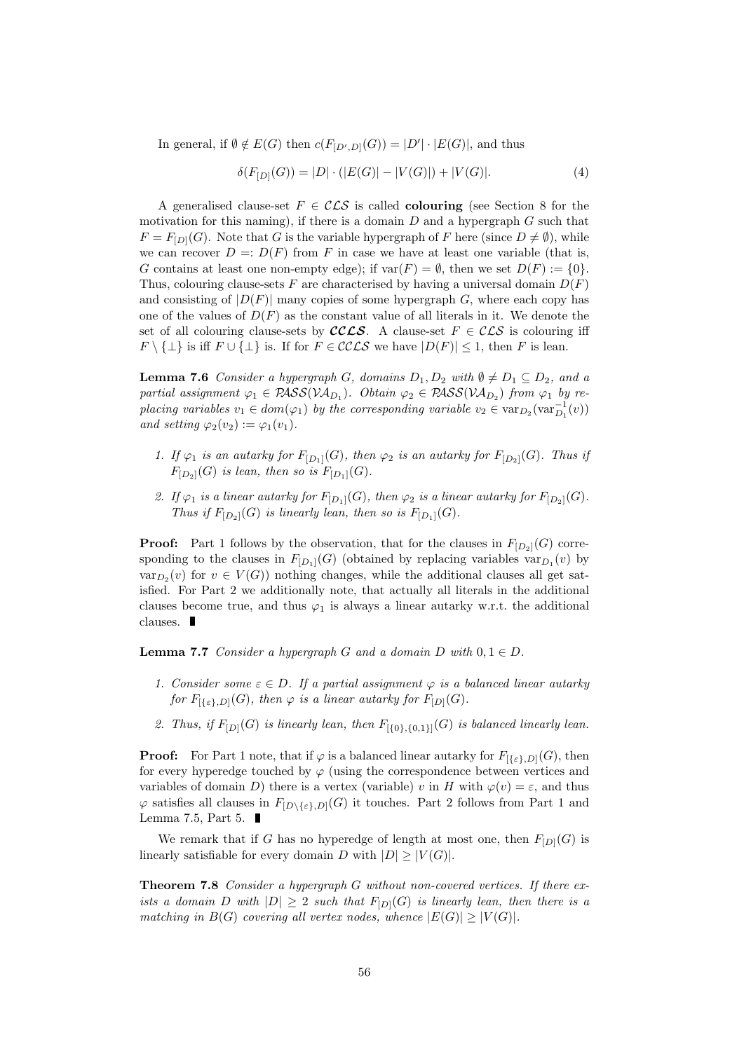In general, if $\emptyset \notin E(G)$ then $c(F_{[D',D]}(G)) = |D'| \cdot |E(G)|$, and thus

$$\delta(F_{[D]}(G)) = |D| \cdot (|E(G)| - |V(G)|) + |V(G)|. \tag{4}$$

A generalised clause-set $F \in \mathcal{CLS}$ is called **colouring** (see Section 8 for the motivation for this naming), if there is a domain $D$ and a hypergraph $G$ such that $F = F_{[D]}(G)$. Note that $G$ is the variable hypergraph of $F$ here (since $D \neq \emptyset$), while we can recover $D =: D(F)$ from $F$ in case we have at least one variable (that is, $G$ contains at least one non-empty edge); if $\mathrm{var}(F) = \emptyset$, then we set $D(F) := \{0\}$. Thus, colouring clause-sets $F$ are characterised by having a universal domain $D(F)$ and consisting of $|D(F)|$ many copies of some hypergraph $G$, where each copy has one of the values of $D(F)$ as the constant value of all literals in it. We denote the set of all colouring clause-sets by $\boldsymbol{\mathcal{CCLS}}$. A clause-set $F \in \mathcal{CLS}$ is colouring iff $F \setminus \{\bot\}$ is iff $F \cup \{\bot\}$ is. If for $F \in \mathcal{CCLS}$ we have $|D(F)| \leq 1$, then $F$ is lean.

**Lemma 7.6** *Consider a hypergraph $G$, domains $D_1, D_2$ with $\emptyset \neq D_1 \subseteq D_2$, and a partial assignment $\varphi_1 \in \mathcal{PASS}(\mathcal{VA}_{D_1})$. Obtain $\varphi_2 \in \mathcal{PASS}(\mathcal{VA}_{D_2})$ from $\varphi_1$ by replacing variables $v_1 \in dom(\varphi_1)$ by the corresponding variable $v_2 \in \mathrm{var}_{D_2}(\mathrm{var}_{D_1}^{-1}(v))$ and setting $\varphi_2(v_2) := \varphi_1(v_1)$.*

1. *If $\varphi_1$ is an autarky for $F_{[D_1]}(G)$, then $\varphi_2$ is an autarky for $F_{[D_2]}(G)$. Thus if $F_{[D_2]}(G)$ is lean, then so is $F_{[D_1]}(G)$.*
2. *If $\varphi_1$ is a linear autarky for $F_{[D_1]}(G)$, then $\varphi_2$ is a linear autarky for $F_{[D_2]}(G)$. Thus if $F_{[D_2]}(G)$ is linearly lean, then so is $F_{[D_1]}(G)$.*

**Proof:** Part 1 follows by the observation, that for the clauses in $F_{[D_2]}(G)$ corresponding to the clauses in $F_{[D_1]}(G)$ (obtained by replacing variables $\mathrm{var}_{D_1}(v)$ by $\mathrm{var}_{D_2}(v)$ for $v \in V(G)$) nothing changes, while the additional clauses all get satisfied. For Part 2 we additionally note, that actually all literals in the additional clauses become true, and thus $\varphi_1$ is always a linear autarky w.r.t. the additional clauses. ∎

**Lemma 7.7** *Consider a hypergraph $G$ and a domain $D$ with $0, 1 \in D$.*

1. *Consider some $\varepsilon \in D$. If a partial assignment $\varphi$ is a balanced linear autarky for $F_{[\{\varepsilon\},D]}(G)$, then $\varphi$ is a linear autarky for $F_{[D]}(G)$.*
2. *Thus, if $F_{[D]}(G)$ is linearly lean, then $F_{[\{0\},\{0,1\}]}(G)$ is balanced linearly lean.*

**Proof:** For Part 1 note, that if $\varphi$ is a balanced linear autarky for $F_{[\{\varepsilon\},D]}(G)$, then for every hyperedge touched by $\varphi$ (using the correspondence between vertices and variables of domain $D$) there is a vertex (variable) $v$ in $H$ with $\varphi(v) = \varepsilon$, and thus $\varphi$ satisfies all clauses in $F_{[D \setminus \{\varepsilon\},D]}(G)$ it touches. Part 2 follows from Part 1 and Lemma 7.5, Part 5. ∎

We remark that if $G$ has no hyperedge of length at most one, then $F_{[D]}(G)$ is linearly satisfiable for every domain $D$ with $|D| \geq |V(G)|$.

**Theorem 7.8** *Consider a hypergraph $G$ without non-covered vertices. If there exists a domain $D$ with $|D| \geq 2$ such that $F_{[D]}(G)$ is linearly lean, then there is a matching in $B(G)$ covering all vertex nodes, whence $|E(G)| \geq |V(G)|$.*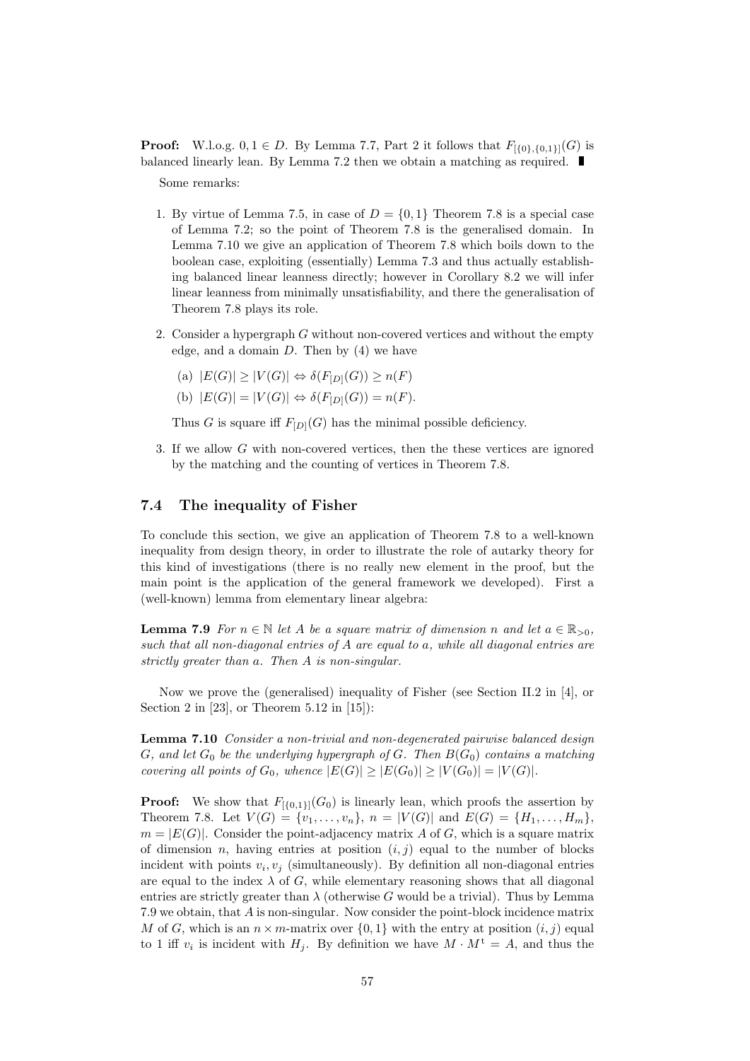**Proof:** W.l.o.g. $0, 1 \in D$. By Lemma 7.7, Part 2 it follows that $F_{[\{0\},\{0,1\}]}(G)$ is balanced linearly lean. By Lemma 7.2 then we obtain a matching as required. ∎

Some remarks:

1. By virtue of Lemma 7.5, in case of $D = \{0, 1\}$ Theorem 7.8 is a special case of Lemma 7.2; so the point of Theorem 7.8 is the generalised domain. In Lemma 7.10 we give an application of Theorem 7.8 which boils down to the boolean case, exploiting (essentially) Lemma 7.3 and thus actually establishing balanced linear leanness directly; however in Corollary 8.2 we will infer linear leanness from minimally unsatisfiability, and there the generalisation of Theorem 7.8 plays its role.

2. Consider a hypergraph $G$ without non-covered vertices and without the empty edge, and a domain $D$. Then by (4) we have

   (a) $|E(G)| \geq |V(G)| \Leftrightarrow \delta(F_{[D]}(G)) \geq n(F)$

   (b) $|E(G)| = |V(G)| \Leftrightarrow \delta(F_{[D]}(G)) = n(F)$.

   Thus $G$ is square iff $F_{[D]}(G)$ has the minimal possible deficiency.

3. If we allow $G$ with non-covered vertices, then the these vertices are ignored by the matching and the counting of vertices in Theorem 7.8.

### 7.4 The inequality of Fisher

To conclude this section, we give an application of Theorem 7.8 to a well-known inequality from design theory, in order to illustrate the role of autarky theory for this kind of investigations (there is no really new element in the proof, but the main point is the application of the general framework we developed). First a (well-known) lemma from elementary linear algebra:

**Lemma 7.9** *For $n \in \mathbb{N}$ let $A$ be a square matrix of dimension $n$ and let $a \in \mathbb{R}_{>0}$, such that all non-diagonal entries of $A$ are equal to $a$, while all diagonal entries are strictly greater than $a$. Then $A$ is non-singular.*

Now we prove the (generalised) inequality of Fisher (see Section II.2 in [4], or Section 2 in [23], or Theorem 5.12 in [15]):

**Lemma 7.10** *Consider a non-trivial and non-degenerated pairwise balanced design $G$, and let $G_0$ be the underlying hypergraph of $G$. Then $B(G_0)$ contains a matching covering all points of $G_0$, whence $|E(G)| \geq |E(G_0)| \geq |V(G_0)| = |V(G)|$.*

**Proof:** We show that $F_{[\{0,1\}]}(G_0)$ is linearly lean, which proofs the assertion by Theorem 7.8. Let $V(G) = \{v_1, \ldots, v_n\}$, $n = |V(G)|$ and $E(G) = \{H_1, \ldots, H_m\}$, $m = |E(G)|$. Consider the point-adjacency matrix $A$ of $G$, which is a square matrix of dimension $n$, having entries at position $(i, j)$ equal to the number of blocks incident with points $v_i, v_j$ (simultaneously). By definition all non-diagonal entries are equal to the index $\lambda$ of $G$, while elementary reasoning shows that all diagonal entries are strictly greater than $\lambda$ (otherwise $G$ would be a trivial). Thus by Lemma 7.9 we obtain, that $A$ is non-singular. Now consider the point-block incidence matrix $M$ of $G$, which is an $n \times m$-matrix over $\{0, 1\}$ with the entry at position $(i, j)$ equal to 1 iff $v_i$ is incident with $H_j$. By definition we have $M \cdot M^t = A$, and thus the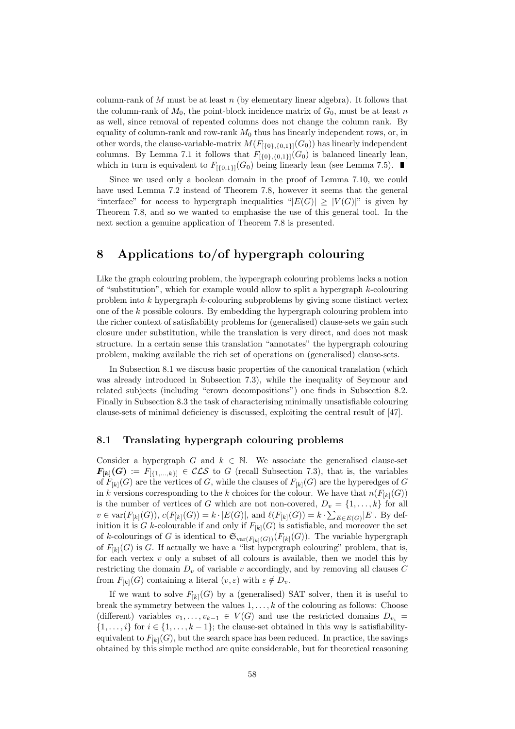column-rank of $M$ must be at least $n$ (by elementary linear algebra). It follows that the column-rank of $M_0$, the point-block incidence matrix of $G_0$, must be at least $n$ as well, since removal of repeated columns does not change the column rank. By equality of column-rank and row-rank $M_0$ thus has linearly independent rows, or, in other words, the clause-variable-matrix $M(F_{[\{0\},\{0,1\}]}(G_0))$ has linearly independent columns. By Lemma 7.1 it follows that $F_{[\{0\},\{0,1\}]}(G_0)$ is balanced linearly lean, which in turn is equivalent to $F_{[\{0,1\}]}(G_0)$ being linearly lean (see Lemma 7.5). ∎

Since we used only a boolean domain in the proof of Lemma 7.10, we could have used Lemma 7.2 instead of Theorem 7.8, however it seems that the general "interface" for access to hypergraph inequalities "$|E(G)| \geq |V(G)|$" is given by Theorem 7.8, and so we wanted to emphasise the use of this general tool. In the next section a genuine application of Theorem 7.8 is presented.

# 8 Applications to/of hypergraph colouring

Like the graph colouring problem, the hypergraph colouring problems lacks a notion of "substitution", which for example would allow to split a hypergraph $k$-colouring problem into $k$ hypergraph $k$-colouring subproblems by giving some distinct vertex one of the $k$ possible colours. By embedding the hypergraph colouring problem into the richer context of satisfiability problems for (generalised) clause-sets we gain such closure under substitution, while the translation is very direct, and does not mask structure. In a certain sense this translation "annotates" the hypergraph colouring problem, making available the rich set of operations on (generalised) clause-sets.

In Subsection 8.1 we discuss basic properties of the canonical translation (which was already introduced in Subsection 7.3), while the inequality of Seymour and related subjects (including "crown decompositions") one finds in Subsection 8.2. Finally in Subsection 8.3 the task of characterising minimally unsatisfiable colouring clause-sets of minimal deficiency is discussed, exploiting the central result of [47].

## 8.1 Translating hypergraph colouring problems

Consider a hypergraph $G$ and $k \in \mathbb{N}$. We associate the generalised clause-set $\boldsymbol{F_{[k]}(G)} := F_{[\{1,\dots,k\}]} \in \mathcal{CLS}$ to $G$ (recall Subsection 7.3), that is, the variables of $F_{[k]}(G)$ are the vertices of $G$, while the clauses of $F_{[k]}(G)$ are the hyperedges of $G$ in $k$ versions corresponding to the $k$ choices for the colour. We have that $n(F_{[k]}(G))$ is the number of vertices of $G$ which are not non-covered, $D_v = \{1,\dots,k\}$ for all $v \in \mathrm{var}(F_{[k]}(G))$, $c(F_{[k]}(G)) = k \cdot |E(G)|$, and $\ell(F_{[k]}(G)) = k \cdot \sum_{E \in E(G)} |E|$. By definition it is $G$ $k$-colourable if and only if $F_{[k]}(G)$ is satisfiable, and moreover the set of $k$-colourings of $G$ is identical to $\mathfrak{S}_{\mathrm{var}(F_{[k]}(G))}(F_{[k]}(G))$. The variable hypergraph of $F_{[k]}(G)$ is $G$. If actually we have a "list hypergraph colouring" problem, that is, for each vertex $v$ only a subset of all colours is available, then we model this by restricting the domain $D_v$ of variable $v$ accordingly, and by removing all clauses $C$ from $F_{[k]}(G)$ containing a literal $(v, \varepsilon)$ with $\varepsilon \notin D_v$.

If we want to solve $F_{[k]}(G)$ by a (generalised) SAT solver, then it is useful to break the symmetry between the values $1,\dots,k$ of the colouring as follows: Choose (different) variables $v_1,\dots,v_{k-1} \in V(G)$ and use the restricted domains $D_{v_i} = \{1,\dots,i\}$ for $i \in \{1,\dots,k-1\}$; the clause-set obtained in this way is satisfiability-equivalent to $F_{[k]}(G)$, but the search space has been reduced. In practice, the savings obtained by this simple method are quite considerable, but for theoretical reasoning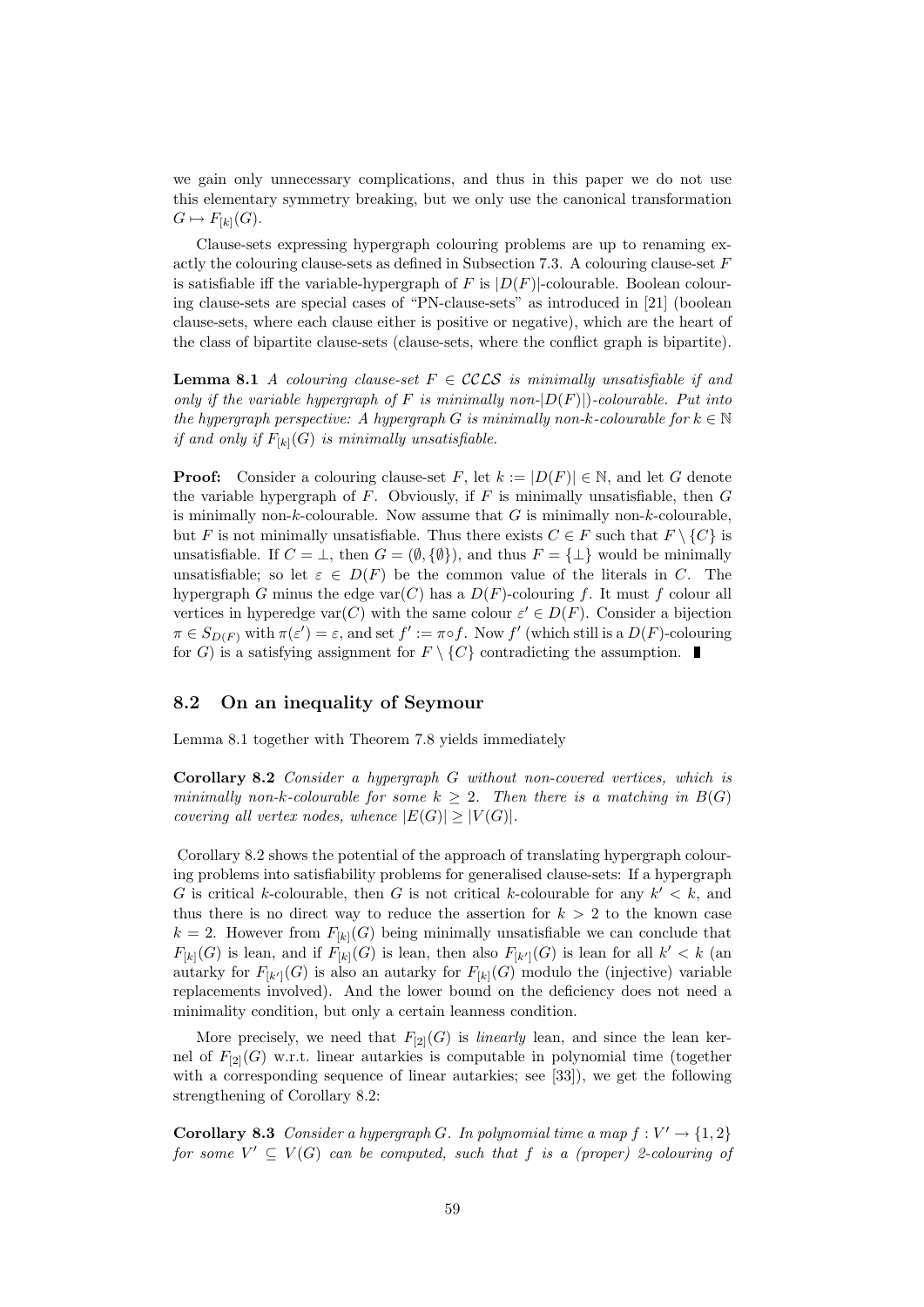we gain only unnecessary complications, and thus in this paper we do not use this elementary symmetry breaking, but we only use the canonical transformation $G \mapsto F_{[k]}(G)$.

Clause-sets expressing hypergraph colouring problems are up to renaming exactly the colouring clause-sets as defined in Subsection 7.3. A colouring clause-set $F$ is satisfiable iff the variable-hypergraph of $F$ is $|D(F)|$-colourable. Boolean colouring clause-sets are special cases of "PN-clause-sets" as introduced in [21] (boolean clause-sets, where each clause either is positive or negative), which are the heart of the class of bipartite clause-sets (clause-sets, where the conflict graph is bipartite).

**Lemma 8.1** *A colouring clause-set $F \in \mathcal{CCLS}$ is minimally unsatisfiable if and only if the variable hypergraph of $F$ is minimally non-$|D(F)|$)-colourable. Put into the hypergraph perspective: A hypergraph $G$ is minimally non-$k$-colourable for $k \in \mathbb{N}$ if and only if $F_{[k]}(G)$ is minimally unsatisfiable.*

**Proof:** Consider a colouring clause-set $F$, let $k := |D(F)| \in \mathbb{N}$, and let $G$ denote the variable hypergraph of $F$. Obviously, if $F$ is minimally unsatisfiable, then $G$ is minimally non-$k$-colourable. Now assume that $G$ is minimally non-$k$-colourable, but $F$ is not minimally unsatisfiable. Thus there exists $C \in F$ such that $F \setminus \{C\}$ is unsatisfiable. If $C = \bot$, then $G = (\emptyset, \{\emptyset\})$, and thus $F = \{\bot\}$ would be minimally unsatisfiable; so let $\varepsilon \in D(F)$ be the common value of the literals in $C$. The hypergraph $G$ minus the edge $\mathrm{var}(C)$ has a $D(F)$-colouring $f$. It must $f$ colour all vertices in hyperedge $\mathrm{var}(C)$ with the same colour $\varepsilon' \in D(F)$. Consider a bijection $\pi \in S_{D(F)}$ with $\pi(\varepsilon') = \varepsilon$, and set $f' := \pi \circ f$. Now $f'$ (which still is a $D(F)$-colouring for $G$) is a satisfying assignment for $F \setminus \{C\}$ contradicting the assumption. ∎

## 8.2 On an inequality of Seymour

Lemma 8.1 together with Theorem 7.8 yields immediately

**Corollary 8.2** *Consider a hypergraph $G$ without non-covered vertices, which is minimally non-$k$-colourable for some $k \geq 2$. Then there is a matching in $B(G)$ covering all vertex nodes, whence $|E(G)| \geq |V(G)|$.*

Corollary 8.2 shows the potential of the approach of translating hypergraph colouring problems into satisfiability problems for generalised clause-sets: If a hypergraph $G$ is critical $k$-colourable, then $G$ is not critical $k$-colourable for any $k' < k$, and thus there is no direct way to reduce the assertion for $k > 2$ to the known case $k = 2$. However from $F_{[k]}(G)$ being minimally unsatisfiable we can conclude that $F_{[k]}(G)$ is lean, and if $F_{[k]}(G)$ is lean, then also $F_{[k']}(G)$ is lean for all $k' < k$ (an autarky for $F_{[k']}(G)$ is also an autarky for $F_{[k]}(G)$ modulo the (injective) variable replacements involved). And the lower bound on the deficiency does not need a minimality condition, but only a certain leanness condition.

More precisely, we need that $F_{[2]}(G)$ is *linearly* lean, and since the lean kernel of $F_{[2]}(G)$ w.r.t. linear autarkies is computable in polynomial time (together with a corresponding sequence of linear autarkies; see [33]), we get the following strengthening of Corollary 8.2:

**Corollary 8.3** *Consider a hypergraph $G$. In polynomial time a map $f : V' \to \{1, 2\}$ for some $V' \subseteq V(G)$ can be computed, such that $f$ is a (proper) 2-colouring of*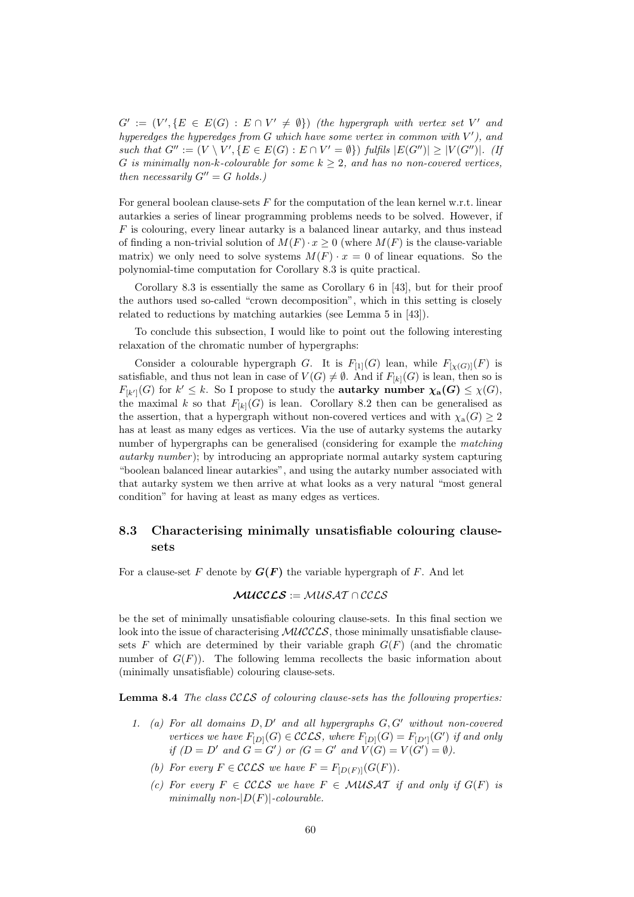*$G' := (V', \{E \in E(G) : E \cap V' \neq \emptyset\})$ (the hypergraph with vertex set $V'$ and hyperedges the hyperedges from $G$ which have some vertex in common with $V'$), and such that $G'' := (V \setminus V', \{E \in E(G) : E \cap V' = \emptyset\})$ fulfils $|E(G'')| \geq |V(G'')|$. (If $G$ is minimally non-$k$-colourable for some $k \geq 2$, and has no non-covered vertices, then necessarily $G'' = G$ holds.)*

For general boolean clause-sets $F$ for the computation of the lean kernel w.r.t. linear autarkies a series of linear programming problems needs to be solved. However, if $F$ is colouring, every linear autarky is a balanced linear autarky, and thus instead of finding a non-trivial solution of $M(F) \cdot x \geq 0$ (where $M(F)$ is the clause-variable matrix) we only need to solve systems $M(F) \cdot x = 0$ of linear equations. So the polynomial-time computation for Corollary 8.3 is quite practical.

Corollary 8.3 is essentially the same as Corollary 6 in [43], but for their proof the authors used so-called "crown decomposition", which in this setting is closely related to reductions by matching autarkies (see Lemma 5 in [43]).

To conclude this subsection, I would like to point out the following interesting relaxation of the chromatic number of hypergraphs:

Consider a colourable hypergraph $G$. It is $F_{[1]}(G)$ lean, while $F_{[\chi(G)]}(F)$ is satisfiable, and thus not lean in case of $V(G) \neq \emptyset$. And if $F_{[k]}(G)$ is lean, then so is $F_{[k']}(G)$ for $k' \leq k$. So I propose to study the **autarky number $\chi_{\mathrm{a}}(G)$** $\leq \chi(G)$, the maximal $k$ so that $F_{[k]}(G)$ is lean. Corollary 8.2 then can be generalised as the assertion, that a hypergraph without non-covered vertices and with $\chi_{\mathrm{a}}(G) \geq 2$ has at least as many edges as vertices. Via the use of autarky systems the autarky number of hypergraphs can be generalised (considering for example the *matching autarky number*); by introducing an appropriate normal autarky system capturing "boolean balanced linear autarkies", and using the autarky number associated with that autarky system we then arrive at what looks as a very natural "most general condition" for having at least as many edges as vertices.

## 8.3 Characterising minimally unsatisfiable colouring clause-sets

For a clause-set $F$ denote by $\boldsymbol{G(F)}$ the variable hypergraph of $F$. And let

$$\boldsymbol{\mathcal{MUCCLS}} := \mathcal{MUSAT} \cap \mathcal{CCLS}$$

be the set of minimally unsatisfiable colouring clause-sets. In this final section we look into the issue of characterising $\mathcal{MUCCLS}$, those minimally unsatisfiable clause-sets $F$ which are determined by their variable graph $G(F)$ (and the chromatic number of $G(F)$). The following lemma recollects the basic information about (minimally unsatisfiable) colouring clause-sets.

**Lemma 8.4** *The class $\mathcal{CCLS}$ of colouring clause-sets has the following properties:*

1. (a) *For all domains $D, D'$ and all hypergraphs $G, G'$ without non-covered vertices we have $F_{[D]}(G) \in \mathcal{CCLS}$, where $F_{[D]}(G) = F_{[D']}(G')$ if and only if ($D = D'$ and $G = G'$) or ($G = G'$ and $V(G) = V(G') = \emptyset$).*

   (b) *For every $F \in \mathcal{CCLS}$ we have $F = F_{[D(F)]}(G(F))$.*

   (c) *For every $F \in \mathcal{CCLS}$ we have $F \in \mathcal{MUSAT}$ if and only if $G(F)$ is minimally non-$|D(F)|$-colourable.*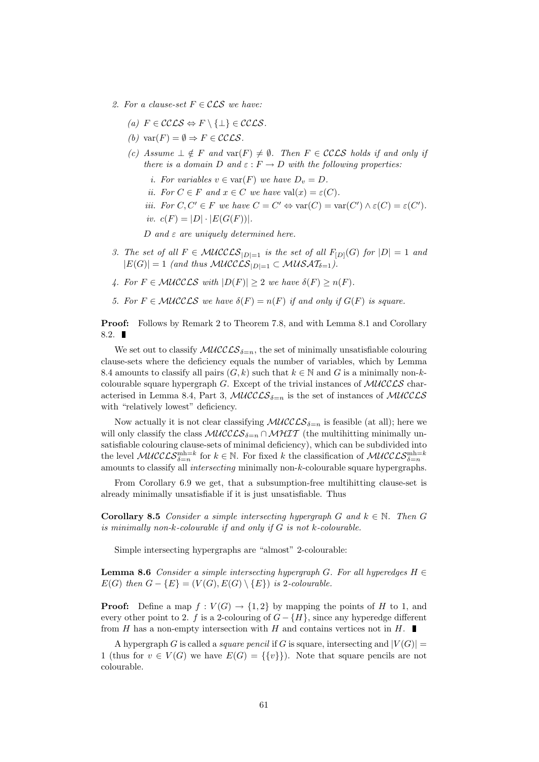2. *For a clause-set $F \in \mathcal{CLS}$ we have:*

   (a) $F \in \mathcal{CCLS} \Leftrightarrow F \setminus \{\bot\} \in \mathcal{CCLS}$.

   (b) $\mathrm{var}(F) = \emptyset \Rightarrow F \in \mathcal{CCLS}$.

   (c) *Assume $\bot \notin F$ and $\mathrm{var}(F) \neq \emptyset$. Then $F \in \mathcal{CCLS}$ holds if and only if there is a domain $D$ and $\varepsilon : F \to D$ with the following properties:*

      i. *For variables $v \in \mathrm{var}(F)$ we have $D_v = D$.*

      ii. *For $C \in F$ and $x \in C$ we have $\mathrm{val}(x) = \varepsilon(C)$.*

      iii. *For $C, C' \in F$ we have $C = C' \Leftrightarrow \mathrm{var}(C) = \mathrm{var}(C') \wedge \varepsilon(C) = \varepsilon(C')$.*

      iv. $c(F) = |D| \cdot |E(G(F))|$.

      *$D$ and $\varepsilon$ are uniquely determined here.*

3. *The set of all $F \in \mathcal{MUCCLS}_{|D|=1}$ is the set of all $F_{[D]}(G)$ for $|D| = 1$ and $|E(G)| = 1$ (and thus $\mathcal{MUCCLS}_{|D|=1} \subset \mathcal{MUSAT}_{\delta=1}$).*

4. *For $F \in \mathcal{MUCCLS}$ with $|D(F)| \geq 2$ we have $\delta(F) \geq n(F)$.*

5. *For $F \in \mathcal{MUCCLS}$ we have $\delta(F) = n(F)$ if and only if $G(F)$ is square.*

**Proof:** Follows by Remark 2 to Theorem 7.8, and with Lemma 8.1 and Corollary 8.2. ∎

We set out to classify $\mathcal{MUCCLS}_{\delta=n}$, the set of minimally unsatisfiable colouring clause-sets where the deficiency equals the number of variables, which by Lemma 8.4 amounts to classify all pairs $(G, k)$ such that $k \in \mathbb{N}$ and $G$ is a minimally non-$k$-colourable square hypergraph $G$. Except of the trivial instances of $\mathcal{MUCCLS}$ characterised in Lemma 8.4, Part 3, $\mathcal{MUCCLS}_{\delta=n}$ is the set of instances of $\mathcal{MUCCLS}$ with "relatively lowest" deficiency.

Now actually it is not clear classifying $\mathcal{MUCCLS}_{\delta=n}$ is feasible (at all); here we will only classify the class $\mathcal{MUCCLS}_{\delta=n} \cap \mathcal{MHIT}$ (the multihitting minimally unsatisfiable colouring clause-sets of minimal deficiency), which can be subdivided into the level $\mathcal{MUCCLS}^{\mathrm{mh}=k}_{\delta=n}$ for $k \in \mathbb{N}$. For fixed $k$ the classification of $\mathcal{MUCCLS}^{\mathrm{mh}=k}_{\delta=n}$ amounts to classify all *intersecting* minimally non-$k$-colourable square hypergraphs.

From Corollary 6.9 we get, that a subsumption-free multihitting clause-set is already minimally unsatisfiable if it is just unsatisfiable. Thus

**Corollary 8.5** *Consider a simple intersecting hypergraph $G$ and $k \in \mathbb{N}$. Then $G$ is minimally non-$k$-colourable if and only if $G$ is not $k$-colourable.*

Simple intersecting hypergraphs are "almost" 2-colourable:

**Lemma 8.6** *Consider a simple intersecting hypergraph $G$. For all hyperedges $H \in E(G)$ then $G - \{E\} = (V(G), E(G) \setminus \{E\})$ is 2-colourable.*

**Proof:** Define a map $f : V(G) \to \{1, 2\}$ by mapping the points of $H$ to 1, and every other point to 2. $f$ is a 2-colouring of $G - \{H\}$, since any hyperedge different from $H$ has a non-empty intersection with $H$ and contains vertices not in $H$. ∎

A hypergraph $G$ is called a *square pencil* if $G$ is square, intersecting and $|V(G)| = 1$ (thus for $v \in V(G)$ we have $E(G) = \{\{v\}\}$). Note that square pencils are not colourable.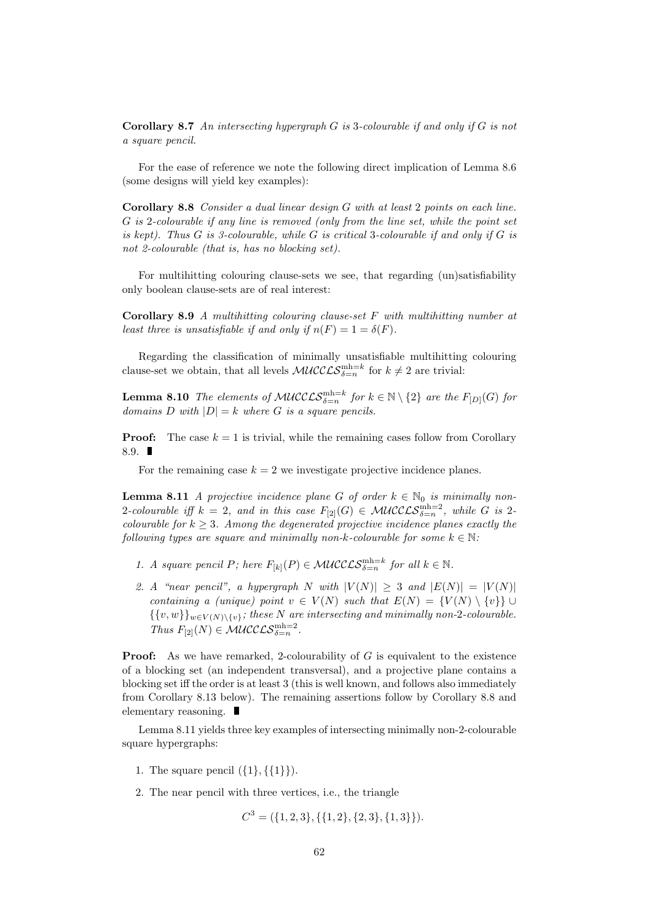**Corollary 8.7** *An intersecting hypergraph $G$ is 3-colourable if and only if $G$ is not a square pencil.*

For the ease of reference we note the following direct implication of Lemma 8.6 (some designs will yield key examples):

**Corollary 8.8** *Consider a dual linear design $G$ with at least 2 points on each line. $G$ is 2-colourable if any line is removed (only from the line set, while the point set is kept). Thus $G$ is 3-colourable, while $G$ is critical 3-colourable if and only if $G$ is not 2-colourable (that is, has no blocking set).*

For multihitting colouring clause-sets we see, that regarding (un)satisfiability only boolean clause-sets are of real interest:

**Corollary 8.9** *A multihitting colouring clause-set $F$ with multihitting number at least three is unsatisfiable if and only if $n(F) = 1 = \delta(F)$.*

Regarding the classification of minimally unsatisfiable multihitting colouring clause-set we obtain, that all levels $\mathcal{MUCCLS}^{\mathrm{mh}=k}_{\delta=n}$ for $k \neq 2$ are trivial:

**Lemma 8.10** *The elements of $\mathcal{MUCCLS}^{\mathrm{mh}=k}_{\delta=n}$ for $k \in \mathbb{N} \setminus \{2\}$ are the $F_{[D]}(G)$ for domains $D$ with $|D| = k$ where $G$ is a square pencils.*

**Proof:** The case $k = 1$ is trivial, while the remaining cases follow from Corollary 8.9. ∎

For the remaining case $k = 2$ we investigate projective incidence planes.

**Lemma 8.11** *A projective incidence plane $G$ of order $k \in \mathbb{N}_0$ is minimally non-2-colourable iff $k = 2$, and in this case $F_{[2]}(G) \in \mathcal{MUCCLS}^{\mathrm{mh}=2}_{\delta=n}$, while $G$ is 2-colourable for $k \geq 3$. Among the degenerated projective incidence planes exactly the following types are square and minimally non-$k$-colourable for some $k \in \mathbb{N}$:*

1. *A square pencil $P$; here $F_{[k]}(P) \in \mathcal{MUCCLS}^{\mathrm{mh}=k}_{\delta=n}$ for all $k \in \mathbb{N}$.*
2. *A "near pencil", a hypergraph $N$ with $|V(N)| \geq 3$ and $|E(N)| = |V(N)|$ containing a (unique) point $v \in V(N)$ such that $E(N) = \{V(N) \setminus \{v\}\} \cup \{\{v, w\}\}_{w \in V(N) \setminus \{v\}}$; these $N$ are intersecting and minimally non-2-colourable. Thus $F_{[2]}(N) \in \mathcal{MUCCLS}^{\mathrm{mh}=2}_{\delta=n}$.*

**Proof:** As we have remarked, 2-colourability of $G$ is equivalent to the existence of a blocking set (an independent transversal), and a projective plane contains a blocking set iff the order is at least 3 (this is well known, and follows also immediately from Corollary 8.13 below). The remaining assertions follow by Corollary 8.8 and elementary reasoning. ∎

Lemma 8.11 yields three key examples of intersecting minimally non-2-colourable square hypergraphs:

1. The square pencil $(\{1\}, \{\{1\}\})$.
2. The near pencil with three vertices, i.e., the triangle

$$C^3 = (\{1, 2, 3\}, \{\{1, 2\}, \{2, 3\}, \{1, 3\}\}).$$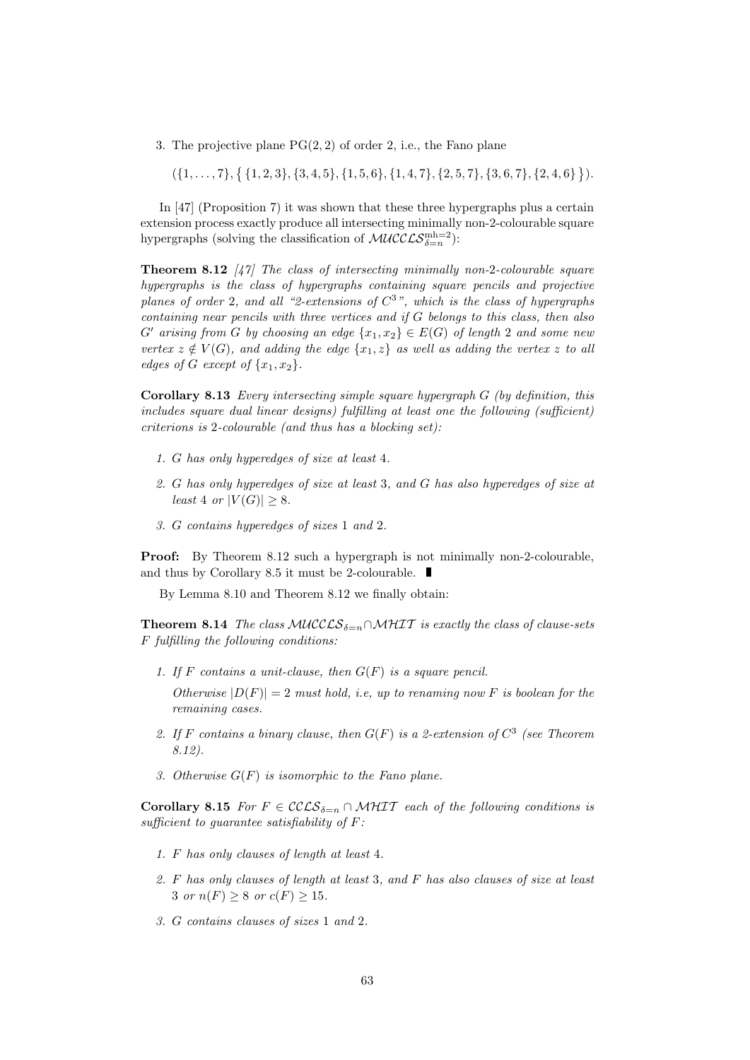3. The projective plane $\mathrm{PG}(2,2)$ of order 2, i.e., the Fano plane

$$(\{1,\dots,7\}, \{\{1,2,3\},\{3,4,5\},\{1,5,6\},\{1,4,7\},\{2,5,7\},\{3,6,7\},\{2,4,6\}\}).$$

In [47] (Proposition 7) it was shown that these three hypergraphs plus a certain extension process exactly produce all intersecting minimally non-2-colourable square hypergraphs (solving the classification of $\mathcal{MUCCLS}_{\delta=n}^{\mathrm{mh}=2}$):

**Theorem 8.12** *[47] The class of intersecting minimally non-2-colourable square hypergraphs is the class of hypergraphs containing square pencils and projective planes of order 2, and all "2-extensions of $C^3$", which is the class of hypergraphs containing near pencils with three vertices and if $G$ belongs to this class, then also $G'$ arising from $G$ by choosing an edge $\{x_1, x_2\} \in E(G)$ of length 2 and some new vertex $z \notin V(G)$, and adding the edge $\{x_1, z\}$ as well as adding the vertex $z$ to all edges of $G$ except of $\{x_1, x_2\}$.*

**Corollary 8.13** *Every intersecting simple square hypergraph $G$ (by definition, this includes square dual linear designs) fulfilling at least one the following (sufficient) criterions is 2-colourable (and thus has a blocking set):*

1. *$G$ has only hyperedges of size at least 4.*
2. *$G$ has only hyperedges of size at least 3, and $G$ has also hyperedges of size at least 4 or $|V(G)| \geq 8$.*
3. *$G$ contains hyperedges of sizes 1 and 2.*

**Proof:** By Theorem 8.12 such a hypergraph is not minimally non-2-colourable, and thus by Corollary 8.5 it must be 2-colourable. ∎

By Lemma 8.10 and Theorem 8.12 we finally obtain:

**Theorem 8.14** *The class $\mathcal{MUCCLS}_{\delta=n} \cap \mathcal{MHIT}$ is exactly the class of clause-sets $F$ fulfilling the following conditions:*

1. *If $F$ contains a unit-clause, then $G(F)$ is a square pencil.*

   *Otherwise $|D(F)| = 2$ must hold, i.e, up to renaming now $F$ is boolean for the remaining cases.*
2. *If $F$ contains a binary clause, then $G(F)$ is a 2-extension of $C^3$ (see Theorem 8.12).*
3. *Otherwise $G(F)$ is isomorphic to the Fano plane.*

**Corollary 8.15** *For $F \in \mathcal{CCLS}_{\delta=n} \cap \mathcal{MHIT}$ each of the following conditions is sufficient to guarantee satisfiability of $F$:*

1. *$F$ has only clauses of length at least 4.*
2. *$F$ has only clauses of length at least 3, and $F$ has also clauses of size at least 3 or $n(F) \geq 8$ or $c(F) \geq 15$.*
3. *$G$ contains clauses of sizes 1 and 2.*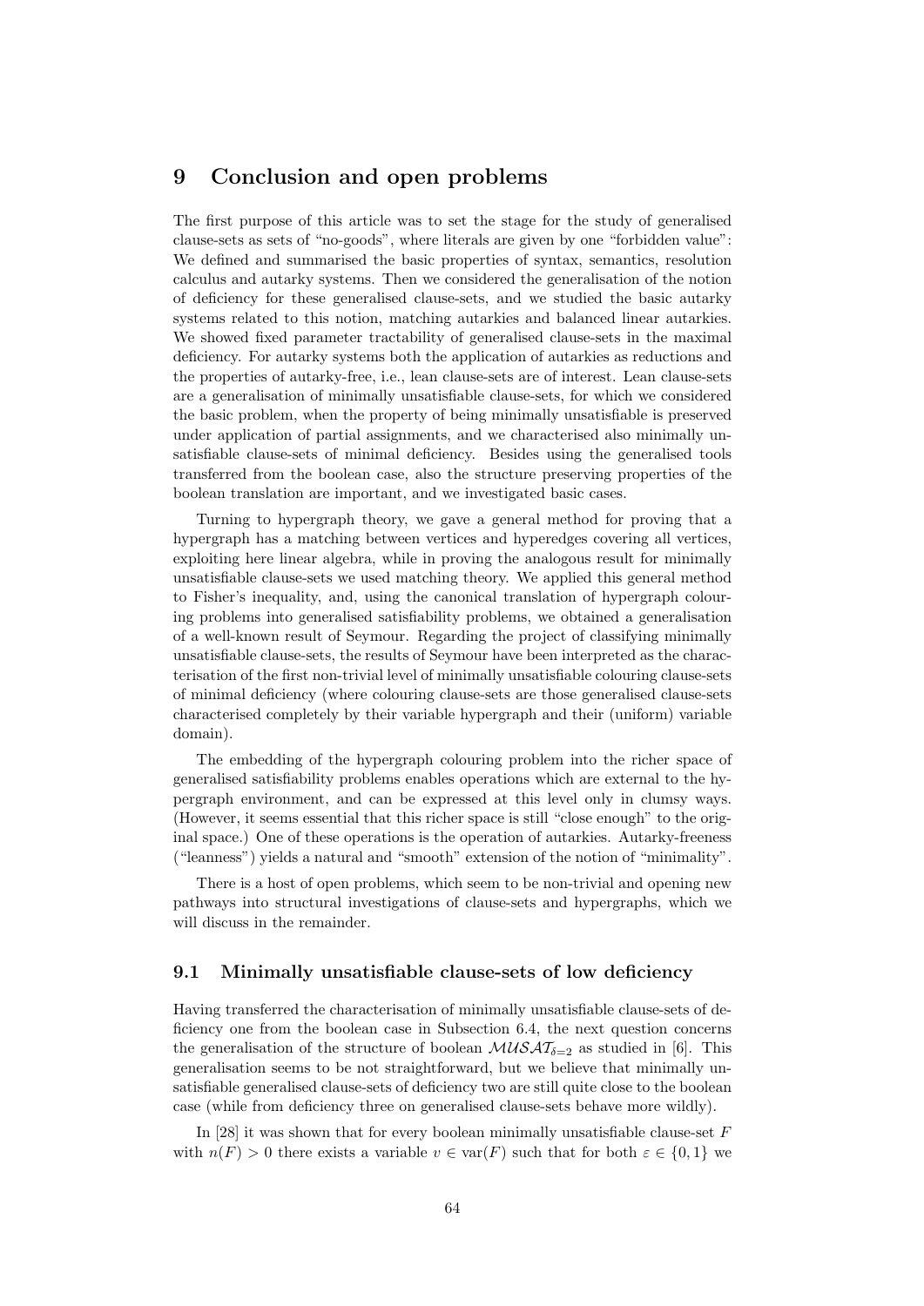# 9 Conclusion and open problems

The first purpose of this article was to set the stage for the study of generalised clause-sets as sets of "no-goods", where literals are given by one "forbidden value": We defined and summarised the basic properties of syntax, semantics, resolution calculus and autarky systems. Then we considered the generalisation of the notion of deficiency for these generalised clause-sets, and we studied the basic autarky systems related to this notion, matching autarkies and balanced linear autarkies. We showed fixed parameter tractability of generalised clause-sets in the maximal deficiency. For autarky systems both the application of autarkies as reductions and the properties of autarky-free, i.e., lean clause-sets are of interest. Lean clause-sets are a generalisation of minimally unsatisfiable clause-sets, for which we considered the basic problem, when the property of being minimally unsatisfiable is preserved under application of partial assignments, and we characterised also minimally unsatisfiable clause-sets of minimal deficiency. Besides using the generalised tools transferred from the boolean case, also the structure preserving properties of the boolean translation are important, and we investigated basic cases.

Turning to hypergraph theory, we gave a general method for proving that a hypergraph has a matching between vertices and hyperedges covering all vertices, exploiting here linear algebra, while in proving the analogous result for minimally unsatisfiable clause-sets we used matching theory. We applied this general method to Fisher's inequality, and, using the canonical translation of hypergraph colouring problems into generalised satisfiability problems, we obtained a generalisation of a well-known result of Seymour. Regarding the project of classifying minimally unsatisfiable clause-sets, the results of Seymour have been interpreted as the characterisation of the first non-trivial level of minimally unsatisfiable colouring clause-sets of minimal deficiency (where colouring clause-sets are those generalised clause-sets characterised completely by their variable hypergraph and their (uniform) variable domain).

The embedding of the hypergraph colouring problem into the richer space of generalised satisfiability problems enables operations which are external to the hypergraph environment, and can be expressed at this level only in clumsy ways. (However, it seems essential that this richer space is still "close enough" to the original space.) One of these operations is the operation of autarkies. Autarky-freeness ("leanness") yields a natural and "smooth" extension of the notion of "minimality".

There is a host of open problems, which seem to be non-trivial and opening new pathways into structural investigations of clause-sets and hypergraphs, which we will discuss in the remainder.

## 9.1 Minimally unsatisfiable clause-sets of low deficiency

Having transferred the characterisation of minimally unsatisfiable clause-sets of deficiency one from the boolean case in Subsection 6.4, the next question concerns the generalisation of the structure of boolean $\mathcal{MUSAT}_{\delta=2}$ as studied in [6]. This generalisation seems to be not straightforward, but we believe that minimally unsatisfiable generalised clause-sets of deficiency two are still quite close to the boolean case (while from deficiency three on generalised clause-sets behave more wildly).

In [28] it was shown that for every boolean minimally unsatisfiable clause-set $F$ with $n(F) > 0$ there exists a variable $v \in \mathrm{var}(F)$ such that for both $\varepsilon \in \{0, 1\}$ we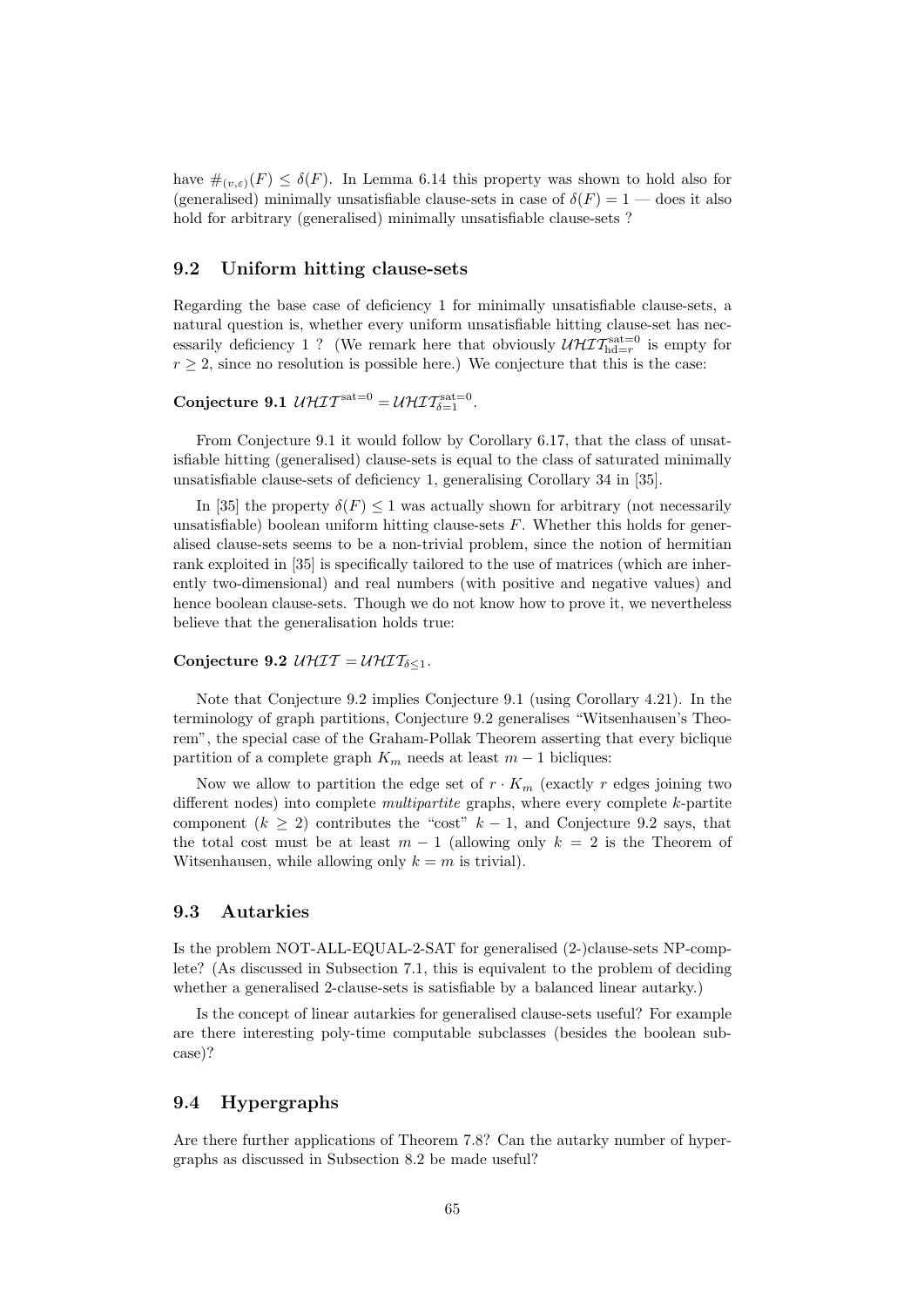have $\#_{(v,\varepsilon)}(F) \le \delta(F)$. In Lemma 6.14 this property was shown to hold also for (generalised) minimally unsatisfiable clause-sets in case of $\delta(F) = 1$ — does it also hold for arbitrary (generalised) minimally unsatisfiable clause-sets ?

## 9.2 Uniform hitting clause-sets

Regarding the base case of deficiency 1 for minimally unsatisfiable clause-sets, a natural question is, whether every uniform unsatisfiable hitting clause-set has necessarily deficiency 1 ? (We remark here that obviously $\mathcal{UHIT}^{\text{sat}=0}_{\text{hd}=r}$ is empty for $r \ge 2$, since no resolution is possible here.) We conjecture that this is the case:

**Conjecture 9.1** $\mathcal{UHIT}^{\text{sat}=0} = \mathcal{UHIT}^{\text{sat}=0}_{\delta=1}$.

From Conjecture 9.1 it would follow by Corollary 6.17, that the class of unsatisfiable hitting (generalised) clause-sets is equal to the class of saturated minimally unsatisfiable clause-sets of deficiency 1, generalising Corollary 34 in [35].

In [35] the property $\delta(F) \le 1$ was actually shown for arbitrary (not necessarily unsatisfiable) boolean uniform hitting clause-sets $F$. Whether this holds for generalised clause-sets seems to be a non-trivial problem, since the notion of hermitian rank exploited in [35] is specifically tailored to the use of matrices (which are inherently two-dimensional) and real numbers (with positive and negative values) and hence boolean clause-sets. Though we do not know how to prove it, we nevertheless believe that the generalisation holds true:

**Conjecture 9.2** $\mathcal{UHIT} = \mathcal{UHIT}_{\delta \le 1}$.

Note that Conjecture 9.2 implies Conjecture 9.1 (using Corollary 4.21). In the terminology of graph partitions, Conjecture 9.2 generalises "Witsenhausen's Theorem", the special case of the Graham-Pollak Theorem asserting that every biclique partition of a complete graph $K_m$ needs at least $m - 1$ bicliques:

Now we allow to partition the edge set of $r \cdot K_m$ (exactly $r$ edges joining two different nodes) into complete *multipartite* graphs, where every complete $k$-partite component ($k \ge 2$) contributes the "cost" $k - 1$, and Conjecture 9.2 says, that the total cost must be at least $m - 1$ (allowing only $k = 2$ is the Theorem of Witsenhausen, while allowing only $k = m$ is trivial).

## 9.3 Autarkies

Is the problem NOT-ALL-EQUAL-2-SAT for generalised (2-)clause-sets NP-complete? (As discussed in Subsection 7.1, this is equivalent to the problem of deciding whether a generalised 2-clause-sets is satisfiable by a balanced linear autarky.)

Is the concept of linear autarkies for generalised clause-sets useful? For example are there interesting poly-time computable subclasses (besides the boolean subcase)?

## 9.4 Hypergraphs

Are there further applications of Theorem 7.8? Can the autarky number of hypergraphs as discussed in Subsection 8.2 be made useful?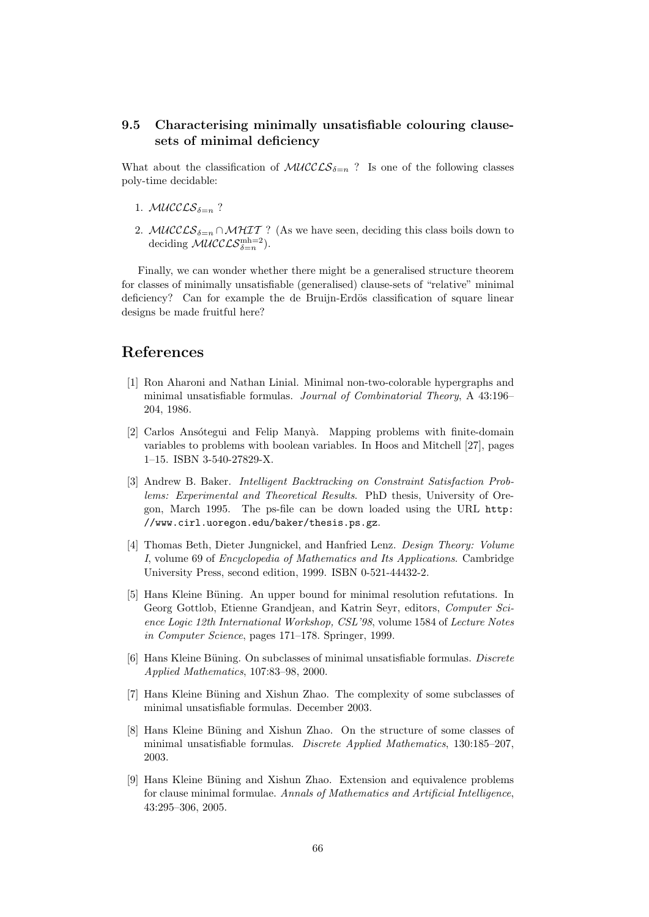### 9.5 Characterising minimally unsatisfiable colouring clause-sets of minimal deficiency

What about the classification of $\mathcal{MUCCLS}_{\delta=n}$ ? Is one of the following classes poly-time decidable:

1. $\mathcal{MUCCLS}_{\delta=n}$ ?
2. $\mathcal{MUCCLS}_{\delta=n} \cap \mathcal{MHIT}$ ? (As we have seen, deciding this class boils down to deciding $\mathcal{MUCCLS}^{\mathrm{mh}=2}_{\delta=n}$).

Finally, we can wonder whether there might be a generalised structure theorem for classes of minimally unsatisfiable (generalised) clause-sets of "relative" minimal deficiency? Can for example the de Bruijn-Erdös classification of square linear designs be made fruitful here?

## References

[1] Ron Aharoni and Nathan Linial. Minimal non-two-colorable hypergraphs and minimal unsatisfiable formulas. *Journal of Combinatorial Theory*, A 43:196–204, 1986.

[2] Carlos Ansótegui and Felip Manyà. Mapping problems with finite-domain variables to problems with boolean variables. In Hoos and Mitchell [27], pages 1–15. ISBN 3-540-27829-X.

[3] Andrew B. Baker. *Intelligent Backtracking on Constraint Satisfaction Problems: Experimental and Theoretical Results*. PhD thesis, University of Oregon, March 1995. The ps-file can be down loaded using the URL `http://www.cirl.uoregon.edu/baker/thesis.ps.gz`.

[4] Thomas Beth, Dieter Jungnickel, and Hanfried Lenz. *Design Theory: Volume I*, volume 69 of *Encyclopedia of Mathematics and Its Applications*. Cambridge University Press, second edition, 1999. ISBN 0-521-44432-2.

[5] Hans Kleine Büning. An upper bound for minimal resolution refutations. In Georg Gottlob, Etienne Grandjean, and Katrin Seyr, editors, *Computer Science Logic 12th International Workshop, CSL'98*, volume 1584 of *Lecture Notes in Computer Science*, pages 171–178. Springer, 1999.

[6] Hans Kleine Büning. On subclasses of minimal unsatisfiable formulas. *Discrete Applied Mathematics*, 107:83–98, 2000.

[7] Hans Kleine Büning and Xishun Zhao. The complexity of some subclasses of minimal unsatisfiable formulas. December 2003.

[8] Hans Kleine Büning and Xishun Zhao. On the structure of some classes of minimal unsatisfiable formulas. *Discrete Applied Mathematics*, 130:185–207, 2003.

[9] Hans Kleine Büning and Xishun Zhao. Extension and equivalence problems for clause minimal formulae. *Annals of Mathematics and Artificial Intelligence*, 43:295–306, 2005.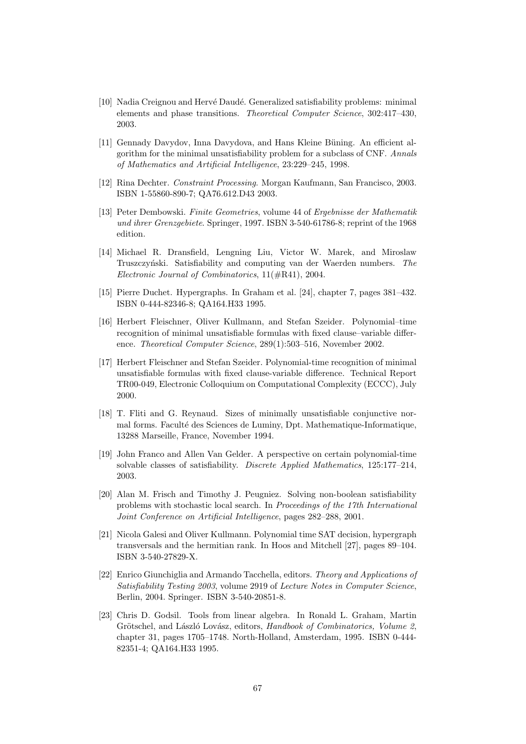[10] Nadia Creignou and Hervé Daudé. Generalized satisfiability problems: minimal elements and phase transitions. *Theoretical Computer Science*, 302:417–430, 2003.

[11] Gennady Davydov, Inna Davydova, and Hans Kleine Büning. An efficient algorithm for the minimal unsatisfiability problem for a subclass of CNF. *Annals of Mathematics and Artificial Intelligence*, 23:229–245, 1998.

[12] Rina Dechter. *Constraint Processing*. Morgan Kaufmann, San Francisco, 2003. ISBN 1-55860-890-7; QA76.612.D43 2003.

[13] Peter Dembowski. *Finite Geometries*, volume 44 of *Ergebnisse der Mathematik und ihrer Grenzgebiete*. Springer, 1997. ISBN 3-540-61786-8; reprint of the 1968 edition.

[14] Michael R. Dransfield, Lengning Liu, Victor W. Marek, and Miroslaw Truszczyński. Satisfiability and computing van der Waerden numbers. *The Electronic Journal of Combinatorics*, 11(#R41), 2004.

[15] Pierre Duchet. Hypergraphs. In Graham et al. [24], chapter 7, pages 381–432. ISBN 0-444-82346-8; QA164.H33 1995.

[16] Herbert Fleischner, Oliver Kullmann, and Stefan Szeider. Polynomial–time recognition of minimal unsatisfiable formulas with fixed clause–variable difference. *Theoretical Computer Science*, 289(1):503–516, November 2002.

[17] Herbert Fleischner and Stefan Szeider. Polynomial-time recognition of minimal unsatisfiable formulas with fixed clause-variable difference. Technical Report TR00-049, Electronic Colloquium on Computational Complexity (ECCC), July 2000.

[18] T. Fliti and G. Reynaud. Sizes of minimally unsatisfiable conjunctive normal forms. Faculté des Sciences de Luminy, Dpt. Mathematique-Informatique, 13288 Marseille, France, November 1994.

[19] John Franco and Allen Van Gelder. A perspective on certain polynomial-time solvable classes of satisfiability. *Discrete Applied Mathematics*, 125:177–214, 2003.

[20] Alan M. Frisch and Timothy J. Peugniez. Solving non-boolean satisfiability problems with stochastic local search. In *Proceedings of the 17th International Joint Conference on Artificial Intelligence*, pages 282–288, 2001.

[21] Nicola Galesi and Oliver Kullmann. Polynomial time SAT decision, hypergraph transversals and the hermitian rank. In Hoos and Mitchell [27], pages 89–104. ISBN 3-540-27829-X.

[22] Enrico Giunchiglia and Armando Tacchella, editors. *Theory and Applications of Satisfiability Testing 2003*, volume 2919 of *Lecture Notes in Computer Science*, Berlin, 2004. Springer. ISBN 3-540-20851-8.

[23] Chris D. Godsil. Tools from linear algebra. In Ronald L. Graham, Martin Grötschel, and László Lovász, editors, *Handbook of Combinatorics, Volume 2*, chapter 31, pages 1705–1748. North-Holland, Amsterdam, 1995. ISBN 0-444-82351-4; QA164.H33 1995.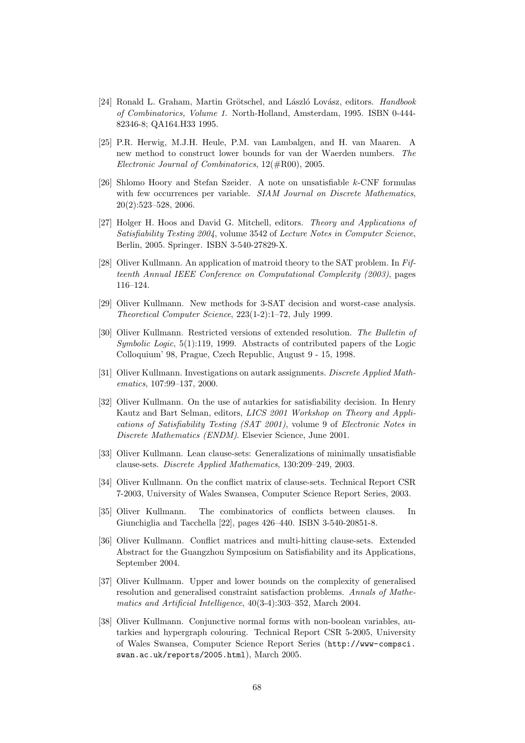[24] Ronald L. Graham, Martin Grötschel, and László Lovász, editors. *Handbook of Combinatorics, Volume 1*. North-Holland, Amsterdam, 1995. ISBN 0-444-82346-8; QA164.H33 1995.

[25] P.R. Herwig, M.J.H. Heule, P.M. van Lambalgen, and H. van Maaren. A new method to construct lower bounds for van der Waerden numbers. *The Electronic Journal of Combinatorics*, 12(#R00), 2005.

[26] Shlomo Hoory and Stefan Szeider. A note on unsatisfiable $k$-CNF formulas with few occurrences per variable. *SIAM Journal on Discrete Mathematics*, 20(2):523–528, 2006.

[27] Holger H. Hoos and David G. Mitchell, editors. *Theory and Applications of Satisfiability Testing 2004*, volume 3542 of *Lecture Notes in Computer Science*, Berlin, 2005. Springer. ISBN 3-540-27829-X.

[28] Oliver Kullmann. An application of matroid theory to the SAT problem. In *Fifteenth Annual IEEE Conference on Computational Complexity (2003)*, pages 116–124.

[29] Oliver Kullmann. New methods for 3-SAT decision and worst-case analysis. *Theoretical Computer Science*, 223(1-2):1–72, July 1999.

[30] Oliver Kullmann. Restricted versions of extended resolution. *The Bulletin of Symbolic Logic*, 5(1):119, 1999. Abstracts of contributed papers of the Logic Colloquium' 98, Prague, Czech Republic, August 9 - 15, 1998.

[31] Oliver Kullmann. Investigations on autark assignments. *Discrete Applied Mathematics*, 107:99–137, 2000.

[32] Oliver Kullmann. On the use of autarkies for satisfiability decision. In Henry Kautz and Bart Selman, editors, *LICS 2001 Workshop on Theory and Applications of Satisfiability Testing (SAT 2001)*, volume 9 of *Electronic Notes in Discrete Mathematics (ENDM)*. Elsevier Science, June 2001.

[33] Oliver Kullmann. Lean clause-sets: Generalizations of minimally unsatisfiable clause-sets. *Discrete Applied Mathematics*, 130:209–249, 2003.

[34] Oliver Kullmann. On the conflict matrix of clause-sets. Technical Report CSR 7-2003, University of Wales Swansea, Computer Science Report Series, 2003.

[35] Oliver Kullmann. The combinatorics of conflicts between clauses. In Giunchiglia and Tacchella [22], pages 426–440. ISBN 3-540-20851-8.

[36] Oliver Kullmann. Conflict matrices and multi-hitting clause-sets. Extended Abstract for the Guangzhou Symposium on Satisfiability and its Applications, September 2004.

[37] Oliver Kullmann. Upper and lower bounds on the complexity of generalised resolution and generalised constraint satisfaction problems. *Annals of Mathematics and Artificial Intelligence*, 40(3-4):303–352, March 2004.

[38] Oliver Kullmann. Conjunctive normal forms with non-boolean variables, autarkies and hypergraph colouring. Technical Report CSR 5-2005, University of Wales Swansea, Computer Science Report Series (`http://www-compsci.swan.ac.uk/reports/2005.html`), March 2005.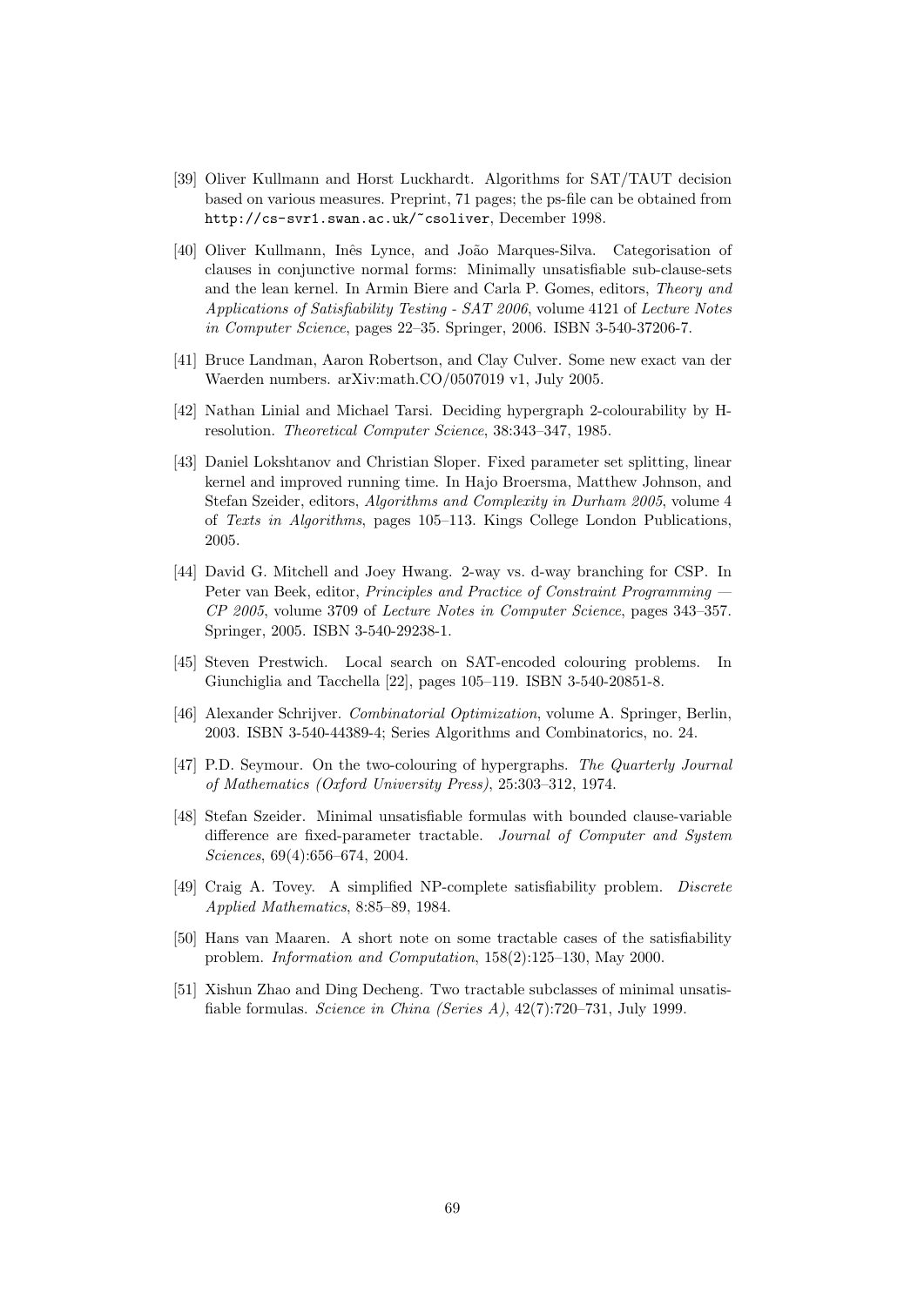[39] Oliver Kullmann and Horst Luckhardt. Algorithms for SAT/TAUT decision based on various measures. Preprint, 71 pages; the ps-file can be obtained from `http://cs-svr1.swan.ac.uk/~csoliver`, December 1998.

[40] Oliver Kullmann, Inês Lynce, and João Marques-Silva. Categorisation of clauses in conjunctive normal forms: Minimally unsatisfiable sub-clause-sets and the lean kernel. In Armin Biere and Carla P. Gomes, editors, *Theory and Applications of Satisfiability Testing - SAT 2006*, volume 4121 of *Lecture Notes in Computer Science*, pages 22–35. Springer, 2006. ISBN 3-540-37206-7.

[41] Bruce Landman, Aaron Robertson, and Clay Culver. Some new exact van der Waerden numbers. arXiv:math.CO/0507019 v1, July 2005.

[42] Nathan Linial and Michael Tarsi. Deciding hypergraph 2-colourability by H-resolution. *Theoretical Computer Science*, 38:343–347, 1985.

[43] Daniel Lokshtanov and Christian Sloper. Fixed parameter set splitting, linear kernel and improved running time. In Hajo Broersma, Matthew Johnson, and Stefan Szeider, editors, *Algorithms and Complexity in Durham 2005*, volume 4 of *Texts in Algorithms*, pages 105–113. Kings College London Publications, 2005.

[44] David G. Mitchell and Joey Hwang. 2-way vs. d-way branching for CSP. In Peter van Beek, editor, *Principles and Practice of Constraint Programming — CP 2005*, volume 3709 of *Lecture Notes in Computer Science*, pages 343–357. Springer, 2005. ISBN 3-540-29238-1.

[45] Steven Prestwich. Local search on SAT-encoded colouring problems. In Giunchiglia and Tacchella [22], pages 105–119. ISBN 3-540-20851-8.

[46] Alexander Schrijver. *Combinatorial Optimization*, volume A. Springer, Berlin, 2003. ISBN 3-540-44389-4; Series Algorithms and Combinatorics, no. 24.

[47] P.D. Seymour. On the two-colouring of hypergraphs. *The Quarterly Journal of Mathematics (Oxford University Press)*, 25:303–312, 1974.

[48] Stefan Szeider. Minimal unsatisfiable formulas with bounded clause-variable difference are fixed-parameter tractable. *Journal of Computer and System Sciences*, 69(4):656–674, 2004.

[49] Craig A. Tovey. A simplified NP-complete satisfiability problem. *Discrete Applied Mathematics*, 8:85–89, 1984.

[50] Hans van Maaren. A short note on some tractable cases of the satisfiability problem. *Information and Computation*, 158(2):125–130, May 2000.

[51] Xishun Zhao and Ding Decheng. Two tractable subclasses of minimal unsatisfiable formulas. *Science in China (Series A)*, 42(7):720–731, July 1999.